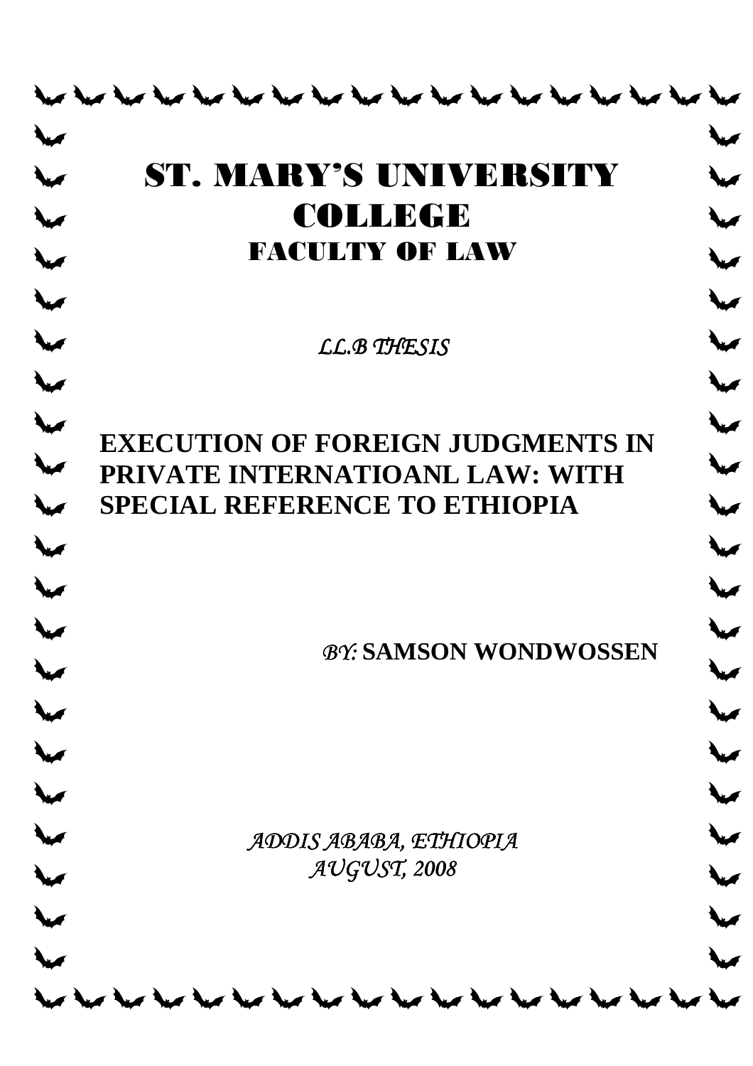# ST. MARY'S UNIVERSITY COLLEGE

## FACULTY OF LAW

*LL.B THESIS*

**EXECUTION OF FOREIGN JUDGMENTS IN PRIVATE INTERNATIOANL LAW: WITH SPECIAL REFERENCE TO ETHIOPIA**

*BY:* **SAMSON WONDWOSSEN**

*ADDIS ABABA, ETHIOPIA*

*AUGUST, 2008*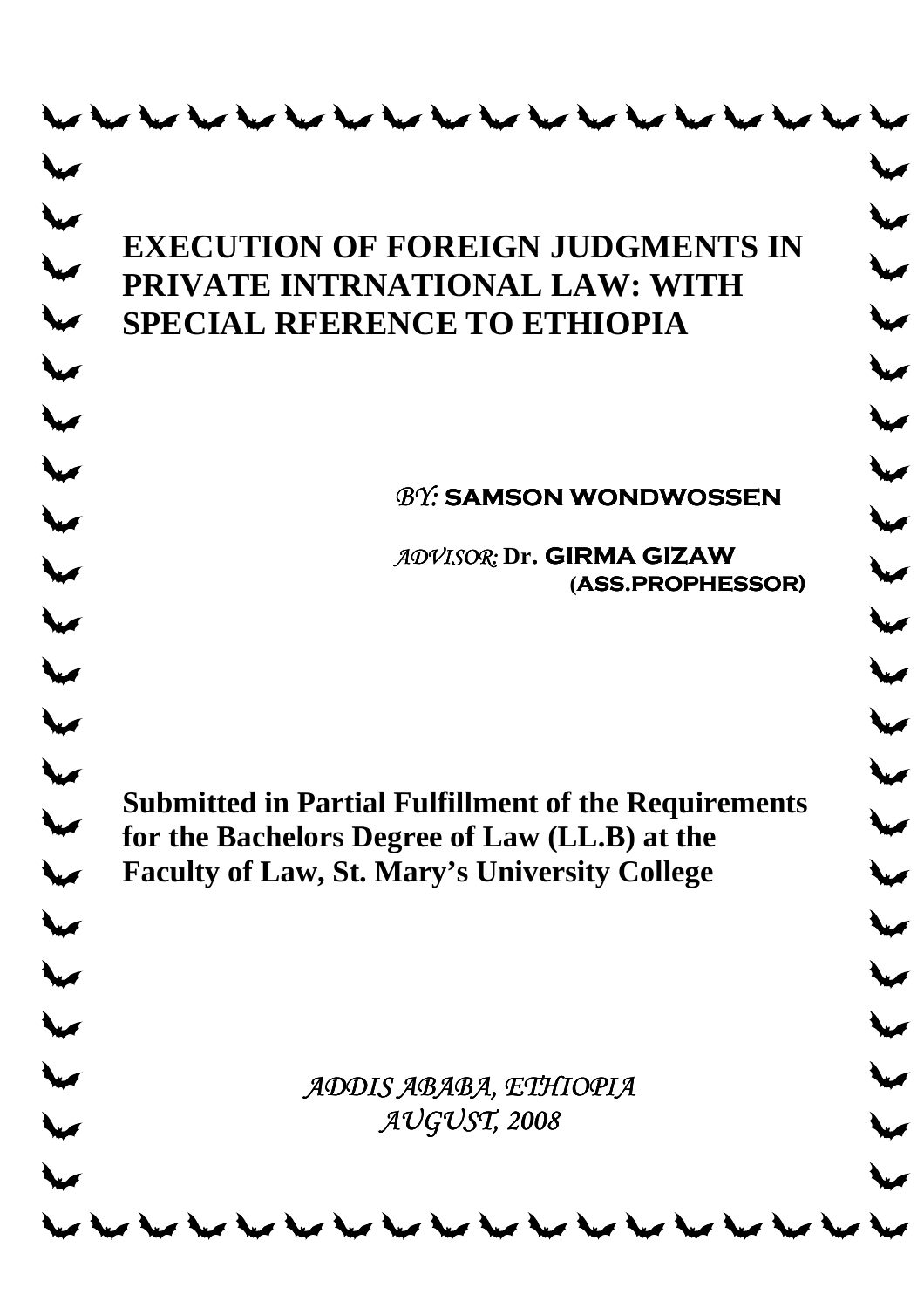# EXECUTION OF FOREIGN JUDGMENTS IN PRIVATE INTRNATIONAL LAW: WITH SPECIAL RFERENCE TO ETHIOPIA

*BY:* **SAMSON WONDWOSSEN**

*ADVISOR:* **Dr. GIRMA GIZAW (ASS.PROPHESSOR)**

**Submitted in Partial Fulfillment of the Requirements for the Bachelors Degree of Law (LL.B) at the Faculty of Law, St. Mary's University College**

*ADDIS ABABA, ETHIOPIA*
*AUGUST, 2008*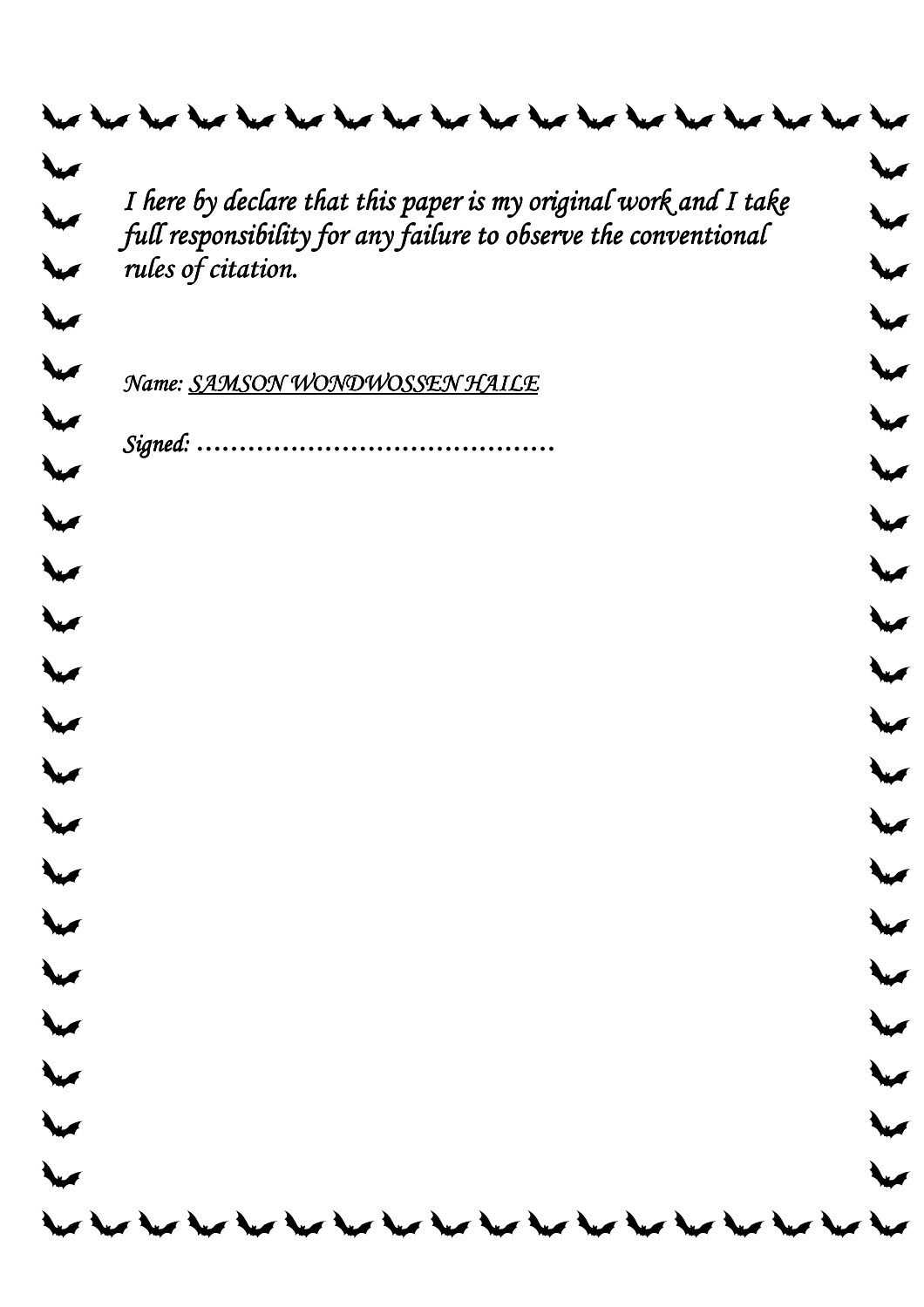*I here by declare that this paper is my original work and I take full responsibility for any failure to observe the conventional rules of citation.*

*Name: SAMSON WONDWOSSEN HAILE*

*Signed: ……………………………………*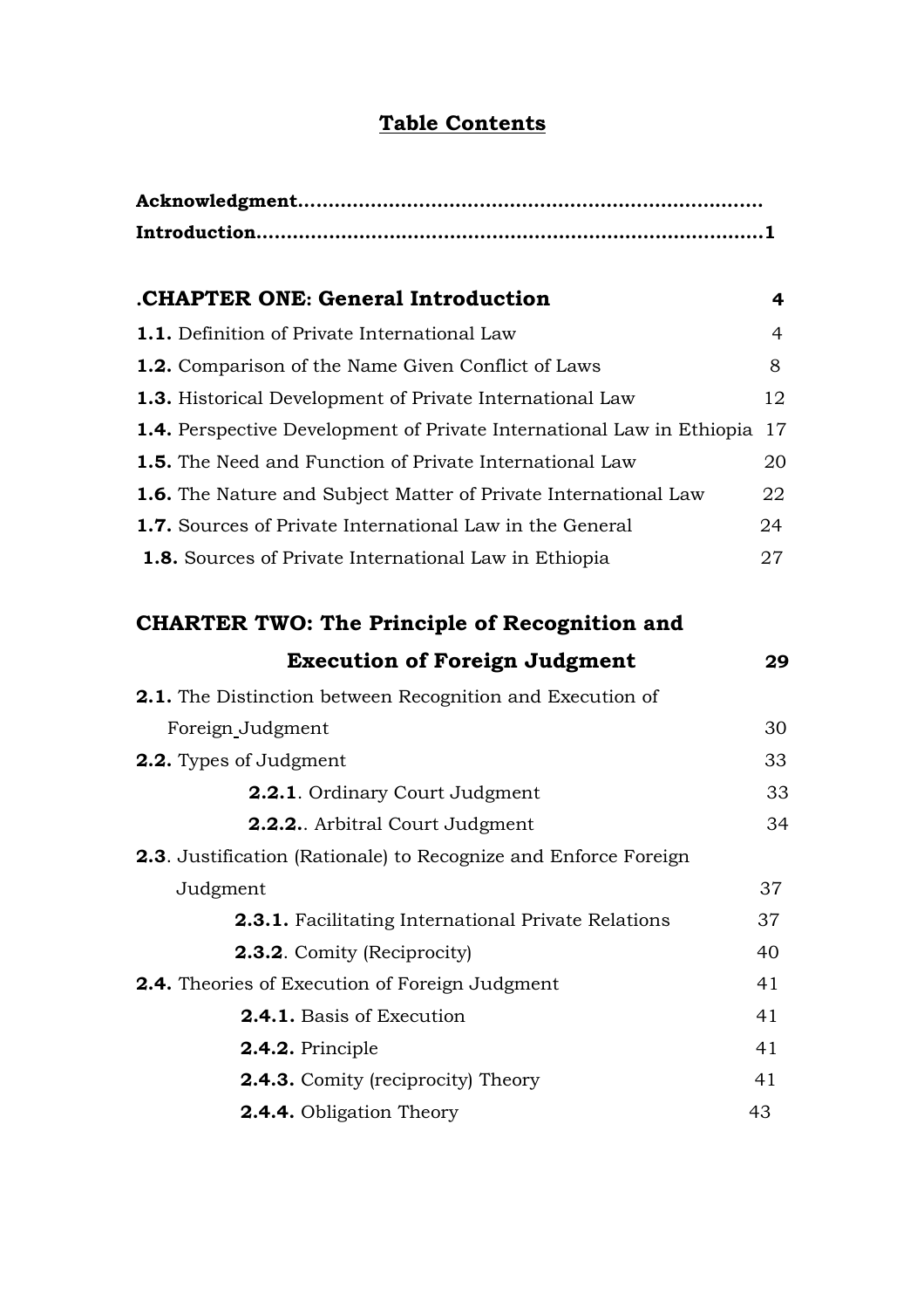# Table Contents

**Acknowledgment.......................................................................**
**Introduction...............................................................................1**

**.CHAPTER ONE: General Introduction** 4

**1.1.** Definition of Private International Law 4
**1.2.** Comparison of the Name Given Conflict of Laws 8
**1.3.** Historical Development of Private International Law 12
**1.4.** Perspective Development of Private International Law in Ethiopia 17
**1.5.** The Need and Function of Private International Law 20
**1.6.** The Nature and Subject Matter of Private International Law 22
**1.7.** Sources of Private International Law in the General 24
**1.8.** Sources of Private International Law in Ethiopia 27

**CHARTER TWO: The Principle of Recognition and Execution of Foreign Judgment** 29

**2.1.** The Distinction between Recognition and Execution of Foreign Judgment 30
**2.2.** Types of Judgment 33
- **2.2.1**. Ordinary Court Judgment 33
- **2.2.2.**. Arbitral Court Judgment 34

**2.3**. Justification (Rationale) to Recognize and Enforce Foreign Judgment 37
- **2.3.1.** Facilitating International Private Relations 37
- **2.3.2**. Comity (Reciprocity) 40

**2.4.** Theories of Execution of Foreign Judgment 41
- **2.4.1.** Basis of Execution 41
- **2.4.2.** Principle 41
- **2.4.3.** Comity (reciprocity) Theory 41
- **2.4.4.** Obligation Theory 43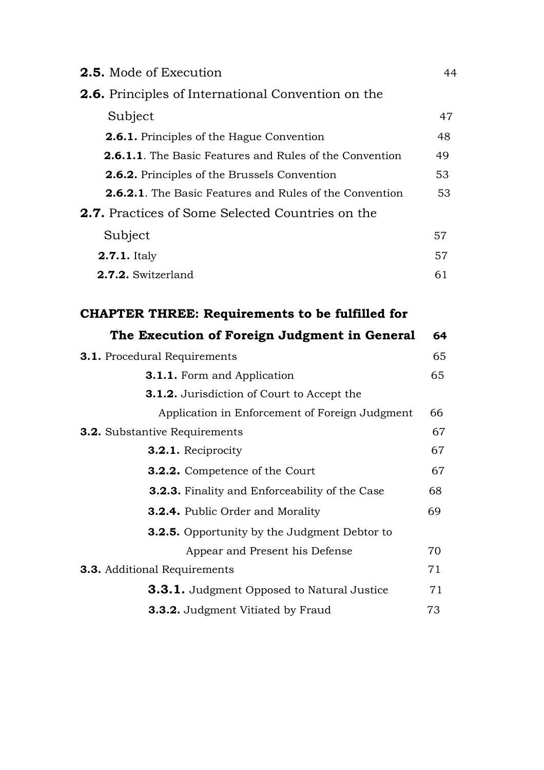**2.5.** Mode of Execution 44

**2.6.** Principles of International Convention on the Subject 47

**2.6.1.** Principles of the Hague Convention 48

**2.6.1.1**. The Basic Features and Rules of the Convention 49

**2.6.2.** Principles of the Brussels Convention 53

**2.6.2.1**. The Basic Features and Rules of the Convention 53

**2.7.** Practices of Some Selected Countries on the Subject 57

**2.7.1.** Italy 57

**2.7.2.** Switzerland 61

**CHAPTER THREE: Requirements to be fulfilled for The Execution of Foreign Judgment in General 64**

**3.1.** Procedural Requirements 65

**3.1.1.** Form and Application 65

**3.1.2.** Jurisdiction of Court to Accept the Application in Enforcement of Foreign Judgment 66

**3.2.** Substantive Requirements 67

**3.2.1.** Reciprocity 67

**3.2.2.** Competence of the Court 67

**3.2.3.** Finality and Enforceability of the Case 68

**3.2.4.** Public Order and Morality 69

**3.2.5.** Opportunity by the Judgment Debtor to Appear and Present his Defense 70

**3.3.** Additional Requirements 71

**3.3.1.** Judgment Opposed to Natural Justice 71

**3.3.2.** Judgment Vitiated by Fraud 73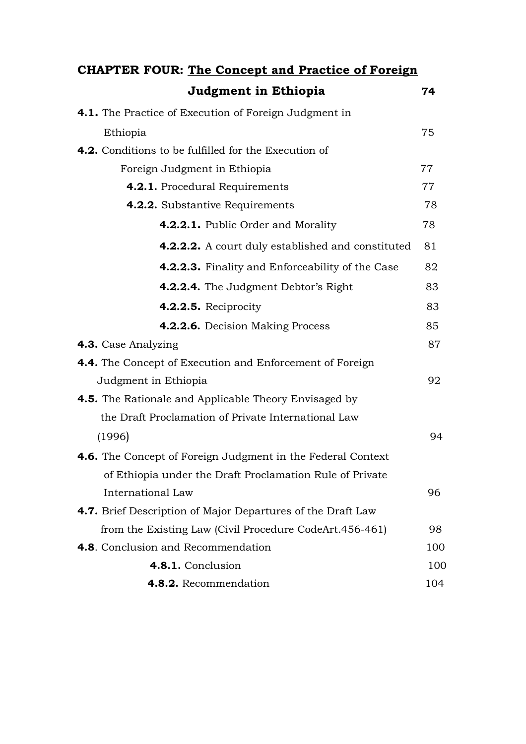**CHAPTER FOUR: <u>The Concept and Practice of Foreign Judgment in Ethiopia</u>** **74**

**4.1.** The Practice of Execution of Foreign Judgment in Ethiopia 75

**4.2.** Conditions to be fulfilled for the Execution of Foreign Judgment in Ethiopia 77

- **4.2.1.** Procedural Requirements 77
- **4.2.2.** Substantive Requirements 78
  - **4.2.2.1.** Public Order and Morality 78
  - **4.2.2.2.** A court duly established and constituted 81
  - **4.2.2.3.** Finality and Enforceability of the Case 82
  - **4.2.2.4.** The Judgment Debtor's Right 83
  - **4.2.2.5.** Reciprocity 83
  - **4.2.2.6.** Decision Making Process 85

**4.3.** Case Analyzing 87

**4.4.** The Concept of Execution and Enforcement of Foreign Judgment in Ethiopia 92

**4.5.** The Rationale and Applicable Theory Envisaged by the Draft Proclamation of Private International Law (1996) 94

**4.6.** The Concept of Foreign Judgment in the Federal Context of Ethiopia under the Draft Proclamation Rule of Private International Law 96

**4.7.** Brief Description of Major Departures of the Draft Law from the Existing Law (Civil Procedure CodeArt.456-461) 98

**4.8**. Conclusion and Recommendation 100

- **4.8.1.** Conclusion 100
- **4.8.2.** Recommendation 104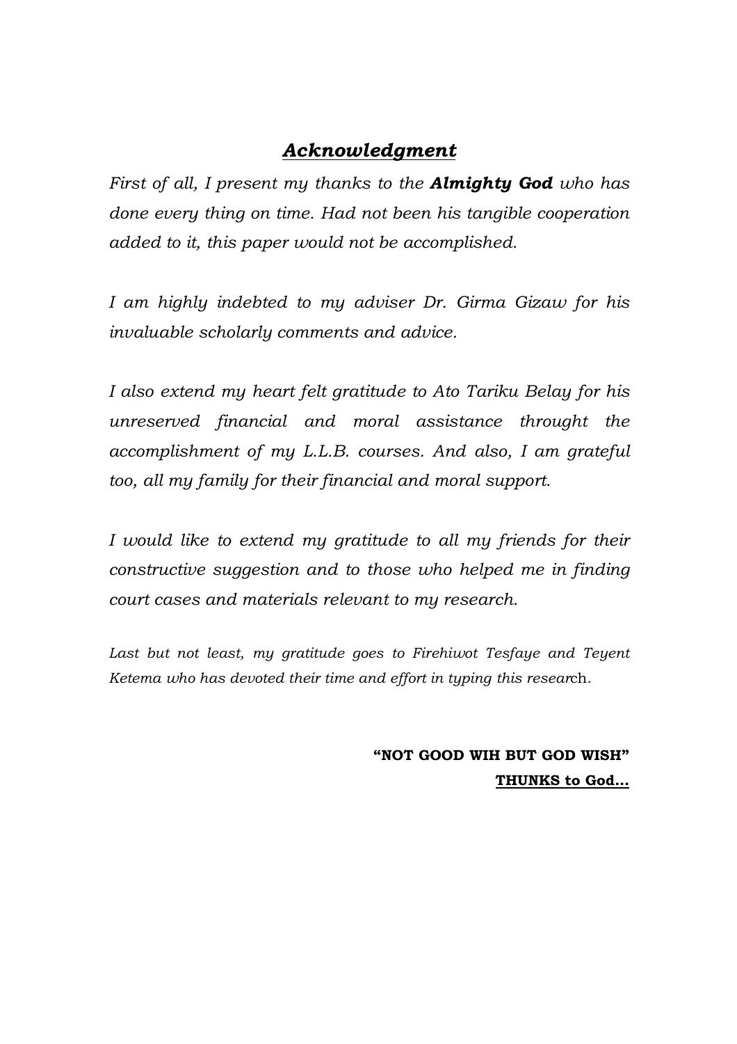## ***Acknowledgment***

*First of all, I present my thanks to the* ***Almighty God*** *who has done every thing on time. Had not been his tangible cooperation added to it, this paper would not be accomplished.*

*I am highly indebted to my adviser Dr. Girma Gizaw for his invaluable scholarly comments and advice.*

*I also extend my heart felt gratitude to Ato Tariku Belay for his unreserved financial and moral assistance throught the accomplishment of my L.L.B. courses. And also, I am grateful too, all my family for their financial and moral support.*

*I would like to extend my gratitude to all my friends for their constructive suggestion and to those who helped me in finding court cases and materials relevant to my research.*

*Last but not least, my gratitude goes to Firehiwot Tesfaye and Teyent Ketema who has devoted their time and effort in typing this resear*ch.

**"NOT GOOD WIH BUT GOD WISH"**

**THUNKS to God…**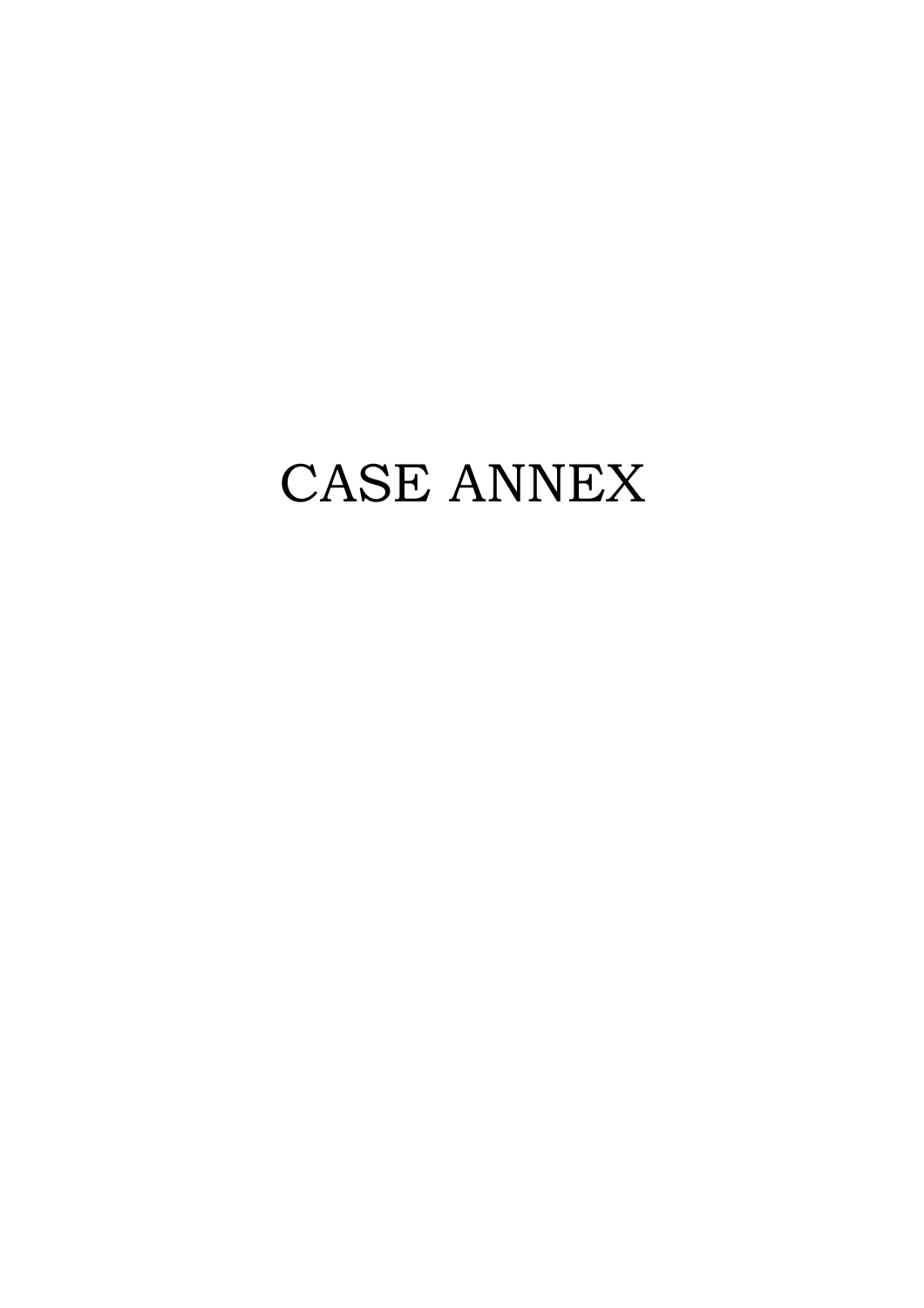# CASE ANNEX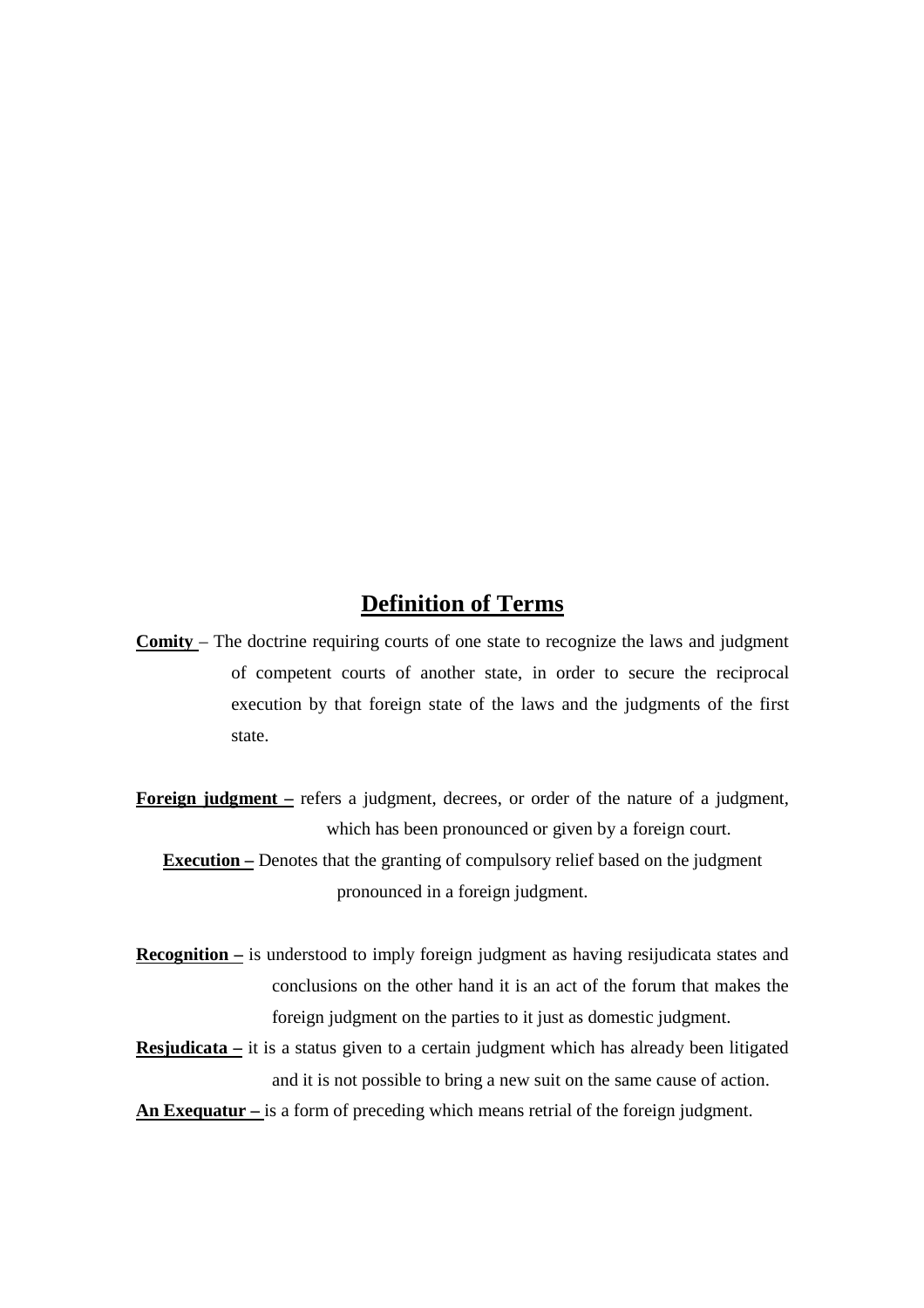## Definition of Terms

**Comity** – The doctrine requiring courts of one state to recognize the laws and judgment of competent courts of another state, in order to secure the reciprocal execution by that foreign state of the laws and the judgments of the first state.

**Foreign judgment –** refers a judgment, decrees, or order of the nature of a judgment, which has been pronounced or given by a foreign court.

**Execution –** Denotes that the granting of compulsory relief based on the judgment pronounced in a foreign judgment.

**Recognition –** is understood to imply foreign judgment as having resijudicata states and conclusions on the other hand it is an act of the forum that makes the foreign judgment on the parties to it just as domestic judgment.

**Resjudicata –** it is a status given to a certain judgment which has already been litigated and it is not possible to bring a new suit on the same cause of action.

**An Exequatur –** is a form of preceding which means retrial of the foreign judgment.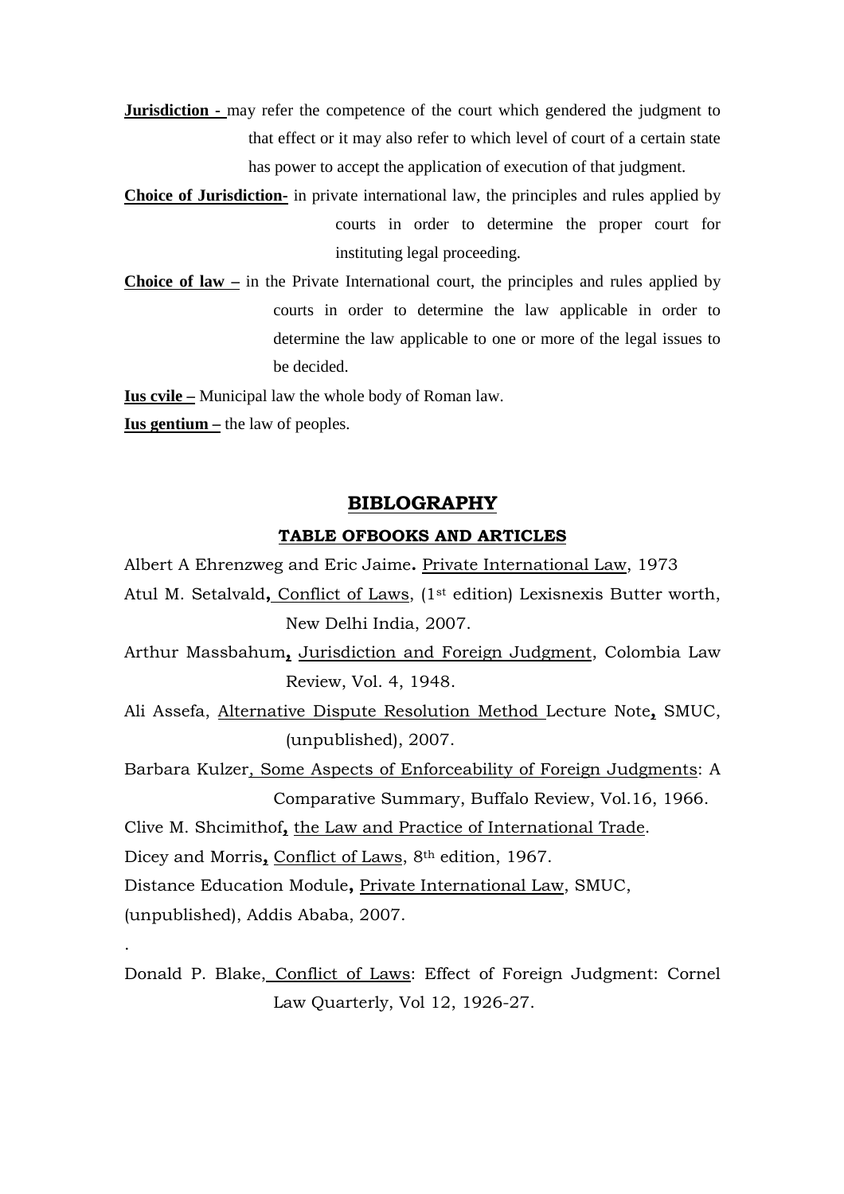**Jurisdiction -** may refer the competence of the court which gendered the judgment to that effect or it may also refer to which level of court of a certain state has power to accept the application of execution of that judgment.

**Choice of Jurisdiction**- in private international law, the principles and rules applied by courts in order to determine the proper court for instituting legal proceeding.

**Choice of law –** in the Private International court, the principles and rules applied by courts in order to determine the law applicable in order to determine the law applicable to one or more of the legal issues to be decided.

**Ius cvile –** Municipal law the whole body of Roman law.

**Ius gentium –** the law of peoples.

## BIBLOGRAPHY

### TABLE OFBOOKS AND ARTICLES

Albert A Ehrenzweg and Eric Jaime**.** Private International Law, 1973

Atul M. Setalvald**,** Conflict of Laws, (1st edition) Lexisnexis Butter worth, New Delhi India, 2007.

Arthur Massbahum**,** Jurisdiction and Foreign Judgment, Colombia Law Review, Vol. 4, 1948.

Ali Assefa, Alternative Dispute Resolution Method Lecture Note**,** SMUC, (unpublished), 2007.

Barbara Kulzer, Some Aspects of Enforceability of Foreign Judgments: A Comparative Summary, Buffalo Review, Vol.16, 1966.

Clive M. Shcimithof**,** the Law and Practice of International Trade.

Dicey and Morris**,** Conflict of Laws, 8th edition, 1967.

Distance Education Module**,** Private International Law, SMUC, (unpublished), Addis Ababa, 2007.

.

Donald P. Blake, Conflict of Laws: Effect of Foreign Judgment: Cornel Law Quarterly, Vol 12, 1926-27.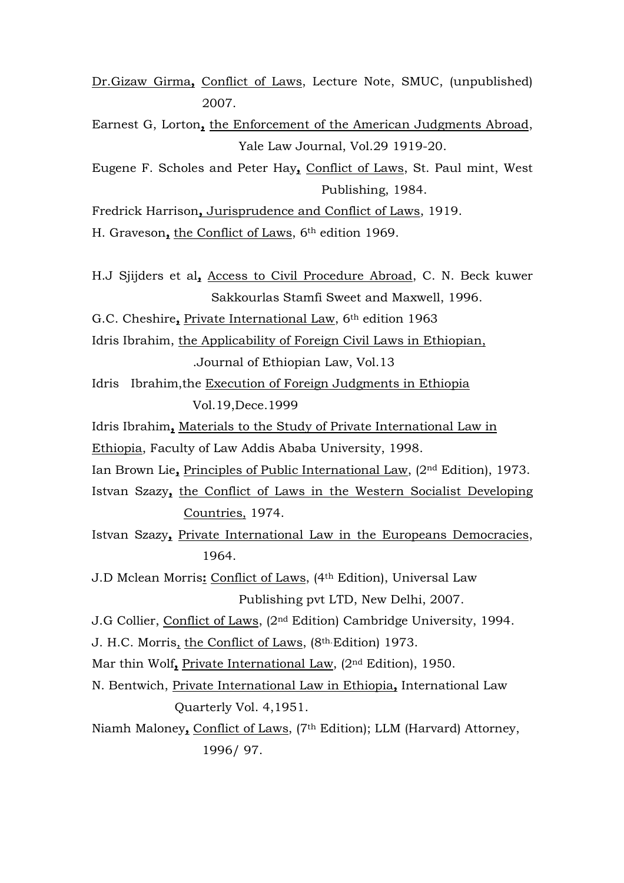Dr.Gizaw Girma, Conflict of Laws, Lecture Note, SMUC, (unpublished) 2007.

Earnest G, Lorton, the Enforcement of the American Judgments Abroad, Yale Law Journal, Vol.29 1919-20.

Eugene F. Scholes and Peter Hay, Conflict of Laws, St. Paul mint, West Publishing, 1984.

Fredrick Harrison, Jurisprudence and Conflict of Laws, 1919.

H. Graveson, the Conflict of Laws, 6th edition 1969.

H.J Sjijders et al, Access to Civil Procedure Abroad, C. N. Beck kuwer Sakkourlas Stamfi Sweet and Maxwell, 1996.

G.C. Cheshire, Private International Law, 6th edition 1963

Idris Ibrahim, the Applicability of Foreign Civil Laws in Ethiopian, .Journal of Ethiopian Law, Vol.13

Idris Ibrahim,the Execution of Foreign Judgments in Ethiopia Vol.19,Dece.1999

Idris Ibrahim, Materials to the Study of Private International Law in Ethiopia, Faculty of Law Addis Ababa University, 1998.

Ian Brown Lie, Principles of Public International Law, (2nd Edition), 1973.

Istvan Szazy, the Conflict of Laws in the Western Socialist Developing Countries, 1974.

Istvan Szazy, Private International Law in the Europeans Democracies, 1964.

J.D Mclean Morris: Conflict of Laws, (4th Edition), Universal Law Publishing pvt LTD, New Delhi, 2007.

J.G Collier, Conflict of Laws, (2nd Edition) Cambridge University, 1994.

J. H.C. Morris, the Conflict of Laws, (8th. Edition) 1973.

Mar thin Wolf, Private International Law, (2nd Edition), 1950.

N. Bentwich, Private International Law in Ethiopia, International Law Quarterly Vol. 4,1951.

Niamh Maloney, Conflict of Laws, (7th Edition); LLM (Harvard) Attorney, 1996/ 97.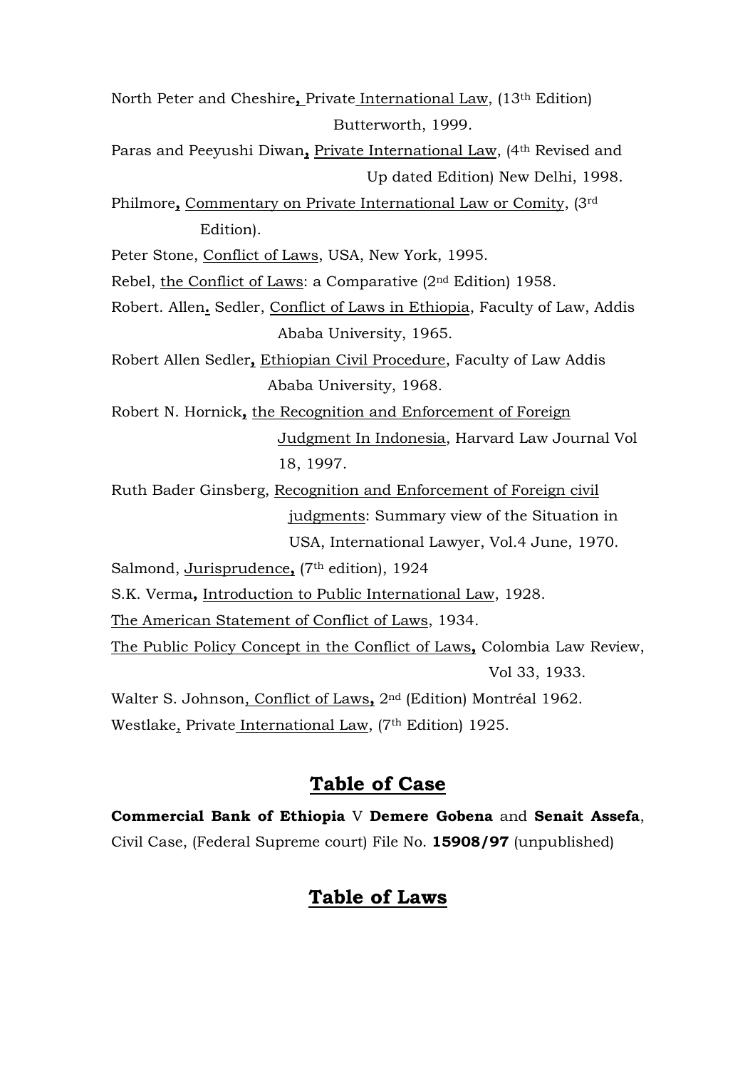North Peter and Cheshire, Private International Law, (13th Edition) Butterworth, 1999.

Paras and Peeyushi Diwan, Private International Law, (4th Revised and Up dated Edition) New Delhi, 1998.

Philmore, Commentary on Private International Law or Comity, (3rd Edition).

Peter Stone, Conflict of Laws, USA, New York, 1995.

Rebel, the Conflict of Laws: a Comparative (2nd Edition) 1958.

Robert. Allen. Sedler, Conflict of Laws in Ethiopia, Faculty of Law, Addis Ababa University, 1965.

Robert Allen Sedler, Ethiopian Civil Procedure, Faculty of Law Addis Ababa University, 1968.

Robert N. Hornick, the Recognition and Enforcement of Foreign Judgment In Indonesia, Harvard Law Journal Vol 18, 1997.

Ruth Bader Ginsberg, Recognition and Enforcement of Foreign civil judgments: Summary view of the Situation in USA, International Lawyer, Vol.4 June, 1970.

Salmond, Jurisprudence, (7th edition), 1924

S.K. Verma, Introduction to Public International Law, 1928.

The American Statement of Conflict of Laws, 1934.

The Public Policy Concept in the Conflict of Laws, Colombia Law Review, Vol 33, 1933.

Walter S. Johnson, Conflict of Laws, 2nd (Edition) Montréal 1962.

Westlake, Private International Law, (7th Edition) 1925.

## Table of Case

**Commercial Bank of Ethiopia** V **Demere Gobena** and **Senait Assefa**, Civil Case, (Federal Supreme court) File No. **15908/97** (unpublished)

## Table of Laws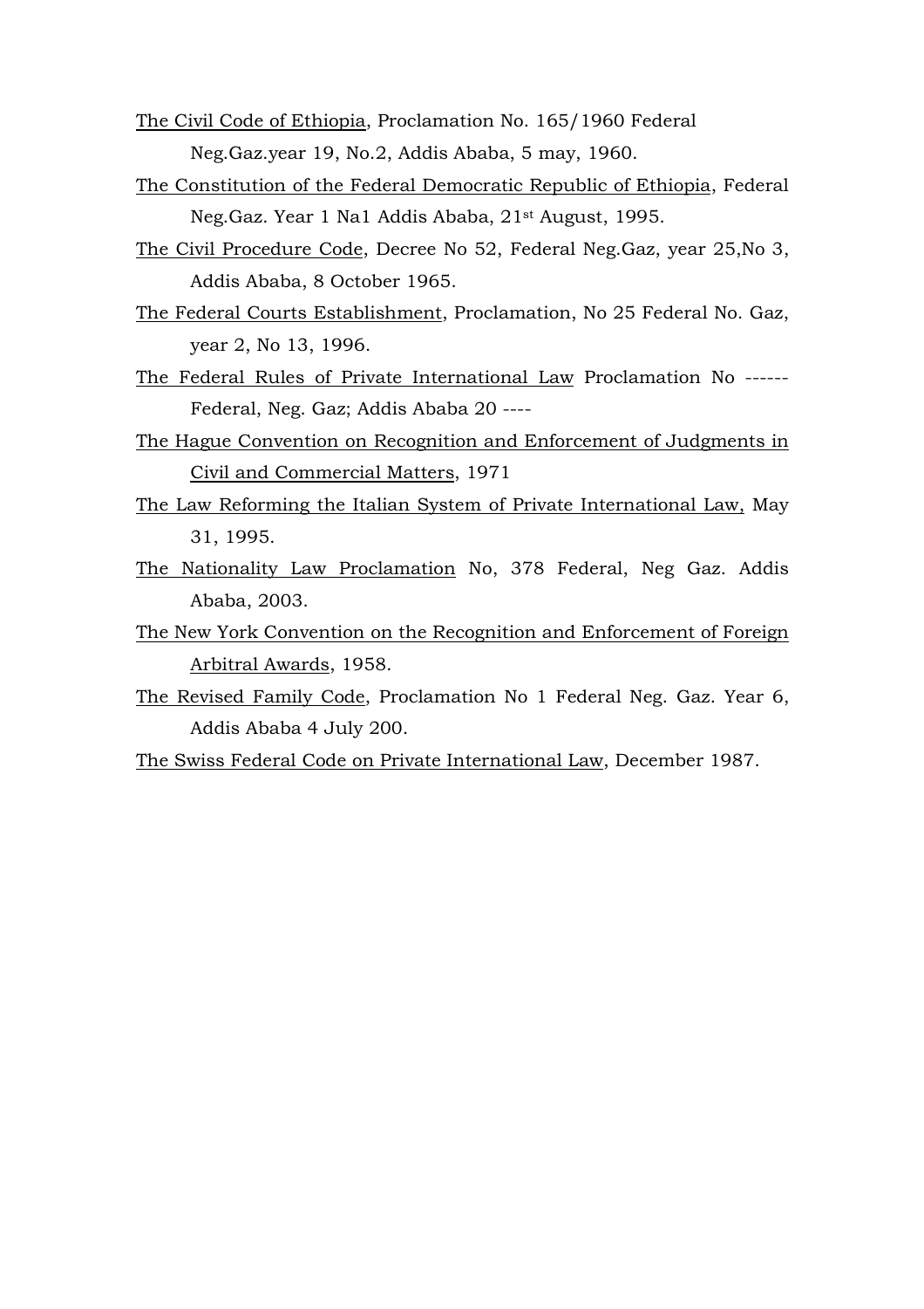The Civil Code of Ethiopia, Proclamation No. 165/1960 Federal Neg.Gaz.year 19, No.2, Addis Ababa, 5 may, 1960.

The Constitution of the Federal Democratic Republic of Ethiopia, Federal Neg.Gaz. Year 1 Na1 Addis Ababa, 21st August, 1995.

The Civil Procedure Code, Decree No 52, Federal Neg.Gaz, year 25,No 3, Addis Ababa, 8 October 1965.

The Federal Courts Establishment, Proclamation, No 25 Federal No. Gaz, year 2, No 13, 1996.

The Federal Rules of Private International Law Proclamation No ------ Federal, Neg. Gaz; Addis Ababa 20 ----

The Hague Convention on Recognition and Enforcement of Judgments in Civil and Commercial Matters, 1971

The Law Reforming the Italian System of Private International Law, May 31, 1995.

The Nationality Law Proclamation No, 378 Federal, Neg Gaz. Addis Ababa, 2003.

The New York Convention on the Recognition and Enforcement of Foreign Arbitral Awards, 1958.

The Revised Family Code, Proclamation No 1 Federal Neg. Gaz. Year 6, Addis Ababa 4 July 200.

The Swiss Federal Code on Private International Law, December 1987.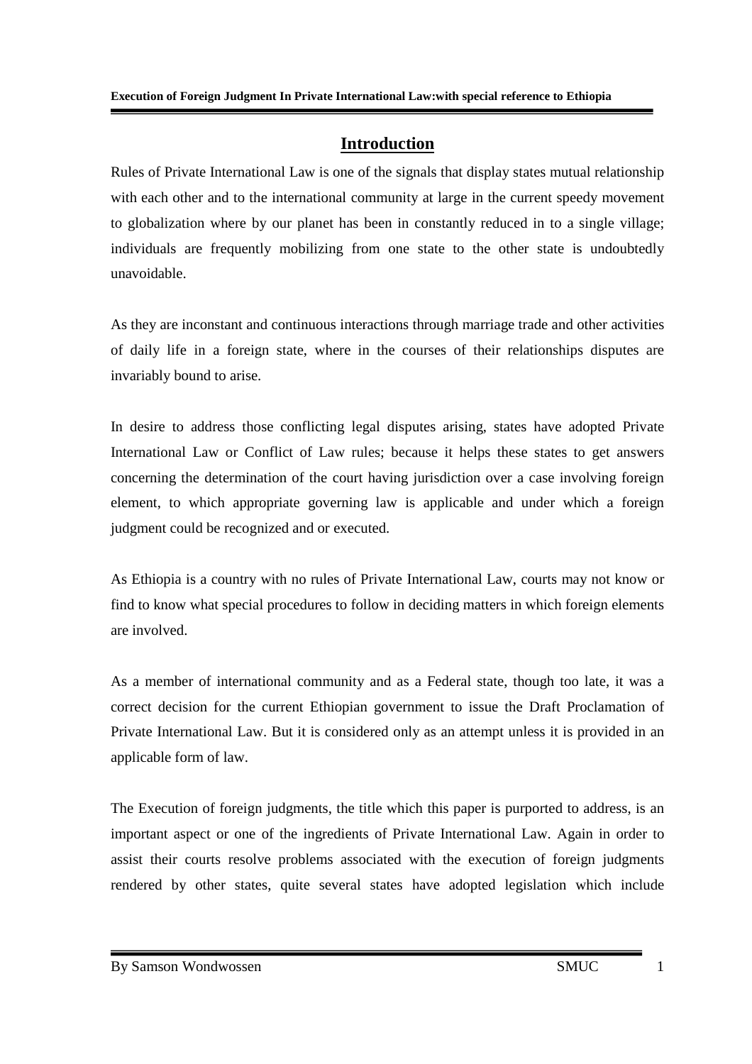## Introduction

Rules of Private International Law is one of the signals that display states mutual relationship with each other and to the international community at large in the current speedy movement to globalization where by our planet has been in constantly reduced in to a single village; individuals are frequently mobilizing from one state to the other state is undoubtedly unavoidable.

As they are inconstant and continuous interactions through marriage trade and other activities of daily life in a foreign state, where in the courses of their relationships disputes are invariably bound to arise.

In desire to address those conflicting legal disputes arising, states have adopted Private International Law or Conflict of Law rules; because it helps these states to get answers concerning the determination of the court having jurisdiction over a case involving foreign element, to which appropriate governing law is applicable and under which a foreign judgment could be recognized and or executed.

As Ethiopia is a country with no rules of Private International Law, courts may not know or find to know what special procedures to follow in deciding matters in which foreign elements are involved.

As a member of international community and as a Federal state, though too late, it was a correct decision for the current Ethiopian government to issue the Draft Proclamation of Private International Law. But it is considered only as an attempt unless it is provided in an applicable form of law.

The Execution of foreign judgments, the title which this paper is purported to address, is an important aspect or one of the ingredients of Private International Law. Again in order to assist their courts resolve problems associated with the execution of foreign judgments rendered by other states, quite several states have adopted legislation which include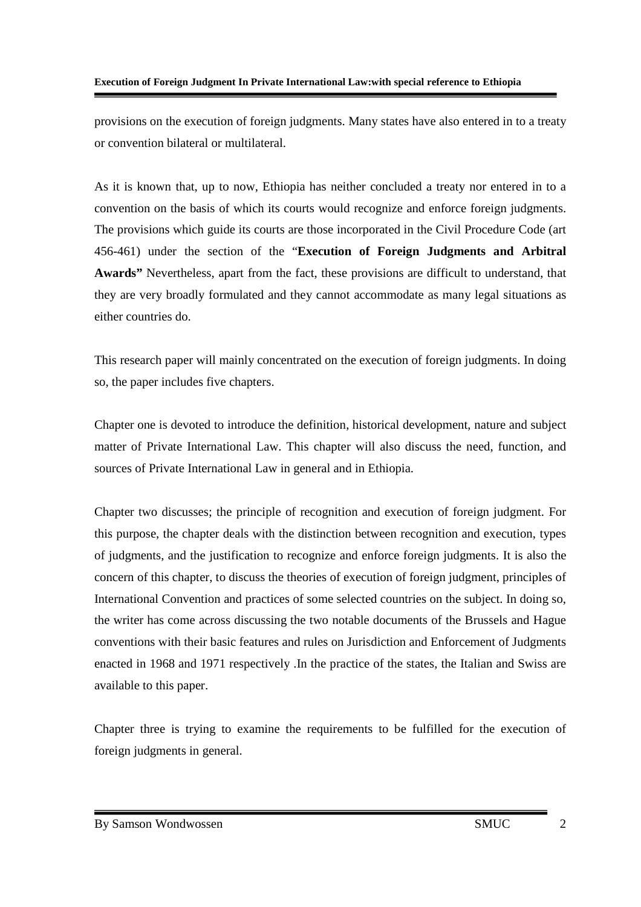provisions on the execution of foreign judgments. Many states have also entered in to a treaty or convention bilateral or multilateral.

As it is known that, up to now, Ethiopia has neither concluded a treaty nor entered in to a convention on the basis of which its courts would recognize and enforce foreign judgments. The provisions which guide its courts are those incorporated in the Civil Procedure Code (art 456-461) under the section of the "**Execution of Foreign Judgments and Arbitral Awards"** Nevertheless, apart from the fact, these provisions are difficult to understand, that they are very broadly formulated and they cannot accommodate as many legal situations as either countries do.

This research paper will mainly concentrated on the execution of foreign judgments. In doing so, the paper includes five chapters.

Chapter one is devoted to introduce the definition, historical development, nature and subject matter of Private International Law. This chapter will also discuss the need, function, and sources of Private International Law in general and in Ethiopia.

Chapter two discusses; the principle of recognition and execution of foreign judgment. For this purpose, the chapter deals with the distinction between recognition and execution, types of judgments, and the justification to recognize and enforce foreign judgments. It is also the concern of this chapter, to discuss the theories of execution of foreign judgment, principles of International Convention and practices of some selected countries on the subject. In doing so, the writer has come across discussing the two notable documents of the Brussels and Hague conventions with their basic features and rules on Jurisdiction and Enforcement of Judgments enacted in 1968 and 1971 respectively .In the practice of the states, the Italian and Swiss are available to this paper.

Chapter three is trying to examine the requirements to be fulfilled for the execution of foreign judgments in general.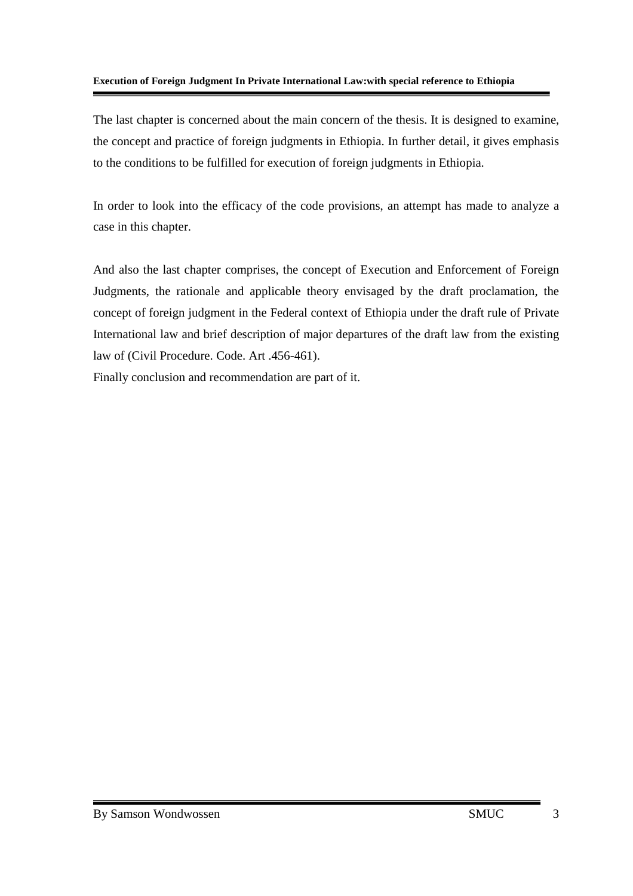The last chapter is concerned about the main concern of the thesis. It is designed to examine, the concept and practice of foreign judgments in Ethiopia. In further detail, it gives emphasis to the conditions to be fulfilled for execution of foreign judgments in Ethiopia.

In order to look into the efficacy of the code provisions, an attempt has made to analyze a case in this chapter.

And also the last chapter comprises, the concept of Execution and Enforcement of Foreign Judgments, the rationale and applicable theory envisaged by the draft proclamation, the concept of foreign judgment in the Federal context of Ethiopia under the draft rule of Private International law and brief description of major departures of the draft law from the existing law of (Civil Procedure. Code. Art .456-461).

Finally conclusion and recommendation are part of it.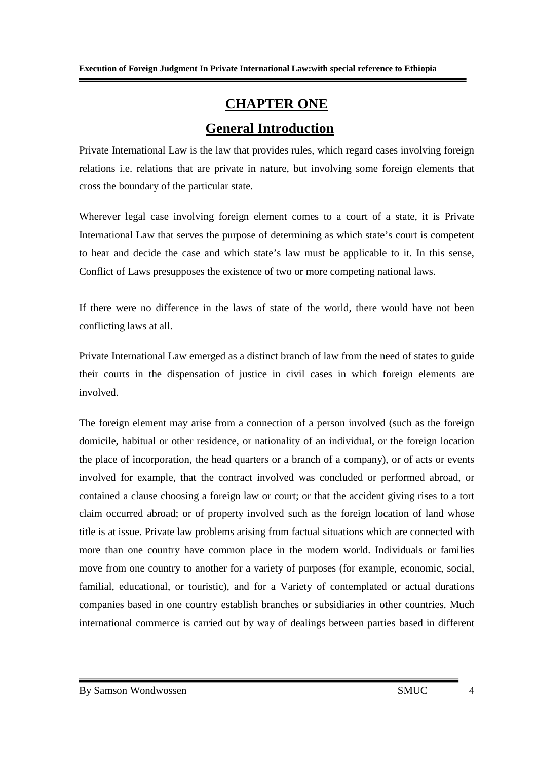# CHAPTER ONE

## General Introduction

Private International Law is the law that provides rules, which regard cases involving foreign relations i.e. relations that are private in nature, but involving some foreign elements that cross the boundary of the particular state.

Wherever legal case involving foreign element comes to a court of a state, it is Private International Law that serves the purpose of determining as which state's court is competent to hear and decide the case and which state's law must be applicable to it. In this sense, Conflict of Laws presupposes the existence of two or more competing national laws.

If there were no difference in the laws of state of the world, there would have not been conflicting laws at all.

Private International Law emerged as a distinct branch of law from the need of states to guide their courts in the dispensation of justice in civil cases in which foreign elements are involved.

The foreign element may arise from a connection of a person involved (such as the foreign domicile, habitual or other residence, or nationality of an individual, or the foreign location the place of incorporation, the head quarters or a branch of a company), or of acts or events involved for example, that the contract involved was concluded or performed abroad, or contained a clause choosing a foreign law or court; or that the accident giving rises to a tort claim occurred abroad; or of property involved such as the foreign location of land whose title is at issue. Private law problems arising from factual situations which are connected with more than one country have common place in the modern world. Individuals or families move from one country to another for a variety of purposes (for example, economic, social, familial, educational, or touristic), and for a Variety of contemplated or actual durations companies based in one country establish branches or subsidiaries in other countries. Much international commerce is carried out by way of dealings between parties based in different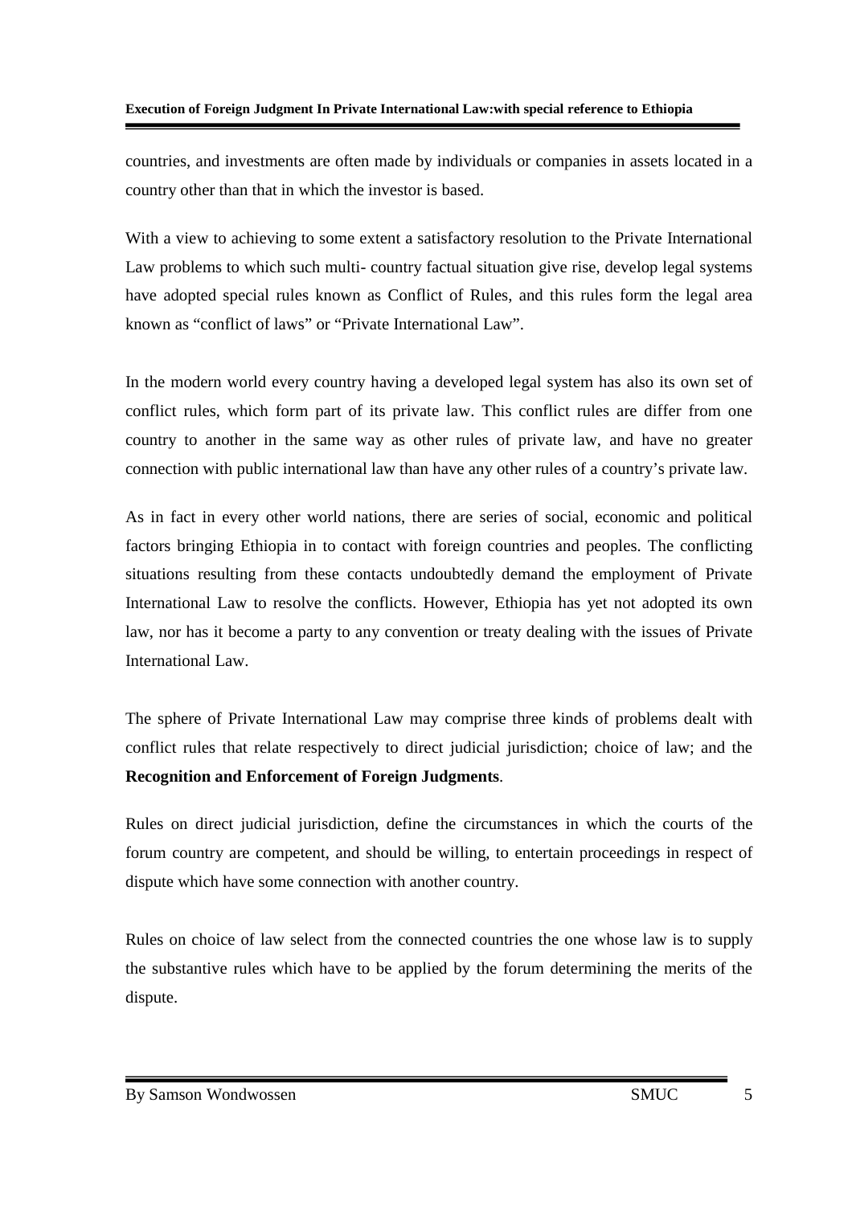countries, and investments are often made by individuals or companies in assets located in a country other than that in which the investor is based.

With a view to achieving to some extent a satisfactory resolution to the Private International Law problems to which such multi- country factual situation give rise, develop legal systems have adopted special rules known as Conflict of Rules, and this rules form the legal area known as "conflict of laws" or "Private International Law".

In the modern world every country having a developed legal system has also its own set of conflict rules, which form part of its private law. This conflict rules are differ from one country to another in the same way as other rules of private law, and have no greater connection with public international law than have any other rules of a country's private law.

As in fact in every other world nations, there are series of social, economic and political factors bringing Ethiopia in to contact with foreign countries and peoples. The conflicting situations resulting from these contacts undoubtedly demand the employment of Private International Law to resolve the conflicts. However, Ethiopia has yet not adopted its own law, nor has it become a party to any convention or treaty dealing with the issues of Private International Law.

The sphere of Private International Law may comprise three kinds of problems dealt with conflict rules that relate respectively to direct judicial jurisdiction; choice of law; and the **Recognition and Enforcement of Foreign Judgments**.

Rules on direct judicial jurisdiction, define the circumstances in which the courts of the forum country are competent, and should be willing, to entertain proceedings in respect of dispute which have some connection with another country.

Rules on choice of law select from the connected countries the one whose law is to supply the substantive rules which have to be applied by the forum determining the merits of the dispute.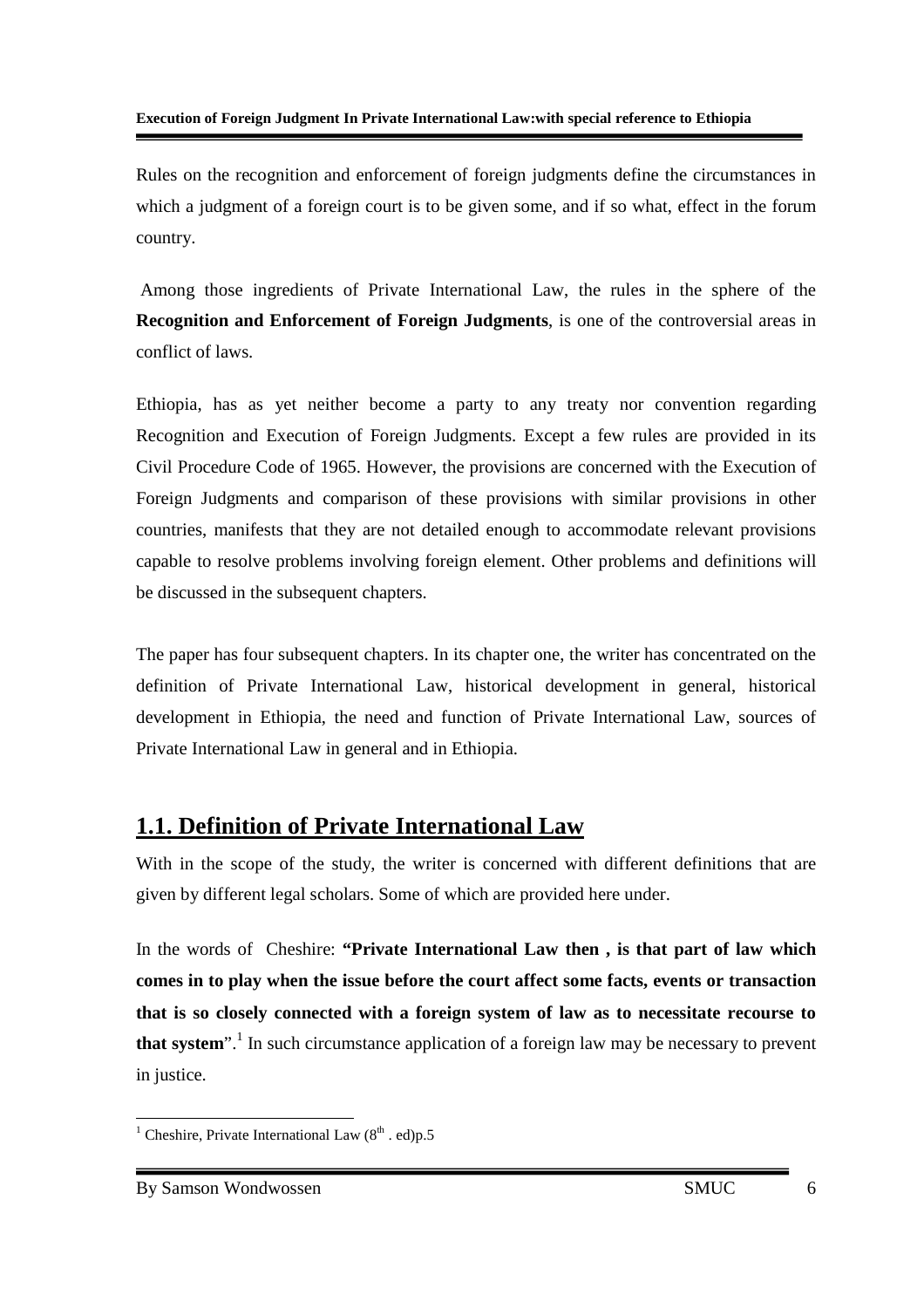Rules on the recognition and enforcement of foreign judgments define the circumstances in which a judgment of a foreign court is to be given some, and if so what, effect in the forum country.

Among those ingredients of Private International Law, the rules in the sphere of the **Recognition and Enforcement of Foreign Judgments**, is one of the controversial areas in conflict of laws.

Ethiopia, has as yet neither become a party to any treaty nor convention regarding Recognition and Execution of Foreign Judgments. Except a few rules are provided in its Civil Procedure Code of 1965. However, the provisions are concerned with the Execution of Foreign Judgments and comparison of these provisions with similar provisions in other countries, manifests that they are not detailed enough to accommodate relevant provisions capable to resolve problems involving foreign element. Other problems and definitions will be discussed in the subsequent chapters.

The paper has four subsequent chapters. In its chapter one, the writer has concentrated on the definition of Private International Law, historical development in general, historical development in Ethiopia, the need and function of Private International Law, sources of Private International Law in general and in Ethiopia.

## 1.1. Definition of Private International Law

With in the scope of the study, the writer is concerned with different definitions that are given by different legal scholars. Some of which are provided here under.

In the words of Cheshire: **"Private International Law then , is that part of law which comes in to play when the issue before the court affect some facts, events or transaction that is so closely connected with a foreign system of law as to necessitate recourse to that system"**.[1] In such circumstance application of a foreign law may be necessary to prevent in justice.

---

[1] Cheshire, Private International Law (8th . ed)p.5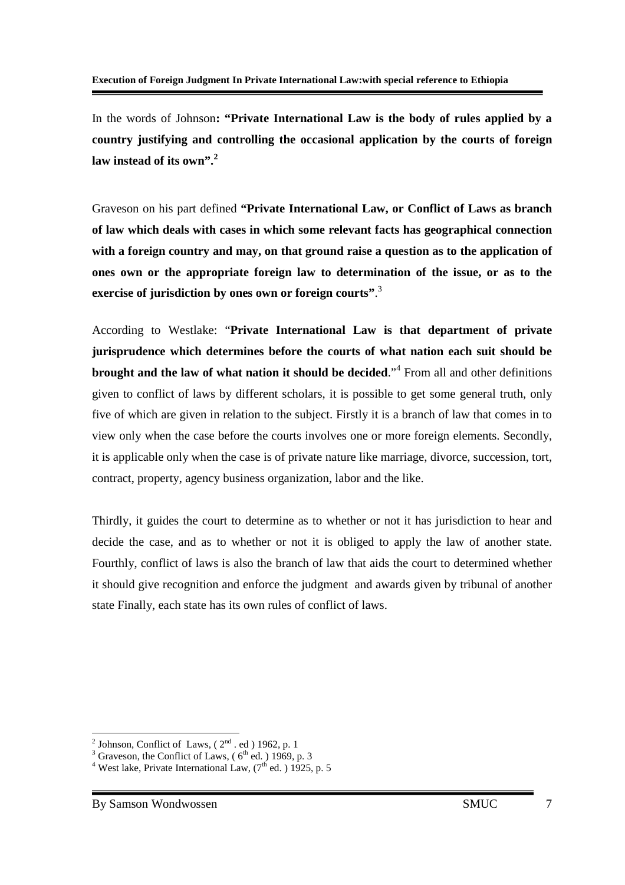In the words of Johnson**: "Private International Law is the body of rules applied by a country justifying and controlling the occasional application by the courts of foreign law instead of its own".**[2]

Graveson on his part defined **"Private International Law, or Conflict of Laws as branch of law which deals with cases in which some relevant facts has geographical connection with a foreign country and may, on that ground raise a question as to the application of ones own or the appropriate foreign law to determination of the issue, or as to the exercise of jurisdiction by ones own or foreign courts"**.[3]

According to Westlake: "**Private International Law is that department of private jurisprudence which determines before the courts of what nation each suit should be brought and the law of what nation it should be decided**."[4] From all and other definitions given to conflict of laws by different scholars, it is possible to get some general truth, only five of which are given in relation to the subject. Firstly it is a branch of law that comes in to view only when the case before the courts involves one or more foreign elements. Secondly, it is applicable only when the case is of private nature like marriage, divorce, succession, tort, contract, property, agency business organization, labor and the like.

Thirdly, it guides the court to determine as to whether or not it has jurisdiction to hear and decide the case, and as to whether or not it is obliged to apply the law of another state. Fourthly, conflict of laws is also the branch of law that aids the court to determined whether it should give recognition and enforce the judgment and awards given by tribunal of another state Finally, each state has its own rules of conflict of laws.

---

[2] Johnson, Conflict of Laws, ( 2nd . ed ) 1962, p. 1

[3] Graveson, the Conflict of Laws, ( 6th ed. ) 1969, p. 3

[4] West lake, Private International Law, (7th ed. ) 1925, p. 5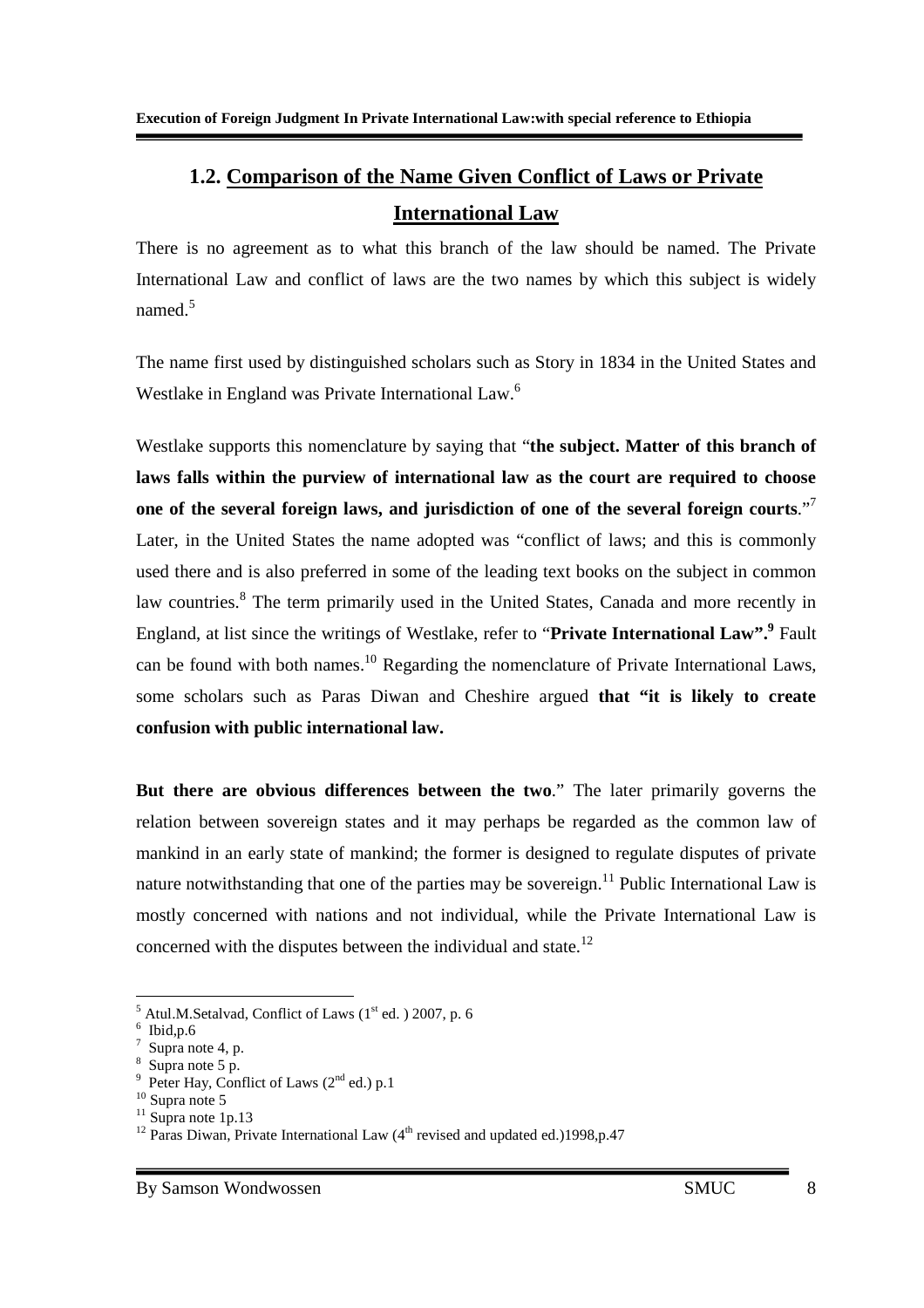## 1.2. Comparison of the Name Given Conflict of Laws or Private International Law

There is no agreement as to what this branch of the law should be named. The Private International Law and conflict of laws are the two names by which this subject is widely named.[5]

The name first used by distinguished scholars such as Story in 1834 in the United States and Westlake in England was Private International Law.[6]

Westlake supports this nomenclature by saying that "**the subject. Matter of this branch of laws falls within the purview of international law as the court are required to choose one of the several foreign laws, and jurisdiction of one of the several foreign courts**."[7] Later, in the United States the name adopted was "conflict of laws; and this is commonly used there and is also preferred in some of the leading text books on the subject in common law countries.[8] The term primarily used in the United States, Canada and more recently in England, at list since the writings of Westlake, refer to "**Private International Law".[9]** Fault can be found with both names.[10] Regarding the nomenclature of Private International Laws, some scholars such as Paras Diwan and Cheshire argued **that "it is likely to create confusion with public international law.**

**But there are obvious differences between the two**." The later primarily governs the relation between sovereign states and it may perhaps be regarded as the common law of mankind in an early state of mankind; the former is designed to regulate disputes of private nature notwithstanding that one of the parties may be sovereign.[11] Public International Law is mostly concerned with nations and not individual, while the Private International Law is concerned with the disputes between the individual and state.[12]

---

[5] Atul.M.Setalvad, Conflict of Laws (1st ed. ) 2007, p. 6

[6] Ibid,p.6

[7] Supra note 4, p.

[8] Supra note 5 p.

[9] Peter Hay, Conflict of Laws (2nd ed.) p.1

[10] Supra note 5

[11] Supra note 1p.13

[12] Paras Diwan, Private International Law (4th revised and updated ed.)1998,p.47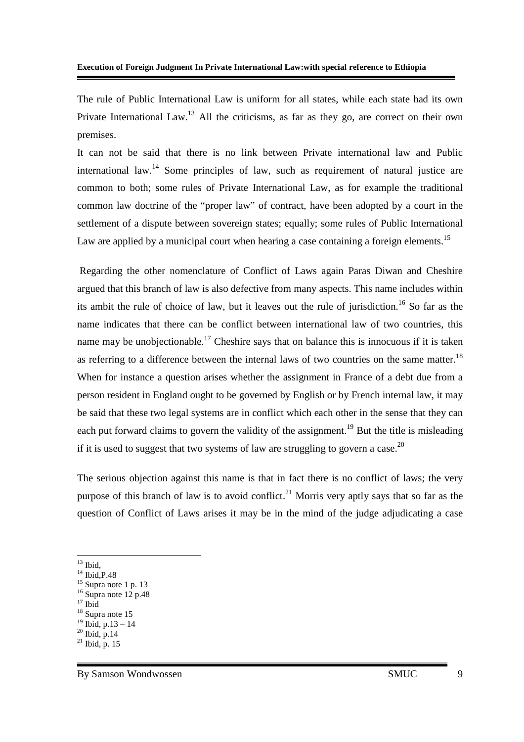The rule of Public International Law is uniform for all states, while each state had its own Private International Law.[13] All the criticisms, as far as they go, are correct on their own premises.

It can not be said that there is no link between Private international law and Public international law.[14] Some principles of law, such as requirement of natural justice are common to both; some rules of Private International Law, as for example the traditional common law doctrine of the "proper law" of contract, have been adopted by a court in the settlement of a dispute between sovereign states; equally; some rules of Public International Law are applied by a municipal court when hearing a case containing a foreign elements.[15]

Regarding the other nomenclature of Conflict of Laws again Paras Diwan and Cheshire argued that this branch of law is also defective from many aspects. This name includes within its ambit the rule of choice of law, but it leaves out the rule of jurisdiction.[16] So far as the name indicates that there can be conflict between international law of two countries, this name may be unobjectionable.[17] Cheshire says that on balance this is innocuous if it is taken as referring to a difference between the internal laws of two countries on the same matter.[18] When for instance a question arises whether the assignment in France of a debt due from a person resident in England ought to be governed by English or by French internal law, it may be said that these two legal systems are in conflict which each other in the sense that they can each put forward claims to govern the validity of the assignment.[19] But the title is misleading if it is used to suggest that two systems of law are struggling to govern a case.[20]

The serious objection against this name is that in fact there is no conflict of laws; the very purpose of this branch of law is to avoid conflict.[21] Morris very aptly says that so far as the question of Conflict of Laws arises it may be in the mind of the judge adjudicating a case

---

[13] Ibid,
[14] Ibid,P.48
[15] Supra note 1 p. 13
[16] Supra note 12 p.48
[17] Ibid
[18] Supra note 15
[19] Ibid, p.13 – 14
[20] Ibid, p.14
[21] Ibid, p. 15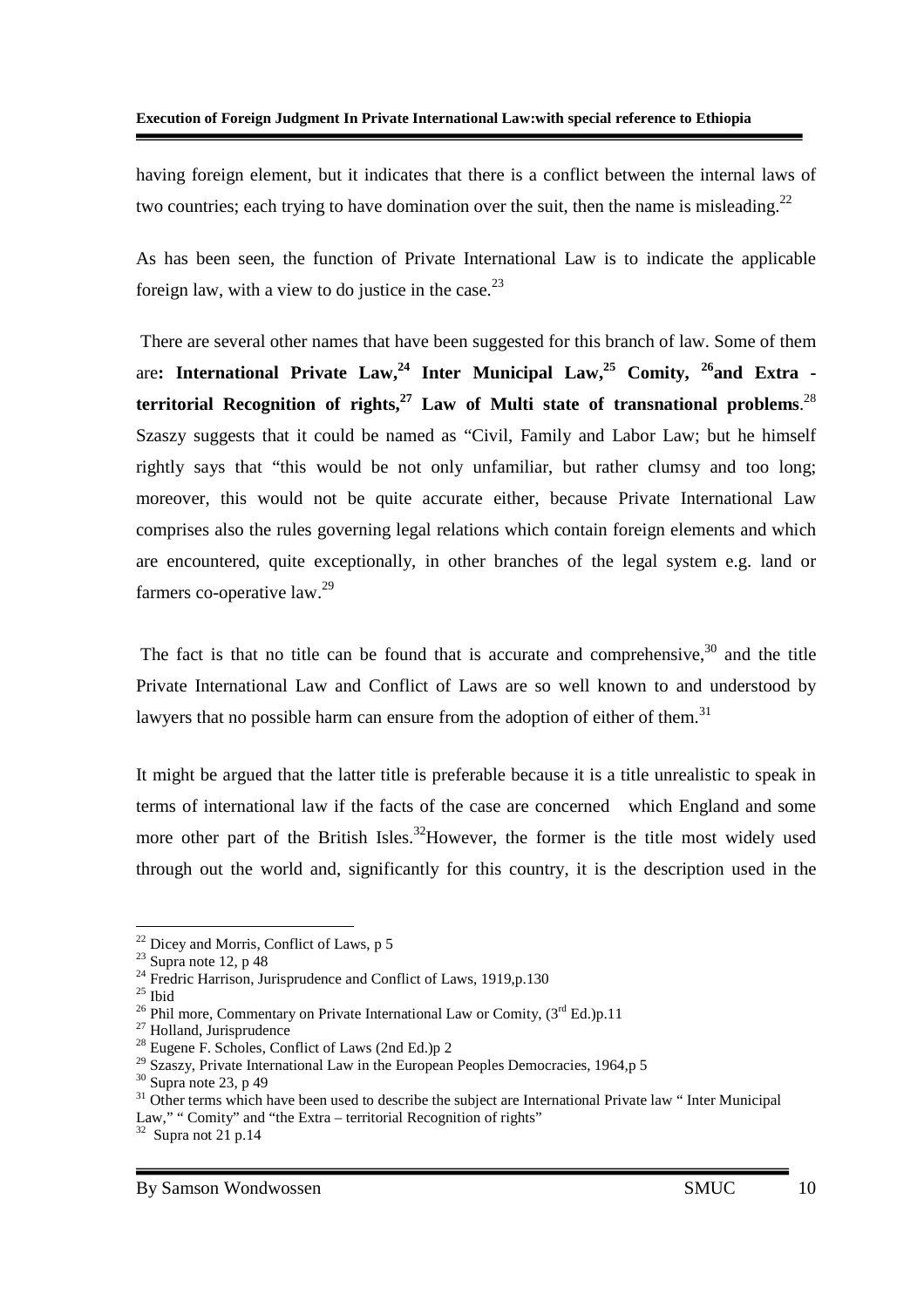having foreign element, but it indicates that there is a conflict between the internal laws of two countries; each trying to have domination over the suit, then the name is misleading.[22]

As has been seen, the function of Private International Law is to indicate the applicable foreign law, with a view to do justice in the case.[23]

There are several other names that have been suggested for this branch of law. Some of them are**: International Private Law,[24] Inter Municipal Law,[25] Comity, [26]and Extra - territorial Recognition of rights,[27] Law of Multi state of transnational problems**.[28] Szaszy suggests that it could be named as "Civil, Family and Labor Law; but he himself rightly says that "this would be not only unfamiliar, but rather clumsy and too long; moreover, this would not be quite accurate either, because Private International Law comprises also the rules governing legal relations which contain foreign elements and which are encountered, quite exceptionally, in other branches of the legal system e.g. land or farmers co-operative law.[29]

The fact is that no title can be found that is accurate and comprehensive,[30] and the title Private International Law and Conflict of Laws are so well known to and understood by lawyers that no possible harm can ensure from the adoption of either of them.[31]

It might be argued that the latter title is preferable because it is a title unrealistic to speak in terms of international law if the facts of the case are concerned which England and some more other part of the British Isles.[32]However, the former is the title most widely used through out the world and, significantly for this country, it is the description used in the

---

[22] Dicey and Morris, Conflict of Laws, p 5
[23] Supra note 12, p 48
[24] Fredric Harrison, Jurisprudence and Conflict of Laws, 1919,p.130
[25] Ibid
[26] Phil more, Commentary on Private International Law or Comity, (3rd Ed.)p.11
[27] Holland, Jurisprudence
[28] Eugene F. Scholes, Conflict of Laws (2nd Ed.)p 2
[29] Szaszy, Private International Law in the European Peoples Democracies, 1964,p 5
[30] Supra note 23, p 49
[31] Other terms which have been used to describe the subject are International Private law " Inter Municipal Law," " Comity" and "the Extra – territorial Recognition of rights"
[32] Supra not 21 p.14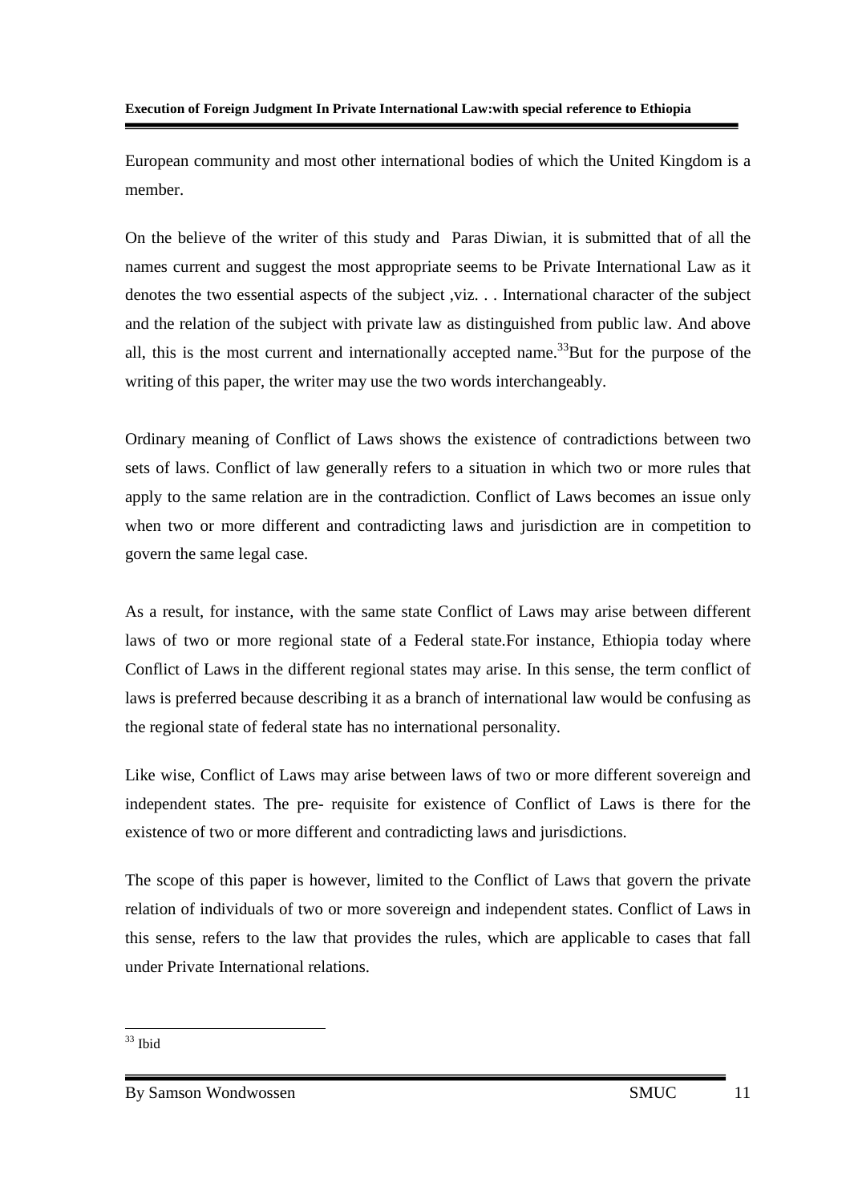European community and most other international bodies of which the United Kingdom is a member.

On the believe of the writer of this study and Paras Diwian, it is submitted that of all the names current and suggest the most appropriate seems to be Private International Law as it denotes the two essential aspects of the subject ,viz. . . International character of the subject and the relation of the subject with private law as distinguished from public law. And above all, this is the most current and internationally accepted name.[33]But for the purpose of the writing of this paper, the writer may use the two words interchangeably.

Ordinary meaning of Conflict of Laws shows the existence of contradictions between two sets of laws. Conflict of law generally refers to a situation in which two or more rules that apply to the same relation are in the contradiction. Conflict of Laws becomes an issue only when two or more different and contradicting laws and jurisdiction are in competition to govern the same legal case.

As a result, for instance, with the same state Conflict of Laws may arise between different laws of two or more regional state of a Federal state.For instance, Ethiopia today where Conflict of Laws in the different regional states may arise. In this sense, the term conflict of laws is preferred because describing it as a branch of international law would be confusing as the regional state of federal state has no international personality.

Like wise, Conflict of Laws may arise between laws of two or more different sovereign and independent states. The pre- requisite for existence of Conflict of Laws is there for the existence of two or more different and contradicting laws and jurisdictions.

The scope of this paper is however, limited to the Conflict of Laws that govern the private relation of individuals of two or more sovereign and independent states. Conflict of Laws in this sense, refers to the law that provides the rules, which are applicable to cases that fall under Private International relations.

---

[33] Ibid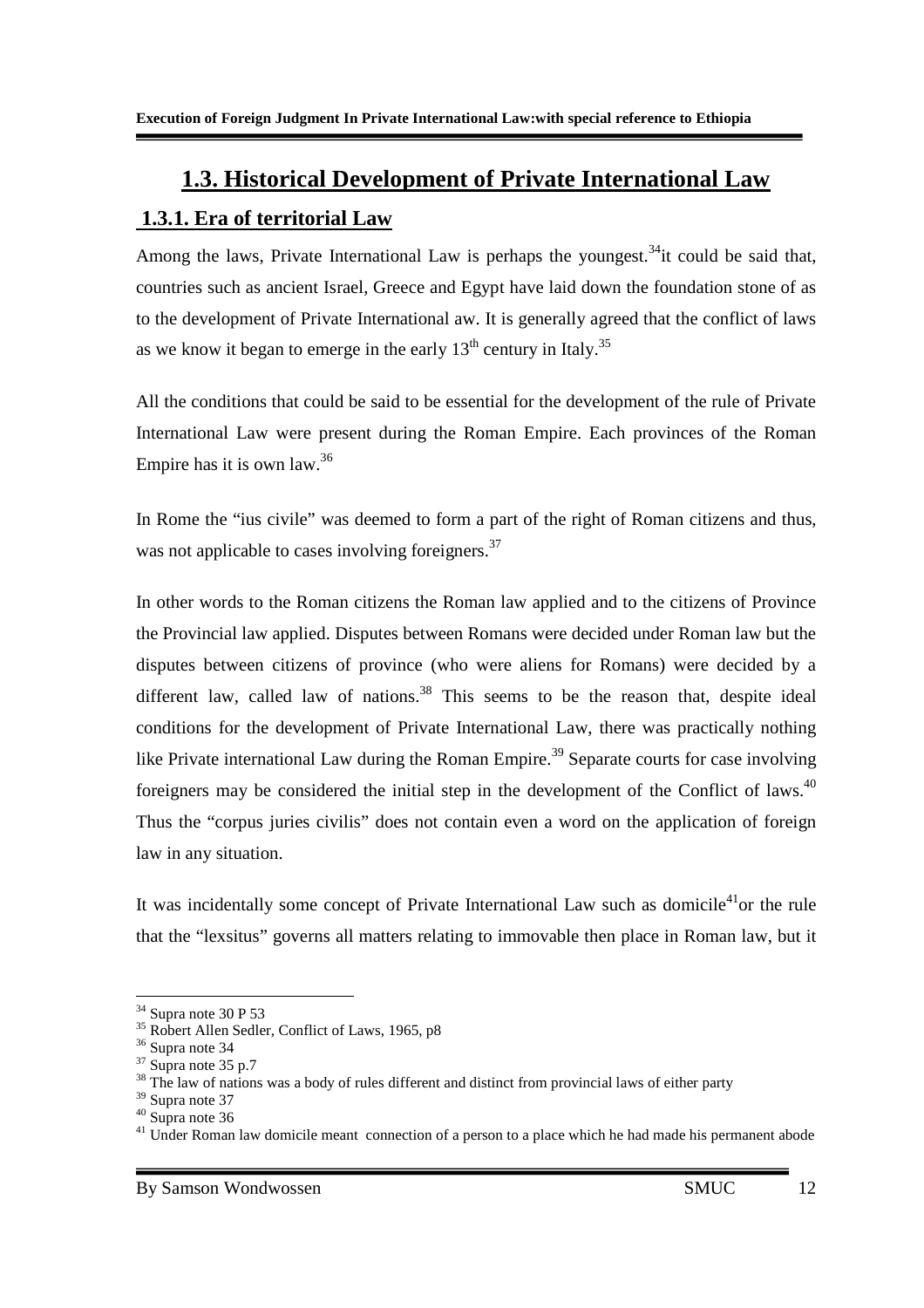## 1.3. Historical Development of Private International Law

### 1.3.1. Era of territorial Law

Among the laws, Private International Law is perhaps the youngest.[34]it could be said that, countries such as ancient Israel, Greece and Egypt have laid down the foundation stone of as to the development of Private International aw. It is generally agreed that the conflict of laws as we know it began to emerge in the early 13th century in Italy.[35]

All the conditions that could be said to be essential for the development of the rule of Private International Law were present during the Roman Empire. Each provinces of the Roman Empire has it is own law.[36]

In Rome the "ius civile" was deemed to form a part of the right of Roman citizens and thus, was not applicable to cases involving foreigners.[37]

In other words to the Roman citizens the Roman law applied and to the citizens of Province the Provincial law applied. Disputes between Romans were decided under Roman law but the disputes between citizens of province (who were aliens for Romans) were decided by a different law, called law of nations.[38] This seems to be the reason that, despite ideal conditions for the development of Private International Law, there was practically nothing like Private international Law during the Roman Empire.[39] Separate courts for case involving foreigners may be considered the initial step in the development of the Conflict of laws.[40] Thus the "corpus juries civilis" does not contain even a word on the application of foreign law in any situation.

It was incidentally some concept of Private International Law such as domicile[41]or the rule that the "lexsitus" governs all matters relating to immovable then place in Roman law, but it

---

[34] Supra note 30 P 53

[35] Robert Allen Sedler, Conflict of Laws, 1965, p8

[36] Supra note 34

[37] Supra note 35 p.7

[38] The law of nations was a body of rules different and distinct from provincial laws of either party

[39] Supra note 37

[40] Supra note 36

[41] Under Roman law domicile meant connection of a person to a place which he had made his permanent abode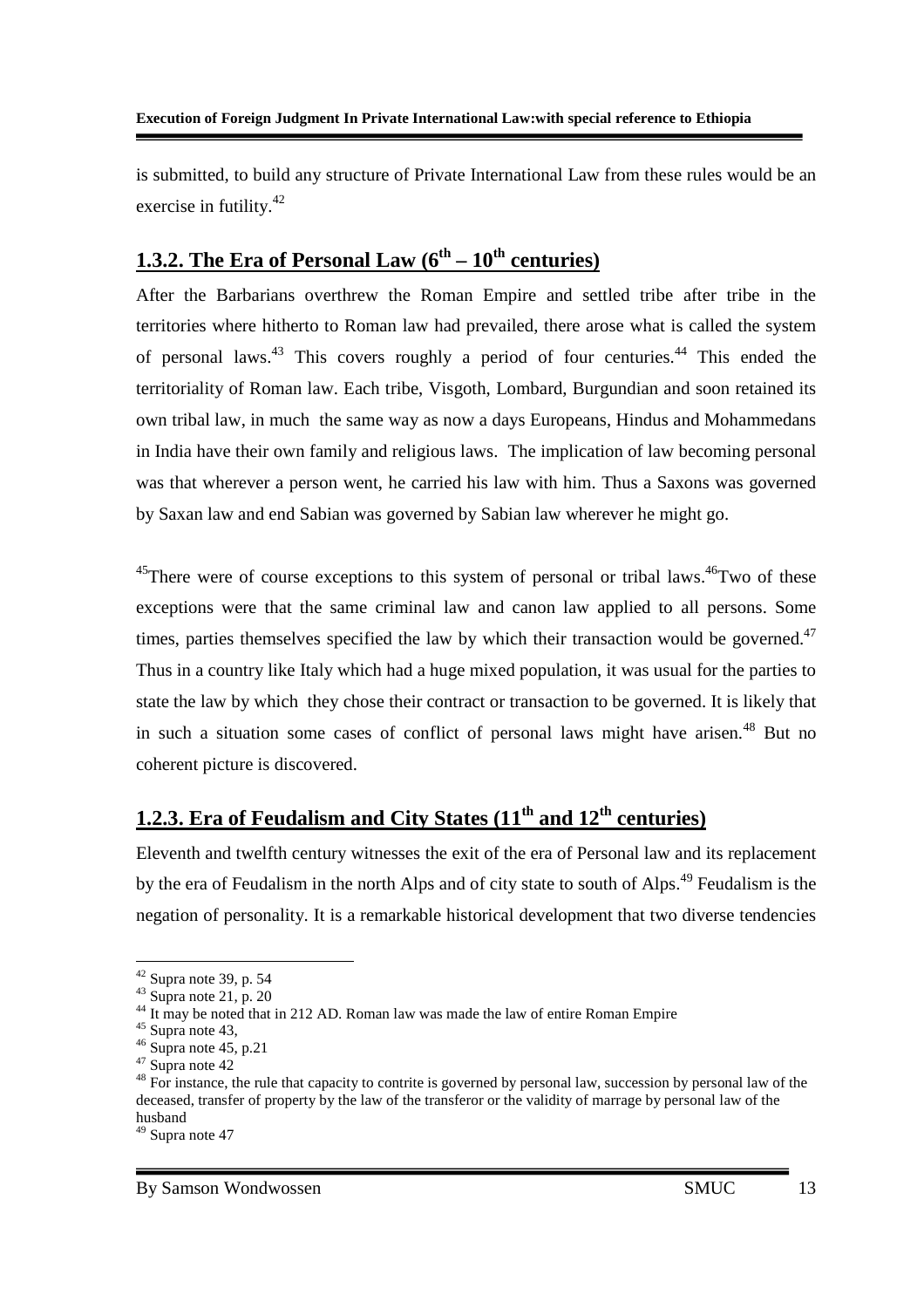is submitted, to build any structure of Private International Law from these rules would be an exercise in futility.[42]

## 1.3.2. The Era of Personal Law (6th – 10th centuries)

After the Barbarians overthrew the Roman Empire and settled tribe after tribe in the territories where hitherto to Roman law had prevailed, there arose what is called the system of personal laws.[43] This covers roughly a period of four centuries.[44] This ended the territoriality of Roman law. Each tribe, Visgoth, Lombard, Burgundian and soon retained its own tribal law, in much the same way as now a days Europeans, Hindus and Mohammedans in India have their own family and religious laws. The implication of law becoming personal was that wherever a person went, he carried his law with him. Thus a Saxons was governed by Saxan law and end Sabian was governed by Sabian law wherever he might go.

[45]There were of course exceptions to this system of personal or tribal laws.[46]Two of these exceptions were that the same criminal law and canon law applied to all persons. Some times, parties themselves specified the law by which their transaction would be governed.[47] Thus in a country like Italy which had a huge mixed population, it was usual for the parties to state the law by which they chose their contract or transaction to be governed. It is likely that in such a situation some cases of conflict of personal laws might have arisen.[48] But no coherent picture is discovered.

## 1.2.3. Era of Feudalism and City States (11th and 12th centuries)

Eleventh and twelfth century witnesses the exit of the era of Personal law and its replacement by the era of Feudalism in the north Alps and of city state to south of Alps.[49] Feudalism is the negation of personality. It is a remarkable historical development that two diverse tendencies

---

[42] Supra note 39, p. 54

[43] Supra note 21, p. 20

[44] It may be noted that in 212 AD. Roman law was made the law of entire Roman Empire

[45] Supra note 43,

[46] Supra note 45, p.21

[47] Supra note 42

[48] For instance, the rule that capacity to contrite is governed by personal law, succession by personal law of the deceased, transfer of property by the law of the transferor or the validity of marrage by personal law of the husband

[49] Supra note 47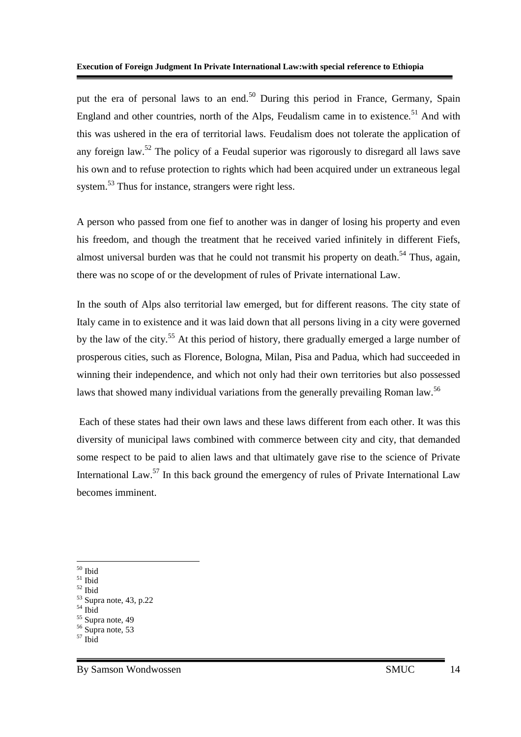put the era of personal laws to an end.[50] During this period in France, Germany, Spain England and other countries, north of the Alps, Feudalism came in to existence.[51] And with this was ushered in the era of territorial laws. Feudalism does not tolerate the application of any foreign law.[52] The policy of a Feudal superior was rigorously to disregard all laws save his own and to refuse protection to rights which had been acquired under un extraneous legal system.[53] Thus for instance, strangers were right less.

A person who passed from one fief to another was in danger of losing his property and even his freedom, and though the treatment that he received varied infinitely in different Fiefs, almost universal burden was that he could not transmit his property on death.[54] Thus, again, there was no scope of or the development of rules of Private international Law.

In the south of Alps also territorial law emerged, but for different reasons. The city state of Italy came in to existence and it was laid down that all persons living in a city were governed by the law of the city.[55] At this period of history, there gradually emerged a large number of prosperous cities, such as Florence, Bologna, Milan, Pisa and Padua, which had succeeded in winning their independence, and which not only had their own territories but also possessed laws that showed many individual variations from the generally prevailing Roman law.[56]

Each of these states had their own laws and these laws different from each other. It was this diversity of municipal laws combined with commerce between city and city, that demanded some respect to be paid to alien laws and that ultimately gave rise to the science of Private International Law.[57] In this back ground the emergency of rules of Private International Law becomes imminent.

---

[50] Ibid
[51] Ibid
[52] Ibid
[53] Supra note, 43, p.22
[54] Ibid
[55] Supra note, 49
[56] Supra note, 53
[57] Ibid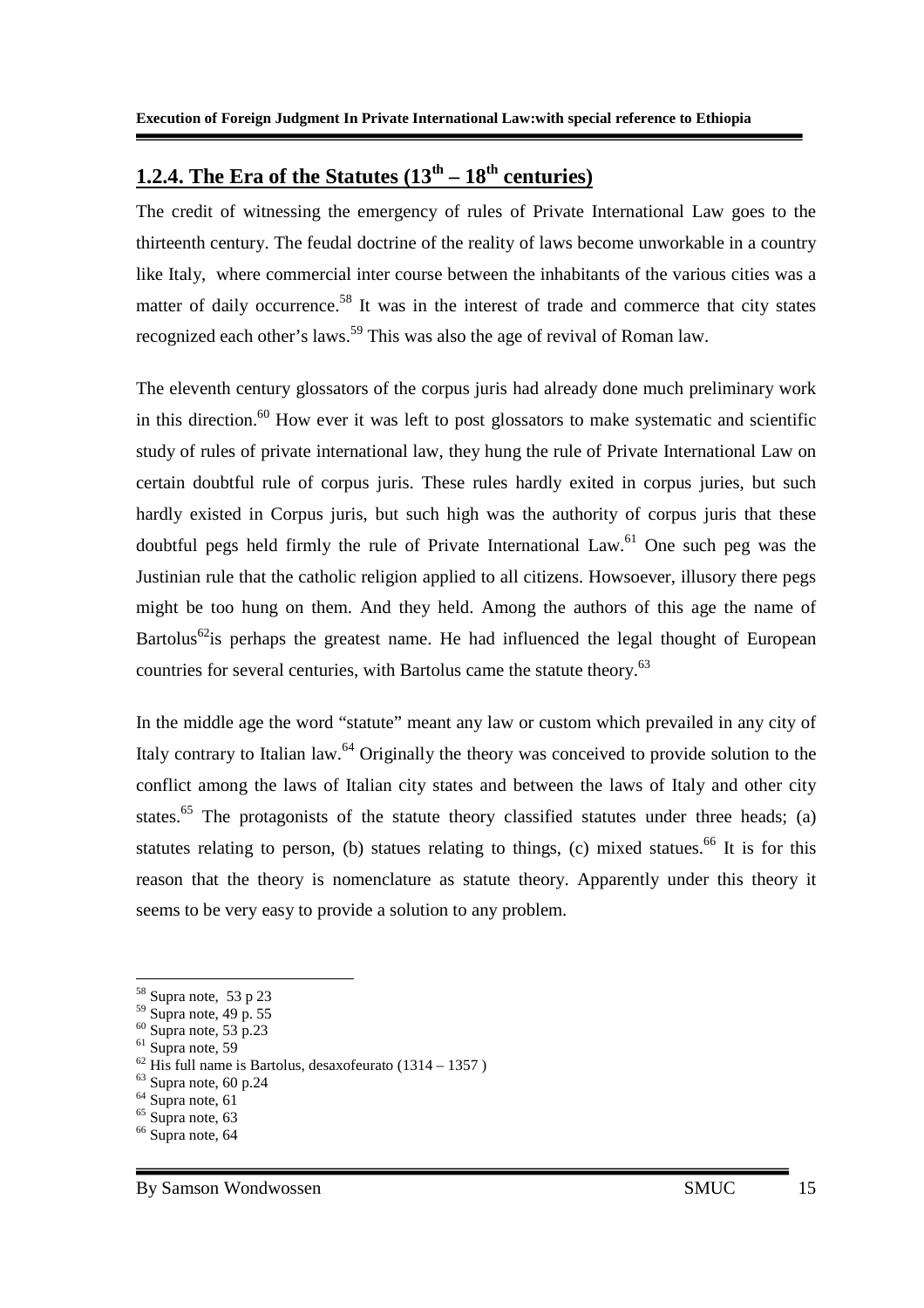## 1.2.4. The Era of the Statutes (13th – 18th centuries)

The credit of witnessing the emergency of rules of Private International Law goes to the thirteenth century. The feudal doctrine of the reality of laws become unworkable in a country like Italy, where commercial inter course between the inhabitants of the various cities was a matter of daily occurrence.[58] It was in the interest of trade and commerce that city states recognized each other's laws.[59] This was also the age of revival of Roman law.

The eleventh century glossators of the corpus juris had already done much preliminary work in this direction.[60] How ever it was left to post glossators to make systematic and scientific study of rules of private international law, they hung the rule of Private International Law on certain doubtful rule of corpus juris. These rules hardly exited in corpus juries, but such hardly existed in Corpus juris, but such high was the authority of corpus juris that these doubtful pegs held firmly the rule of Private International Law.[61] One such peg was the Justinian rule that the catholic religion applied to all citizens. Howsoever, illusory there pegs might be too hung on them. And they held. Among the authors of this age the name of Bartolus[62]is perhaps the greatest name. He had influenced the legal thought of European countries for several centuries, with Bartolus came the statute theory.[63]

In the middle age the word "statute" meant any law or custom which prevailed in any city of Italy contrary to Italian law.[64] Originally the theory was conceived to provide solution to the conflict among the laws of Italian city states and between the laws of Italy and other city states.[65] The protagonists of the statute theory classified statutes under three heads; (a) statutes relating to person, (b) statues relating to things, (c) mixed statues.[66] It is for this reason that the theory is nomenclature as statute theory. Apparently under this theory it seems to be very easy to provide a solution to any problem.

---

[58] Supra note, 53 p 23
[59] Supra note, 49 p. 55
[60] Supra note, 53 p.23
[61] Supra note, 59
[62] His full name is Bartolus, desaxofeurato (1314 – 1357 )
[63] Supra note, 60 p.24
[64] Supra note, 61
[65] Supra note, 63
[66] Supra note, 64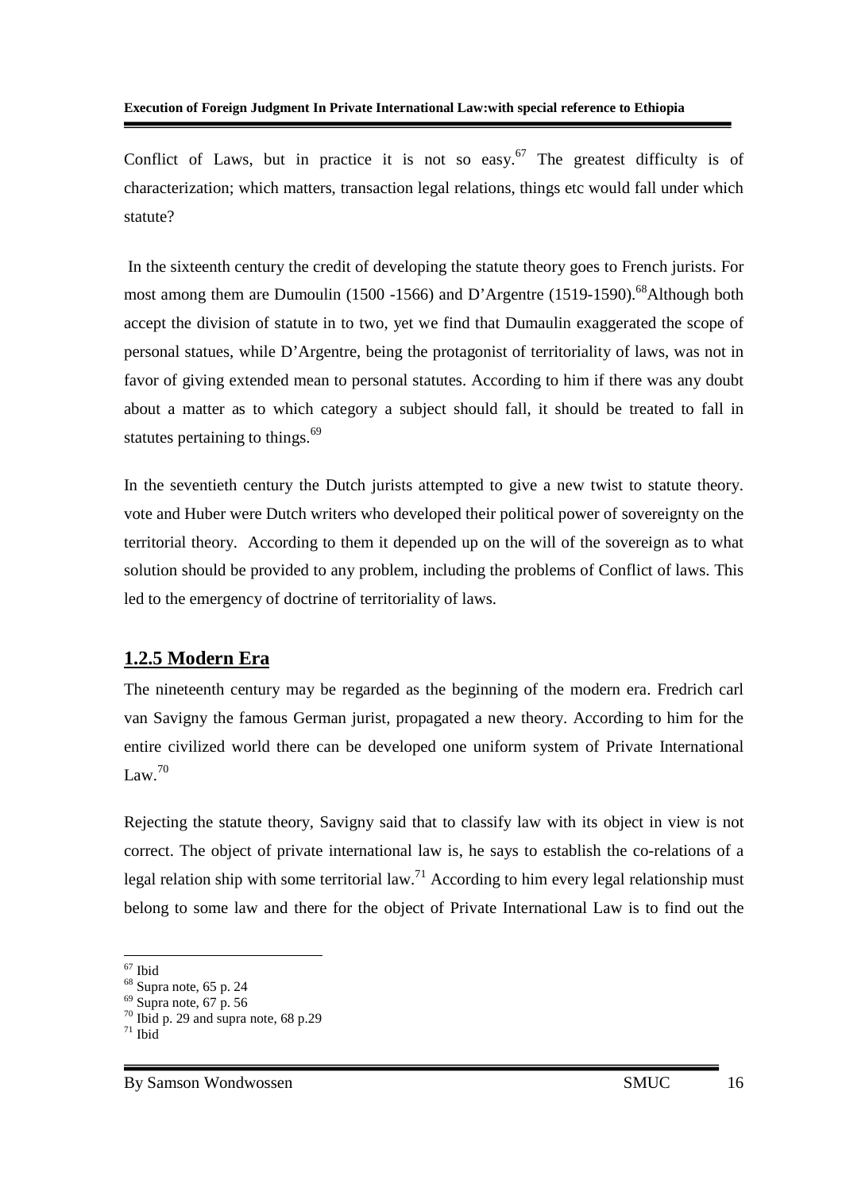Conflict of Laws, but in practice it is not so easy.[67] The greatest difficulty is of characterization; which matters, transaction legal relations, things etc would fall under which statute?

In the sixteenth century the credit of developing the statute theory goes to French jurists. For most among them are Dumoulin (1500 -1566) and D'Argentre (1519-1590).[68]Although both accept the division of statute in to two, yet we find that Dumaulin exaggerated the scope of personal statues, while D'Argentre, being the protagonist of territoriality of laws, was not in favor of giving extended mean to personal statutes. According to him if there was any doubt about a matter as to which category a subject should fall, it should be treated to fall in statutes pertaining to things.[69]

In the seventieth century the Dutch jurists attempted to give a new twist to statute theory. vote and Huber were Dutch writers who developed their political power of sovereignty on the territorial theory. According to them it depended up on the will of the sovereign as to what solution should be provided to any problem, including the problems of Conflict of laws. This led to the emergency of doctrine of territoriality of laws.

### 1.2.5 Modern Era

The nineteenth century may be regarded as the beginning of the modern era. Fredrich carl van Savigny the famous German jurist, propagated a new theory. According to him for the entire civilized world there can be developed one uniform system of Private International Law.[70]

Rejecting the statute theory, Savigny said that to classify law with its object in view is not correct. The object of private international law is, he says to establish the co-relations of a legal relation ship with some territorial law.[71] According to him every legal relationship must belong to some law and there for the object of Private International Law is to find out the

---

[67] Ibid

[68] Supra note, 65 p. 24

[69] Supra note, 67 p. 56

[70] Ibid p. 29 and supra note, 68 p.29

[71] Ibid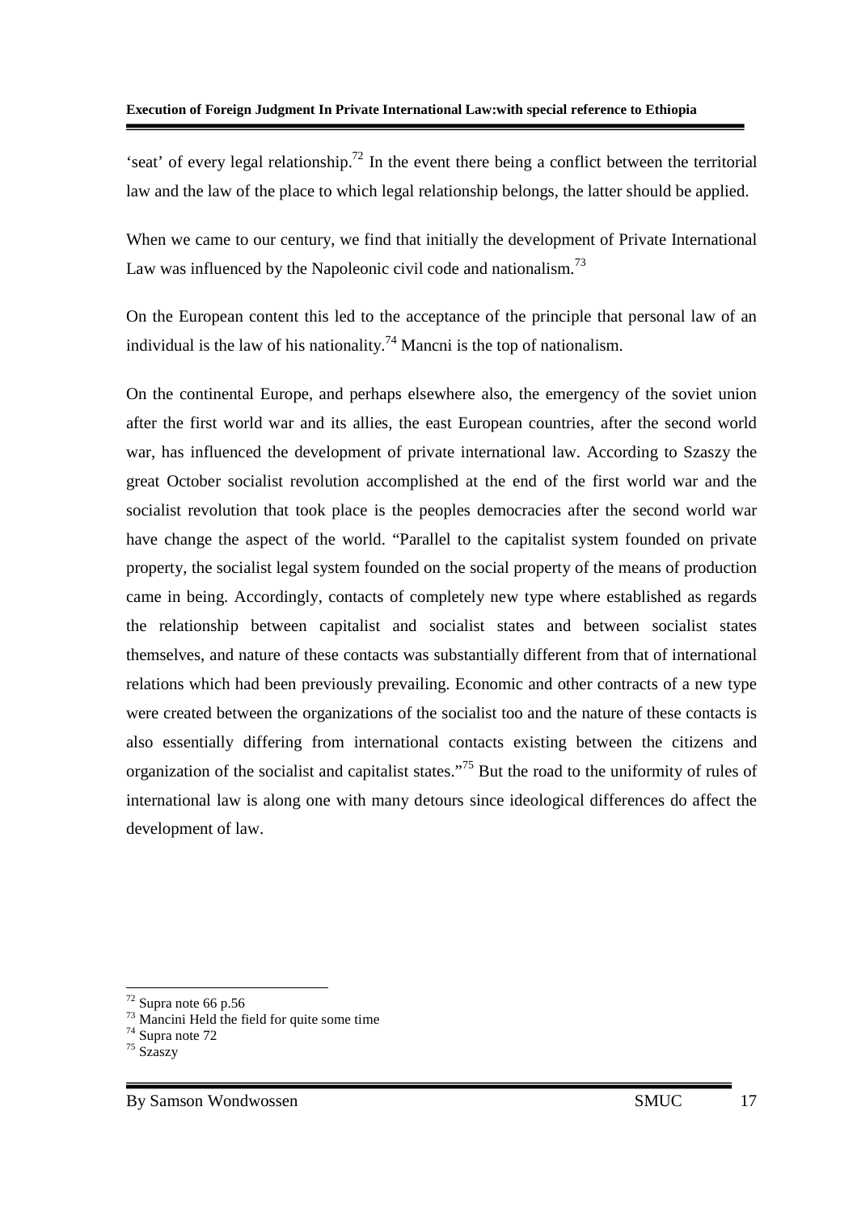'seat' of every legal relationship.[72] In the event there being a conflict between the territorial law and the law of the place to which legal relationship belongs, the latter should be applied.

When we came to our century, we find that initially the development of Private International Law was influenced by the Napoleonic civil code and nationalism.[73]

On the European content this led to the acceptance of the principle that personal law of an individual is the law of his nationality.[74] Mancni is the top of nationalism.

On the continental Europe, and perhaps elsewhere also, the emergency of the soviet union after the first world war and its allies, the east European countries, after the second world war, has influenced the development of private international law. According to Szaszy the great October socialist revolution accomplished at the end of the first world war and the socialist revolution that took place is the peoples democracies after the second world war have change the aspect of the world. "Parallel to the capitalist system founded on private property, the socialist legal system founded on the social property of the means of production came in being. Accordingly, contacts of completely new type where established as regards the relationship between capitalist and socialist states and between socialist states themselves, and nature of these contacts was substantially different from that of international relations which had been previously prevailing. Economic and other contracts of a new type were created between the organizations of the socialist too and the nature of these contacts is also essentially differing from international contacts existing between the citizens and organization of the socialist and capitalist states."[75] But the road to the uniformity of rules of international law is along one with many detours since ideological differences do affect the development of law.

---

[72] Supra note 66 p.56

[73] Mancini Held the field for quite some time

[74] Supra note 72

[75] Szaszy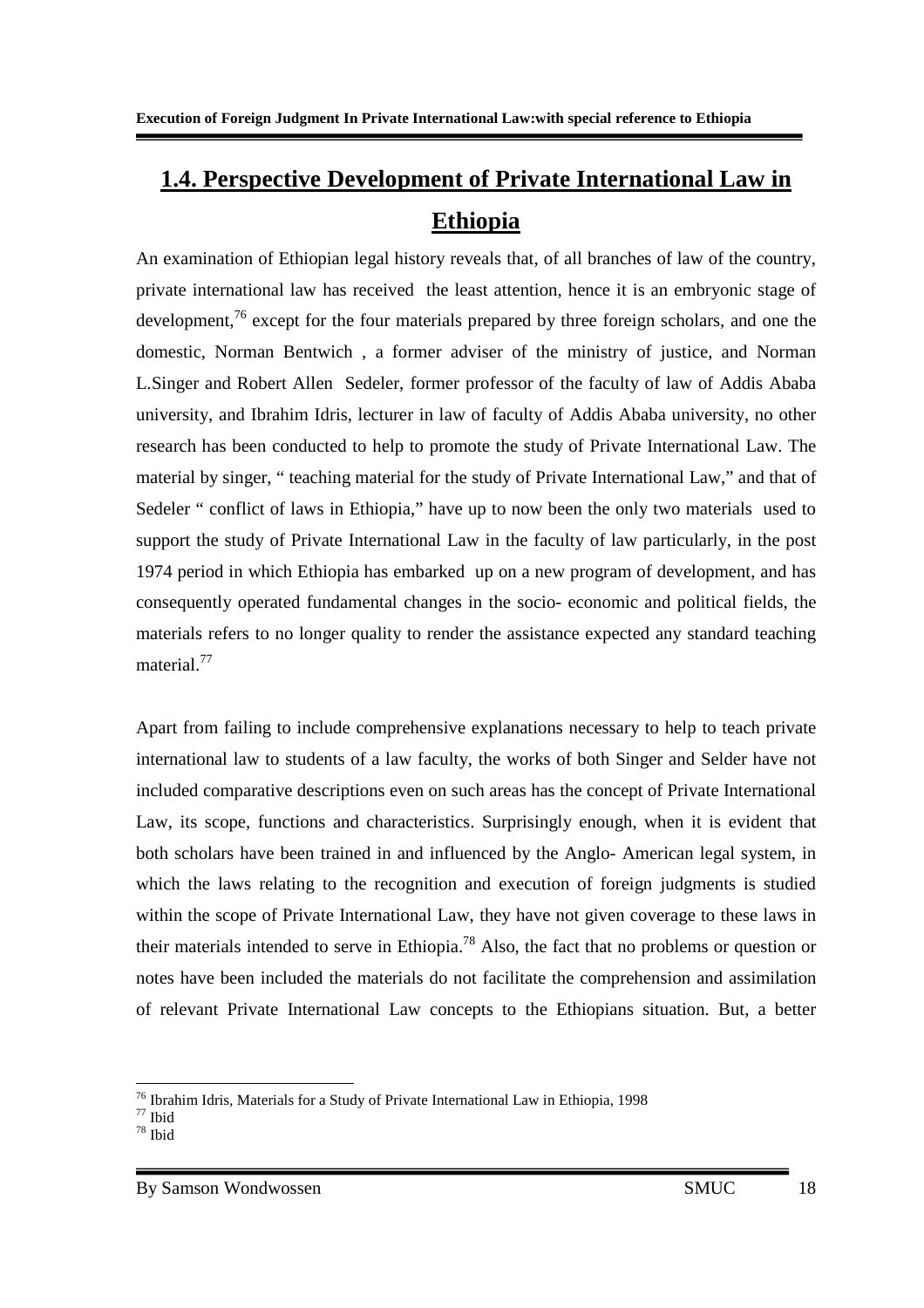## 1.4. Perspective Development of Private International Law in Ethiopia

An examination of Ethiopian legal history reveals that, of all branches of law of the country, private international law has received the least attention, hence it is an embryonic stage of development,[76] except for the four materials prepared by three foreign scholars, and one the domestic, Norman Bentwich , a former adviser of the ministry of justice, and Norman L.Singer and Robert Allen Sedeler, former professor of the faculty of law of Addis Ababa university, and Ibrahim Idris, lecturer in law of faculty of Addis Ababa university, no other research has been conducted to help to promote the study of Private International Law. The material by singer, " teaching material for the study of Private International Law," and that of Sedeler " conflict of laws in Ethiopia," have up to now been the only two materials used to support the study of Private International Law in the faculty of law particularly, in the post 1974 period in which Ethiopia has embarked up on a new program of development, and has consequently operated fundamental changes in the socio- economic and political fields, the materials refers to no longer quality to render the assistance expected any standard teaching material.[77]

Apart from failing to include comprehensive explanations necessary to help to teach private international law to students of a law faculty, the works of both Singer and Selder have not included comparative descriptions even on such areas has the concept of Private International Law, its scope, functions and characteristics. Surprisingly enough, when it is evident that both scholars have been trained in and influenced by the Anglo- American legal system, in which the laws relating to the recognition and execution of foreign judgments is studied within the scope of Private International Law, they have not given coverage to these laws in their materials intended to serve in Ethiopia.[78] Also, the fact that no problems or question or notes have been included the materials do not facilitate the comprehension and assimilation of relevant Private International Law concepts to the Ethiopians situation. But, a better

[76] Ibrahim Idris, Materials for a Study of Private International Law in Ethiopia, 1998
[77] Ibid
[78] Ibid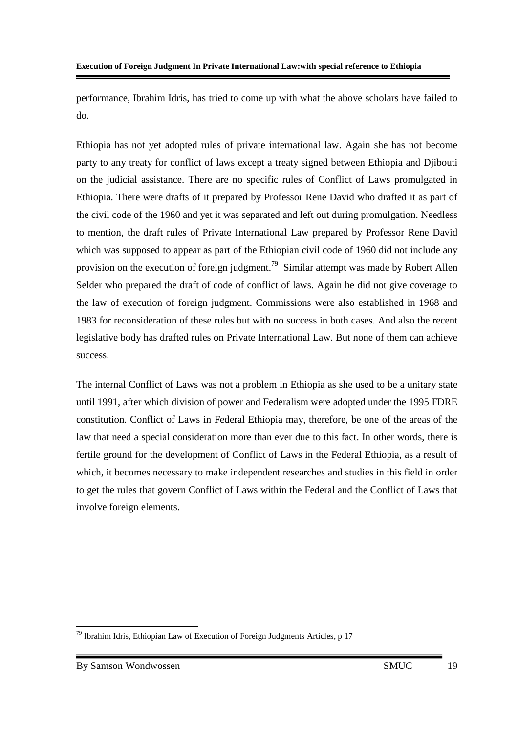performance, Ibrahim Idris, has tried to come up with what the above scholars have failed to do.

Ethiopia has not yet adopted rules of private international law. Again she has not become party to any treaty for conflict of laws except a treaty signed between Ethiopia and Djibouti on the judicial assistance. There are no specific rules of Conflict of Laws promulgated in Ethiopia. There were drafts of it prepared by Professor Rene David who drafted it as part of the civil code of the 1960 and yet it was separated and left out during promulgation. Needless to mention, the draft rules of Private International Law prepared by Professor Rene David which was supposed to appear as part of the Ethiopian civil code of 1960 did not include any provision on the execution of foreign judgment.[79] Similar attempt was made by Robert Allen Selder who prepared the draft of code of conflict of laws. Again he did not give coverage to the law of execution of foreign judgment. Commissions were also established in 1968 and 1983 for reconsideration of these rules but with no success in both cases. And also the recent legislative body has drafted rules on Private International Law. But none of them can achieve success.

The internal Conflict of Laws was not a problem in Ethiopia as she used to be a unitary state until 1991, after which division of power and Federalism were adopted under the 1995 FDRE constitution. Conflict of Laws in Federal Ethiopia may, therefore, be one of the areas of the law that need a special consideration more than ever due to this fact. In other words, there is fertile ground for the development of Conflict of Laws in the Federal Ethiopia, as a result of which, it becomes necessary to make independent researches and studies in this field in order to get the rules that govern Conflict of Laws within the Federal and the Conflict of Laws that involve foreign elements.

---

[79] Ibrahim Idris, Ethiopian Law of Execution of Foreign Judgments Articles, p 17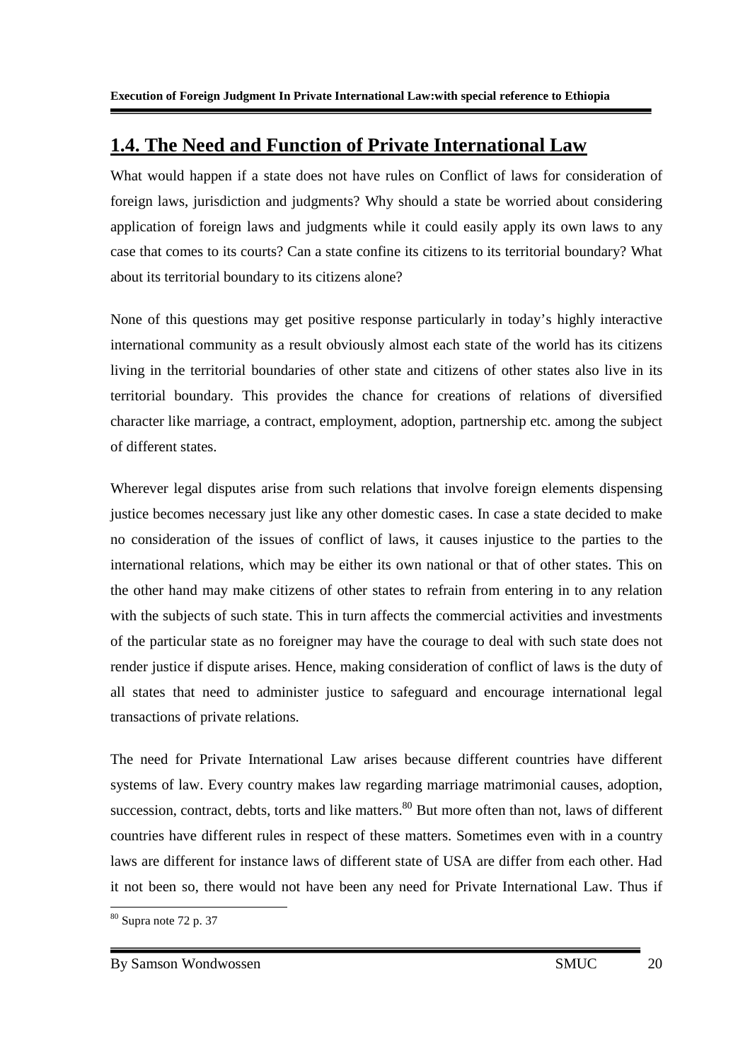## 1.4. The Need and Function of Private International Law

What would happen if a state does not have rules on Conflict of laws for consideration of foreign laws, jurisdiction and judgments? Why should a state be worried about considering application of foreign laws and judgments while it could easily apply its own laws to any case that comes to its courts? Can a state confine its citizens to its territorial boundary? What about its territorial boundary to its citizens alone?

None of this questions may get positive response particularly in today's highly interactive international community as a result obviously almost each state of the world has its citizens living in the territorial boundaries of other state and citizens of other states also live in its territorial boundary. This provides the chance for creations of relations of diversified character like marriage, a contract, employment, adoption, partnership etc. among the subject of different states.

Wherever legal disputes arise from such relations that involve foreign elements dispensing justice becomes necessary just like any other domestic cases. In case a state decided to make no consideration of the issues of conflict of laws, it causes injustice to the parties to the international relations, which may be either its own national or that of other states. This on the other hand may make citizens of other states to refrain from entering in to any relation with the subjects of such state. This in turn affects the commercial activities and investments of the particular state as no foreigner may have the courage to deal with such state does not render justice if dispute arises. Hence, making consideration of conflict of laws is the duty of all states that need to administer justice to safeguard and encourage international legal transactions of private relations.

The need for Private International Law arises because different countries have different systems of law. Every country makes law regarding marriage matrimonial causes, adoption, succession, contract, debts, torts and like matters.[80] But more often than not, laws of different countries have different rules in respect of these matters. Sometimes even with in a country laws are different for instance laws of different state of USA are differ from each other. Had it not been so, there would not have been any need for Private International Law. Thus if

[80] Supra note 72 p. 37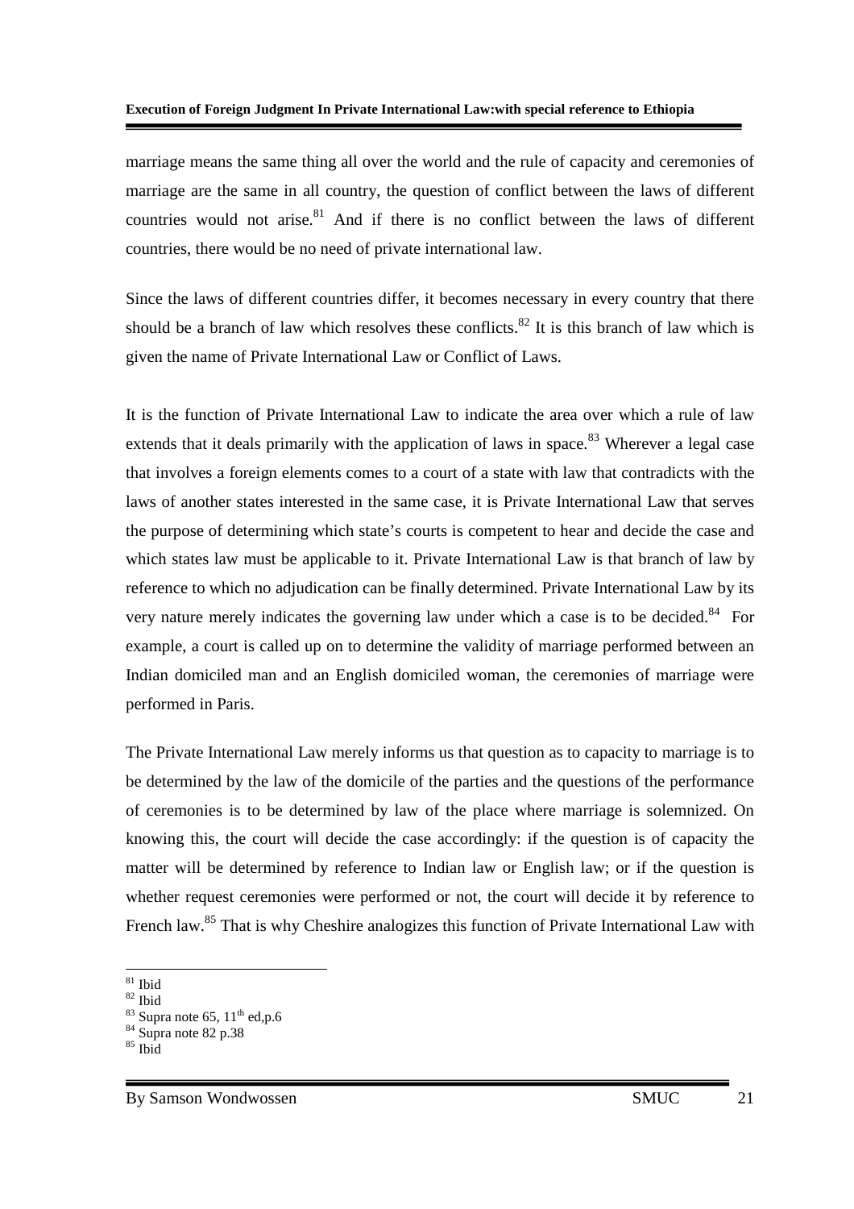marriage means the same thing all over the world and the rule of capacity and ceremonies of marriage are the same in all country, the question of conflict between the laws of different countries would not arise.[81] And if there is no conflict between the laws of different countries, there would be no need of private international law.

Since the laws of different countries differ, it becomes necessary in every country that there should be a branch of law which resolves these conflicts.[82] It is this branch of law which is given the name of Private International Law or Conflict of Laws.

It is the function of Private International Law to indicate the area over which a rule of law extends that it deals primarily with the application of laws in space.[83] Wherever a legal case that involves a foreign elements comes to a court of a state with law that contradicts with the laws of another states interested in the same case, it is Private International Law that serves the purpose of determining which state's courts is competent to hear and decide the case and which states law must be applicable to it. Private International Law is that branch of law by reference to which no adjudication can be finally determined. Private International Law by its very nature merely indicates the governing law under which a case is to be decided.[84] For example, a court is called up on to determine the validity of marriage performed between an Indian domiciled man and an English domiciled woman, the ceremonies of marriage were performed in Paris.

The Private International Law merely informs us that question as to capacity to marriage is to be determined by the law of the domicile of the parties and the questions of the performance of ceremonies is to be determined by law of the place where marriage is solemnized. On knowing this, the court will decide the case accordingly: if the question is of capacity the matter will be determined by reference to Indian law or English law; or if the question is whether request ceremonies were performed or not, the court will decide it by reference to French law.[85] That is why Cheshire analogizes this function of Private International Law with

---

[81] Ibid
[82] Ibid
[83] Supra note 65, 11th ed,p.6
[84] Supra note 82 p.38
[85] Ibid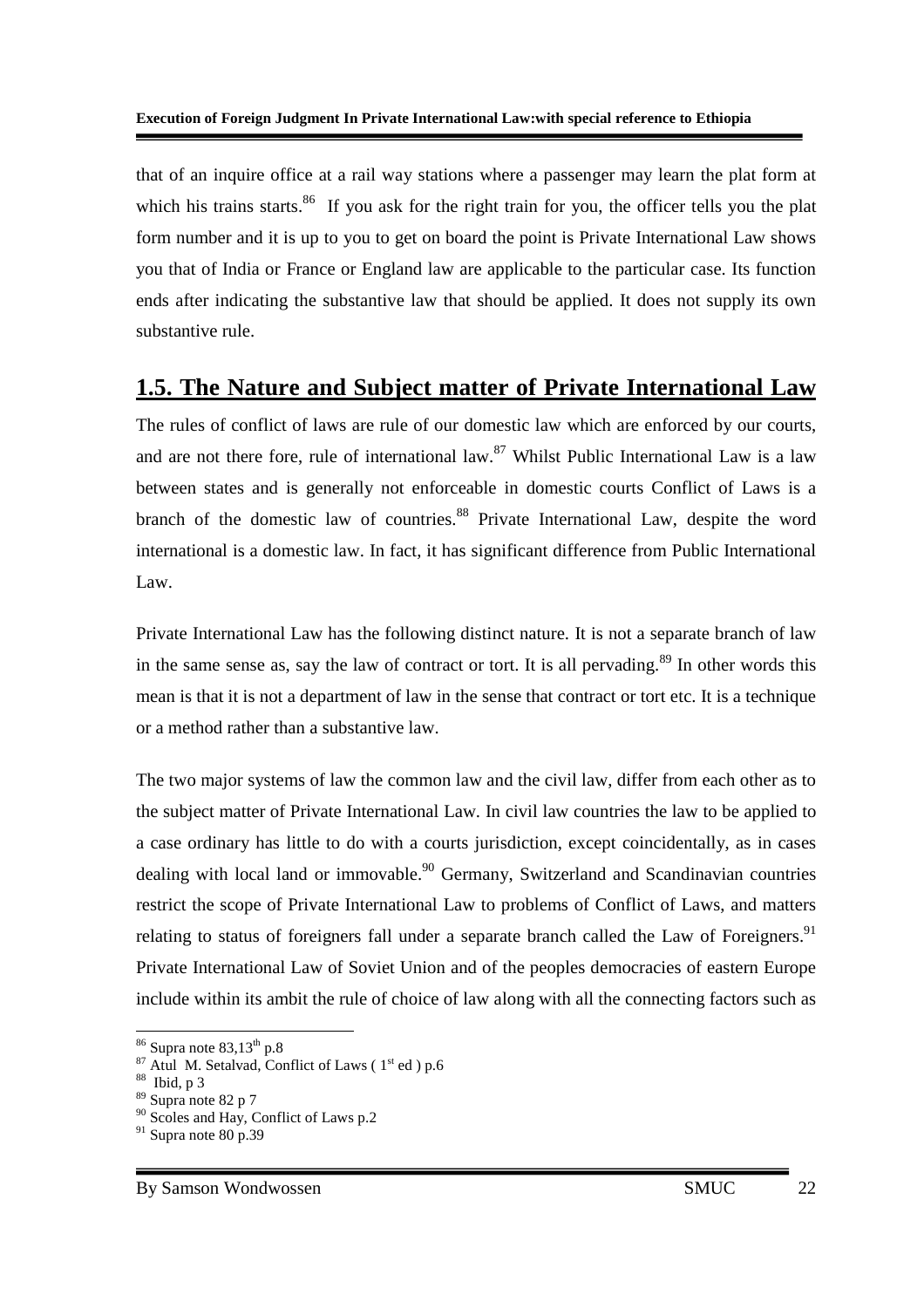that of an inquire office at a rail way stations where a passenger may learn the plat form at which his trains starts.[86] If you ask for the right train for you, the officer tells you the plat form number and it is up to you to get on board the point is Private International Law shows you that of India or France or England law are applicable to the particular case. Its function ends after indicating the substantive law that should be applied. It does not supply its own substantive rule.

## 1.5. The Nature and Subject matter of Private International Law

The rules of conflict of laws are rule of our domestic law which are enforced by our courts, and are not there fore, rule of international law.[87] Whilst Public International Law is a law between states and is generally not enforceable in domestic courts Conflict of Laws is a branch of the domestic law of countries.[88] Private International Law, despite the word international is a domestic law. In fact, it has significant difference from Public International Law.

Private International Law has the following distinct nature. It is not a separate branch of law in the same sense as, say the law of contract or tort. It is all pervading.[89] In other words this mean is that it is not a department of law in the sense that contract or tort etc. It is a technique or a method rather than a substantive law.

The two major systems of law the common law and the civil law, differ from each other as to the subject matter of Private International Law. In civil law countries the law to be applied to a case ordinary has little to do with a courts jurisdiction, except coincidentally, as in cases dealing with local land or immovable.[90] Germany, Switzerland and Scandinavian countries restrict the scope of Private International Law to problems of Conflict of Laws, and matters relating to status of foreigners fall under a separate branch called the Law of Foreigners.[91] Private International Law of Soviet Union and of the peoples democracies of eastern Europe include within its ambit the rule of choice of law along with all the connecting factors such as

---

[86] Supra note 83,13[th] p.8
[87] Atul M. Setalvad, Conflict of Laws ( 1[st] ed ) p.6
[88] Ibid, p 3
[89] Supra note 82 p 7
[90] Scoles and Hay, Conflict of Laws p.2
[91] Supra note 80 p.39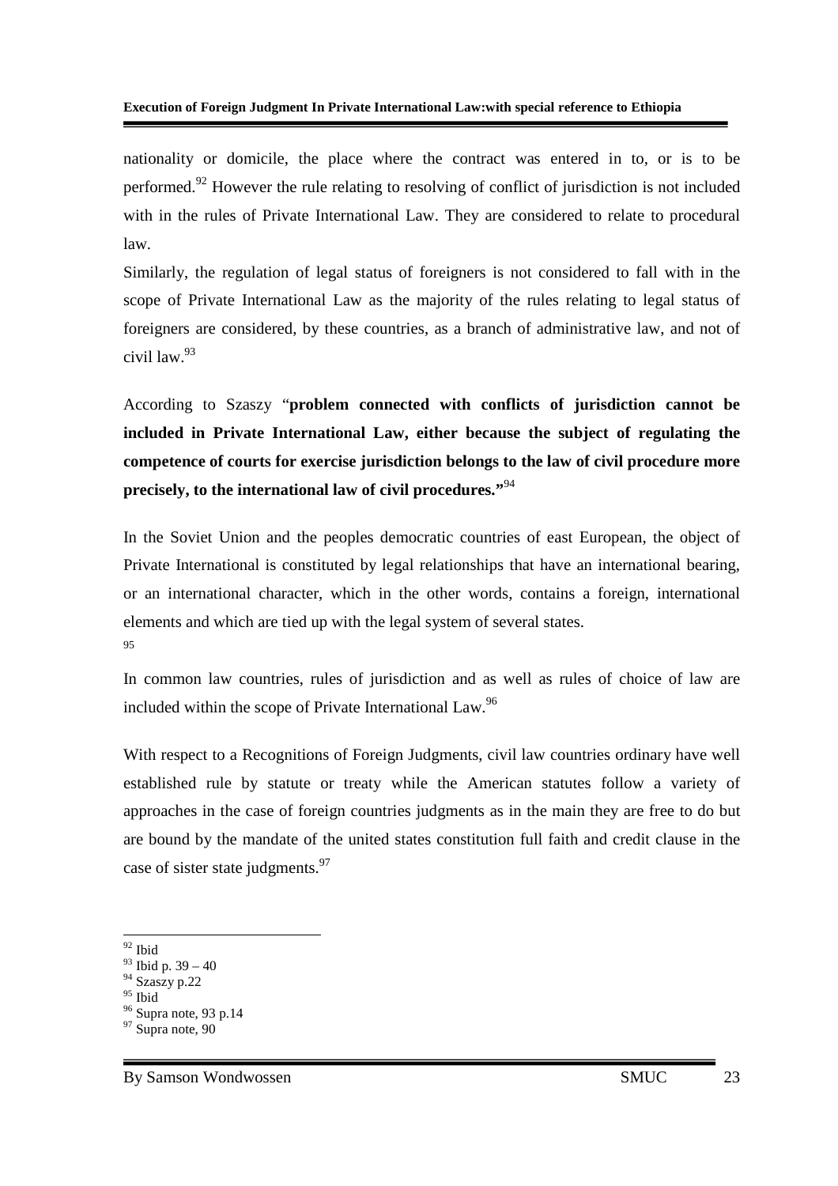nationality or domicile, the place where the contract was entered in to, or is to be performed.[92] However the rule relating to resolving of conflict of jurisdiction is not included with in the rules of Private International Law. They are considered to relate to procedural law.

Similarly, the regulation of legal status of foreigners is not considered to fall with in the scope of Private International Law as the majority of the rules relating to legal status of foreigners are considered, by these countries, as a branch of administrative law, and not of civil law.[93]

According to Szaszy "**problem connected with conflicts of jurisdiction cannot be included in Private International Law, either because the subject of regulating the competence of courts for exercise jurisdiction belongs to the law of civil procedure more precisely, to the international law of civil procedures."**[94]

In the Soviet Union and the peoples democratic countries of east European, the object of Private International is constituted by legal relationships that have an international bearing, or an international character, which in the other words, contains a foreign, international elements and which are tied up with the legal system of several states.
[95]

In common law countries, rules of jurisdiction and as well as rules of choice of law are included within the scope of Private International Law.[96]

With respect to a Recognitions of Foreign Judgments, civil law countries ordinary have well established rule by statute or treaty while the American statutes follow a variety of approaches in the case of foreign countries judgments as in the main they are free to do but are bound by the mandate of the united states constitution full faith and credit clause in the case of sister state judgments.[97]

---

[92] Ibid
[93] Ibid p. 39 – 40
[94] Szaszy p.22
[95] Ibid
[96] Supra note, 93 p.14
[97] Supra note, 90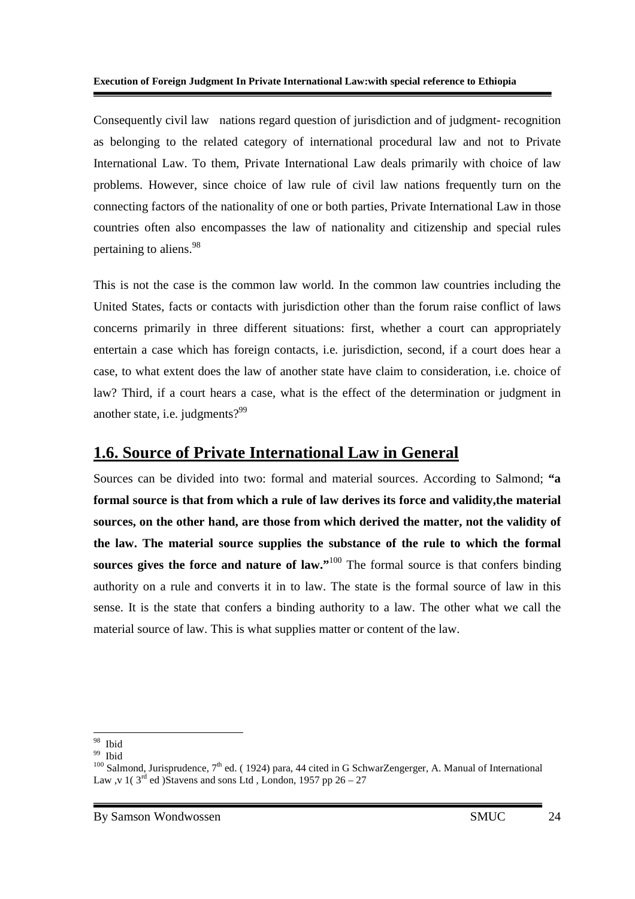Consequently civil law nations regard question of jurisdiction and of judgment- recognition as belonging to the related category of international procedural law and not to Private International Law. To them, Private International Law deals primarily with choice of law problems. However, since choice of law rule of civil law nations frequently turn on the connecting factors of the nationality of one or both parties, Private International Law in those countries often also encompasses the law of nationality and citizenship and special rules pertaining to aliens.[98]

This is not the case is the common law world. In the common law countries including the United States, facts or contacts with jurisdiction other than the forum raise conflict of laws concerns primarily in three different situations: first, whether a court can appropriately entertain a case which has foreign contacts, i.e. jurisdiction, second, if a court does hear a case, to what extent does the law of another state have claim to consideration, i.e. choice of law? Third, if a court hears a case, what is the effect of the determination or judgment in another state, i.e. judgments?[99]

## 1.6. Source of Private International Law in General

Sources can be divided into two: formal and material sources. According to Salmond; **"a formal source is that from which a rule of law derives its force and validity,the material sources, on the other hand, are those from which derived the matter, not the validity of the law. The material source supplies the substance of the rule to which the formal sources gives the force and nature of law."**[100] The formal source is that confers binding authority on a rule and converts it in to law. The state is the formal source of law in this sense. It is the state that confers a binding authority to a law. The other what we call the material source of law. This is what supplies matter or content of the law.

---

[98] Ibid

[99] Ibid

[100] Salmond, Jurisprudence, 7th ed. ( 1924) para, 44 cited in G SchwarZengerger, A. Manual of International Law ,v 1( 3rd ed )Stavens and sons Ltd , London, 1957 pp 26 – 27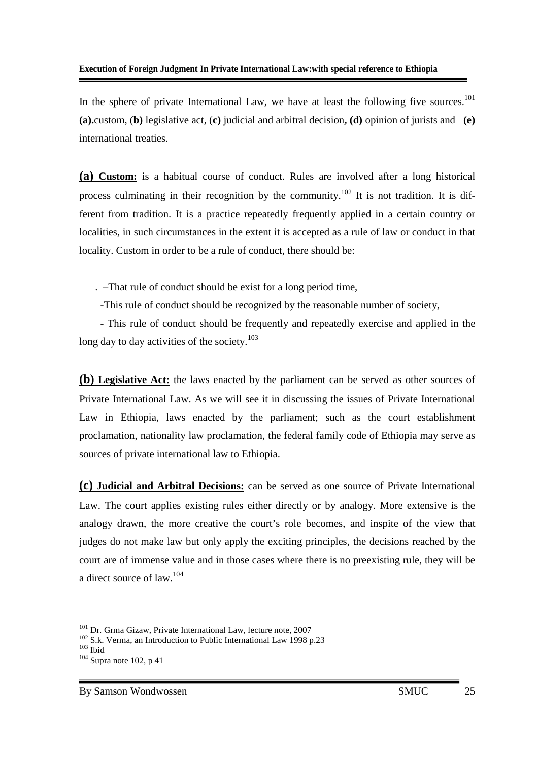In the sphere of private International Law, we have at least the following five sources.[101] **(a).**custom, (**b)** legislative act, (**c)** judicial and arbitral decision**, (d)** opinion of jurists and **(e)** international treaties.

**(a) Custom:** is a habitual course of conduct. Rules are involved after a long historical process culminating in their recognition by the community.[102] It is not tradition. It is different from tradition. It is a practice repeatedly frequently applied in a certain country or localities, in such circumstances in the extent it is accepted as a rule of law or conduct in that locality. Custom in order to be a rule of conduct, there should be:

. –That rule of conduct should be exist for a long period time,

-This rule of conduct should be recognized by the reasonable number of society,

- This rule of conduct should be frequently and repeatedly exercise and applied in the long day to day activities of the society.[103]

**(b) Legislative Act:** the laws enacted by the parliament can be served as other sources of Private International Law. As we will see it in discussing the issues of Private International Law in Ethiopia, laws enacted by the parliament; such as the court establishment proclamation, nationality law proclamation, the federal family code of Ethiopia may serve as sources of private international law to Ethiopia.

**(c) Judicial and Arbitral Decisions:** can be served as one source of Private International Law. The court applies existing rules either directly or by analogy. More extensive is the analogy drawn, the more creative the court's role becomes, and inspite of the view that judges do not make law but only apply the exciting principles, the decisions reached by the court are of immense value and in those cases where there is no preexisting rule, they will be a direct source of law.[104]

---

[101] Dr. Grma Gizaw, Private International Law, lecture note, 2007

[102] S.k. Verma, an Introduction to Public International Law 1998 p.23

[103] Ibid

[104] Supra note 102, p 41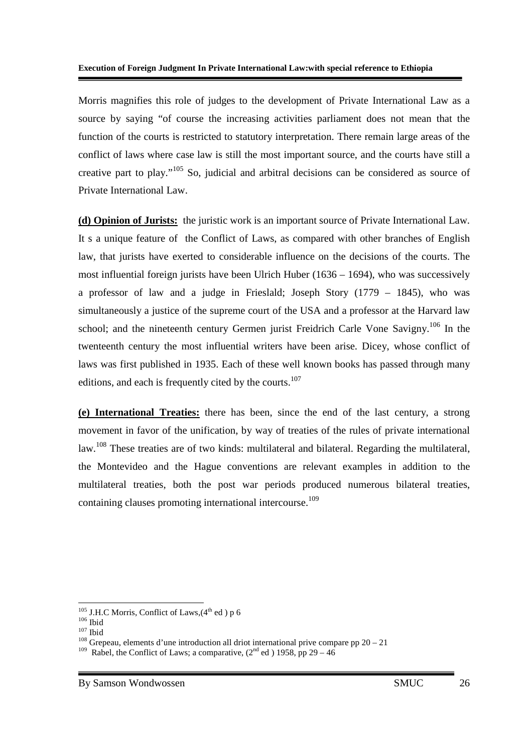Morris magnifies this role of judges to the development of Private International Law as a source by saying "of course the increasing activities parliament does not mean that the function of the courts is restricted to statutory interpretation. There remain large areas of the conflict of laws where case law is still the most important source, and the courts have still a creative part to play."[105] So, judicial and arbitral decisions can be considered as source of Private International Law.

**(d) Opinion of Jurists:** the juristic work is an important source of Private International Law. It s a unique feature of the Conflict of Laws, as compared with other branches of English law, that jurists have exerted to considerable influence on the decisions of the courts. The most influential foreign jurists have been Ulrich Huber (1636 – 1694), who was successively a professor of law and a judge in Frieslald; Joseph Story (1779 – 1845), who was simultaneously a justice of the supreme court of the USA and a professor at the Harvard law school; and the nineteenth century Germen jurist Freidrich Carle Vone Savigny.[106] In the twenteenth century the most influential writers have been arise. Dicey, whose conflict of laws was first published in 1935. Each of these well known books has passed through many editions, and each is frequently cited by the courts.[107]

**(e) International Treaties:** there has been, since the end of the last century, a strong movement in favor of the unification, by way of treaties of the rules of private international law.[108] These treaties are of two kinds: multilateral and bilateral. Regarding the multilateral, the Montevideo and the Hague conventions are relevant examples in addition to the multilateral treaties, both the post war periods produced numerous bilateral treaties, containing clauses promoting international intercourse.[109]

---

[105] J.H.C Morris, Conflict of Laws,(4th ed ) p 6
[106] Ibid
[107] Ibid
[108] Grepeau, elements d'une introduction all driot international prive compare pp 20 – 21
[109] Rabel, the Conflict of Laws; a comparative, (2nd ed ) 1958, pp 29 – 46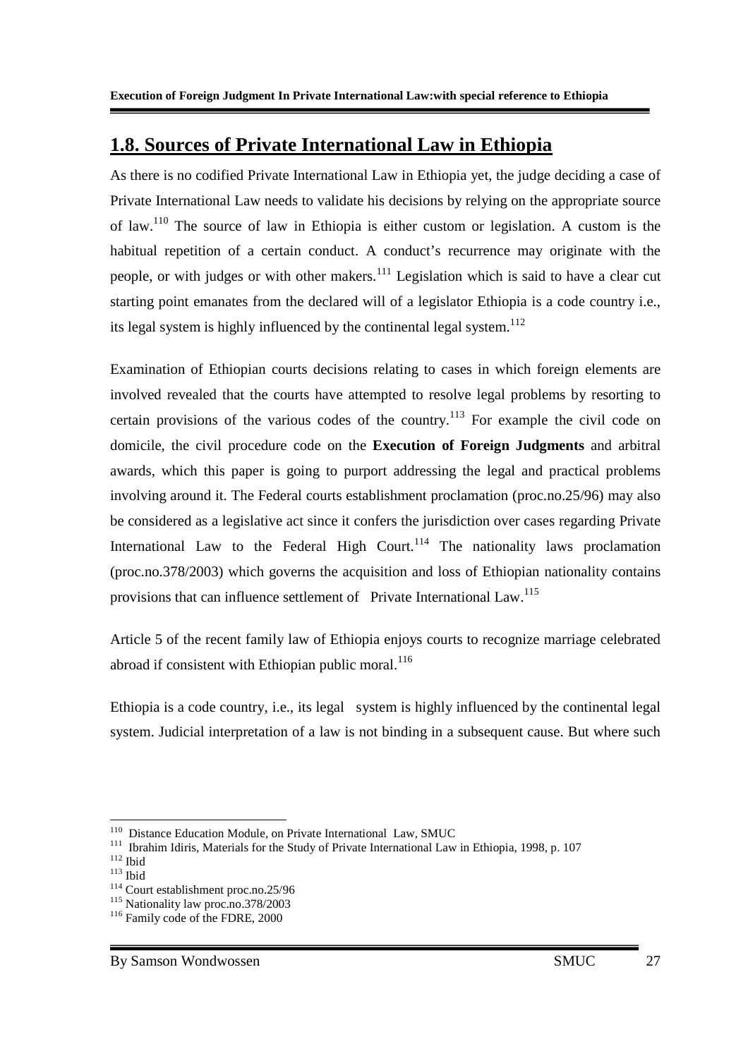## 1.8. Sources of Private International Law in Ethiopia

As there is no codified Private International Law in Ethiopia yet, the judge deciding a case of Private International Law needs to validate his decisions by relying on the appropriate source of law.[110] The source of law in Ethiopia is either custom or legislation. A custom is the habitual repetition of a certain conduct. A conduct's recurrence may originate with the people, or with judges or with other makers.[111] Legislation which is said to have a clear cut starting point emanates from the declared will of a legislator Ethiopia is a code country i.e., its legal system is highly influenced by the continental legal system.[112]

Examination of Ethiopian courts decisions relating to cases in which foreign elements are involved revealed that the courts have attempted to resolve legal problems by resorting to certain provisions of the various codes of the country.[113] For example the civil code on domicile, the civil procedure code on the **Execution of Foreign Judgments** and arbitral awards, which this paper is going to purport addressing the legal and practical problems involving around it. The Federal courts establishment proclamation (proc.no.25/96) may also be considered as a legislative act since it confers the jurisdiction over cases regarding Private International Law to the Federal High Court.[114] The nationality laws proclamation (proc.no.378/2003) which governs the acquisition and loss of Ethiopian nationality contains provisions that can influence settlement of Private International Law.[115]

Article 5 of the recent family law of Ethiopia enjoys courts to recognize marriage celebrated abroad if consistent with Ethiopian public moral.[116]

Ethiopia is a code country, i.e., its legal system is highly influenced by the continental legal system. Judicial interpretation of a law is not binding in a subsequent cause. But where such

---

[110] Distance Education Module, on Private International Law, SMUC

[111] Ibrahim Idiris, Materials for the Study of Private International Law in Ethiopia, 1998, p. 107

[112] Ibid

[113] Ibid

[114] Court establishment proc.no.25/96

[115] Nationality law proc.no.378/2003

[116] Family code of the FDRE, 2000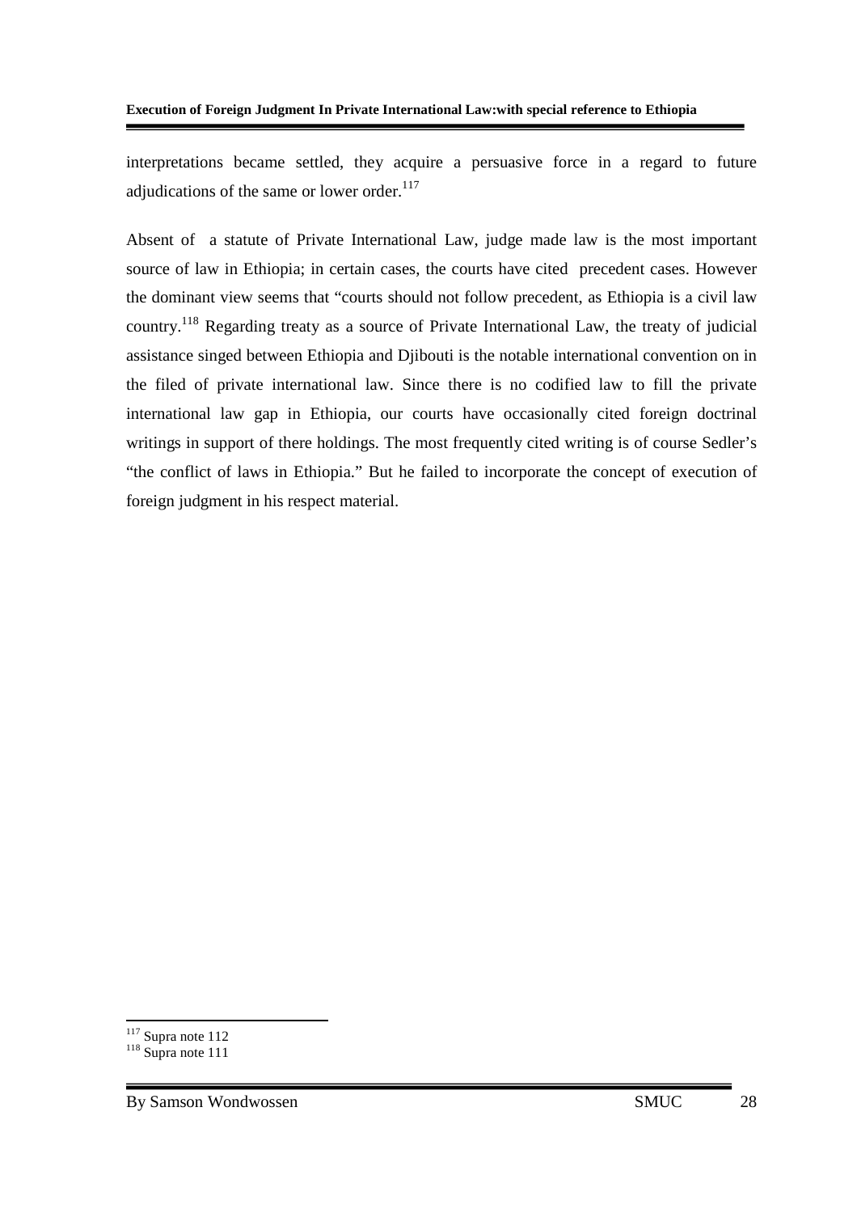interpretations became settled, they acquire a persuasive force in a regard to future adjudications of the same or lower order.[117]

Absent of a statute of Private International Law, judge made law is the most important source of law in Ethiopia; in certain cases, the courts have cited precedent cases. However the dominant view seems that "courts should not follow precedent, as Ethiopia is a civil law country.[118] Regarding treaty as a source of Private International Law, the treaty of judicial assistance singed between Ethiopia and Djibouti is the notable international convention on in the filed of private international law. Since there is no codified law to fill the private international law gap in Ethiopia, our courts have occasionally cited foreign doctrinal writings in support of there holdings. The most frequently cited writing is of course Sedler's "the conflict of laws in Ethiopia." But he failed to incorporate the concept of execution of foreign judgment in his respect material.

---

[117] Supra note 112

[118] Supra note 111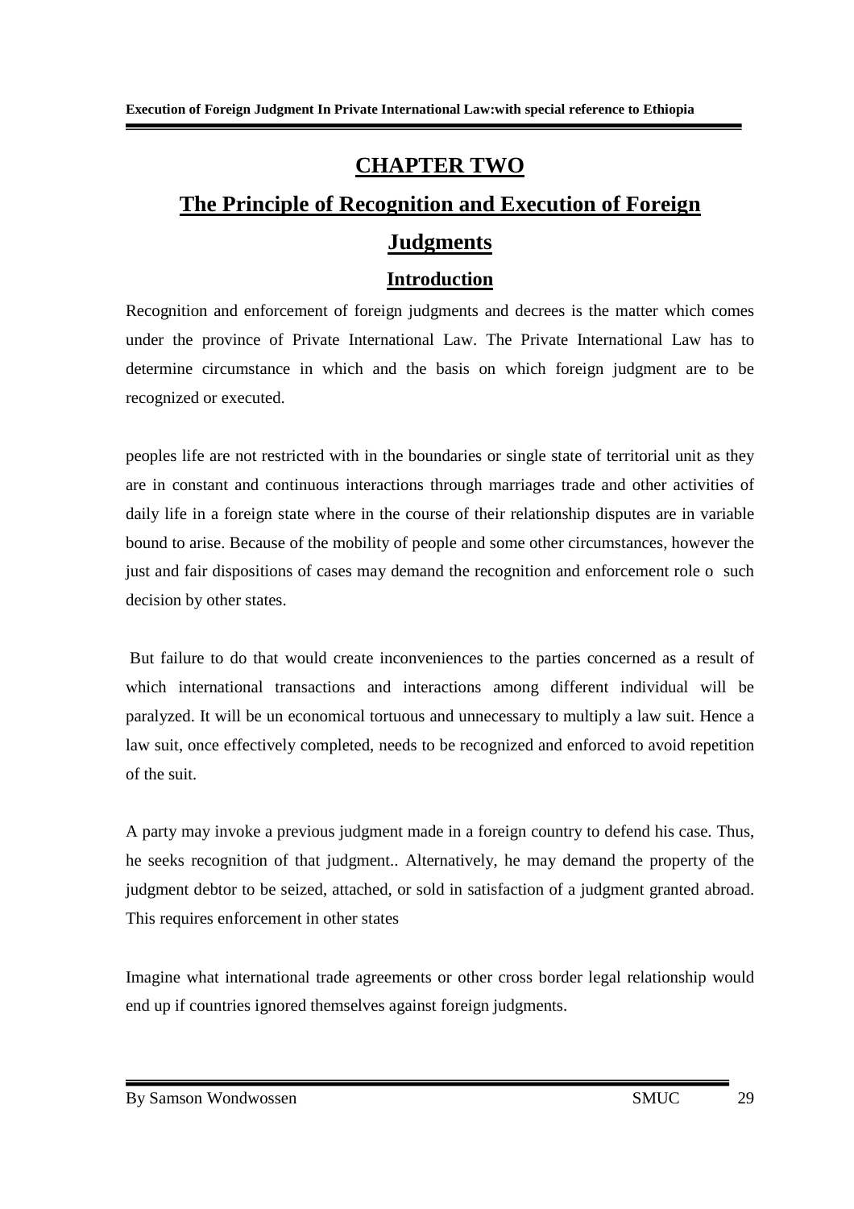# CHAPTER TWO

# The Principle of Recognition and Execution of Foreign Judgments

## Introduction

Recognition and enforcement of foreign judgments and decrees is the matter which comes under the province of Private International Law. The Private International Law has to determine circumstance in which and the basis on which foreign judgment are to be recognized or executed.

peoples life are not restricted with in the boundaries or single state of territorial unit as they are in constant and continuous interactions through marriages trade and other activities of daily life in a foreign state where in the course of their relationship disputes are in variable bound to arise. Because of the mobility of people and some other circumstances, however the just and fair dispositions of cases may demand the recognition and enforcement role o such decision by other states.

But failure to do that would create inconveniences to the parties concerned as a result of which international transactions and interactions among different individual will be paralyzed. It will be un economical tortuous and unnecessary to multiply a law suit. Hence a law suit, once effectively completed, needs to be recognized and enforced to avoid repetition of the suit.

A party may invoke a previous judgment made in a foreign country to defend his case. Thus, he seeks recognition of that judgment.. Alternatively, he may demand the property of the judgment debtor to be seized, attached, or sold in satisfaction of a judgment granted abroad. This requires enforcement in other states

Imagine what international trade agreements or other cross border legal relationship would end up if countries ignored themselves against foreign judgments.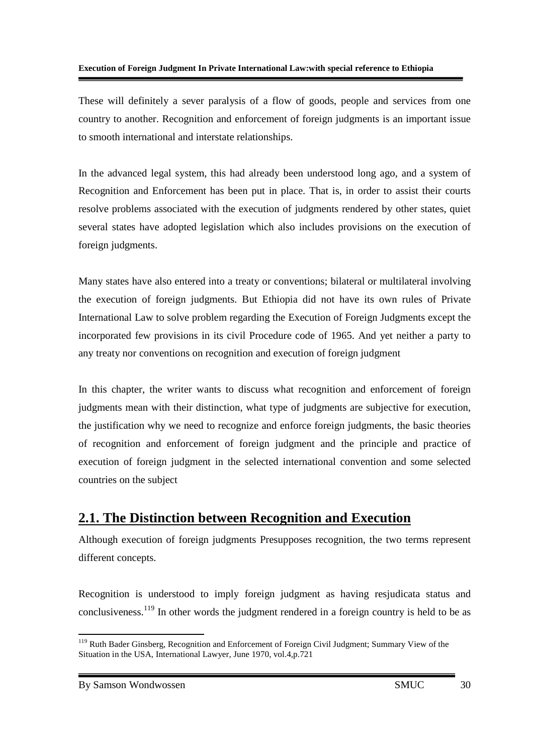These will definitely a sever paralysis of a flow of goods, people and services from one country to another. Recognition and enforcement of foreign judgments is an important issue to smooth international and interstate relationships.

In the advanced legal system, this had already been understood long ago, and a system of Recognition and Enforcement has been put in place. That is, in order to assist their courts resolve problems associated with the execution of judgments rendered by other states, quiet several states have adopted legislation which also includes provisions on the execution of foreign judgments.

Many states have also entered into a treaty or conventions; bilateral or multilateral involving the execution of foreign judgments. But Ethiopia did not have its own rules of Private International Law to solve problem regarding the Execution of Foreign Judgments except the incorporated few provisions in its civil Procedure code of 1965. And yet neither a party to any treaty nor conventions on recognition and execution of foreign judgment

In this chapter, the writer wants to discuss what recognition and enforcement of foreign judgments mean with their distinction, what type of judgments are subjective for execution, the justification why we need to recognize and enforce foreign judgments, the basic theories of recognition and enforcement of foreign judgment and the principle and practice of execution of foreign judgment in the selected international convention and some selected countries on the subject

## 2.1. The Distinction between Recognition and Execution

Although execution of foreign judgments Presupposes recognition, the two terms represent different concepts.

Recognition is understood to imply foreign judgment as having resjudicata status and conclusiveness.[119] In other words the judgment rendered in a foreign country is held to be as

---

[119] Ruth Bader Ginsberg, Recognition and Enforcement of Foreign Civil Judgment; Summary View of the Situation in the USA, International Lawyer, June 1970, vol.4,p.721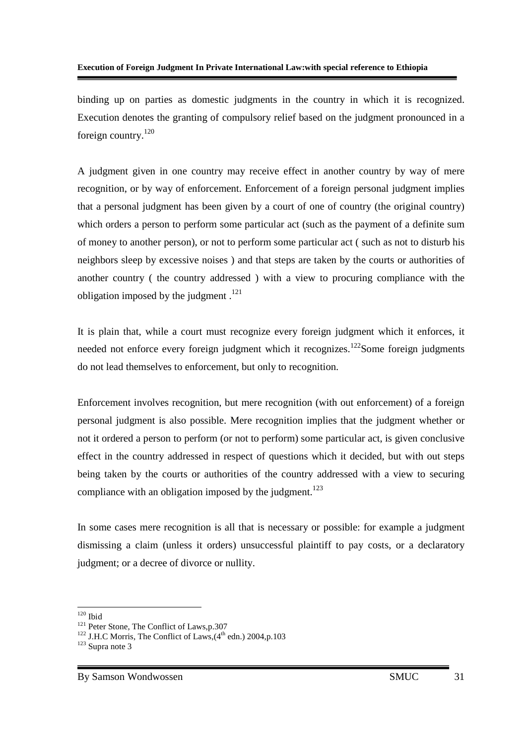binding up on parties as domestic judgments in the country in which it is recognized. Execution denotes the granting of compulsory relief based on the judgment pronounced in a foreign country.[120]

A judgment given in one country may receive effect in another country by way of mere recognition, or by way of enforcement. Enforcement of a foreign personal judgment implies that a personal judgment has been given by a court of one of country (the original country) which orders a person to perform some particular act (such as the payment of a definite sum of money to another person), or not to perform some particular act ( such as not to disturb his neighbors sleep by excessive noises ) and that steps are taken by the courts or authorities of another country ( the country addressed ) with a view to procuring compliance with the obligation imposed by the judgment .[121]

It is plain that, while a court must recognize every foreign judgment which it enforces, it needed not enforce every foreign judgment which it recognizes.[122]Some foreign judgments do not lead themselves to enforcement, but only to recognition.

Enforcement involves recognition, but mere recognition (with out enforcement) of a foreign personal judgment is also possible. Mere recognition implies that the judgment whether or not it ordered a person to perform (or not to perform) some particular act, is given conclusive effect in the country addressed in respect of questions which it decided, but with out steps being taken by the courts or authorities of the country addressed with a view to securing compliance with an obligation imposed by the judgment.[123]

In some cases mere recognition is all that is necessary or possible: for example a judgment dismissing a claim (unless it orders) unsuccessful plaintiff to pay costs, or a declaratory judgment; or a decree of divorce or nullity.

---

[120] Ibid

[121] Peter Stone, The Conflict of Laws,p.307

[122] J.H.C Morris, The Conflict of Laws,(4th edn.) 2004,p.103

[123] Supra note 3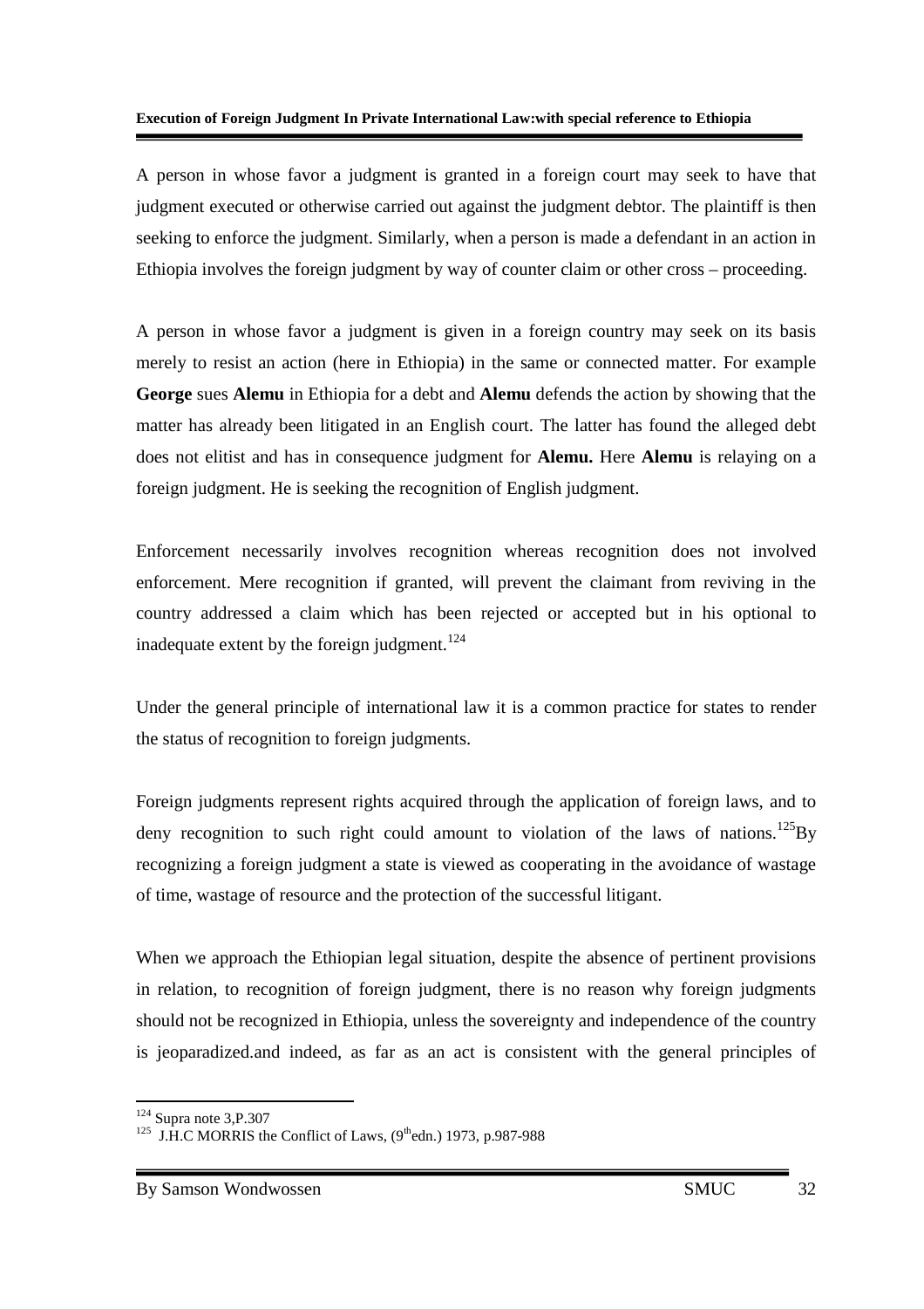A person in whose favor a judgment is granted in a foreign court may seek to have that judgment executed or otherwise carried out against the judgment debtor. The plaintiff is then seeking to enforce the judgment. Similarly, when a person is made a defendant in an action in Ethiopia involves the foreign judgment by way of counter claim or other cross – proceeding.

A person in whose favor a judgment is given in a foreign country may seek on its basis merely to resist an action (here in Ethiopia) in the same or connected matter. For example **George** sues **Alemu** in Ethiopia for a debt and **Alemu** defends the action by showing that the matter has already been litigated in an English court. The latter has found the alleged debt does not elitist and has in consequence judgment for **Alemu.** Here **Alemu** is relaying on a foreign judgment. He is seeking the recognition of English judgment.

Enforcement necessarily involves recognition whereas recognition does not involved enforcement. Mere recognition if granted, will prevent the claimant from reviving in the country addressed a claim which has been rejected or accepted but in his optional to inadequate extent by the foreign judgment.[124]

Under the general principle of international law it is a common practice for states to render the status of recognition to foreign judgments.

Foreign judgments represent rights acquired through the application of foreign laws, and to deny recognition to such right could amount to violation of the laws of nations.[125]By recognizing a foreign judgment a state is viewed as cooperating in the avoidance of wastage of time, wastage of resource and the protection of the successful litigant.

When we approach the Ethiopian legal situation, despite the absence of pertinent provisions in relation, to recognition of foreign judgment, there is no reason why foreign judgments should not be recognized in Ethiopia, unless the sovereignty and independence of the country is jeoparadized.and indeed, as far as an act is consistent with the general principles of

---

[124] Supra note 3,P.307

[125] J.H.C MORRIS the Conflict of Laws, (9th edn.) 1973, p.987-988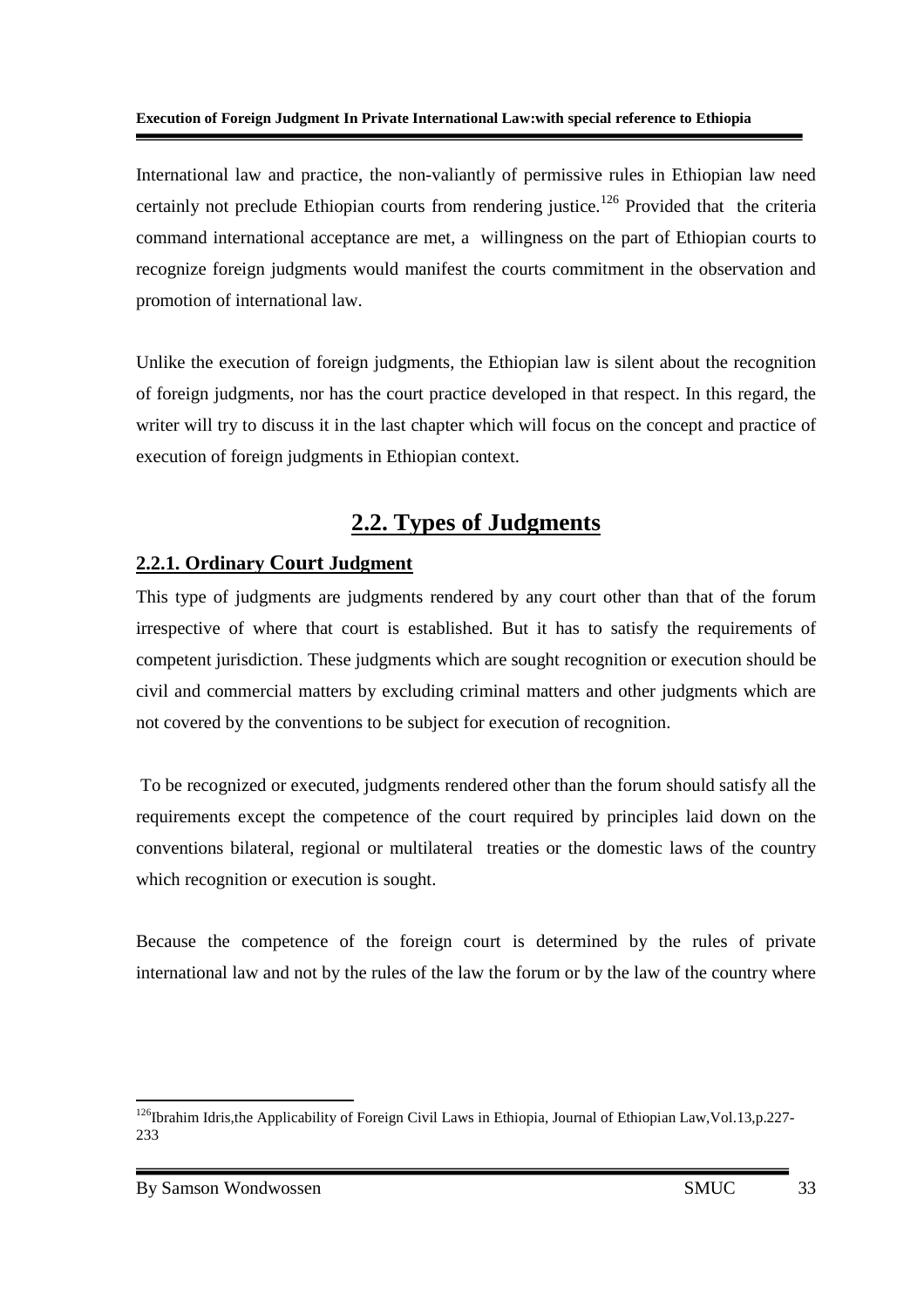International law and practice, the non-valiantly of permissive rules in Ethiopian law need certainly not preclude Ethiopian courts from rendering justice.[126] Provided that the criteria command international acceptance are met, a willingness on the part of Ethiopian courts to recognize foreign judgments would manifest the courts commitment in the observation and promotion of international law.

Unlike the execution of foreign judgments, the Ethiopian law is silent about the recognition of foreign judgments, nor has the court practice developed in that respect. In this regard, the writer will try to discuss it in the last chapter which will focus on the concept and practice of execution of foreign judgments in Ethiopian context.

## 2.2. Types of Judgments

### 2.2.1. Ordinary Court Judgment

This type of judgments are judgments rendered by any court other than that of the forum irrespective of where that court is established. But it has to satisfy the requirements of competent jurisdiction. These judgments which are sought recognition or execution should be civil and commercial matters by excluding criminal matters and other judgments which are not covered by the conventions to be subject for execution of recognition.

To be recognized or executed, judgments rendered other than the forum should satisfy all the requirements except the competence of the court required by principles laid down on the conventions bilateral, regional or multilateral treaties or the domestic laws of the country which recognition or execution is sought.

Because the competence of the foreign court is determined by the rules of private international law and not by the rules of the law the forum or by the law of the country where

---

[126] Ibrahim Idris, the Applicability of Foreign Civil Laws in Ethiopia, Journal of Ethiopian Law, Vol.13, p.227-233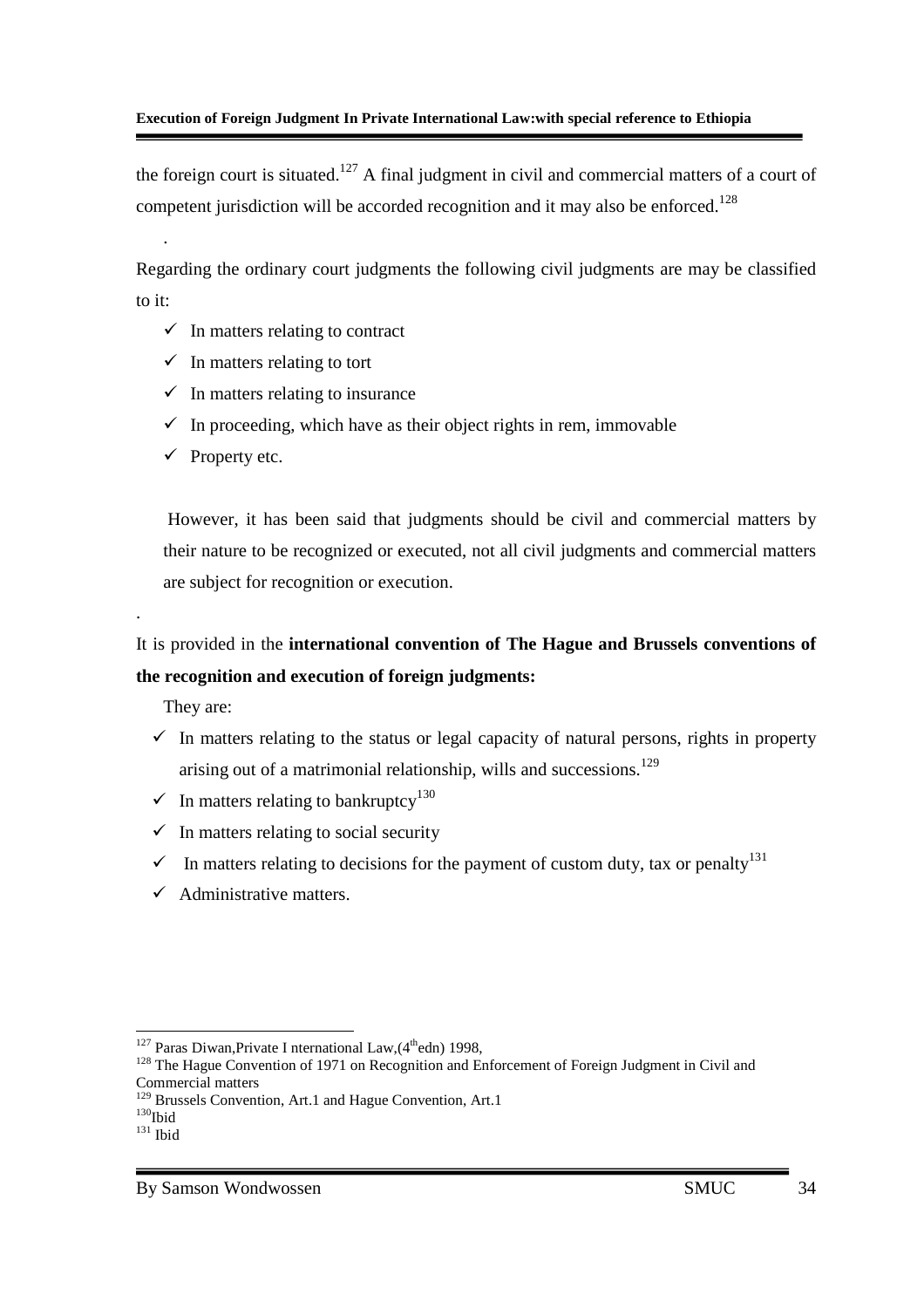the foreign court is situated.[127] A final judgment in civil and commercial matters of a court of competent jurisdiction will be accorded recognition and it may also be enforced.[128]

.

Regarding the ordinary court judgments the following civil judgments are may be classified to it:

- ✓ In matters relating to contract
- ✓ In matters relating to tort
- ✓ In matters relating to insurance
- ✓ In proceeding, which have as their object rights in rem, immovable
- ✓ Property etc.

However, it has been said that judgments should be civil and commercial matters by their nature to be recognized or executed, not all civil judgments and commercial matters are subject for recognition or execution.

.

It is provided in the **international convention of The Hague and Brussels conventions of the recognition and execution of foreign judgments:**

They are:

- ✓ In matters relating to the status or legal capacity of natural persons, rights in property arising out of a matrimonial relationship, wills and successions.[129]
- ✓ In matters relating to bankruptcy[130]
- ✓ In matters relating to social security
- ✓ In matters relating to decisions for the payment of custom duty, tax or penalty[131]
- ✓ Administrative matters.

---

[127] Paras Diwan,Private I nternational Law,(4th edn) 1998,

[128] The Hague Convention of 1971 on Recognition and Enforcement of Foreign Judgment in Civil and Commercial matters

[129] Brussels Convention, Art.1 and Hague Convention, Art.1

[130] Ibid

[131] Ibid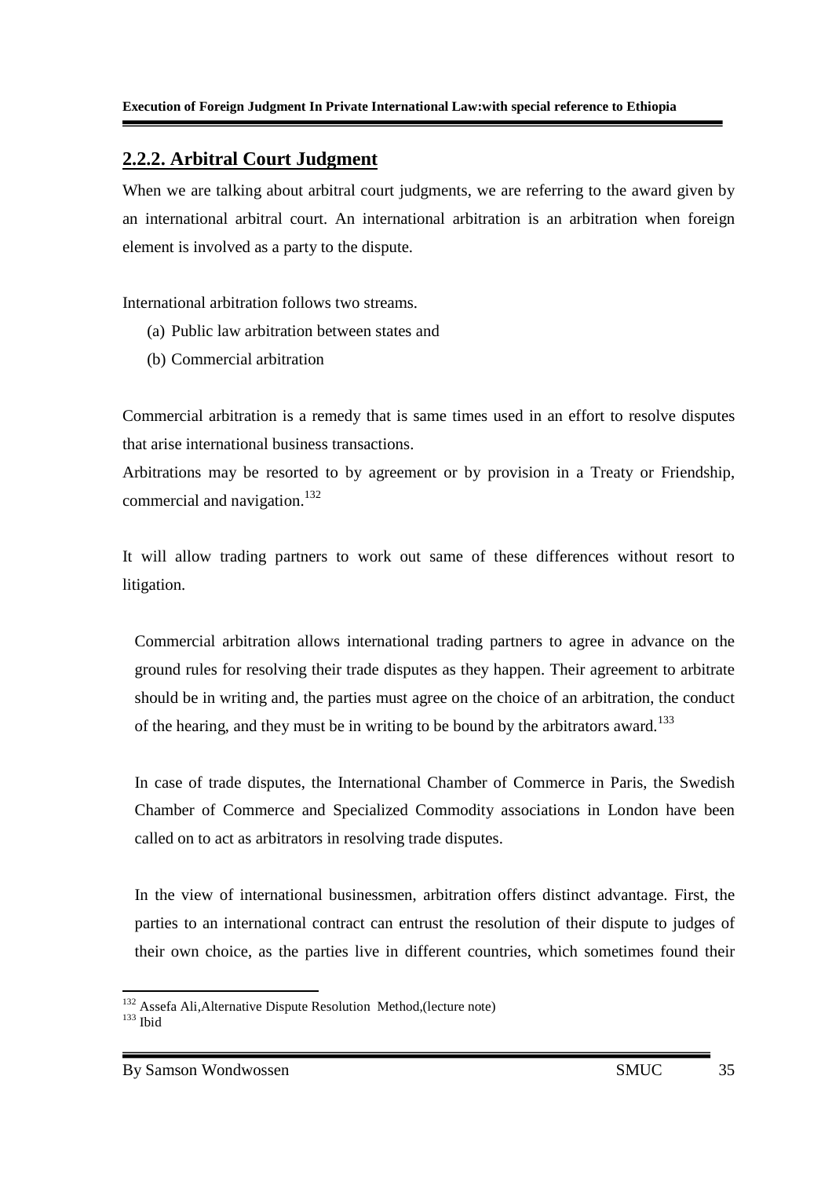## 2.2.2. Arbitral Court Judgment

When we are talking about arbitral court judgments, we are referring to the award given by an international arbitral court. An international arbitration is an arbitration when foreign element is involved as a party to the dispute.

International arbitration follows two streams.

(a) Public law arbitration between states and

(b) Commercial arbitration

Commercial arbitration is a remedy that is same times used in an effort to resolve disputes that arise international business transactions.

Arbitrations may be resorted to by agreement or by provision in a Treaty or Friendship, commercial and navigation.[132]

It will allow trading partners to work out same of these differences without resort to litigation.

> Commercial arbitration allows international trading partners to agree in advance on the ground rules for resolving their trade disputes as they happen. Their agreement to arbitrate should be in writing and, the parties must agree on the choice of an arbitration, the conduct of the hearing, and they must be in writing to be bound by the arbitrators award.[133]
>
> In case of trade disputes, the International Chamber of Commerce in Paris, the Swedish Chamber of Commerce and Specialized Commodity associations in London have been called on to act as arbitrators in resolving trade disputes.
>
> In the view of international businessmen, arbitration offers distinct advantage. First, the parties to an international contract can entrust the resolution of their dispute to judges of their own choice, as the parties live in different countries, which sometimes found their

---

[132] Assefa Ali,Alternative Dispute Resolution Method,(lecture note)

[133] Ibid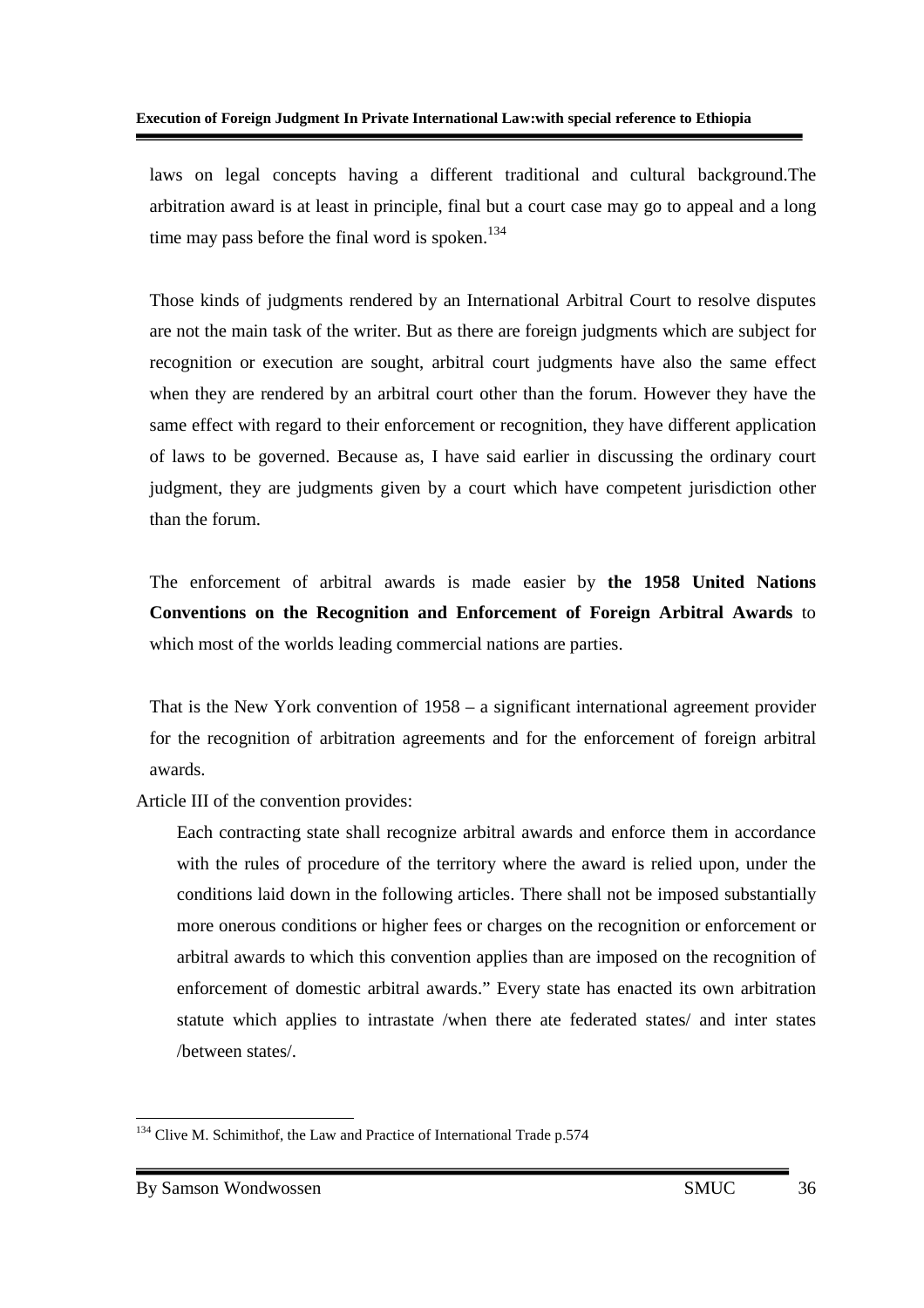laws on legal concepts having a different traditional and cultural background.The arbitration award is at least in principle, final but a court case may go to appeal and a long time may pass before the final word is spoken.[134]

Those kinds of judgments rendered by an International Arbitral Court to resolve disputes are not the main task of the writer. But as there are foreign judgments which are subject for recognition or execution are sought, arbitral court judgments have also the same effect when they are rendered by an arbitral court other than the forum. However they have the same effect with regard to their enforcement or recognition, they have different application of laws to be governed. Because as, I have said earlier in discussing the ordinary court judgment, they are judgments given by a court which have competent jurisdiction other than the forum.

The enforcement of arbitral awards is made easier by **the 1958 United Nations Conventions on the Recognition and Enforcement of Foreign Arbitral Awards** to which most of the worlds leading commercial nations are parties.

That is the New York convention of 1958 – a significant international agreement provider for the recognition of arbitration agreements and for the enforcement of foreign arbitral awards.

Article III of the convention provides:

> Each contracting state shall recognize arbitral awards and enforce them in accordance with the rules of procedure of the territory where the award is relied upon, under the conditions laid down in the following articles. There shall not be imposed substantially more onerous conditions or higher fees or charges on the recognition or enforcement or arbitral awards to which this convention applies than are imposed on the recognition of enforcement of domestic arbitral awards." Every state has enacted its own arbitration statute which applies to intrastate /when there ate federated states/ and inter states /between states/.

---

[134] Clive M. Schimithof, the Law and Practice of International Trade p.574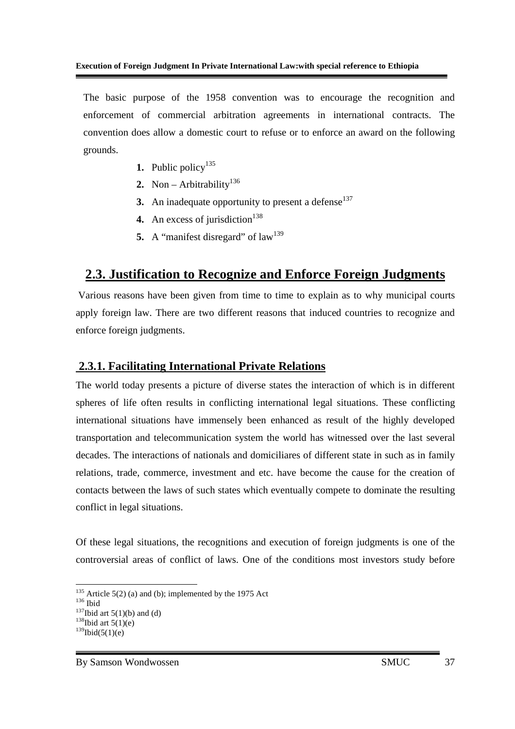The basic purpose of the 1958 convention was to encourage the recognition and enforcement of commercial arbitration agreements in international contracts. The convention does allow a domestic court to refuse or to enforce an award on the following grounds.

1. Public policy[135]
2. Non – Arbitrability[136]
3. An inadequate opportunity to present a defense[137]
4. An excess of jurisdiction[138]
5. A "manifest disregard" of law[139]

## 2.3. Justification to Recognize and Enforce Foreign Judgments

Various reasons have been given from time to time to explain as to why municipal courts apply foreign law. There are two different reasons that induced countries to recognize and enforce foreign judgments.

### 2.3.1. Facilitating International Private Relations

The world today presents a picture of diverse states the interaction of which is in different spheres of life often results in conflicting international legal situations. These conflicting international situations have immensely been enhanced as result of the highly developed transportation and telecommunication system the world has witnessed over the last several decades. The interactions of nationals and domiciliares of different state in such as in family relations, trade, commerce, investment and etc. have become the cause for the creation of contacts between the laws of such states which eventually compete to dominate the resulting conflict in legal situations.

Of these legal situations, the recognitions and execution of foreign judgments is one of the controversial areas of conflict of laws. One of the conditions most investors study before

---

[135] Article 5(2) (a) and (b); implemented by the 1975 Act
[136] Ibid
[137] Ibid art 5(1)(b) and (d)
[138] Ibid art 5(1)(e)
[139] Ibid(5(1)(e)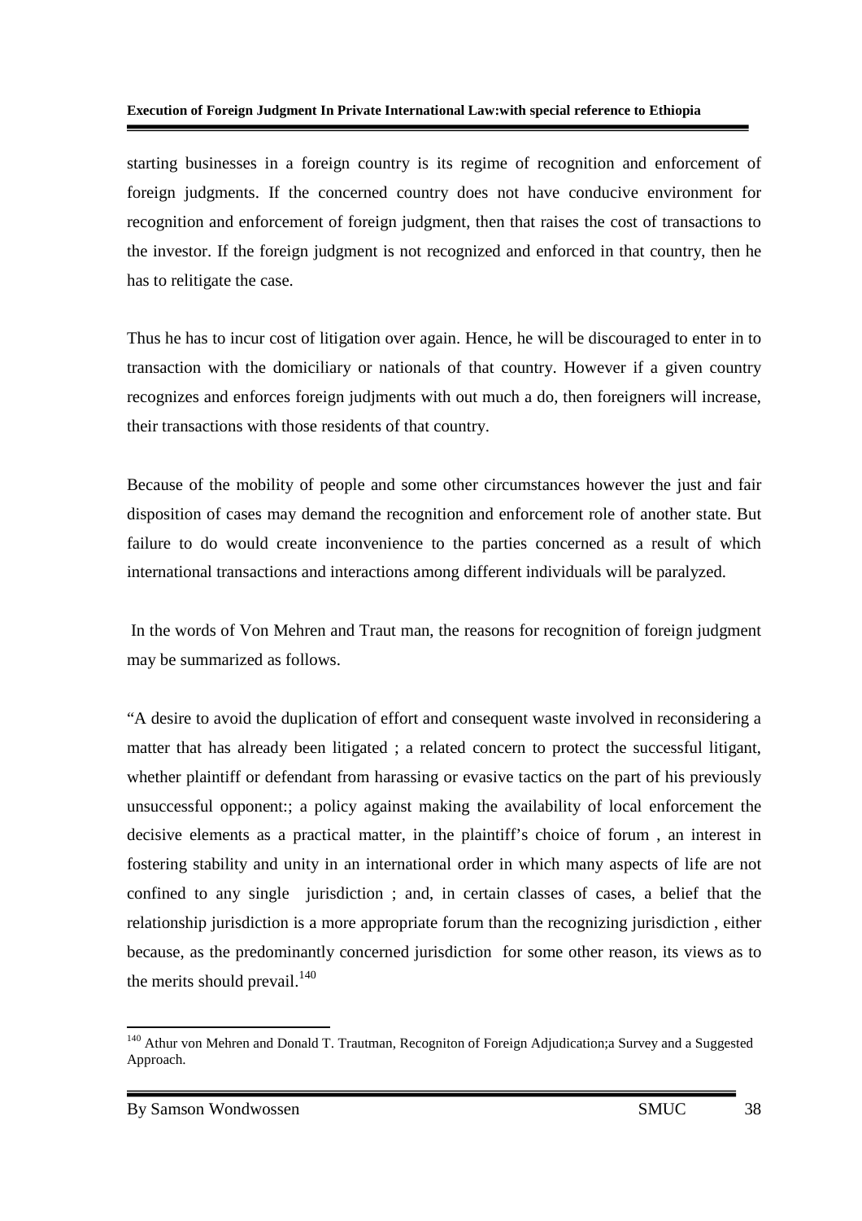starting businesses in a foreign country is its regime of recognition and enforcement of foreign judgments. If the concerned country does not have conducive environment for recognition and enforcement of foreign judgment, then that raises the cost of transactions to the investor. If the foreign judgment is not recognized and enforced in that country, then he has to relitigate the case.

Thus he has to incur cost of litigation over again. Hence, he will be discouraged to enter in to transaction with the domiciliary or nationals of that country. However if a given country recognizes and enforces foreign judjments with out much a do, then foreigners will increase, their transactions with those residents of that country.

Because of the mobility of people and some other circumstances however the just and fair disposition of cases may demand the recognition and enforcement role of another state. But failure to do would create inconvenience to the parties concerned as a result of which international transactions and interactions among different individuals will be paralyzed.

In the words of Von Mehren and Traut man, the reasons for recognition of foreign judgment may be summarized as follows.

"A desire to avoid the duplication of effort and consequent waste involved in reconsidering a matter that has already been litigated ; a related concern to protect the successful litigant, whether plaintiff or defendant from harassing or evasive tactics on the part of his previously unsuccessful opponent:; a policy against making the availability of local enforcement the decisive elements as a practical matter, in the plaintiff's choice of forum , an interest in fostering stability and unity in an international order in which many aspects of life are not confined to any single jurisdiction ; and, in certain classes of cases, a belief that the relationship jurisdiction is a more appropriate forum than the recognizing jurisdiction , either because, as the predominantly concerned jurisdiction for some other reason, its views as to the merits should prevail.[140]

---

[140] Athur von Mehren and Donald T. Trautman, Recogniton of Foreign Adjudication;a Survey and a Suggested Approach.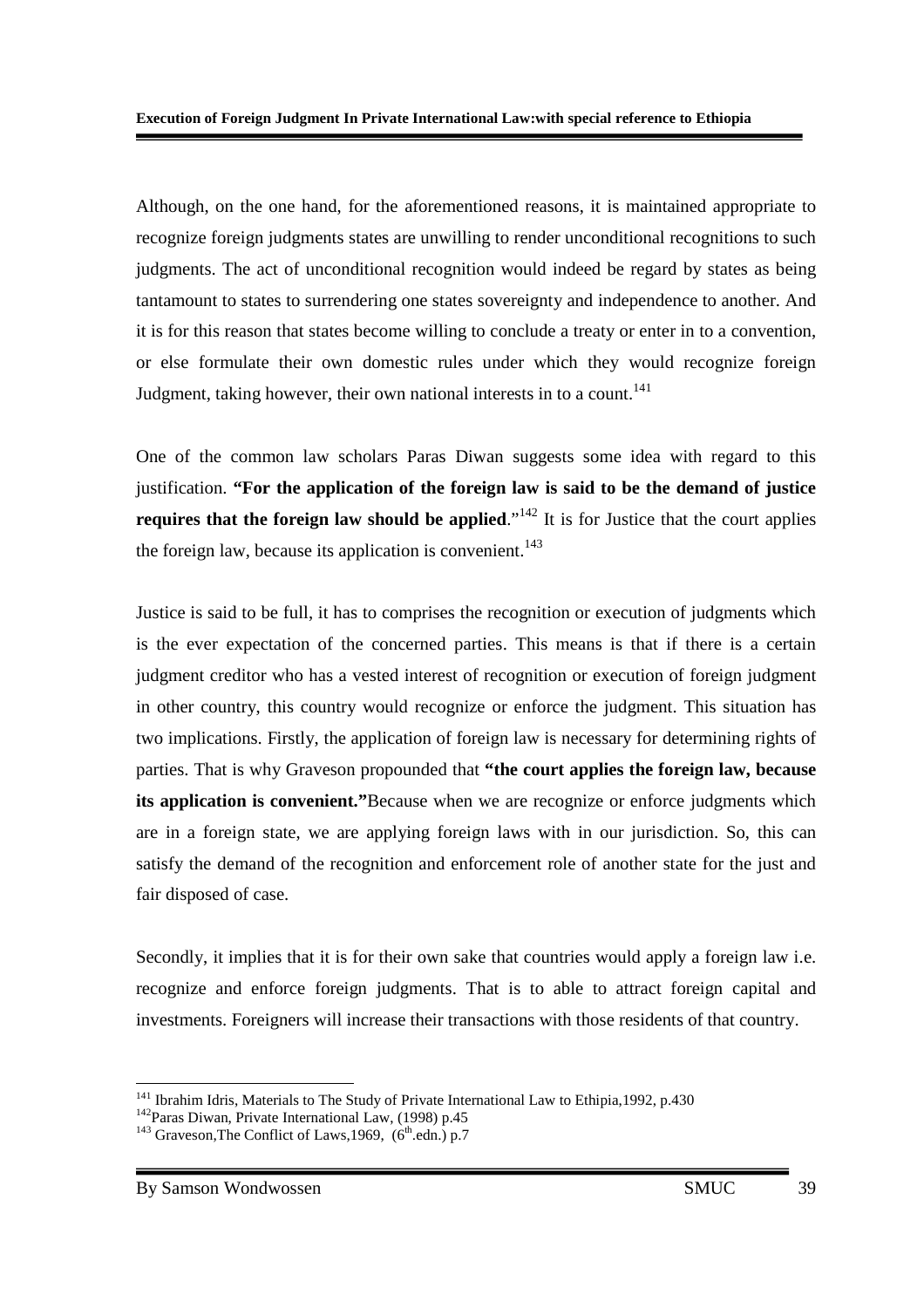Although, on the one hand, for the aforementioned reasons, it is maintained appropriate to recognize foreign judgments states are unwilling to render unconditional recognitions to such judgments. The act of unconditional recognition would indeed be regard by states as being tantamount to states to surrendering one states sovereignty and independence to another. And it is for this reason that states become willing to conclude a treaty or enter in to a convention, or else formulate their own domestic rules under which they would recognize foreign Judgment, taking however, their own national interests in to a count.[141]

One of the common law scholars Paras Diwan suggests some idea with regard to this justification. **"For the application of the foreign law is said to be the demand of justice requires that the foreign law should be applied**."[142] It is for Justice that the court applies the foreign law, because its application is convenient.[143]

Justice is said to be full, it has to comprises the recognition or execution of judgments which is the ever expectation of the concerned parties. This means is that if there is a certain judgment creditor who has a vested interest of recognition or execution of foreign judgment in other country, this country would recognize or enforce the judgment. This situation has two implications. Firstly, the application of foreign law is necessary for determining rights of parties. That is why Graveson propounded that **"the court applies the foreign law, because its application is convenient."**Because when we are recognize or enforce judgments which are in a foreign state, we are applying foreign laws with in our jurisdiction. So, this can satisfy the demand of the recognition and enforcement role of another state for the just and fair disposed of case.

Secondly, it implies that it is for their own sake that countries would apply a foreign law i.e. recognize and enforce foreign judgments. That is to able to attract foreign capital and investments. Foreigners will increase their transactions with those residents of that country.

---

[141] Ibrahim Idris, Materials to The Study of Private International Law to Ethipia,1992, p.430

[142] Paras Diwan, Private International Law, (1998) p.45

[143] Graveson,The Conflict of Laws,1969, (6th.edn.) p.7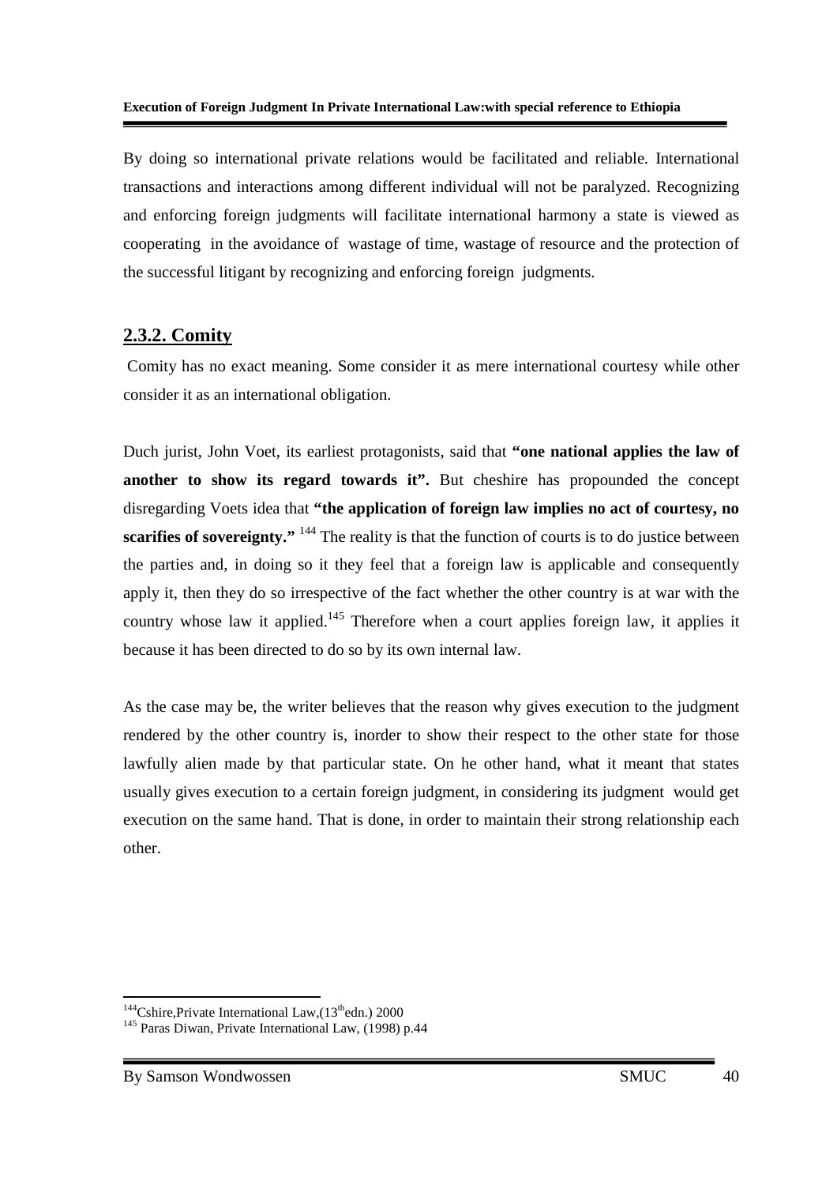By doing so international private relations would be facilitated and reliable. International transactions and interactions among different individual will not be paralyzed. Recognizing and enforcing foreign judgments will facilitate international harmony a state is viewed as cooperating in the avoidance of wastage of time, wastage of resource and the protection of the successful litigant by recognizing and enforcing foreign judgments.

## 2.3.2. Comity

Comity has no exact meaning. Some consider it as mere international courtesy while other consider it as an international obligation.

Duch jurist, John Voet, its earliest protagonists, said that **"one national applies the law of another to show its regard towards it".** But cheshire has propounded the concept disregarding Voets idea that **"the application of foreign law implies no act of courtesy, no scarifies of sovereignty."** [144] The reality is that the function of courts is to do justice between the parties and, in doing so it they feel that a foreign law is applicable and consequently apply it, then they do so irrespective of the fact whether the other country is at war with the country whose law it applied.[145] Therefore when a court applies foreign law, it applies it because it has been directed to do so by its own internal law.

As the case may be, the writer believes that the reason why gives execution to the judgment rendered by the other country is, inorder to show their respect to the other state for those lawfully alien made by that particular state. On he other hand, what it meant that states usually gives execution to a certain foreign judgment, in considering its judgment would get execution on the same hand. That is done, in order to maintain their strong relationship each other.

---

[144] Cshire,Private International Law,(13[th]edn.) 2000

[145] Paras Diwan, Private International Law, (1998) p.44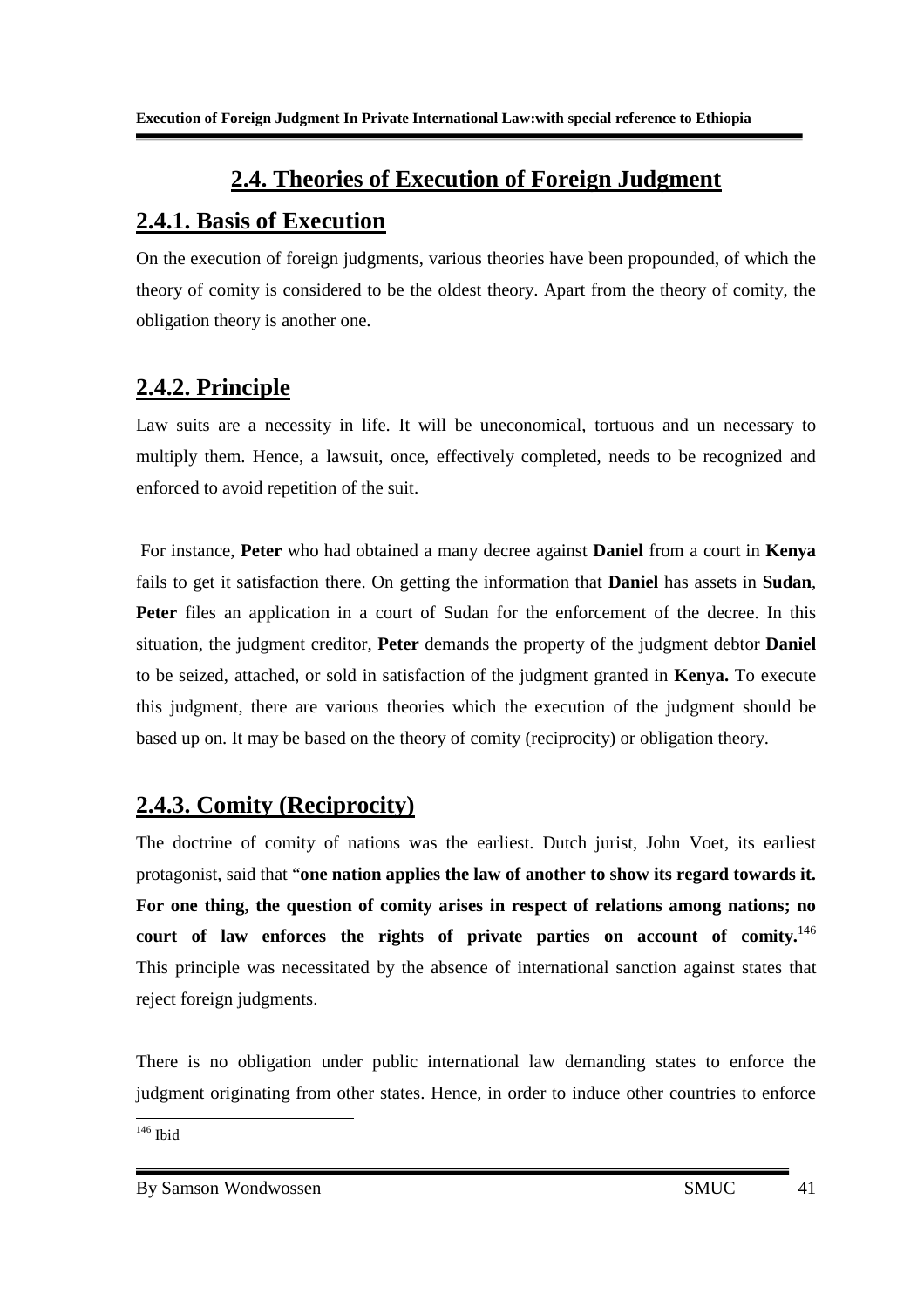## 2.4. Theories of Execution of Foreign Judgment

### 2.4.1. Basis of Execution

On the execution of foreign judgments, various theories have been propounded, of which the theory of comity is considered to be the oldest theory. Apart from the theory of comity, the obligation theory is another one.

### 2.4.2. Principle

Law suits are a necessity in life. It will be uneconomical, tortuous and un necessary to multiply them. Hence, a lawsuit, once, effectively completed, needs to be recognized and enforced to avoid repetition of the suit.

For instance, **Peter** who had obtained a many decree against **Daniel** from a court in **Kenya** fails to get it satisfaction there. On getting the information that **Daniel** has assets in **Sudan**, **Peter** files an application in a court of Sudan for the enforcement of the decree. In this situation, the judgment creditor, **Peter** demands the property of the judgment debtor **Daniel** to be seized, attached, or sold in satisfaction of the judgment granted in **Kenya.** To execute this judgment, there are various theories which the execution of the judgment should be based up on. It may be based on the theory of comity (reciprocity) or obligation theory.

### 2.4.3. Comity (Reciprocity)

The doctrine of comity of nations was the earliest. Dutch jurist, John Voet, its earliest protagonist, said that "**one nation applies the law of another to show its regard towards it. For one thing, the question of comity arises in respect of relations among nations; no court of law enforces the rights of private parties on account of comity.**[146] This principle was necessitated by the absence of international sanction against states that reject foreign judgments.

There is no obligation under public international law demanding states to enforce the judgment originating from other states. Hence, in order to induce other countries to enforce

[146] Ibid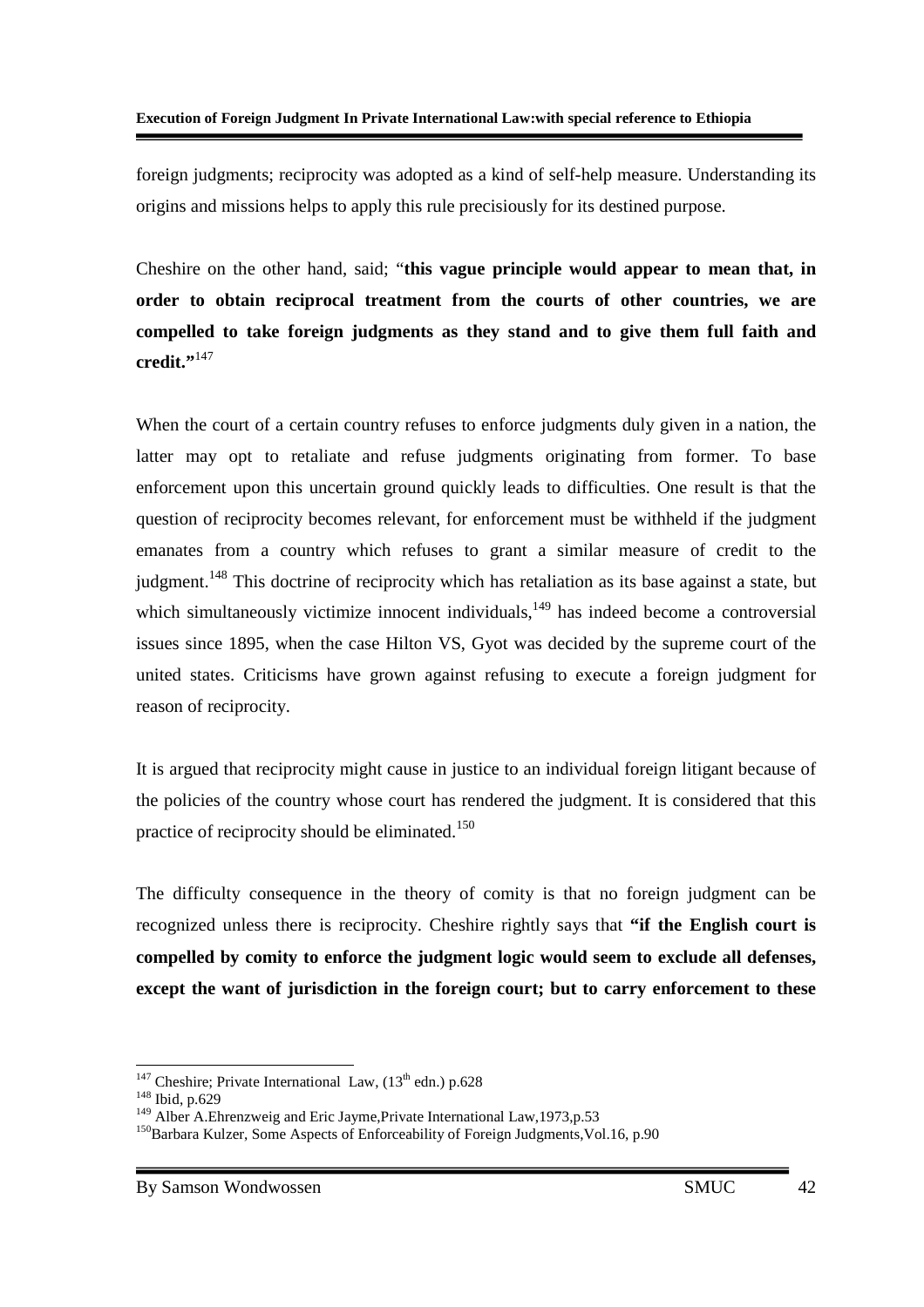foreign judgments; reciprocity was adopted as a kind of self-help measure. Understanding its origins and missions helps to apply this rule precisiously for its destined purpose.

Cheshire on the other hand, said; "**this vague principle would appear to mean that, in order to obtain reciprocal treatment from the courts of other countries, we are compelled to take foreign judgments as they stand and to give them full faith and credit.**"[147]

When the court of a certain country refuses to enforce judgments duly given in a nation, the latter may opt to retaliate and refuse judgments originating from former. To base enforcement upon this uncertain ground quickly leads to difficulties. One result is that the question of reciprocity becomes relevant, for enforcement must be withheld if the judgment emanates from a country which refuses to grant a similar measure of credit to the judgment.[148] This doctrine of reciprocity which has retaliation as its base against a state, but which simultaneously victimize innocent individuals,[149] has indeed become a controversial issues since 1895, when the case Hilton VS, Gyot was decided by the supreme court of the united states. Criticisms have grown against refusing to execute a foreign judgment for reason of reciprocity.

It is argued that reciprocity might cause in justice to an individual foreign litigant because of the policies of the country whose court has rendered the judgment. It is considered that this practice of reciprocity should be eliminated.[150]

The difficulty consequence in the theory of comity is that no foreign judgment can be recognized unless there is reciprocity. Cheshire rightly says that **"if the English court is compelled by comity to enforce the judgment logic would seem to exclude all defenses, except the want of jurisdiction in the foreign court; but to carry enforcement to these**

---

[147] Cheshire; Private International Law, (13th edn.) p.628

[148] Ibid, p.629

[149] Alber A.Ehrenzweig and Eric Jayme,Private International Law,1973,p.53

[150] Barbara Kulzer, Some Aspects of Enforceability of Foreign Judgments,Vol.16, p.90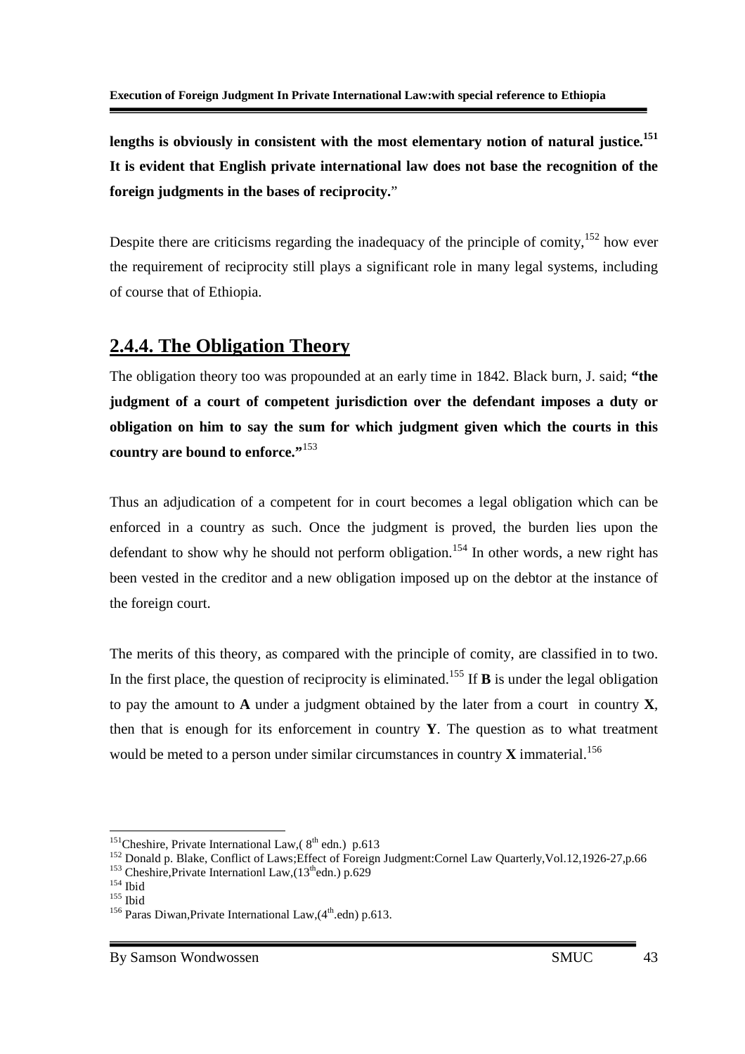**lengths is obviously in consistent with the most elementary notion of natural justice.**[151] **It is evident that English private international law does not base the recognition of the foreign judgments in the bases of reciprocity.**"

Despite there are criticisms regarding the inadequacy of the principle of comity,[152] how ever the requirement of reciprocity still plays a significant role in many legal systems, including of course that of Ethiopia.

## 2.4.4. The Obligation Theory

The obligation theory too was propounded at an early time in 1842. Black burn, J. said; **"the judgment of a court of competent jurisdiction over the defendant imposes a duty or obligation on him to say the sum for which judgment given which the courts in this country are bound to enforce."**[153]

Thus an adjudication of a competent for in court becomes a legal obligation which can be enforced in a country as such. Once the judgment is proved, the burden lies upon the defendant to show why he should not perform obligation.[154] In other words, a new right has been vested in the creditor and a new obligation imposed up on the debtor at the instance of the foreign court.

The merits of this theory, as compared with the principle of comity, are classified in to two. In the first place, the question of reciprocity is eliminated.[155] If **B** is under the legal obligation to pay the amount to **A** under a judgment obtained by the later from a court in country **X**, then that is enough for its enforcement in country **Y**. The question as to what treatment would be meted to a person under similar circumstances in country **X** immaterial.[156]

---

[151] Cheshire, Private International Law,( 8th edn.) p.613

[152] Donald p. Blake, Conflict of Laws;Effect of Foreign Judgment:Cornel Law Quarterly,Vol.12,1926-27,p.66

[153] Cheshire,Private Internationl Law,(13thedn.) p.629

[154] Ibid

[155] Ibid

[156] Paras Diwan,Private International Law,(4th.edn) p.613.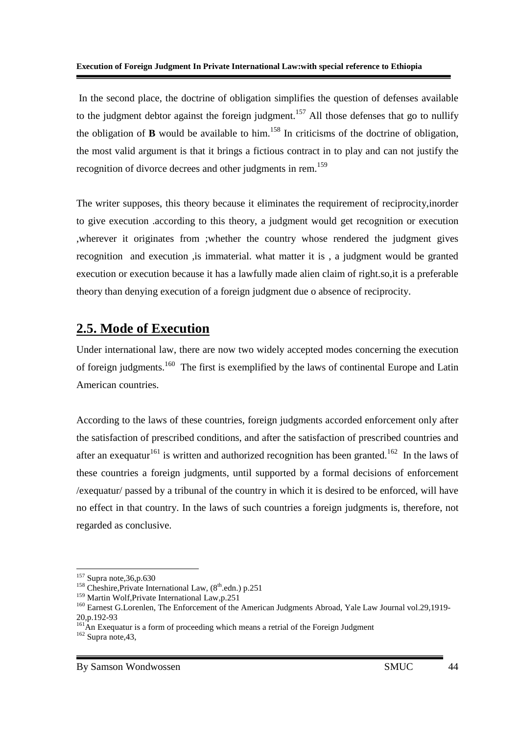In the second place, the doctrine of obligation simplifies the question of defenses available to the judgment debtor against the foreign judgment.[157] All those defenses that go to nullify the obligation of **B** would be available to him.[158] In criticisms of the doctrine of obligation, the most valid argument is that it brings a fictious contract in to play and can not justify the recognition of divorce decrees and other judgments in rem.[159]

The writer supposes, this theory because it eliminates the requirement of reciprocity,inorder to give execution .according to this theory, a judgment would get recognition or execution ,wherever it originates from ;whether the country whose rendered the judgment gives recognition and execution ,is immaterial. what matter it is , a judgment would be granted execution or execution because it has a lawfully made alien claim of right.so,it is a preferable theory than denying execution of a foreign judgment due o absence of reciprocity.

## 2.5. Mode of Execution

Under international law, there are now two widely accepted modes concerning the execution of foreign judgments.[160] The first is exemplified by the laws of continental Europe and Latin American countries.

According to the laws of these countries, foreign judgments accorded enforcement only after the satisfaction of prescribed conditions, and after the satisfaction of prescribed countries and after an exequatur[161] is written and authorized recognition has been granted.[162] In the laws of these countries a foreign judgments, until supported by a formal decisions of enforcement /exequatur/ passed by a tribunal of the country in which it is desired to be enforced, will have no effect in that country. In the laws of such countries a foreign judgments is, therefore, not regarded as conclusive.

---

[157] Supra note,36,p.630

[158] Cheshire,Private International Law, (8th.edn.) p.251

[159] Martin Wolf,Private International Law,p.251

[160] Earnest G.Lorenlen, The Enforcement of the American Judgments Abroad, Yale Law Journal vol.29,1919-20,p.192-93

[161] An Exequatur is a form of proceeding which means a retrial of the Foreign Judgment

[162] Supra note,43,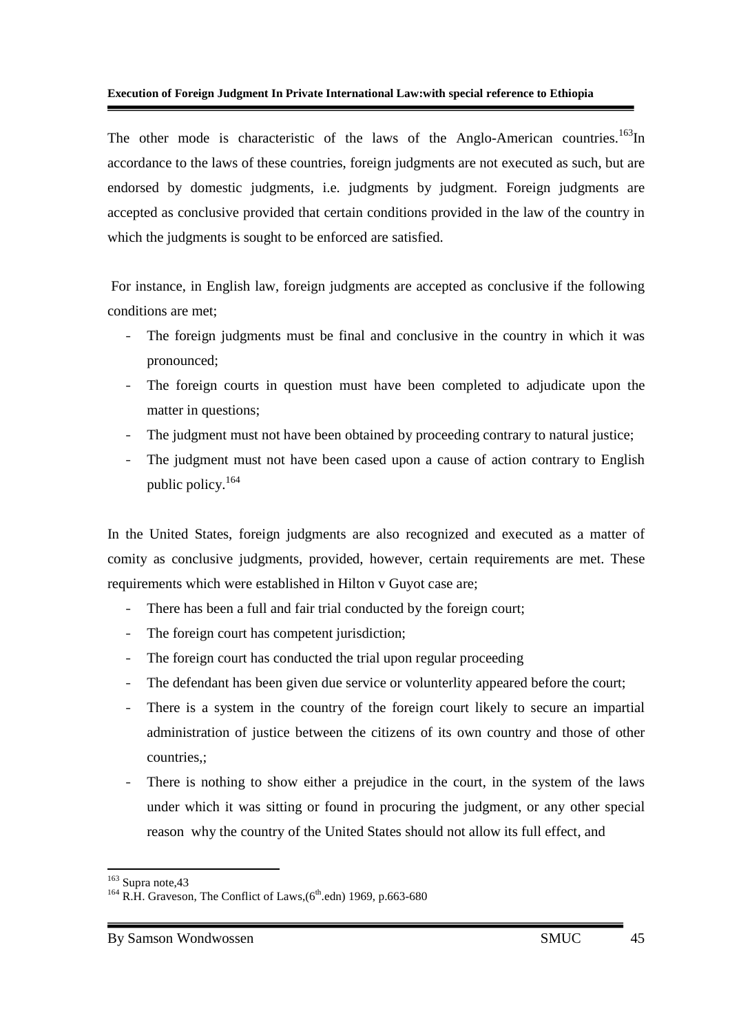The other mode is characteristic of the laws of the Anglo-American countries.[163]In accordance to the laws of these countries, foreign judgments are not executed as such, but are endorsed by domestic judgments, i.e. judgments by judgment. Foreign judgments are accepted as conclusive provided that certain conditions provided in the law of the country in which the judgments is sought to be enforced are satisfied.

For instance, in English law, foreign judgments are accepted as conclusive if the following conditions are met;

- The foreign judgments must be final and conclusive in the country in which it was pronounced;
- The foreign courts in question must have been completed to adjudicate upon the matter in questions;
- The judgment must not have been obtained by proceeding contrary to natural justice;
- The judgment must not have been cased upon a cause of action contrary to English public policy.[164]

In the United States, foreign judgments are also recognized and executed as a matter of comity as conclusive judgments, provided, however, certain requirements are met. These requirements which were established in Hilton v Guyot case are;

- There has been a full and fair trial conducted by the foreign court;
- The foreign court has competent jurisdiction;
- The foreign court has conducted the trial upon regular proceeding
- The defendant has been given due service or volunterlity appeared before the court;
- There is a system in the country of the foreign court likely to secure an impartial administration of justice between the citizens of its own country and those of other countries,;
- There is nothing to show either a prejudice in the court, in the system of the laws under which it was sitting or found in procuring the judgment, or any other special reason why the country of the United States should not allow its full effect, and

---

[163] Supra note,43

[164] R.H. Graveson, The Conflict of Laws,(6th.edn) 1969, p.663-680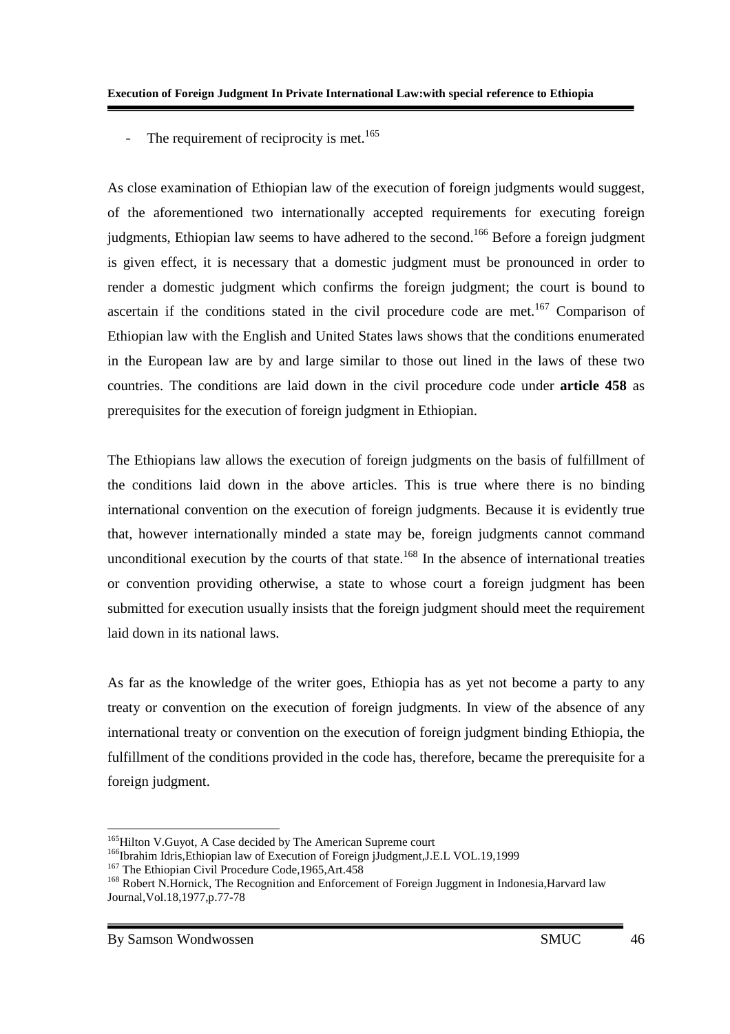- The requirement of reciprocity is met.[165]

As close examination of Ethiopian law of the execution of foreign judgments would suggest, of the aforementioned two internationally accepted requirements for executing foreign judgments, Ethiopian law seems to have adhered to the second.[166] Before a foreign judgment is given effect, it is necessary that a domestic judgment must be pronounced in order to render a domestic judgment which confirms the foreign judgment; the court is bound to ascertain if the conditions stated in the civil procedure code are met.[167] Comparison of Ethiopian law with the English and United States laws shows that the conditions enumerated in the European law are by and large similar to those out lined in the laws of these two countries. The conditions are laid down in the civil procedure code under **article 458** as prerequisites for the execution of foreign judgment in Ethiopian.

The Ethiopians law allows the execution of foreign judgments on the basis of fulfillment of the conditions laid down in the above articles. This is true where there is no binding international convention on the execution of foreign judgments. Because it is evidently true that, however internationally minded a state may be, foreign judgments cannot command unconditional execution by the courts of that state.[168] In the absence of international treaties or convention providing otherwise, a state to whose court a foreign judgment has been submitted for execution usually insists that the foreign judgment should meet the requirement laid down in its national laws.

As far as the knowledge of the writer goes, Ethiopia has as yet not become a party to any treaty or convention on the execution of foreign judgments. In view of the absence of any international treaty or convention on the execution of foreign judgment binding Ethiopia, the fulfillment of the conditions provided in the code has, therefore, became the prerequisite for a foreign judgment.

---

[165] Hilton V.Guyot, A Case decided by The American Supreme court

[166] Ibrahim Idris,Ethiopian law of Execution of Foreign jJudgment,J.E.L VOL.19,1999

[167] The Ethiopian Civil Procedure Code,1965,Art.458

[168] Robert N.Hornick, The Recognition and Enforcement of Foreign Juggment in Indonesia,Harvard law Journal,Vol.18,1977,p.77-78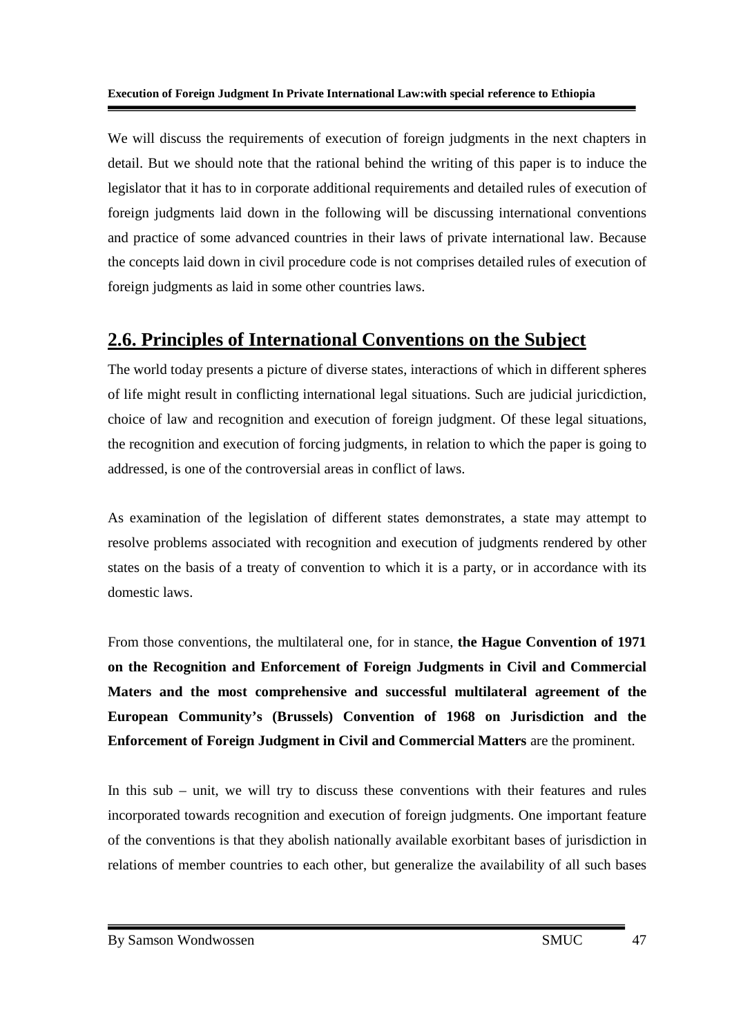We will discuss the requirements of execution of foreign judgments in the next chapters in detail. But we should note that the rational behind the writing of this paper is to induce the legislator that it has to in corporate additional requirements and detailed rules of execution of foreign judgments laid down in the following will be discussing international conventions and practice of some advanced countries in their laws of private international law. Because the concepts laid down in civil procedure code is not comprises detailed rules of execution of foreign judgments as laid in some other countries laws.

## 2.6. Principles of International Conventions on the Subject

The world today presents a picture of diverse states, interactions of which in different spheres of life might result in conflicting international legal situations. Such are judicial juricdiction, choice of law and recognition and execution of foreign judgment. Of these legal situations, the recognition and execution of forcing judgments, in relation to which the paper is going to addressed, is one of the controversial areas in conflict of laws.

As examination of the legislation of different states demonstrates, a state may attempt to resolve problems associated with recognition and execution of judgments rendered by other states on the basis of a treaty of convention to which it is a party, or in accordance with its domestic laws.

From those conventions, the multilateral one, for in stance, **the Hague Convention of 1971 on the Recognition and Enforcement of Foreign Judgments in Civil and Commercial Maters and the most comprehensive and successful multilateral agreement of the European Community's (Brussels) Convention of 1968 on Jurisdiction and the Enforcement of Foreign Judgment in Civil and Commercial Matters** are the prominent.

In this sub – unit, we will try to discuss these conventions with their features and rules incorporated towards recognition and execution of foreign judgments. One important feature of the conventions is that they abolish nationally available exorbitant bases of jurisdiction in relations of member countries to each other, but generalize the availability of all such bases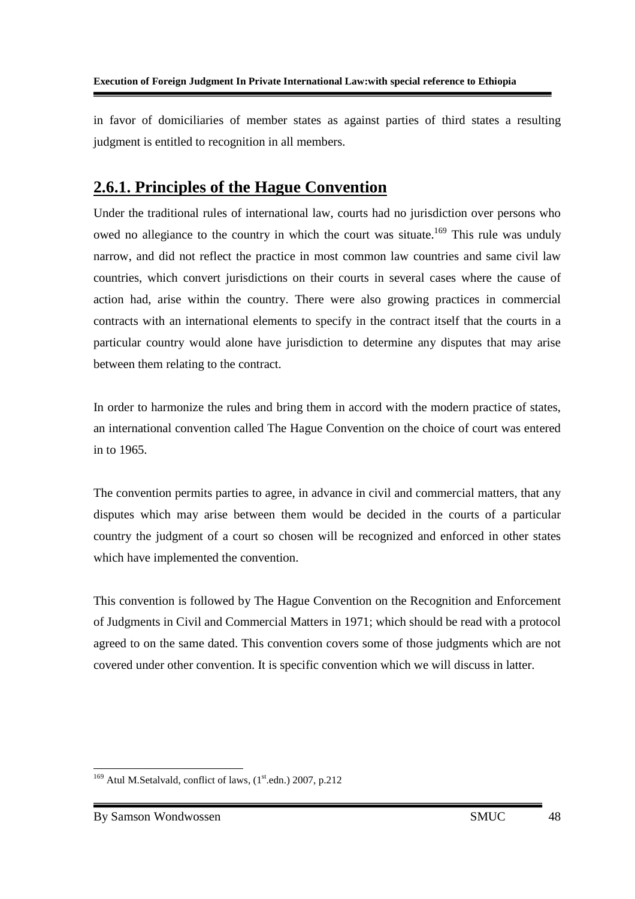in favor of domiciliaries of member states as against parties of third states a resulting judgment is entitled to recognition in all members.

## 2.6.1. Principles of the Hague Convention

Under the traditional rules of international law, courts had no jurisdiction over persons who owed no allegiance to the country in which the court was situate.[169] This rule was unduly narrow, and did not reflect the practice in most common law countries and same civil law countries, which convert jurisdictions on their courts in several cases where the cause of action had, arise within the country. There were also growing practices in commercial contracts with an international elements to specify in the contract itself that the courts in a particular country would alone have jurisdiction to determine any disputes that may arise between them relating to the contract.

In order to harmonize the rules and bring them in accord with the modern practice of states, an international convention called The Hague Convention on the choice of court was entered in to 1965.

The convention permits parties to agree, in advance in civil and commercial matters, that any disputes which may arise between them would be decided in the courts of a particular country the judgment of a court so chosen will be recognized and enforced in other states which have implemented the convention.

This convention is followed by The Hague Convention on the Recognition and Enforcement of Judgments in Civil and Commercial Matters in 1971; which should be read with a protocol agreed to on the same dated. This convention covers some of those judgments which are not covered under other convention. It is specific convention which we will discuss in latter.

---

[169] Atul M.Setalvald, conflict of laws, (1st.edn.) 2007, p.212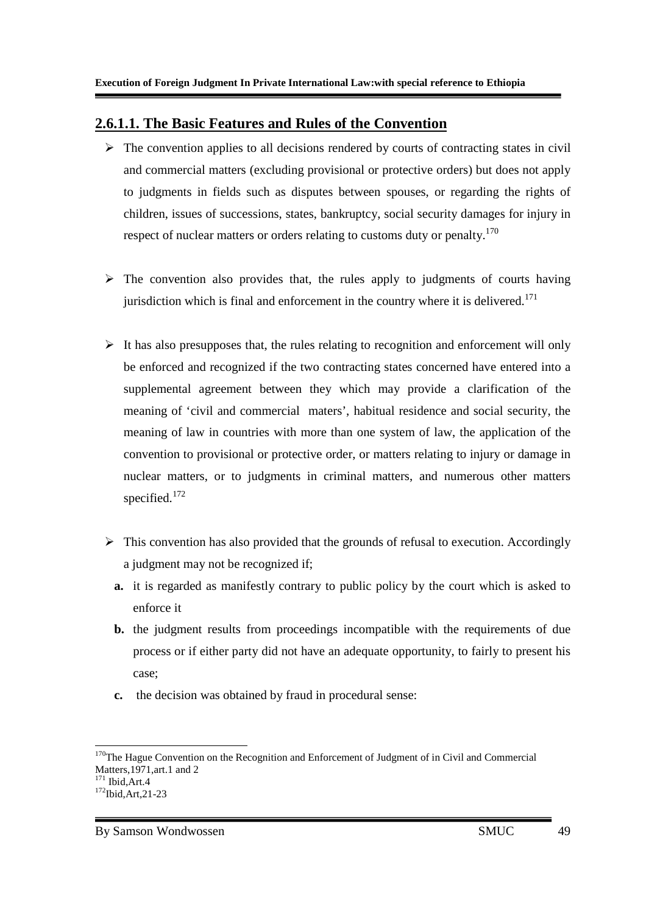## 2.6.1.1. The Basic Features and Rules of the Convention

- The convention applies to all decisions rendered by courts of contracting states in civil and commercial matters (excluding provisional or protective orders) but does not apply to judgments in fields such as disputes between spouses, or regarding the rights of children, issues of successions, states, bankruptcy, social security damages for injury in respect of nuclear matters or orders relating to customs duty or penalty.[170]

- The convention also provides that, the rules apply to judgments of courts having jurisdiction which is final and enforcement in the country where it is delivered.[171]

- It has also presupposes that, the rules relating to recognition and enforcement will only be enforced and recognized if the two contracting states concerned have entered into a supplemental agreement between they which may provide a clarification of the meaning of 'civil and commercial maters', habitual residence and social security, the meaning of law in countries with more than one system of law, the application of the convention to provisional or protective order, or matters relating to injury or damage in nuclear matters, or to judgments in criminal matters, and numerous other matters specified.[172]

- This convention has also provided that the grounds of refusal to execution. Accordingly a judgment may not be recognized if;
  - **a.** it is regarded as manifestly contrary to public policy by the court which is asked to enforce it
  - **b.** the judgment results from proceedings incompatible with the requirements of due process or if either party did not have an adequate opportunity, to fairly to present his case;
  - **c.** the decision was obtained by fraud in procedural sense:

---

[170] The Hague Convention on the Recognition and Enforcement of Judgment of in Civil and Commercial Matters,1971,art.1 and 2

[171] Ibid,Art.4

[172] Ibid,Art,21-23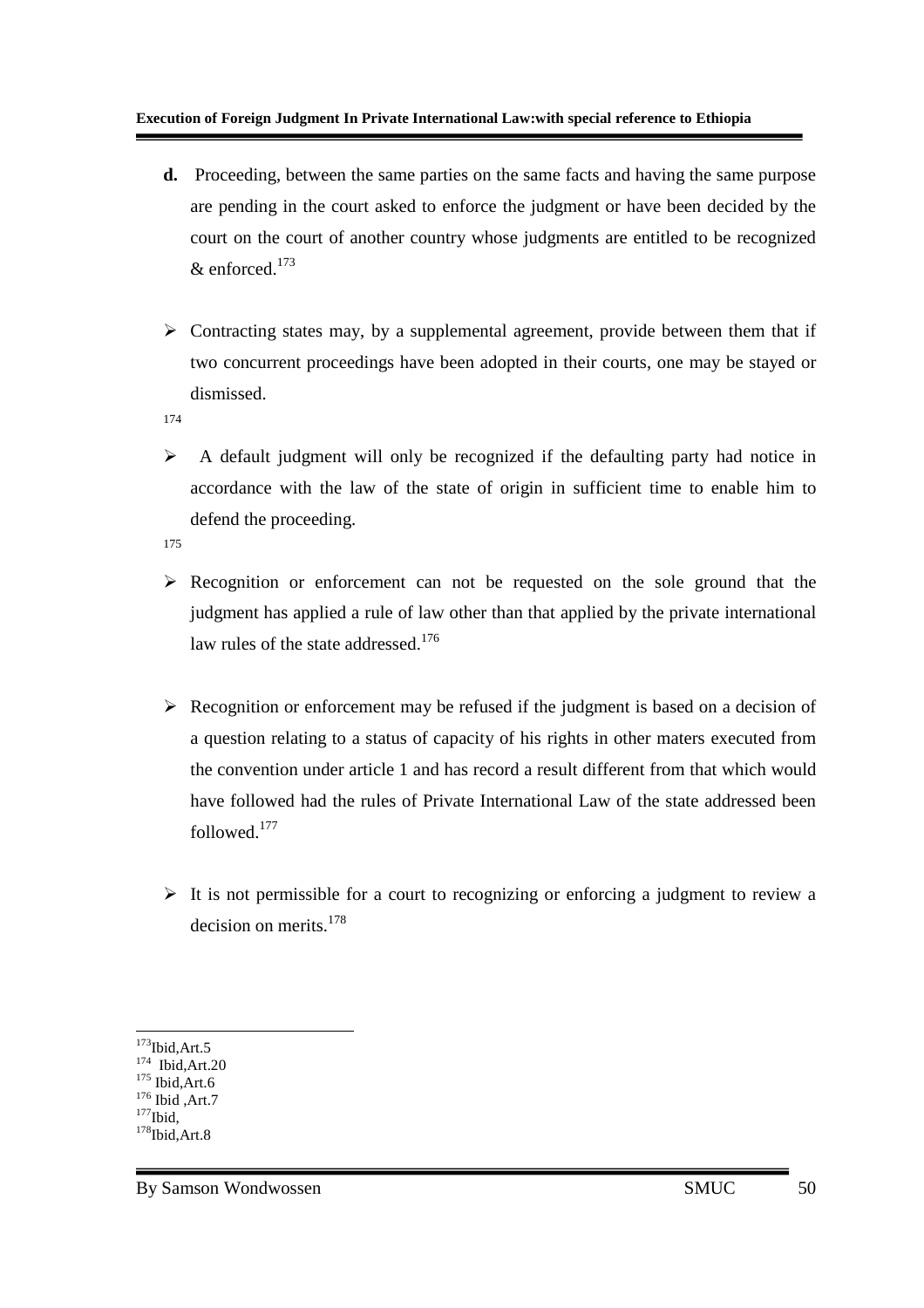**d.** Proceeding, between the same parties on the same facts and having the same purpose are pending in the court asked to enforce the judgment or have been decided by the court on the court of another country whose judgments are entitled to be recognized & enforced.[173]

- Contracting states may, by a supplemental agreement, provide between them that if two concurrent proceedings have been adopted in their courts, one may be stayed or dismissed.

[174]

- A default judgment will only be recognized if the defaulting party had notice in accordance with the law of the state of origin in sufficient time to enable him to defend the proceeding.

[175]

- Recognition or enforcement can not be requested on the sole ground that the judgment has applied a rule of law other than that applied by the private international law rules of the state addressed.[176]

- Recognition or enforcement may be refused if the judgment is based on a decision of a question relating to a status of capacity of his rights in other maters executed from the convention under article 1 and has record a result different from that which would have followed had the rules of Private International Law of the state addressed been followed.[177]

- It is not permissible for a court to recognizing or enforcing a judgment to review a decision on merits.[178]

---

[173] Ibid,Art.5
[174] Ibid,Art.20
[175] Ibid,Art.6
[176] Ibid ,Art.7
[177] Ibid,
[178] Ibid,Art.8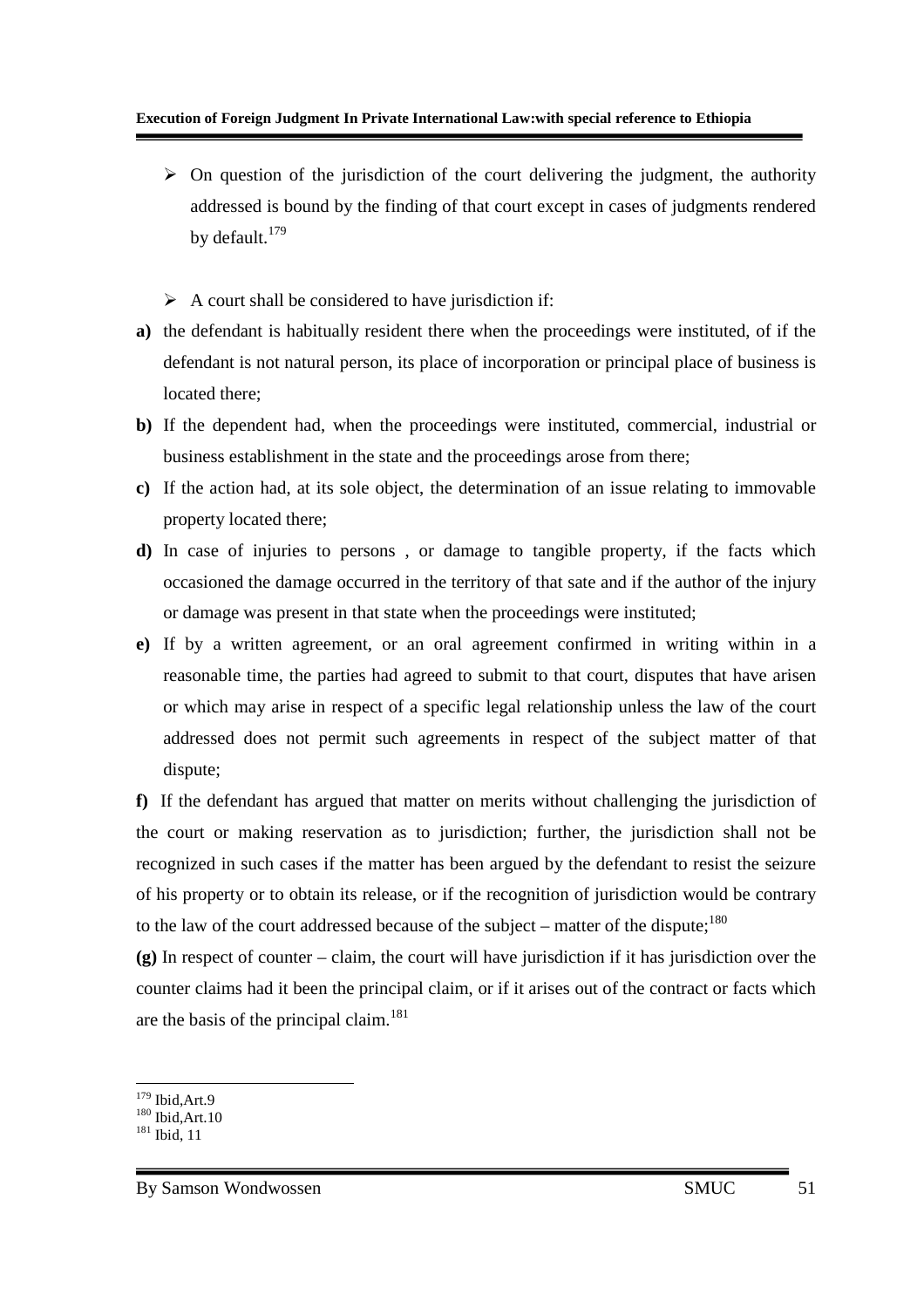- On question of the jurisdiction of the court delivering the judgment, the authority addressed is bound by the finding of that court except in cases of judgments rendered by default.[179]

- A court shall be considered to have jurisdiction if:

**a)** the defendant is habitually resident there when the proceedings were instituted, of if the defendant is not natural person, its place of incorporation or principal place of business is located there;

**b)** If the dependent had, when the proceedings were instituted, commercial, industrial or business establishment in the state and the proceedings arose from there;

**c)** If the action had, at its sole object, the determination of an issue relating to immovable property located there;

**d)** In case of injuries to persons , or damage to tangible property, if the facts which occasioned the damage occurred in the territory of that sate and if the author of the injury or damage was present in that state when the proceedings were instituted;

**e)** If by a written agreement, or an oral agreement confirmed in writing within in a reasonable time, the parties had agreed to submit to that court, disputes that have arisen or which may arise in respect of a specific legal relationship unless the law of the court addressed does not permit such agreements in respect of the subject matter of that dispute;

**f)** If the defendant has argued that matter on merits without challenging the jurisdiction of the court or making reservation as to jurisdiction; further, the jurisdiction shall not be recognized in such cases if the matter has been argued by the defendant to resist the seizure of his property or to obtain its release, or if the recognition of jurisdiction would be contrary to the law of the court addressed because of the subject – matter of the dispute;[180]

**(g)** In respect of counter – claim, the court will have jurisdiction if it has jurisdiction over the counter claims had it been the principal claim, or if it arises out of the contract or facts which are the basis of the principal claim.[181]

---

[179] Ibid,Art.9

[180] Ibid,Art.10

[181] Ibid, 11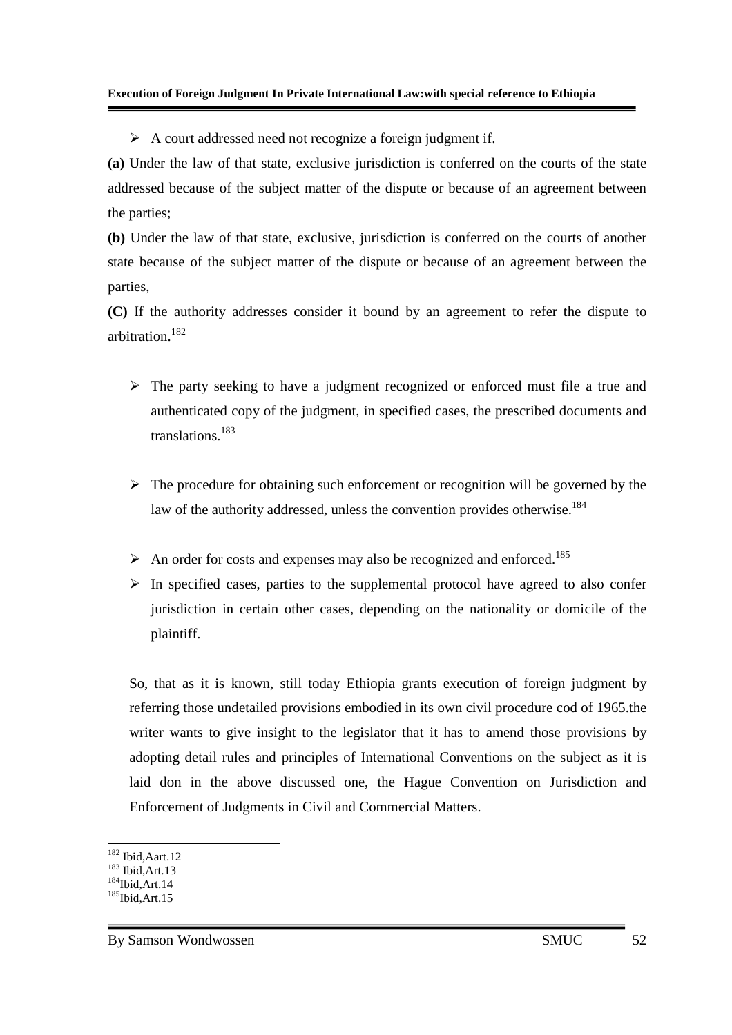- A court addressed need not recognize a foreign judgment if.

**(a)** Under the law of that state, exclusive jurisdiction is conferred on the courts of the state addressed because of the subject matter of the dispute or because of an agreement between the parties;

**(b)** Under the law of that state, exclusive, jurisdiction is conferred on the courts of another state because of the subject matter of the dispute or because of an agreement between the parties,

**(C)** If the authority addresses consider it bound by an agreement to refer the dispute to arbitration.[182]

- The party seeking to have a judgment recognized or enforced must file a true and authenticated copy of the judgment, in specified cases, the prescribed documents and translations.[183]

- The procedure for obtaining such enforcement or recognition will be governed by the law of the authority addressed, unless the convention provides otherwise.[184]

- An order for costs and expenses may also be recognized and enforced.[185]
- In specified cases, parties to the supplemental protocol have agreed to also confer jurisdiction in certain other cases, depending on the nationality or domicile of the plaintiff.

So, that as it is known, still today Ethiopia grants execution of foreign judgment by referring those undetailed provisions embodied in its own civil procedure cod of 1965.the writer wants to give insight to the legislator that it has to amend those provisions by adopting detail rules and principles of International Conventions on the subject as it is laid don in the above discussed one, the Hague Convention on Jurisdiction and Enforcement of Judgments in Civil and Commercial Matters.

---

[182] Ibid,Aart.12
[183] Ibid,Art.13
[184] Ibid,Art.14
[185] Ibid,Art.15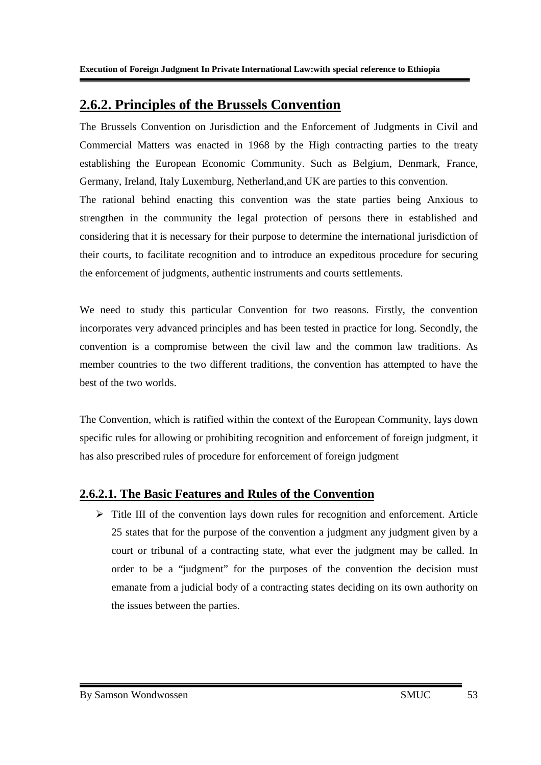## 2.6.2. Principles of the Brussels Convention

The Brussels Convention on Jurisdiction and the Enforcement of Judgments in Civil and Commercial Matters was enacted in 1968 by the High contracting parties to the treaty establishing the European Economic Community. Such as Belgium, Denmark, France, Germany, Ireland, Italy Luxemburg, Netherland,and UK are parties to this convention.

The rational behind enacting this convention was the state parties being Anxious to strengthen in the community the legal protection of persons there in established and considering that it is necessary for their purpose to determine the international jurisdiction of their courts, to facilitate recognition and to introduce an expeditous procedure for securing the enforcement of judgments, authentic instruments and courts settlements.

We need to study this particular Convention for two reasons. Firstly, the convention incorporates very advanced principles and has been tested in practice for long. Secondly, the convention is a compromise between the civil law and the common law traditions. As member countries to the two different traditions, the convention has attempted to have the best of the two worlds.

The Convention, which is ratified within the context of the European Community, lays down specific rules for allowing or prohibiting recognition and enforcement of foreign judgment, it has also prescribed rules of procedure for enforcement of foreign judgment

### 2.6.2.1. The Basic Features and Rules of the Convention

- Title III of the convention lays down rules for recognition and enforcement. Article 25 states that for the purpose of the convention a judgment any judgment given by a court or tribunal of a contracting state, what ever the judgment may be called. In order to be a "judgment" for the purposes of the convention the decision must emanate from a judicial body of a contracting states deciding on its own authority on the issues between the parties.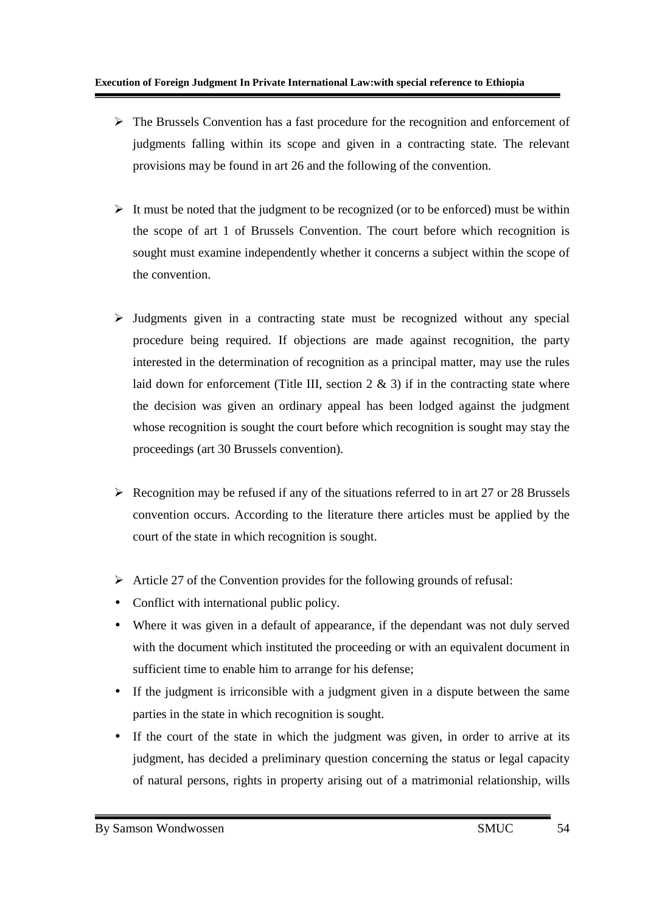- The Brussels Convention has a fast procedure for the recognition and enforcement of judgments falling within its scope and given in a contracting state. The relevant provisions may be found in art 26 and the following of the convention.

- It must be noted that the judgment to be recognized (or to be enforced) must be within the scope of art 1 of Brussels Convention. The court before which recognition is sought must examine independently whether it concerns a subject within the scope of the convention.

- Judgments given in a contracting state must be recognized without any special procedure being required. If objections are made against recognition, the party interested in the determination of recognition as a principal matter, may use the rules laid down for enforcement (Title III, section 2 & 3) if in the contracting state where the decision was given an ordinary appeal has been lodged against the judgment whose recognition is sought the court before which recognition is sought may stay the proceedings (art 30 Brussels convention).

- Recognition may be refused if any of the situations referred to in art 27 or 28 Brussels convention occurs. According to the literature there articles must be applied by the court of the state in which recognition is sought.

- Article 27 of the Convention provides for the following grounds of refusal:
  - Conflict with international public policy.
  - Where it was given in a default of appearance, if the dependant was not duly served with the document which instituted the proceeding or with an equivalent document in sufficient time to enable him to arrange for his defense;
  - If the judgment is irriconsible with a judgment given in a dispute between the same parties in the state in which recognition is sought.
  - If the court of the state in which the judgment was given, in order to arrive at its judgment, has decided a preliminary question concerning the status or legal capacity of natural persons, rights in property arising out of a matrimonial relationship, wills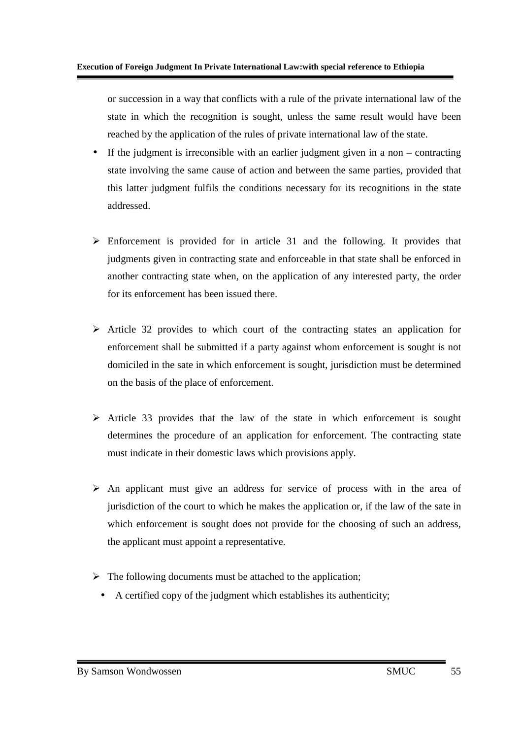or succession in a way that conflicts with a rule of the private international law of the state in which the recognition is sought, unless the same result would have been reached by the application of the rules of private international law of the state.

- If the judgment is irreconsible with an earlier judgment given in a non – contracting state involving the same cause of action and between the same parties, provided that this latter judgment fulfils the conditions necessary for its recognitions in the state addressed.

- Enforcement is provided for in article 31 and the following. It provides that judgments given in contracting state and enforceable in that state shall be enforced in another contracting state when, on the application of any interested party, the order for its enforcement has been issued there.

- Article 32 provides to which court of the contracting states an application for enforcement shall be submitted if a party against whom enforcement is sought is not domiciled in the sate in which enforcement is sought, jurisdiction must be determined on the basis of the place of enforcement.

- Article 33 provides that the law of the state in which enforcement is sought determines the procedure of an application for enforcement. The contracting state must indicate in their domestic laws which provisions apply.

- An applicant must give an address for service of process with in the area of jurisdiction of the court to which he makes the application or, if the law of the sate in which enforcement is sought does not provide for the choosing of such an address, the applicant must appoint a representative.

- The following documents must be attached to the application;
  - A certified copy of the judgment which establishes its authenticity;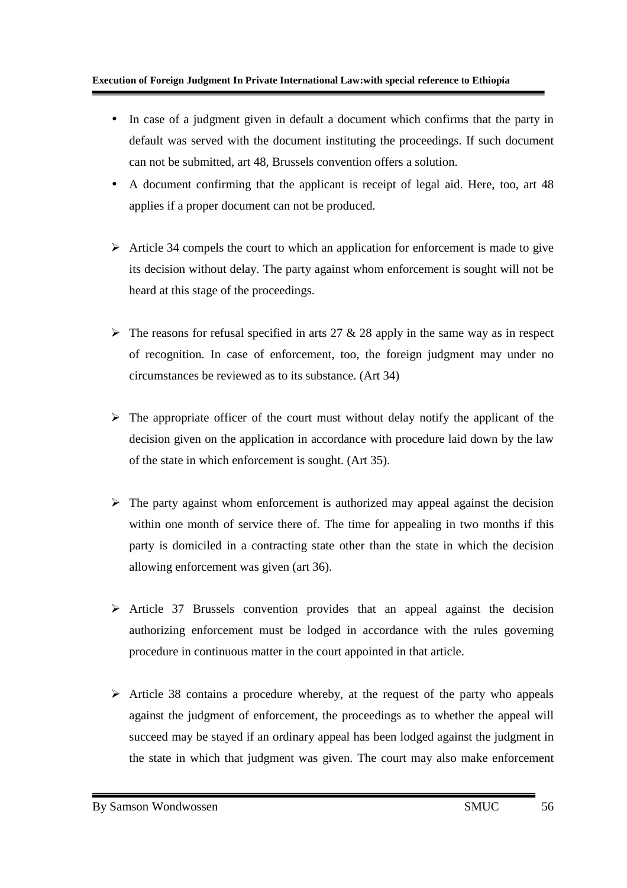- In case of a judgment given in default a document which confirms that the party in default was served with the document instituting the proceedings. If such document can not be submitted, art 48, Brussels convention offers a solution.
- A document confirming that the applicant is receipt of legal aid. Here, too, art 48 applies if a proper document can not be produced.

- Article 34 compels the court to which an application for enforcement is made to give its decision without delay. The party against whom enforcement is sought will not be heard at this stage of the proceedings.

- The reasons for refusal specified in arts 27 & 28 apply in the same way as in respect of recognition. In case of enforcement, too, the foreign judgment may under no circumstances be reviewed as to its substance. (Art 34)

- The appropriate officer of the court must without delay notify the applicant of the decision given on the application in accordance with procedure laid down by the law of the state in which enforcement is sought. (Art 35).

- The party against whom enforcement is authorized may appeal against the decision within one month of service there of. The time for appealing in two months if this party is domiciled in a contracting state other than the state in which the decision allowing enforcement was given (art 36).

- Article 37 Brussels convention provides that an appeal against the decision authorizing enforcement must be lodged in accordance with the rules governing procedure in continuous matter in the court appointed in that article.

- Article 38 contains a procedure whereby, at the request of the party who appeals against the judgment of enforcement, the proceedings as to whether the appeal will succeed may be stayed if an ordinary appeal has been lodged against the judgment in the state in which that judgment was given. The court may also make enforcement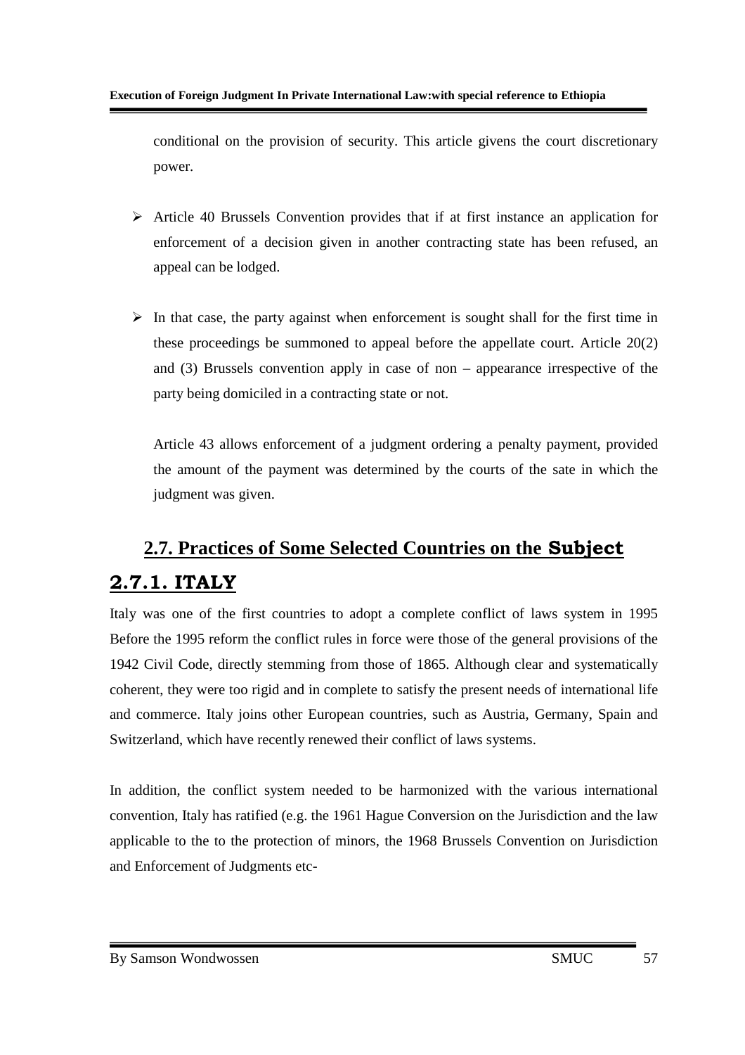conditional on the provision of security. This article givens the court discretionary power.

- Article 40 Brussels Convention provides that if at first instance an application for enforcement of a decision given in another contracting state has been refused, an appeal can be lodged.

- In that case, the party against when enforcement is sought shall for the first time in these proceedings be summoned to appeal before the appellate court. Article 20(2) and (3) Brussels convention apply in case of non – appearance irrespective of the party being domiciled in a contracting state or not.

  Article 43 allows enforcement of a judgment ordering a penalty payment, provided the amount of the payment was determined by the courts of the sate in which the judgment was given.

## 2.7. Practices of Some Selected Countries on the Subject

### 2.7.1. ITALY

Italy was one of the first countries to adopt a complete conflict of laws system in 1995 Before the 1995 reform the conflict rules in force were those of the general provisions of the 1942 Civil Code, directly stemming from those of 1865. Although clear and systematically coherent, they were too rigid and in complete to satisfy the present needs of international life and commerce. Italy joins other European countries, such as Austria, Germany, Spain and Switzerland, which have recently renewed their conflict of laws systems.

In addition, the conflict system needed to be harmonized with the various international convention, Italy has ratified (e.g. the 1961 Hague Conversion on the Jurisdiction and the law applicable to the to the protection of minors, the 1968 Brussels Convention on Jurisdiction and Enforcement of Judgments etc-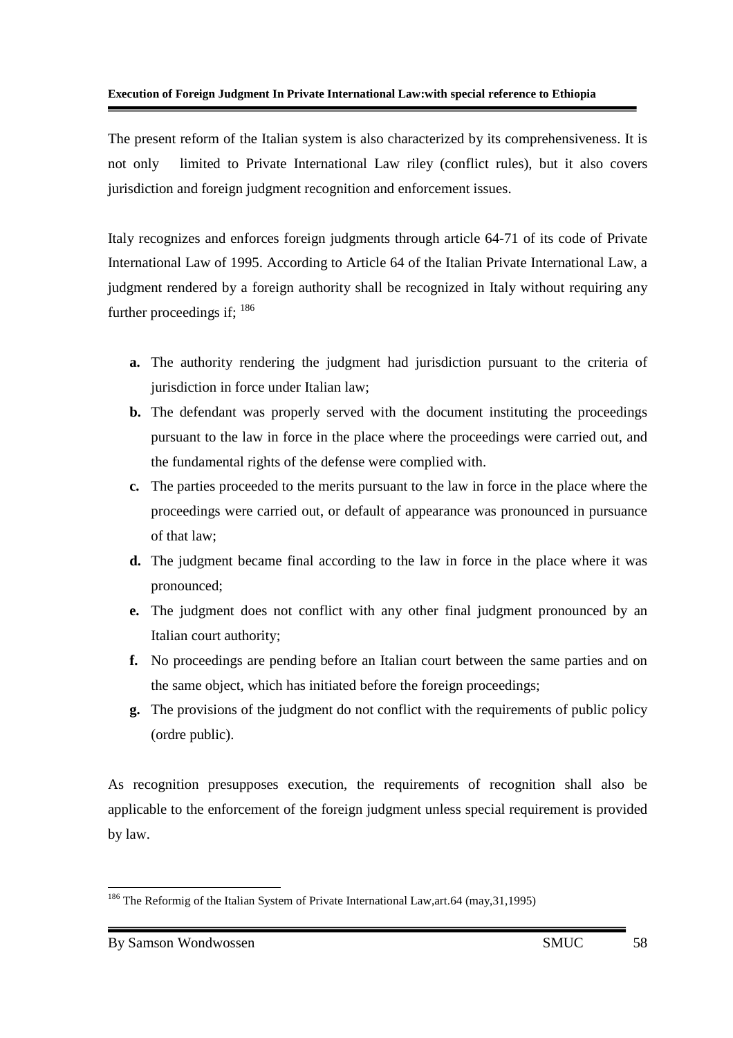The present reform of the Italian system is also characterized by its comprehensiveness. It is not only limited to Private International Law riley (conflict rules), but it also covers jurisdiction and foreign judgment recognition and enforcement issues.

Italy recognizes and enforces foreign judgments through article 64-71 of its code of Private International Law of 1995. According to Article 64 of the Italian Private International Law, a judgment rendered by a foreign authority shall be recognized in Italy without requiring any further proceedings if; [186]

- **a.** The authority rendering the judgment had jurisdiction pursuant to the criteria of jurisdiction in force under Italian law;
- **b.** The defendant was properly served with the document instituting the proceedings pursuant to the law in force in the place where the proceedings were carried out, and the fundamental rights of the defense were complied with.
- **c.** The parties proceeded to the merits pursuant to the law in force in the place where the proceedings were carried out, or default of appearance was pronounced in pursuance of that law;
- **d.** The judgment became final according to the law in force in the place where it was pronounced;
- **e.** The judgment does not conflict with any other final judgment pronounced by an Italian court authority;
- **f.** No proceedings are pending before an Italian court between the same parties and on the same object, which has initiated before the foreign proceedings;
- **g.** The provisions of the judgment do not conflict with the requirements of public policy (ordre public).

As recognition presupposes execution, the requirements of recognition shall also be applicable to the enforcement of the foreign judgment unless special requirement is provided by law.

---

[186] The Reformig of the Italian System of Private International Law,art.64 (may,31,1995)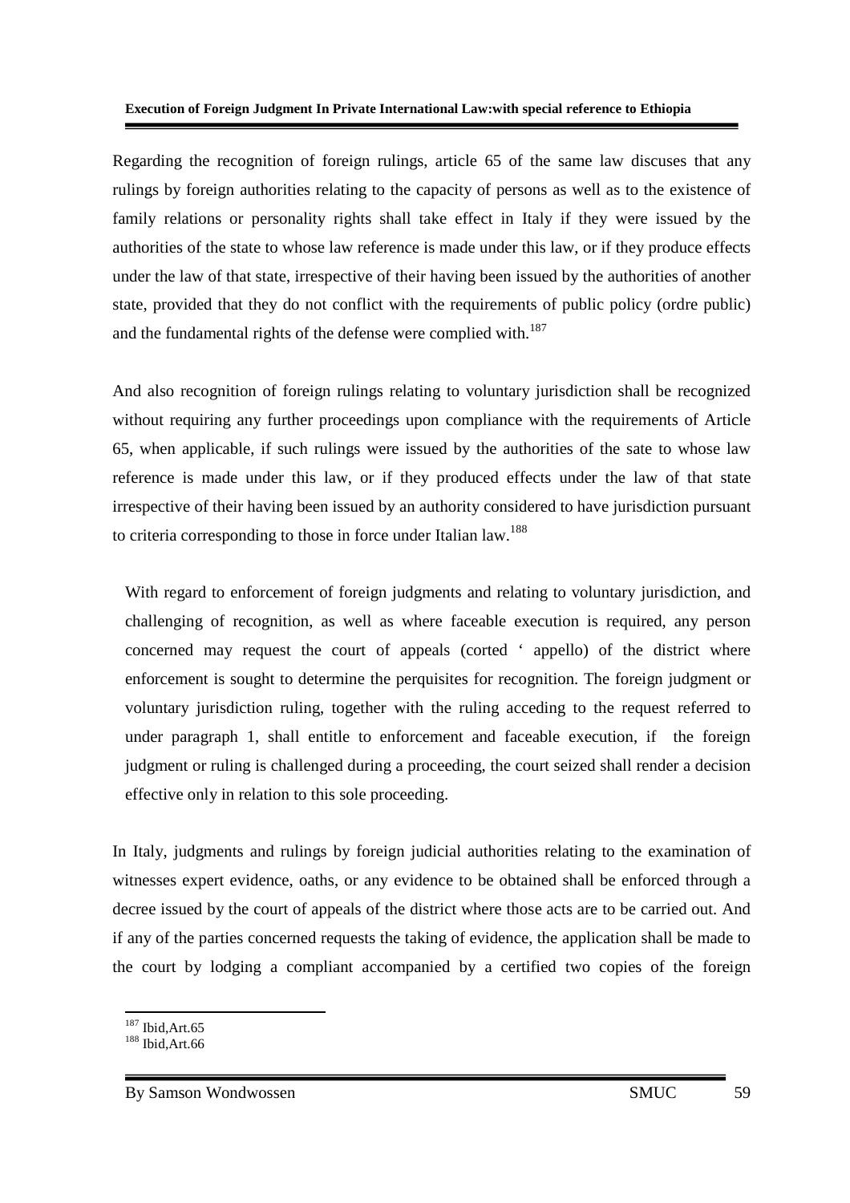Regarding the recognition of foreign rulings, article 65 of the same law discuses that any rulings by foreign authorities relating to the capacity of persons as well as to the existence of family relations or personality rights shall take effect in Italy if they were issued by the authorities of the state to whose law reference is made under this law, or if they produce effects under the law of that state, irrespective of their having been issued by the authorities of another state, provided that they do not conflict with the requirements of public policy (ordre public) and the fundamental rights of the defense were complied with.[187]

And also recognition of foreign rulings relating to voluntary jurisdiction shall be recognized without requiring any further proceedings upon compliance with the requirements of Article 65, when applicable, if such rulings were issued by the authorities of the sate to whose law reference is made under this law, or if they produced effects under the law of that state irrespective of their having been issued by an authority considered to have jurisdiction pursuant to criteria corresponding to those in force under Italian law.[188]

With regard to enforcement of foreign judgments and relating to voluntary jurisdiction, and challenging of recognition, as well as where faceable execution is required, any person concerned may request the court of appeals (corted ' appello) of the district where enforcement is sought to determine the perquisites for recognition. The foreign judgment or voluntary jurisdiction ruling, together with the ruling acceding to the request referred to under paragraph 1, shall entitle to enforcement and faceable execution, if the foreign judgment or ruling is challenged during a proceeding, the court seized shall render a decision effective only in relation to this sole proceeding.

In Italy, judgments and rulings by foreign judicial authorities relating to the examination of witnesses expert evidence, oaths, or any evidence to be obtained shall be enforced through a decree issued by the court of appeals of the district where those acts are to be carried out. And if any of the parties concerned requests the taking of evidence, the application shall be made to the court by lodging a compliant accompanied by a certified two copies of the foreign

---

[187] Ibid,Art.65

[188] Ibid,Art.66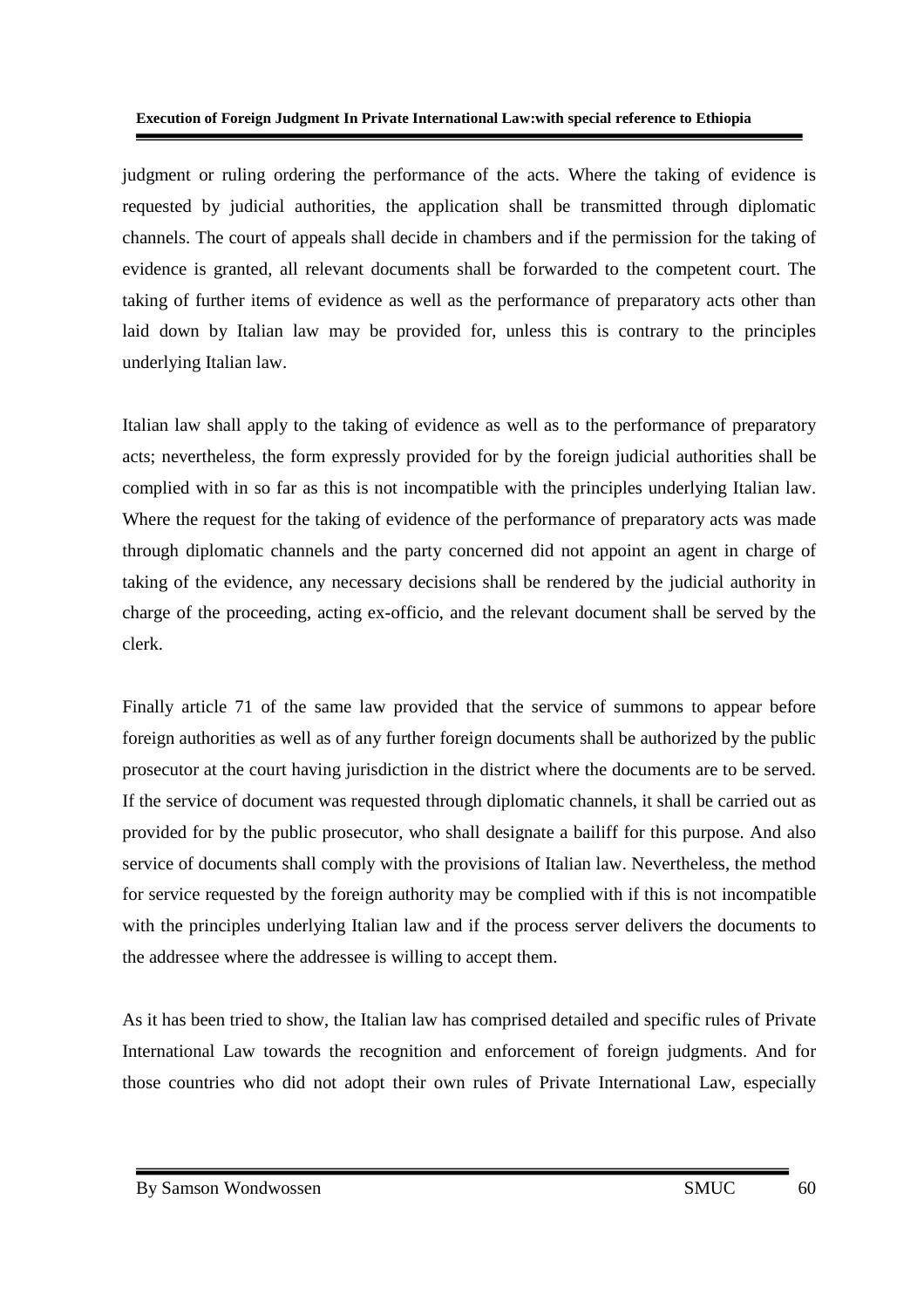judgment or ruling ordering the performance of the acts. Where the taking of evidence is requested by judicial authorities, the application shall be transmitted through diplomatic channels. The court of appeals shall decide in chambers and if the permission for the taking of evidence is granted, all relevant documents shall be forwarded to the competent court. The taking of further items of evidence as well as the performance of preparatory acts other than laid down by Italian law may be provided for, unless this is contrary to the principles underlying Italian law.

Italian law shall apply to the taking of evidence as well as to the performance of preparatory acts; nevertheless, the form expressly provided for by the foreign judicial authorities shall be complied with in so far as this is not incompatible with the principles underlying Italian law. Where the request for the taking of evidence of the performance of preparatory acts was made through diplomatic channels and the party concerned did not appoint an agent in charge of taking of the evidence, any necessary decisions shall be rendered by the judicial authority in charge of the proceeding, acting ex-officio, and the relevant document shall be served by the clerk.

Finally article 71 of the same law provided that the service of summons to appear before foreign authorities as well as of any further foreign documents shall be authorized by the public prosecutor at the court having jurisdiction in the district where the documents are to be served. If the service of document was requested through diplomatic channels, it shall be carried out as provided for by the public prosecutor, who shall designate a bailiff for this purpose. And also service of documents shall comply with the provisions of Italian law. Nevertheless, the method for service requested by the foreign authority may be complied with if this is not incompatible with the principles underlying Italian law and if the process server delivers the documents to the addressee where the addressee is willing to accept them.

As it has been tried to show, the Italian law has comprised detailed and specific rules of Private International Law towards the recognition and enforcement of foreign judgments. And for those countries who did not adopt their own rules of Private International Law, especially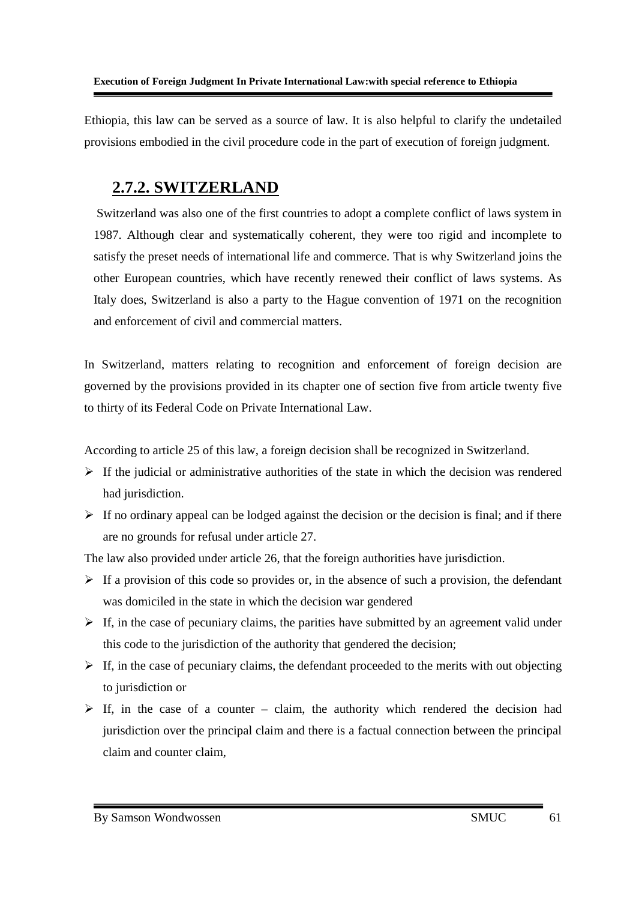Ethiopia, this law can be served as a source of law. It is also helpful to clarify the undetailed provisions embodied in the civil procedure code in the part of execution of foreign judgment.

## 2.7.2. SWITZERLAND

Switzerland was also one of the first countries to adopt a complete conflict of laws system in 1987. Although clear and systematically coherent, they were too rigid and incomplete to satisfy the preset needs of international life and commerce. That is why Switzerland joins the other European countries, which have recently renewed their conflict of laws systems. As Italy does, Switzerland is also a party to the Hague convention of 1971 on the recognition and enforcement of civil and commercial matters.

In Switzerland, matters relating to recognition and enforcement of foreign decision are governed by the provisions provided in its chapter one of section five from article twenty five to thirty of its Federal Code on Private International Law.

According to article 25 of this law, a foreign decision shall be recognized in Switzerland.

- If the judicial or administrative authorities of the state in which the decision was rendered had jurisdiction.
- If no ordinary appeal can be lodged against the decision or the decision is final; and if there are no grounds for refusal under article 27.

The law also provided under article 26, that the foreign authorities have jurisdiction.

- If a provision of this code so provides or, in the absence of such a provision, the defendant was domiciled in the state in which the decision war gendered
- If, in the case of pecuniary claims, the parities have submitted by an agreement valid under this code to the jurisdiction of the authority that gendered the decision;
- If, in the case of pecuniary claims, the defendant proceeded to the merits with out objecting to jurisdiction or
- If, in the case of a counter – claim, the authority which rendered the decision had jurisdiction over the principal claim and there is a factual connection between the principal claim and counter claim,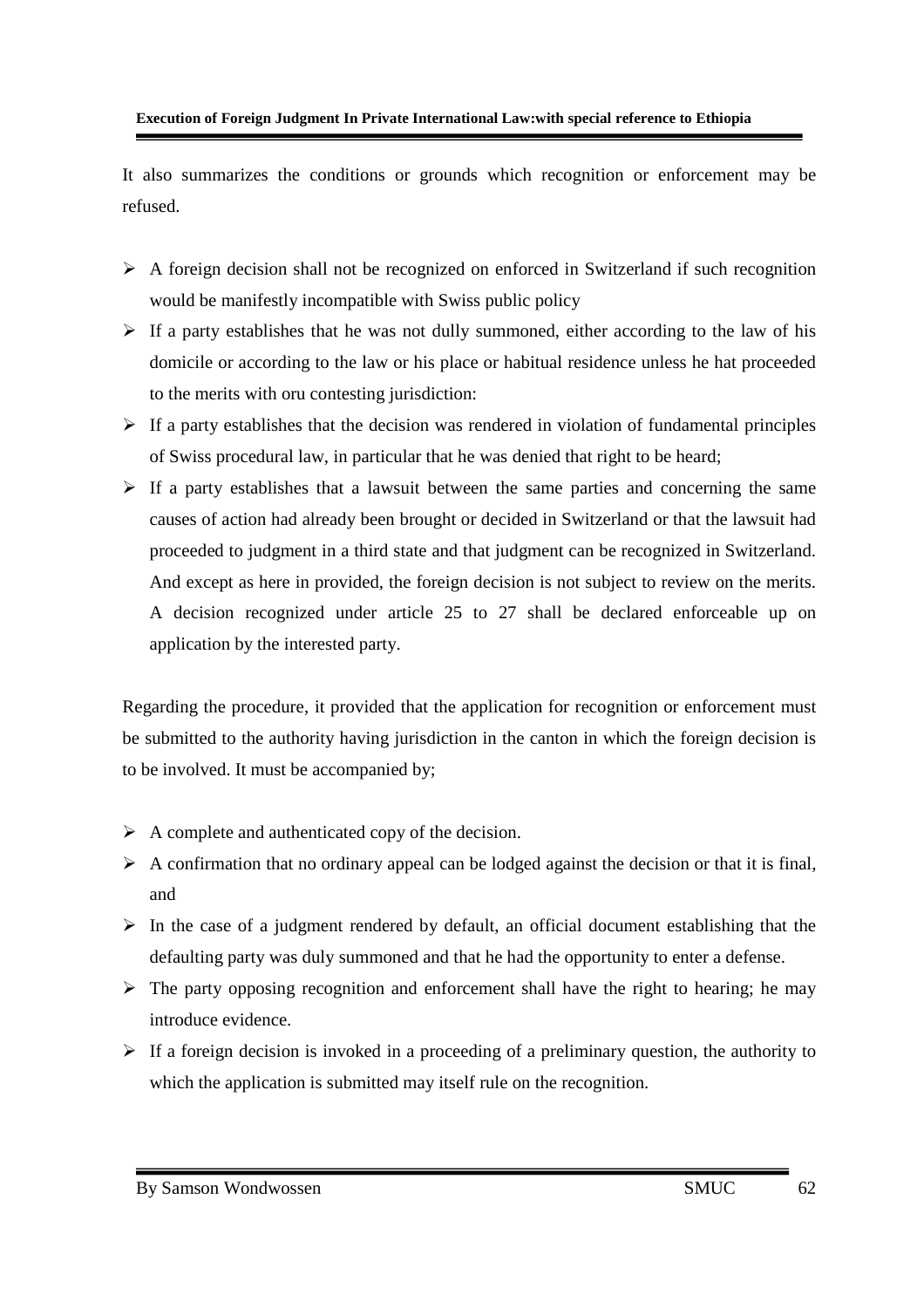It also summarizes the conditions or grounds which recognition or enforcement may be refused.

- A foreign decision shall not be recognized on enforced in Switzerland if such recognition would be manifestly incompatible with Swiss public policy
- If a party establishes that he was not dully summoned, either according to the law of his domicile or according to the law or his place or habitual residence unless he hat proceeded to the merits with oru contesting jurisdiction:
- If a party establishes that the decision was rendered in violation of fundamental principles of Swiss procedural law, in particular that he was denied that right to be heard;
- If a party establishes that a lawsuit between the same parties and concerning the same causes of action had already been brought or decided in Switzerland or that the lawsuit had proceeded to judgment in a third state and that judgment can be recognized in Switzerland. And except as here in provided, the foreign decision is not subject to review on the merits. A decision recognized under article 25 to 27 shall be declared enforceable up on application by the interested party.

Regarding the procedure, it provided that the application for recognition or enforcement must be submitted to the authority having jurisdiction in the canton in which the foreign decision is to be involved. It must be accompanied by;

- A complete and authenticated copy of the decision.
- A confirmation that no ordinary appeal can be lodged against the decision or that it is final, and
- In the case of a judgment rendered by default, an official document establishing that the defaulting party was duly summoned and that he had the opportunity to enter a defense.
- The party opposing recognition and enforcement shall have the right to hearing; he may introduce evidence.
- If a foreign decision is invoked in a proceeding of a preliminary question, the authority to which the application is submitted may itself rule on the recognition.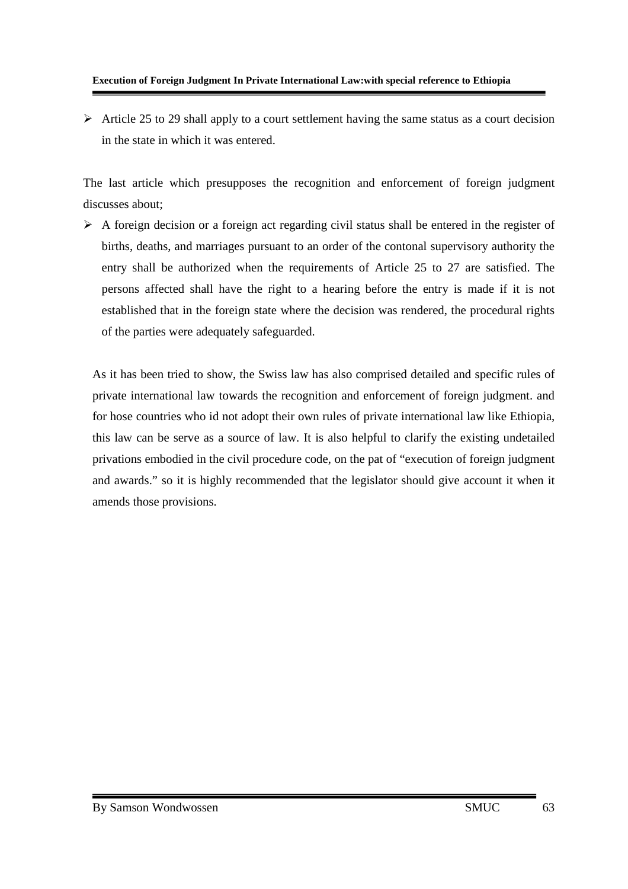- Article 25 to 29 shall apply to a court settlement having the same status as a court decision in the state in which it was entered.

The last article which presupposes the recognition and enforcement of foreign judgment discusses about;

- A foreign decision or a foreign act regarding civil status shall be entered in the register of births, deaths, and marriages pursuant to an order of the contonal supervisory authority the entry shall be authorized when the requirements of Article 25 to 27 are satisfied. The persons affected shall have the right to a hearing before the entry is made if it is not established that in the foreign state where the decision was rendered, the procedural rights of the parties were adequately safeguarded.

As it has been tried to show, the Swiss law has also comprised detailed and specific rules of private international law towards the recognition and enforcement of foreign judgment. and for hose countries who id not adopt their own rules of private international law like Ethiopia, this law can be serve as a source of law. It is also helpful to clarify the existing undetailed privations embodied in the civil procedure code, on the pat of "execution of foreign judgment and awards." so it is highly recommended that the legislator should give account it when it amends those provisions.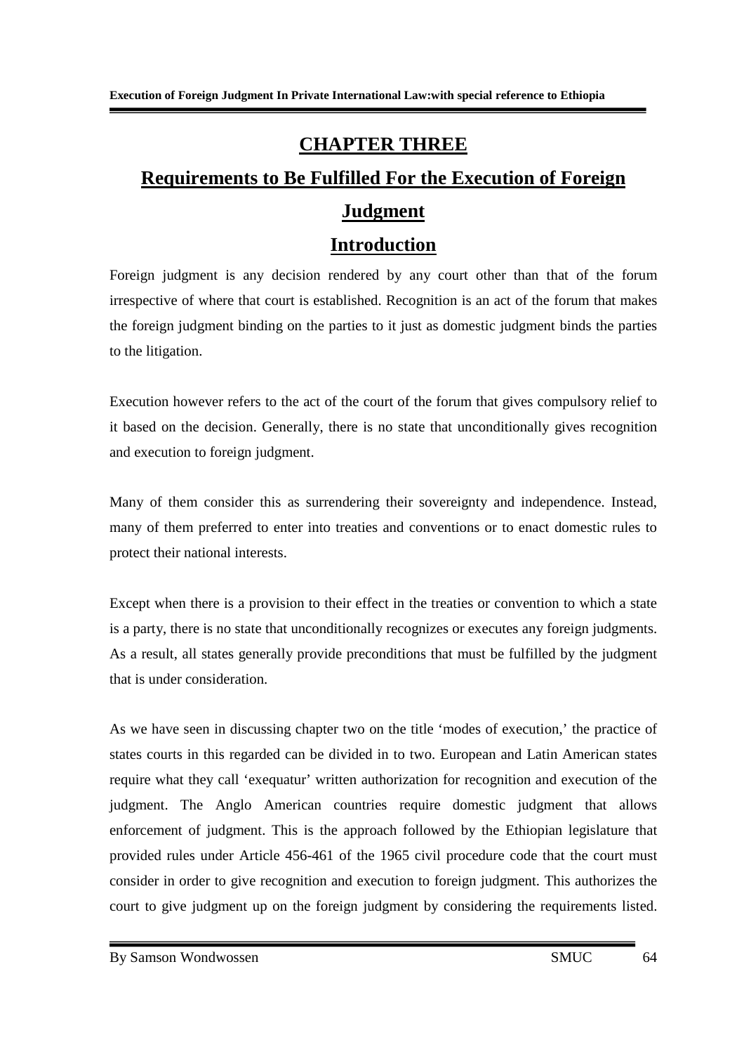# CHAPTER THREE

## Requirements to Be Fulfilled For the Execution of Foreign Judgment

## Introduction

Foreign judgment is any decision rendered by any court other than that of the forum irrespective of where that court is established. Recognition is an act of the forum that makes the foreign judgment binding on the parties to it just as domestic judgment binds the parties to the litigation.

Execution however refers to the act of the court of the forum that gives compulsory relief to it based on the decision. Generally, there is no state that unconditionally gives recognition and execution to foreign judgment.

Many of them consider this as surrendering their sovereignty and independence. Instead, many of them preferred to enter into treaties and conventions or to enact domestic rules to protect their national interests.

Except when there is a provision to their effect in the treaties or convention to which a state is a party, there is no state that unconditionally recognizes or executes any foreign judgments. As a result, all states generally provide preconditions that must be fulfilled by the judgment that is under consideration.

As we have seen in discussing chapter two on the title 'modes of execution,' the practice of states courts in this regarded can be divided in to two. European and Latin American states require what they call 'exequatur' written authorization for recognition and execution of the judgment. The Anglo American countries require domestic judgment that allows enforcement of judgment. This is the approach followed by the Ethiopian legislature that provided rules under Article 456-461 of the 1965 civil procedure code that the court must consider in order to give recognition and execution to foreign judgment. This authorizes the court to give judgment up on the foreign judgment by considering the requirements listed.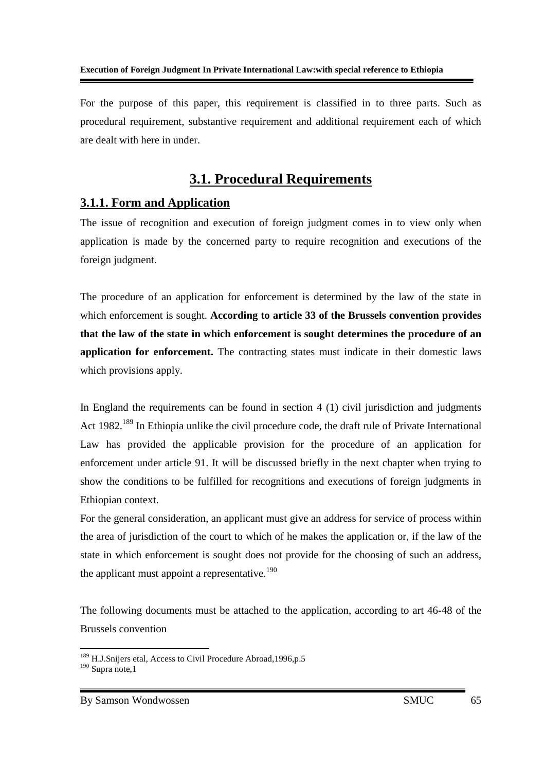For the purpose of this paper, this requirement is classified in to three parts. Such as procedural requirement, substantive requirement and additional requirement each of which are dealt with here in under.

## 3.1. Procedural Requirements

### 3.1.1. Form and Application

The issue of recognition and execution of foreign judgment comes in to view only when application is made by the concerned party to require recognition and executions of the foreign judgment.

The procedure of an application for enforcement is determined by the law of the state in which enforcement is sought. **According to article 33 of the Brussels convention provides that the law of the state in which enforcement is sought determines the procedure of an application for enforcement.** The contracting states must indicate in their domestic laws which provisions apply.

In England the requirements can be found in section 4 (1) civil jurisdiction and judgments Act 1982.[189] In Ethiopia unlike the civil procedure code, the draft rule of Private International Law has provided the applicable provision for the procedure of an application for enforcement under article 91. It will be discussed briefly in the next chapter when trying to show the conditions to be fulfilled for recognitions and executions of foreign judgments in Ethiopian context.

For the general consideration, an applicant must give an address for service of process within the area of jurisdiction of the court to which of he makes the application or, if the law of the state in which enforcement is sought does not provide for the choosing of such an address, the applicant must appoint a representative.[190]

The following documents must be attached to the application, according to art 46-48 of the Brussels convention

---

[189] H.J.Snijers etal, Access to Civil Procedure Abroad,1996,p.5

[190] Supra note,1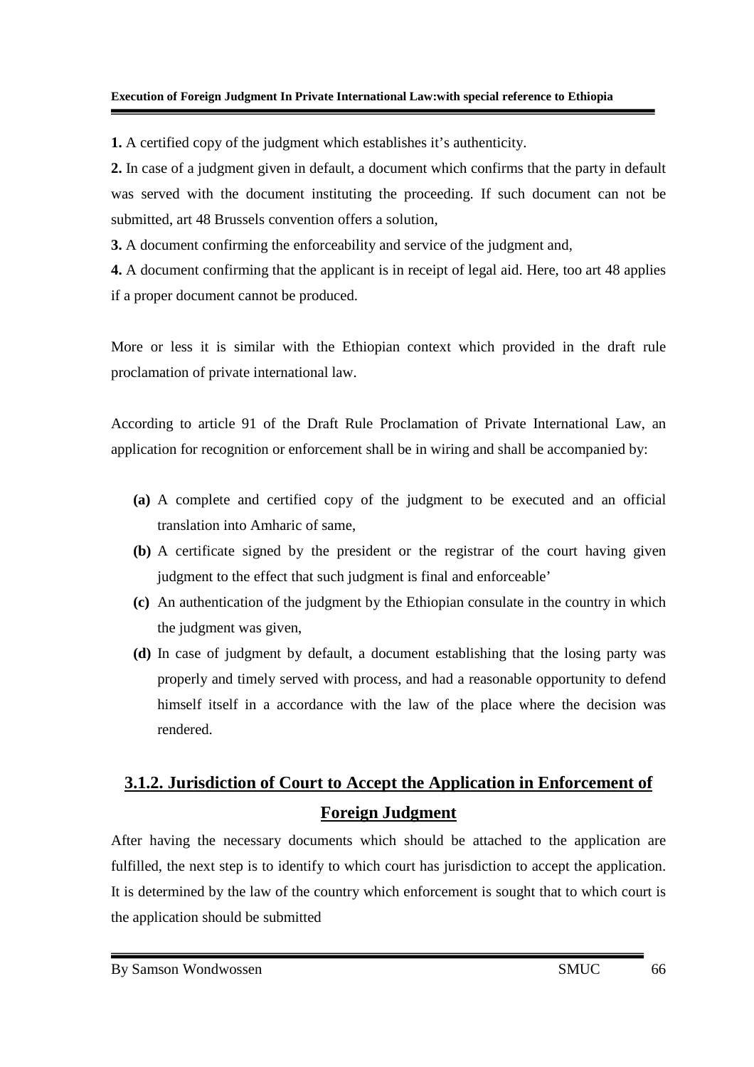**1.** A certified copy of the judgment which establishes it's authenticity.

**2.** In case of a judgment given in default, a document which confirms that the party in default was served with the document instituting the proceeding. If such document can not be submitted, art 48 Brussels convention offers a solution,

**3.** A document confirming the enforceability and service of the judgment and,

**4.** A document confirming that the applicant is in receipt of legal aid. Here, too art 48 applies if a proper document cannot be produced.

More or less it is similar with the Ethiopian context which provided in the draft rule proclamation of private international law.

According to article 91 of the Draft Rule Proclamation of Private International Law, an application for recognition or enforcement shall be in wiring and shall be accompanied by:

- **(a)** A complete and certified copy of the judgment to be executed and an official translation into Amharic of same,
- **(b)** A certificate signed by the president or the registrar of the court having given judgment to the effect that such judgment is final and enforceable'
- **(c)** An authentication of the judgment by the Ethiopian consulate in the country in which the judgment was given,
- **(d)** In case of judgment by default, a document establishing that the losing party was properly and timely served with process, and had a reasonable opportunity to defend himself itself in a accordance with the law of the place where the decision was rendered.

### 3.1.2. Jurisdiction of Court to Accept the Application in Enforcement of Foreign Judgment

After having the necessary documents which should be attached to the application are fulfilled, the next step is to identify to which court has jurisdiction to accept the application. It is determined by the law of the country which enforcement is sought that to which court is the application should be submitted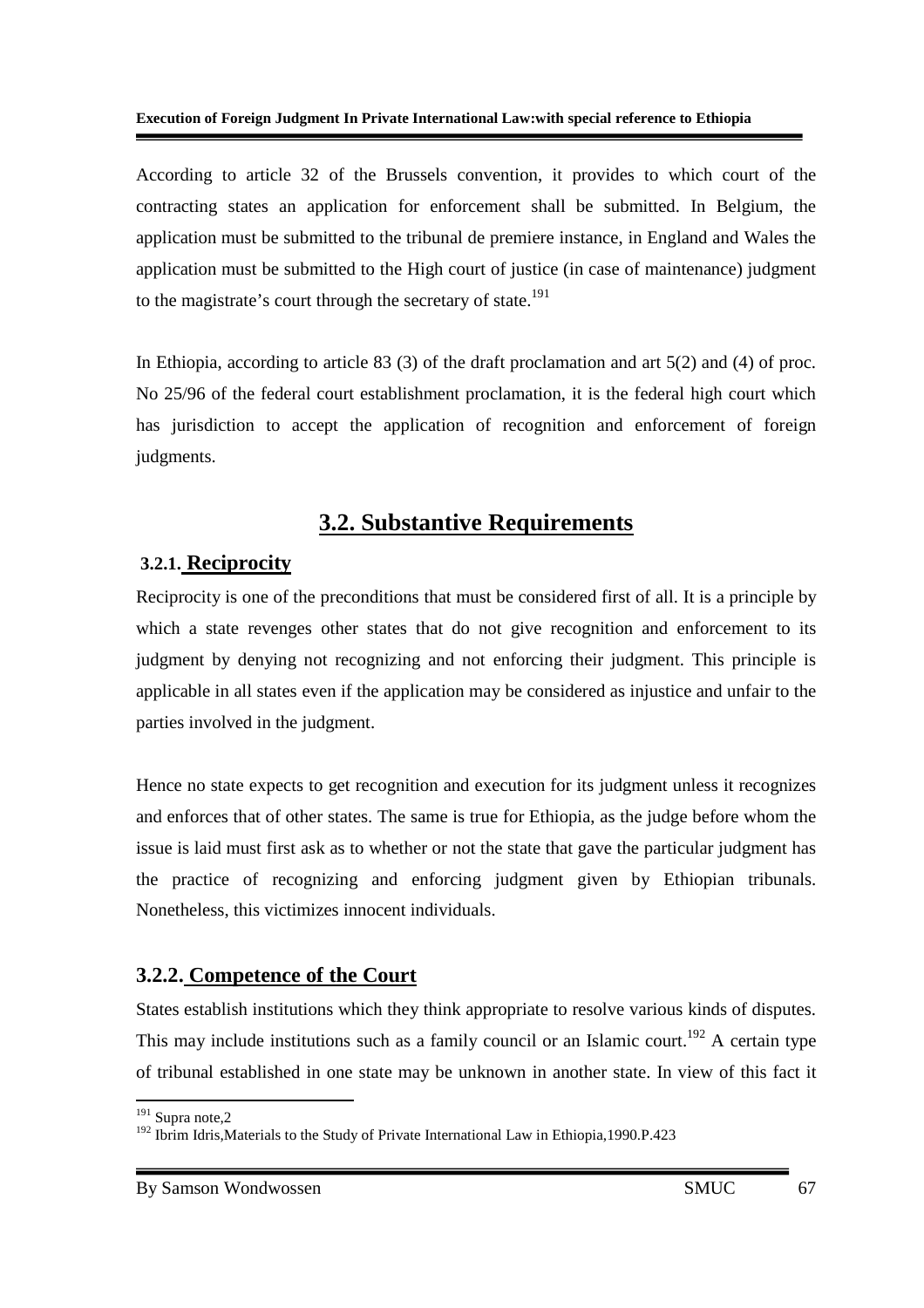According to article 32 of the Brussels convention, it provides to which court of the contracting states an application for enforcement shall be submitted. In Belgium, the application must be submitted to the tribunal de premiere instance, in England and Wales the application must be submitted to the High court of justice (in case of maintenance) judgment to the magistrate's court through the secretary of state.[191]

In Ethiopia, according to article 83 (3) of the draft proclamation and art 5(2) and (4) of proc. No 25/96 of the federal court establishment proclamation, it is the federal high court which has jurisdiction to accept the application of recognition and enforcement of foreign judgments.

## 3.2. Substantive Requirements

### 3.2.1. Reciprocity

Reciprocity is one of the preconditions that must be considered first of all. It is a principle by which a state revenges other states that do not give recognition and enforcement to its judgment by denying not recognizing and not enforcing their judgment. This principle is applicable in all states even if the application may be considered as injustice and unfair to the parties involved in the judgment.

Hence no state expects to get recognition and execution for its judgment unless it recognizes and enforces that of other states. The same is true for Ethiopia, as the judge before whom the issue is laid must first ask as to whether or not the state that gave the particular judgment has the practice of recognizing and enforcing judgment given by Ethiopian tribunals. Nonetheless, this victimizes innocent individuals.

### 3.2.2. Competence of the Court

States establish institutions which they think appropriate to resolve various kinds of disputes. This may include institutions such as a family council or an Islamic court.[192] A certain type of tribunal established in one state may be unknown in another state. In view of this fact it

---

[191] Supra note,2

[192] Ibrim Idris,Materials to the Study of Private International Law in Ethiopia,1990.P.423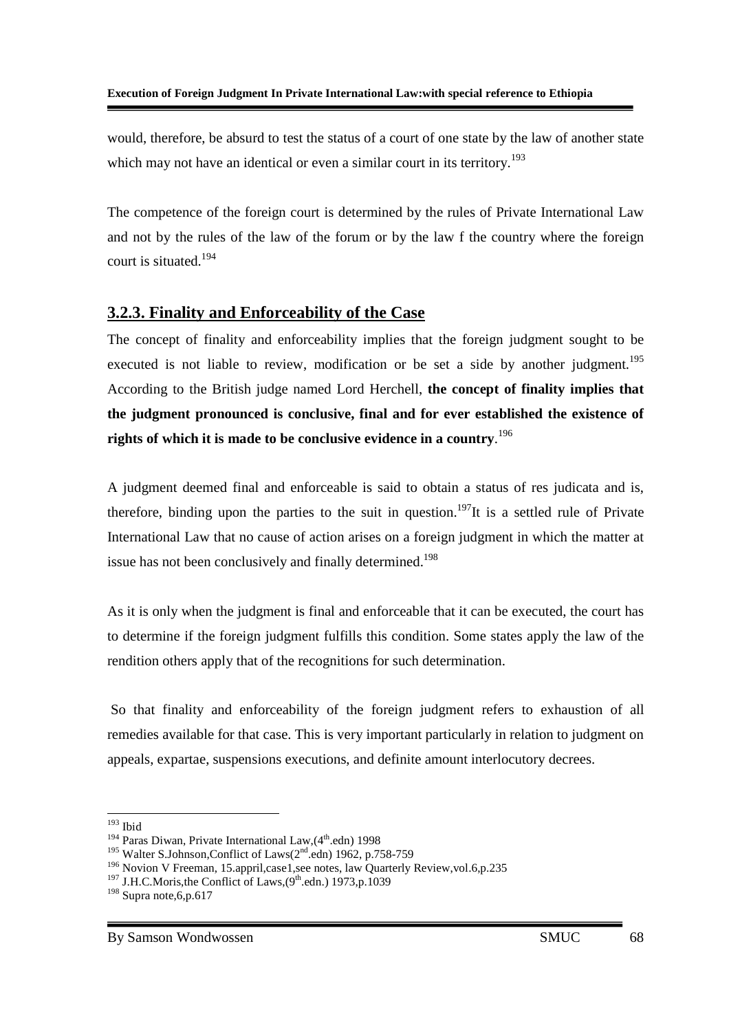would, therefore, be absurd to test the status of a court of one state by the law of another state which may not have an identical or even a similar court in its territory.[193]

The competence of the foreign court is determined by the rules of Private International Law and not by the rules of the law of the forum or by the law f the country where the foreign court is situated.[194]

### 3.2.3. Finality and Enforceability of the Case

The concept of finality and enforceability implies that the foreign judgment sought to be executed is not liable to review, modification or be set a side by another judgment.[195] According to the British judge named Lord Herchell, **the concept of finality implies that the judgment pronounced is conclusive, final and for ever established the existence of rights of which it is made to be conclusive evidence in a country**.[196]

A judgment deemed final and enforceable is said to obtain a status of res judicata and is, therefore, binding upon the parties to the suit in question.[197]It is a settled rule of Private International Law that no cause of action arises on a foreign judgment in which the matter at issue has not been conclusively and finally determined.[198]

As it is only when the judgment is final and enforceable that it can be executed, the court has to determine if the foreign judgment fulfills this condition. Some states apply the law of the rendition others apply that of the recognitions for such determination.

So that finality and enforceability of the foreign judgment refers to exhaustion of all remedies available for that case. This is very important particularly in relation to judgment on appeals, expartae, suspensions executions, and definite amount interlocutory decrees.

---

[193] Ibid

[194] Paras Diwan, Private International Law,(4th.edn) 1998

[195] Walter S.Johnson,Conflict of Laws(2nd.edn) 1962, p.758-759

[196] Novion V Freeman, 15.appril,case1,see notes, law Quarterly Review,vol.6,p.235

[197] J.H.C.Moris,the Conflict of Laws,(9th.edn.) 1973,p.1039

[198] Supra note,6,p.617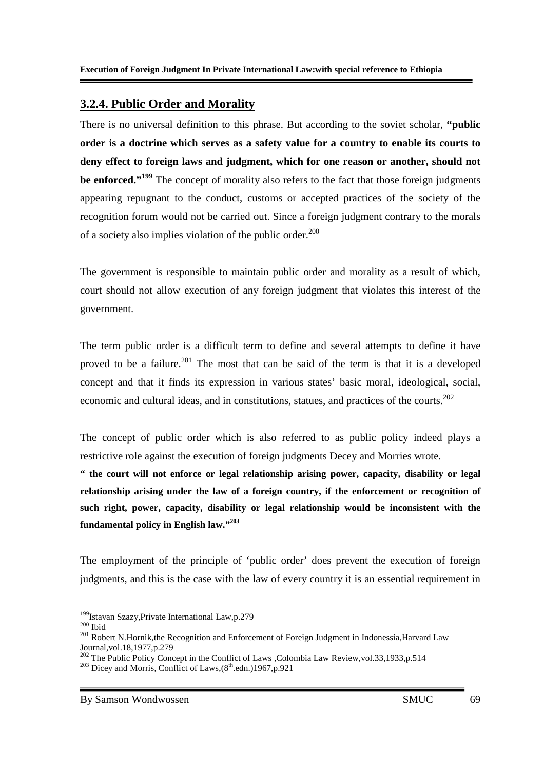## 3.2.4. Public Order and Morality

There is no universal definition to this phrase. But according to the soviet scholar, **"public order is a doctrine which serves as a safety value for a country to enable its courts to deny effect to foreign laws and judgment, which for one reason or another, should not be enforced."[199]** The concept of morality also refers to the fact that those foreign judgments appearing repugnant to the conduct, customs or accepted practices of the society of the recognition forum would not be carried out. Since a foreign judgment contrary to the morals of a society also implies violation of the public order.[200]

The government is responsible to maintain public order and morality as a result of which, court should not allow execution of any foreign judgment that violates this interest of the government.

The term public order is a difficult term to define and several attempts to define it have proved to be a failure.[201] The most that can be said of the term is that it is a developed concept and that it finds its expression in various states' basic moral, ideological, social, economic and cultural ideas, and in constitutions, statues, and practices of the courts.[202]

The concept of public order which is also referred to as public policy indeed plays a restrictive role against the execution of foreign judgments Decey and Morries wrote.

**" the court will not enforce or legal relationship arising power, capacity, disability or legal relationship arising under the law of a foreign country, if the enforcement or recognition of such right, power, capacity, disability or legal relationship would be inconsistent with the fundamental policy in English law."[203]**

The employment of the principle of 'public order' does prevent the execution of foreign judgments, and this is the case with the law of every country it is an essential requirement in

---

[199] Istavan Szazy, Private International Law, p.279

[200] Ibid

[201] Robert N.Hornik, the Recognition and Enforcement of Foreign Judgment in Indonessia, Harvard Law Journal, vol.18, 1977, p.279

[202] The Public Policy Concept in the Conflict of Laws, Colombia Law Review, vol.33, 1933, p.514

[203] Dicey and Morris, Conflict of Laws, (8th.edn.) 1967, p.921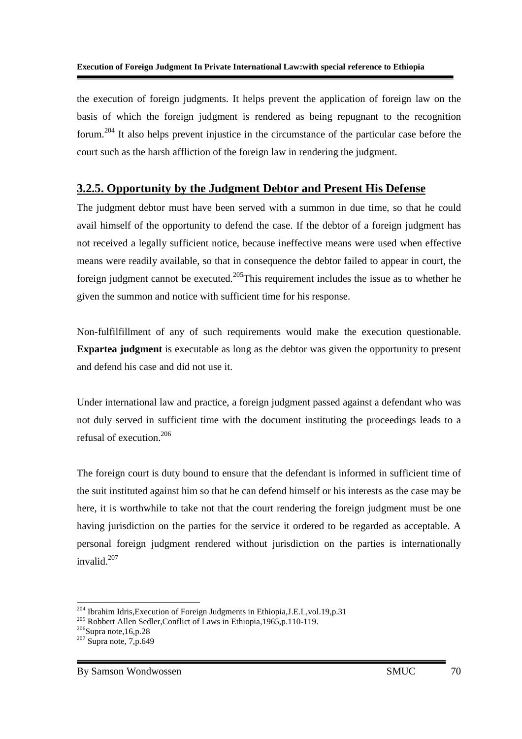the execution of foreign judgments. It helps prevent the application of foreign law on the basis of which the foreign judgment is rendered as being repugnant to the recognition forum.[204] It also helps prevent injustice in the circumstance of the particular case before the court such as the harsh affliction of the foreign law in rendering the judgment.

### 3.2.5. Opportunity by the Judgment Debtor and Present His Defense

The judgment debtor must have been served with a summon in due time, so that he could avail himself of the opportunity to defend the case. If the debtor of a foreign judgment has not received a legally sufficient notice, because ineffective means were used when effective means were readily available, so that in consequence the debtor failed to appear in court, the foreign judgment cannot be executed.[205]This requirement includes the issue as to whether he given the summon and notice with sufficient time for his response.

Non-fulfilfillment of any of such requirements would make the execution questionable. **Expartea judgment** is executable as long as the debtor was given the opportunity to present and defend his case and did not use it.

Under international law and practice, a foreign judgment passed against a defendant who was not duly served in sufficient time with the document instituting the proceedings leads to a refusal of execution.[206]

The foreign court is duty bound to ensure that the defendant is informed in sufficient time of the suit instituted against him so that he can defend himself or his interests as the case may be here, it is worthwhile to take not that the court rendering the foreign judgment must be one having jurisdiction on the parties for the service it ordered to be regarded as acceptable. A personal foreign judgment rendered without jurisdiction on the parties is internationally invalid.[207]

---

[204] Ibrahim Idris,Execution of Foreign Judgments in Ethiopia,J.E.L,vol.19,p.31
[205] Robbert Allen Sedler,Conflict of Laws in Ethiopia,1965,p.110-119.
[206]Supra note,16,p.28
[207] Supra note, 7,p.649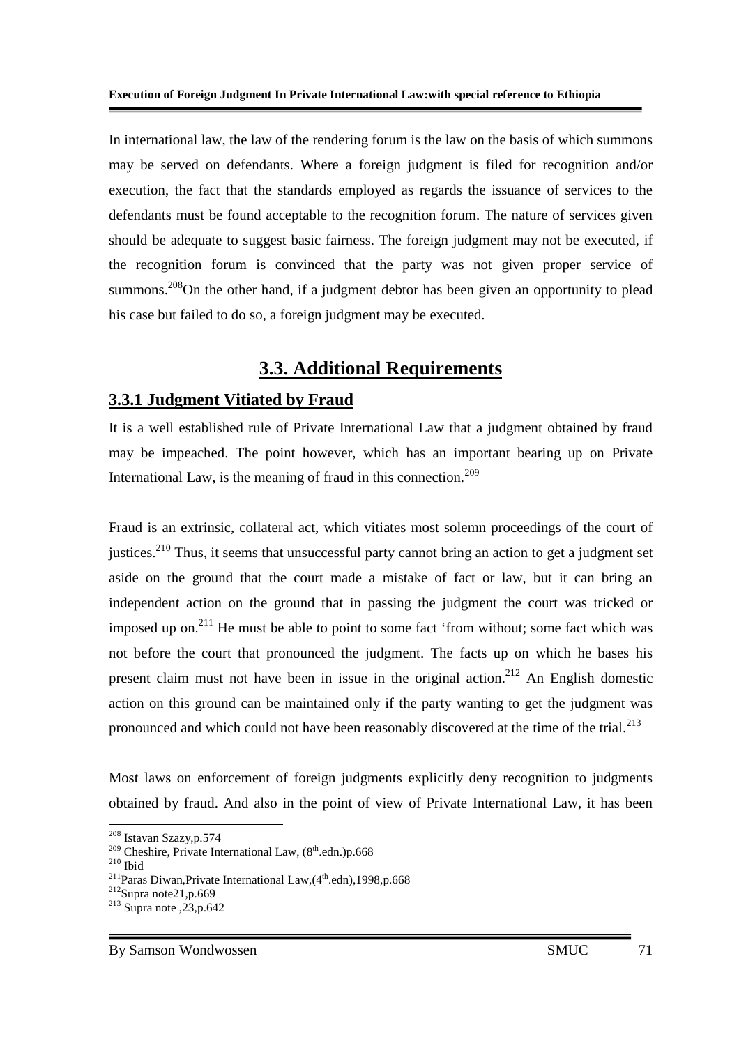In international law, the law of the rendering forum is the law on the basis of which summons may be served on defendants. Where a foreign judgment is filed for recognition and/or execution, the fact that the standards employed as regards the issuance of services to the defendants must be found acceptable to the recognition forum. The nature of services given should be adequate to suggest basic fairness. The foreign judgment may not be executed, if the recognition forum is convinced that the party was not given proper service of summons.[208]On the other hand, if a judgment debtor has been given an opportunity to plead his case but failed to do so, a foreign judgment may be executed.

## 3.3. Additional Requirements

### 3.3.1 Judgment Vitiated by Fraud

It is a well established rule of Private International Law that a judgment obtained by fraud may be impeached. The point however, which has an important bearing up on Private International Law, is the meaning of fraud in this connection.[209]

Fraud is an extrinsic, collateral act, which vitiates most solemn proceedings of the court of justices.[210] Thus, it seems that unsuccessful party cannot bring an action to get a judgment set aside on the ground that the court made a mistake of fact or law, but it can bring an independent action on the ground that in passing the judgment the court was tricked or imposed up on.[211] He must be able to point to some fact 'from without; some fact which was not before the court that pronounced the judgment. The facts up on which he bases his present claim must not have been in issue in the original action.[212] An English domestic action on this ground can be maintained only if the party wanting to get the judgment was pronounced and which could not have been reasonably discovered at the time of the trial.[213]

Most laws on enforcement of foreign judgments explicitly deny recognition to judgments obtained by fraud. And also in the point of view of Private International Law, it has been

---

[208] Istavan Szazy,p.574

[209] Cheshire, Private International Law, (8th.edn.)p.668

[210] Ibid

[211] Paras Diwan,Private International Law,(4th.edn),1998,p.668

[212] Supra note21,p.669

[213] Supra note ,23,p.642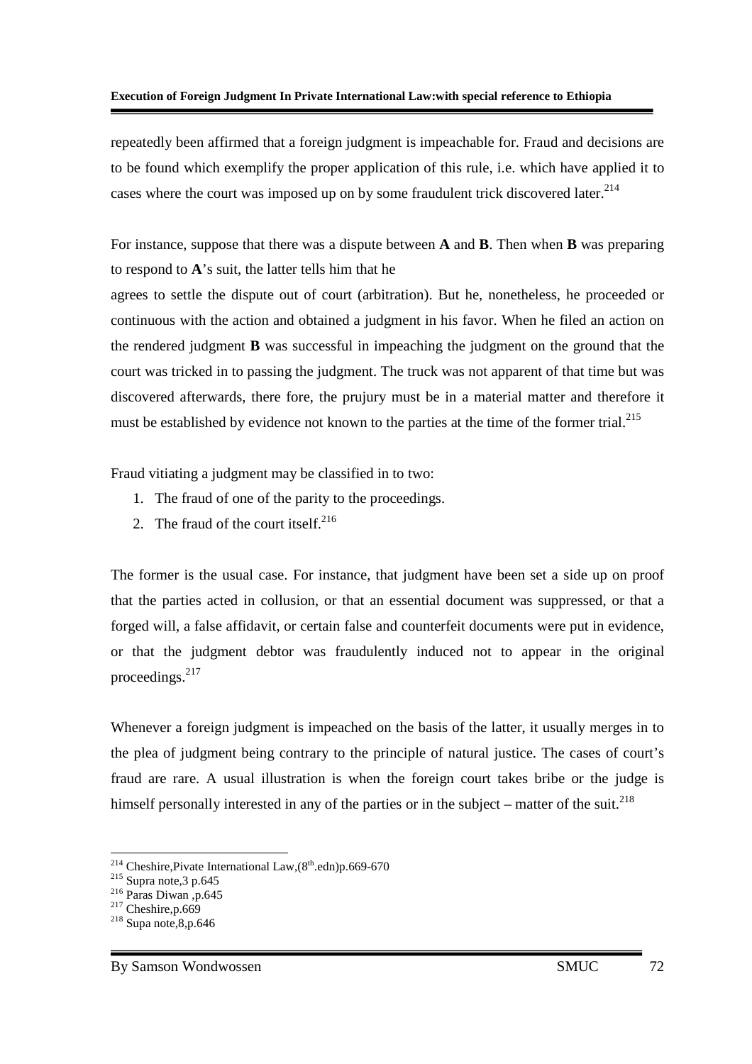repeatedly been affirmed that a foreign judgment is impeachable for. Fraud and decisions are to be found which exemplify the proper application of this rule, i.e. which have applied it to cases where the court was imposed up on by some fraudulent trick discovered later.[214]

For instance, suppose that there was a dispute between **A** and **B**. Then when **B** was preparing to respond to **A**'s suit, the latter tells him that he

agrees to settle the dispute out of court (arbitration). But he, nonetheless, he proceeded or continuous with the action and obtained a judgment in his favor. When he filed an action on the rendered judgment **B** was successful in impeaching the judgment on the ground that the court was tricked in to passing the judgment. The truck was not apparent of that time but was discovered afterwards, there fore, the prujury must be in a material matter and therefore it must be established by evidence not known to the parties at the time of the former trial.[215]

Fraud vitiating a judgment may be classified in to two:

1. The fraud of one of the parity to the proceedings.
2. The fraud of the court itself.[216]

The former is the usual case. For instance, that judgment have been set a side up on proof that the parties acted in collusion, or that an essential document was suppressed, or that a forged will, a false affidavit, or certain false and counterfeit documents were put in evidence, or that the judgment debtor was fraudulently induced not to appear in the original proceedings.[217]

Whenever a foreign judgment is impeached on the basis of the latter, it usually merges in to the plea of judgment being contrary to the principle of natural justice. The cases of court's fraud are rare. A usual illustration is when the foreign court takes bribe or the judge is himself personally interested in any of the parties or in the subject – matter of the suit.[218]

---

[214] Cheshire,Pivate International Law,(8th.edn)p.669-670
[215] Supra note,3 p.645
[216] Paras Diwan ,p.645
[217] Cheshire,p.669
[218] Supa note,8,p.646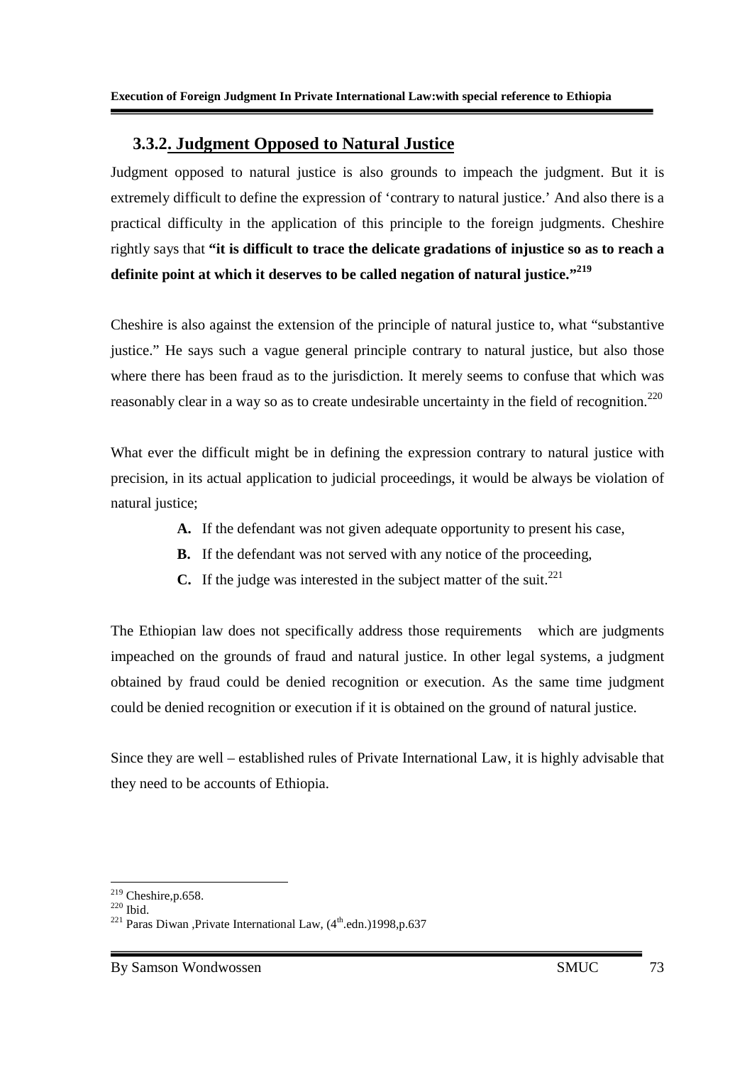### 3.3.2. Judgment Opposed to Natural Justice

Judgment opposed to natural justice is also grounds to impeach the judgment. But it is extremely difficult to define the expression of 'contrary to natural justice.' And also there is a practical difficulty in the application of this principle to the foreign judgments. Cheshire rightly says that **"it is difficult to trace the delicate gradations of injustice so as to reach a definite point at which it deserves to be called negation of natural justice."**[219]

Cheshire is also against the extension of the principle of natural justice to, what "substantive justice." He says such a vague general principle contrary to natural justice, but also those where there has been fraud as to the jurisdiction. It merely seems to confuse that which was reasonably clear in a way so as to create undesirable uncertainty in the field of recognition.[220]

What ever the difficult might be in defining the expression contrary to natural justice with precision, in its actual application to judicial proceedings, it would be always be violation of natural justice;

- **A.** If the defendant was not given adequate opportunity to present his case,
- **B.** If the defendant was not served with any notice of the proceeding,
- **C.** If the judge was interested in the subject matter of the suit.[221]

The Ethiopian law does not specifically address those requirements which are judgments impeached on the grounds of fraud and natural justice. In other legal systems, a judgment obtained by fraud could be denied recognition or execution. As the same time judgment could be denied recognition or execution if it is obtained on the ground of natural justice.

Since they are well – established rules of Private International Law, it is highly advisable that they need to be accounts of Ethiopia.

---

[219] Cheshire,p.658.

[220] Ibid.

[221] Paras Diwan ,Private International Law, (4th.edn.)1998,p.637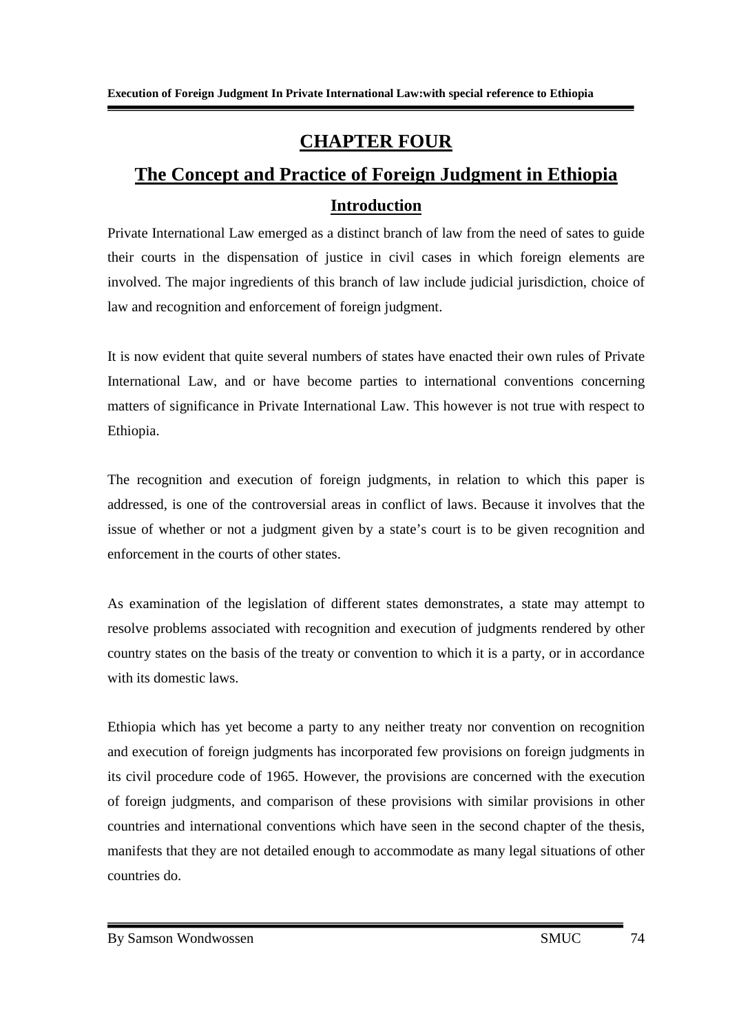# CHAPTER FOUR

## The Concept and Practice of Foreign Judgment in Ethiopia

### Introduction

Private International Law emerged as a distinct branch of law from the need of sates to guide their courts in the dispensation of justice in civil cases in which foreign elements are involved. The major ingredients of this branch of law include judicial jurisdiction, choice of law and recognition and enforcement of foreign judgment.

It is now evident that quite several numbers of states have enacted their own rules of Private International Law, and or have become parties to international conventions concerning matters of significance in Private International Law. This however is not true with respect to Ethiopia.

The recognition and execution of foreign judgments, in relation to which this paper is addressed, is one of the controversial areas in conflict of laws. Because it involves that the issue of whether or not a judgment given by a state's court is to be given recognition and enforcement in the courts of other states.

As examination of the legislation of different states demonstrates, a state may attempt to resolve problems associated with recognition and execution of judgments rendered by other country states on the basis of the treaty or convention to which it is a party, or in accordance with its domestic laws.

Ethiopia which has yet become a party to any neither treaty nor convention on recognition and execution of foreign judgments has incorporated few provisions on foreign judgments in its civil procedure code of 1965. However, the provisions are concerned with the execution of foreign judgments, and comparison of these provisions with similar provisions in other countries and international conventions which have seen in the second chapter of the thesis, manifests that they are not detailed enough to accommodate as many legal situations of other countries do.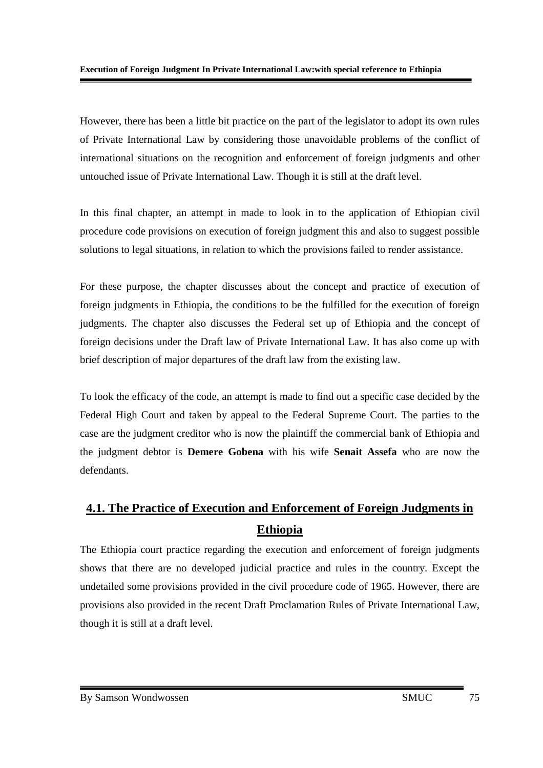However, there has been a little bit practice on the part of the legislator to adopt its own rules of Private International Law by considering those unavoidable problems of the conflict of international situations on the recognition and enforcement of foreign judgments and other untouched issue of Private International Law. Though it is still at the draft level.

In this final chapter, an attempt in made to look in to the application of Ethiopian civil procedure code provisions on execution of foreign judgment this and also to suggest possible solutions to legal situations, in relation to which the provisions failed to render assistance.

For these purpose, the chapter discusses about the concept and practice of execution of foreign judgments in Ethiopia, the conditions to be the fulfilled for the execution of foreign judgments. The chapter also discusses the Federal set up of Ethiopia and the concept of foreign decisions under the Draft law of Private International Law. It has also come up with brief description of major departures of the draft law from the existing law.

To look the efficacy of the code, an attempt is made to find out a specific case decided by the Federal High Court and taken by appeal to the Federal Supreme Court. The parties to the case are the judgment creditor who is now the plaintiff the commercial bank of Ethiopia and the judgment debtor is **Demere Gobena** with his wife **Senait Assefa** who are now the defendants.

## 4.1. The Practice of Execution and Enforcement of Foreign Judgments in Ethiopia

The Ethiopia court practice regarding the execution and enforcement of foreign judgments shows that there are no developed judicial practice and rules in the country. Except the undetailed some provisions provided in the civil procedure code of 1965. However, there are provisions also provided in the recent Draft Proclamation Rules of Private International Law, though it is still at a draft level.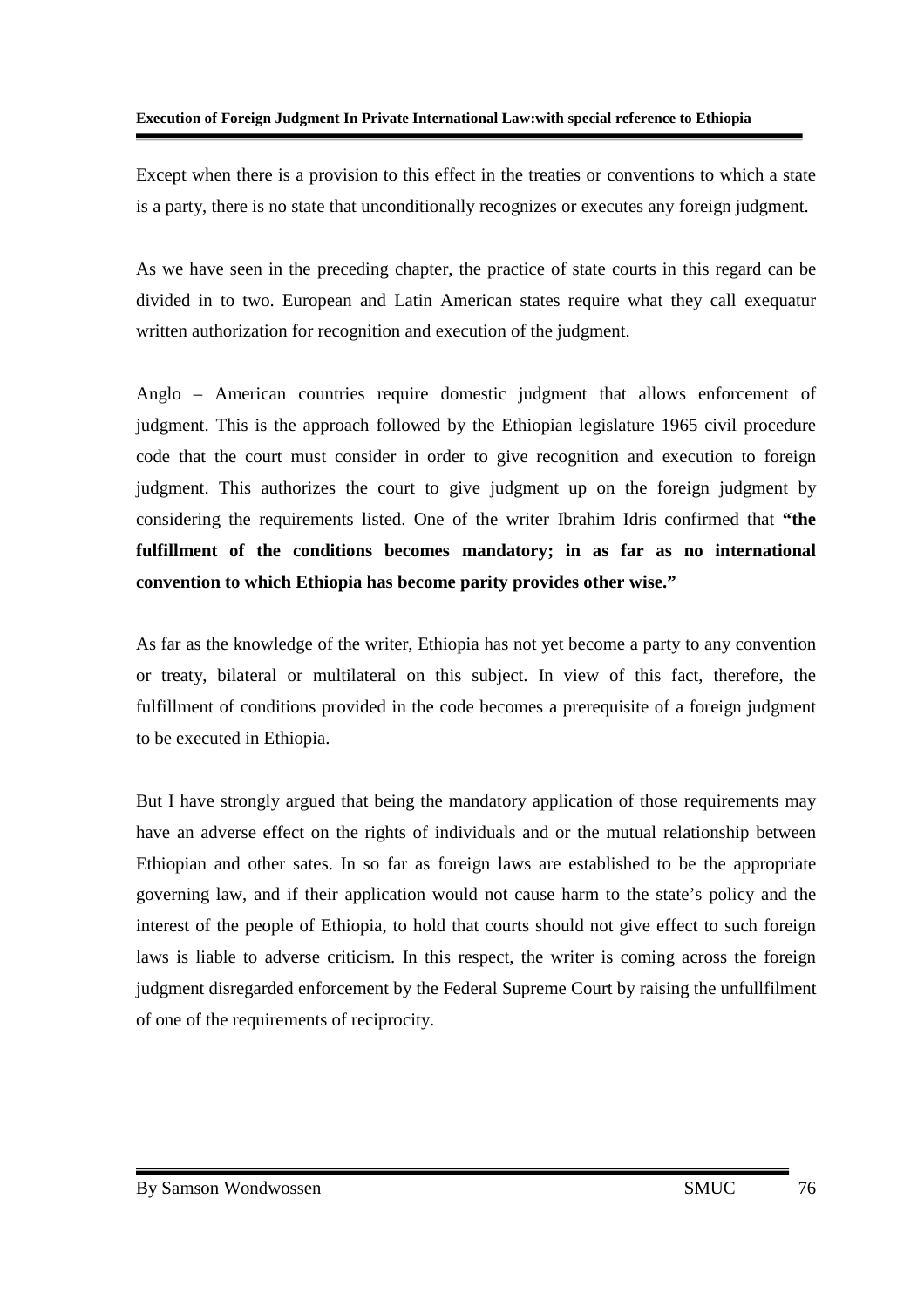Except when there is a provision to this effect in the treaties or conventions to which a state is a party, there is no state that unconditionally recognizes or executes any foreign judgment.

As we have seen in the preceding chapter, the practice of state courts in this regard can be divided in to two. European and Latin American states require what they call exequatur written authorization for recognition and execution of the judgment.

Anglo – American countries require domestic judgment that allows enforcement of judgment. This is the approach followed by the Ethiopian legislature 1965 civil procedure code that the court must consider in order to give recognition and execution to foreign judgment. This authorizes the court to give judgment up on the foreign judgment by considering the requirements listed. One of the writer Ibrahim Idris confirmed that **"the fulfillment of the conditions becomes mandatory; in as far as no international convention to which Ethiopia has become parity provides other wise."**

As far as the knowledge of the writer, Ethiopia has not yet become a party to any convention or treaty, bilateral or multilateral on this subject. In view of this fact, therefore, the fulfillment of conditions provided in the code becomes a prerequisite of a foreign judgment to be executed in Ethiopia.

But I have strongly argued that being the mandatory application of those requirements may have an adverse effect on the rights of individuals and or the mutual relationship between Ethiopian and other sates. In so far as foreign laws are established to be the appropriate governing law, and if their application would not cause harm to the state's policy and the interest of the people of Ethiopia, to hold that courts should not give effect to such foreign laws is liable to adverse criticism. In this respect, the writer is coming across the foreign judgment disregarded enforcement by the Federal Supreme Court by raising the unfullfilment of one of the requirements of reciprocity.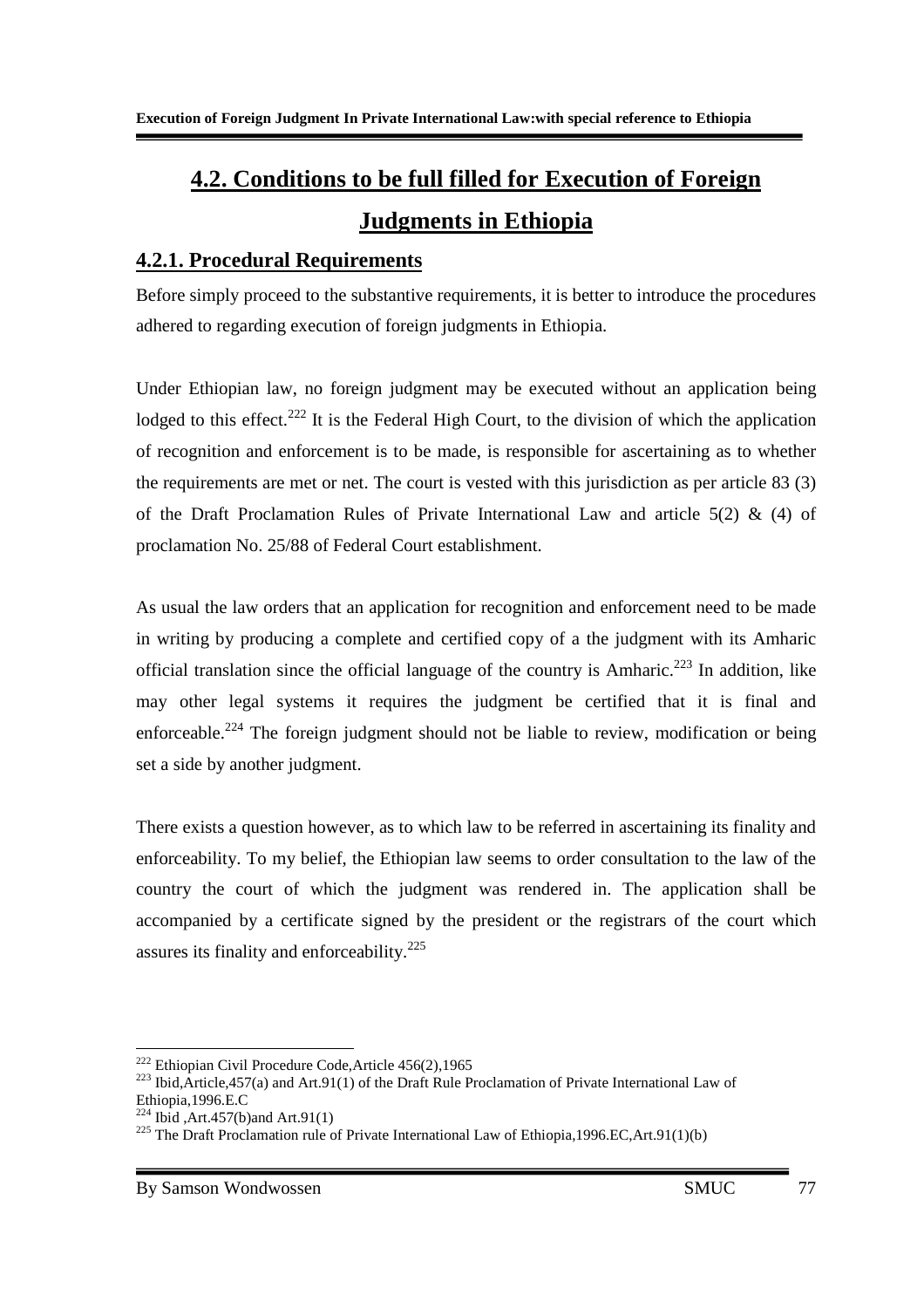## 4.2. Conditions to be full filled for Execution of Foreign Judgments in Ethiopia

### 4.2.1. Procedural Requirements

Before simply proceed to the substantive requirements, it is better to introduce the procedures adhered to regarding execution of foreign judgments in Ethiopia.

Under Ethiopian law, no foreign judgment may be executed without an application being lodged to this effect.[222] It is the Federal High Court, to the division of which the application of recognition and enforcement is to be made, is responsible for ascertaining as to whether the requirements are met or net. The court is vested with this jurisdiction as per article 83 (3) of the Draft Proclamation Rules of Private International Law and article 5(2) & (4) of proclamation No. 25/88 of Federal Court establishment.

As usual the law orders that an application for recognition and enforcement need to be made in writing by producing a complete and certified copy of a the judgment with its Amharic official translation since the official language of the country is Amharic.[223] In addition, like may other legal systems it requires the judgment be certified that it is final and enforceable.[224] The foreign judgment should not be liable to review, modification or being set a side by another judgment.

There exists a question however, as to which law to be referred in ascertaining its finality and enforceability. To my belief, the Ethiopian law seems to order consultation to the law of the country the court of which the judgment was rendered in. The application shall be accompanied by a certificate signed by the president or the registrars of the court which assures its finality and enforceability.[225]

---

[222] Ethiopian Civil Procedure Code,Article 456(2),1965

[223] Ibid,Article,457(a) and Art.91(1) of the Draft Rule Proclamation of Private International Law of Ethiopia,1996.E.C

[224] Ibid ,Art.457(b)and Art.91(1)

[225] The Draft Proclamation rule of Private International Law of Ethiopia,1996.EC,Art.91(1)(b)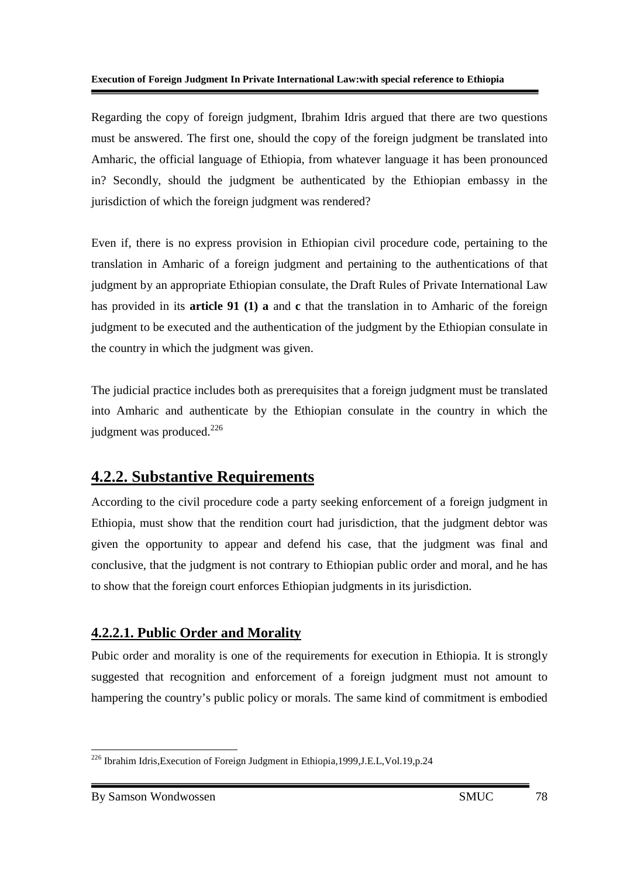Regarding the copy of foreign judgment, Ibrahim Idris argued that there are two questions must be answered. The first one, should the copy of the foreign judgment be translated into Amharic, the official language of Ethiopia, from whatever language it has been pronounced in? Secondly, should the judgment be authenticated by the Ethiopian embassy in the jurisdiction of which the foreign judgment was rendered?

Even if, there is no express provision in Ethiopian civil procedure code, pertaining to the translation in Amharic of a foreign judgment and pertaining to the authentications of that judgment by an appropriate Ethiopian consulate, the Draft Rules of Private International Law has provided in its **article 91 (1) a** and **c** that the translation in to Amharic of the foreign judgment to be executed and the authentication of the judgment by the Ethiopian consulate in the country in which the judgment was given.

The judicial practice includes both as prerequisites that a foreign judgment must be translated into Amharic and authenticate by the Ethiopian consulate in the country in which the judgment was produced.[226]

## 4.2.2. Substantive Requirements

According to the civil procedure code a party seeking enforcement of a foreign judgment in Ethiopia, must show that the rendition court had jurisdiction, that the judgment debtor was given the opportunity to appear and defend his case, that the judgment was final and conclusive, that the judgment is not contrary to Ethiopian public order and moral, and he has to show that the foreign court enforces Ethiopian judgments in its jurisdiction.

### 4.2.2.1. Public Order and Morality

Pubic order and morality is one of the requirements for execution in Ethiopia. It is strongly suggested that recognition and enforcement of a foreign judgment must not amount to hampering the country's public policy or morals. The same kind of commitment is embodied

---

[226] Ibrahim Idris,Execution of Foreign Judgment in Ethiopia,1999,J.E.L,Vol.19,p.24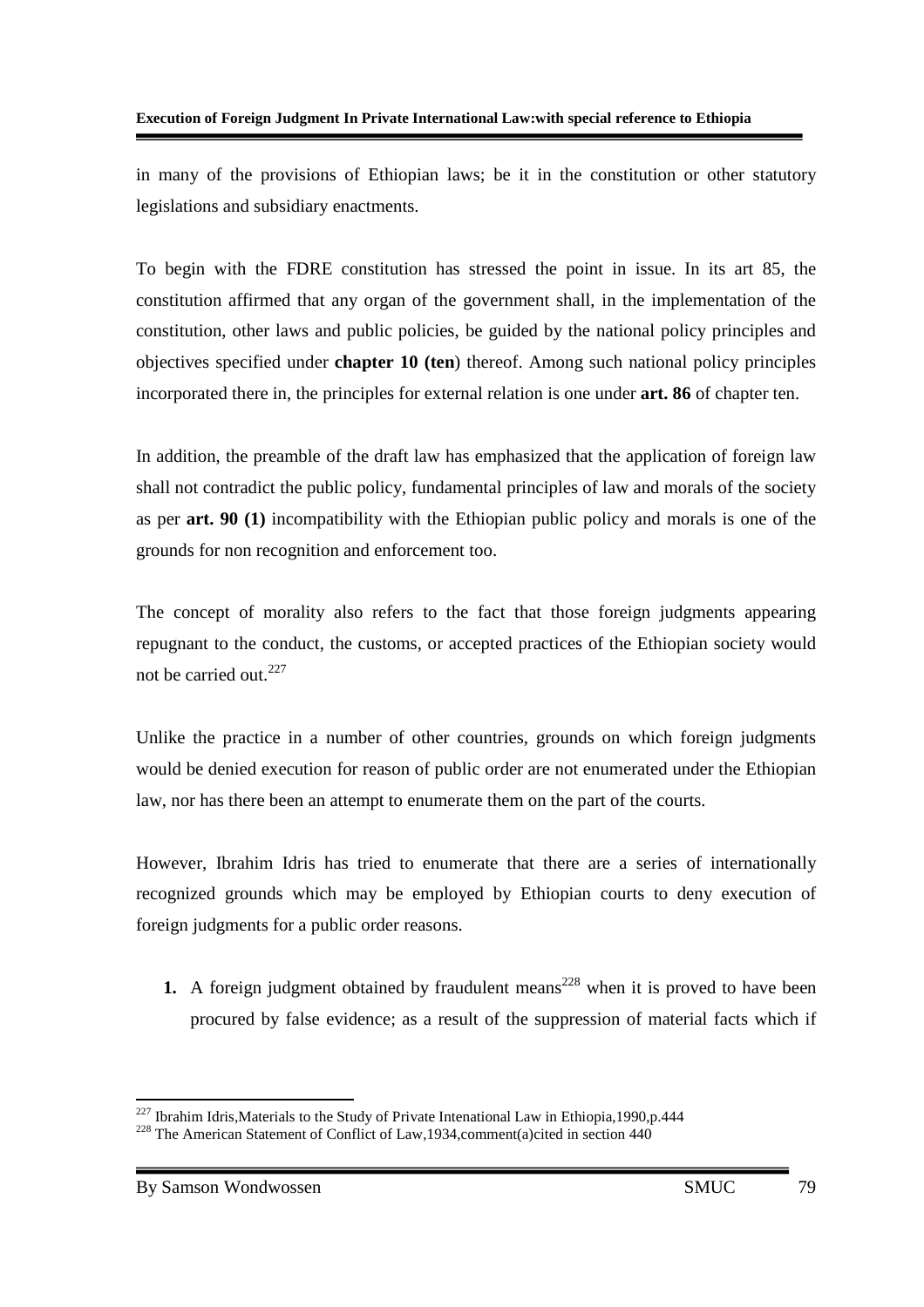in many of the provisions of Ethiopian laws; be it in the constitution or other statutory legislations and subsidiary enactments.

To begin with the FDRE constitution has stressed the point in issue. In its art 85, the constitution affirmed that any organ of the government shall, in the implementation of the constitution, other laws and public policies, be guided by the national policy principles and objectives specified under **chapter 10 (ten**) thereof. Among such national policy principles incorporated there in, the principles for external relation is one under **art. 86** of chapter ten.

In addition, the preamble of the draft law has emphasized that the application of foreign law shall not contradict the public policy, fundamental principles of law and morals of the society as per **art. 90 (1)** incompatibility with the Ethiopian public policy and morals is one of the grounds for non recognition and enforcement too.

The concept of morality also refers to the fact that those foreign judgments appearing repugnant to the conduct, the customs, or accepted practices of the Ethiopian society would not be carried out.[227]

Unlike the practice in a number of other countries, grounds on which foreign judgments would be denied execution for reason of public order are not enumerated under the Ethiopian law, nor has there been an attempt to enumerate them on the part of the courts.

However, Ibrahim Idris has tried to enumerate that there are a series of internationally recognized grounds which may be employed by Ethiopian courts to deny execution of foreign judgments for a public order reasons.

1. A foreign judgment obtained by fraudulent means[228] when it is proved to have been procured by false evidence; as a result of the suppression of material facts which if

---

[227] Ibrahim Idris,Materials to the Study of Private Intenational Law in Ethiopia,1990,p.444

[228] The American Statement of Conflict of Law,1934,comment(a)cited in section 440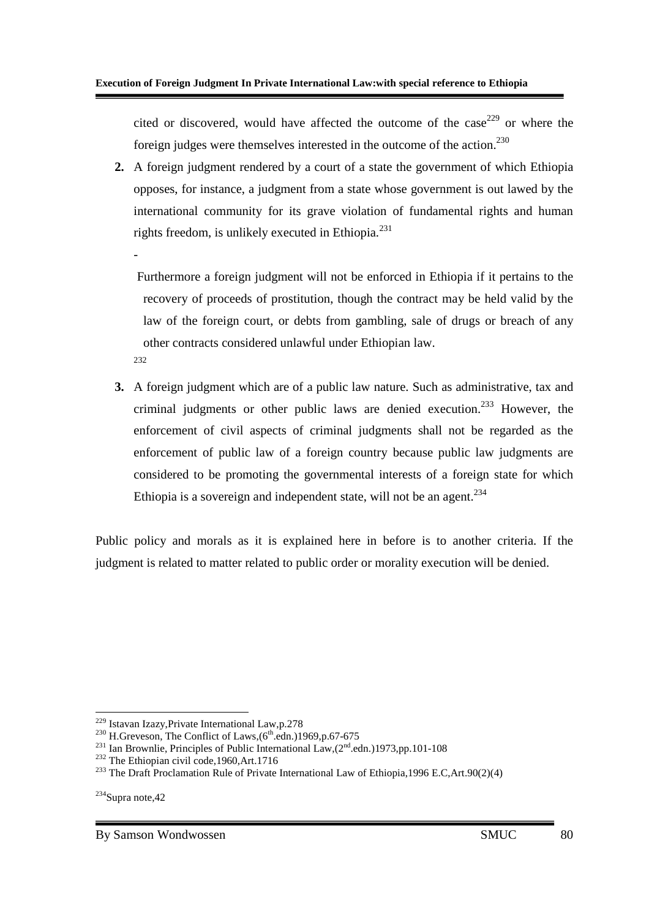cited or discovered, would have affected the outcome of the case[229] or where the foreign judges were themselves interested in the outcome of the action.[230]

2. A foreign judgment rendered by a court of a state the government of which Ethiopia opposes, for instance, a judgment from a state whose government is out lawed by the international community for its grave violation of fundamental rights and human rights freedom, is unlikely executed in Ethiopia.[231]

-

Furthermore a foreign judgment will not be enforced in Ethiopia if it pertains to the recovery of proceeds of prostitution, though the contract may be held valid by the law of the foreign court, or debts from gambling, sale of drugs or breach of any other contracts considered unlawful under Ethiopian law.
[232]

3. A foreign judgment which are of a public law nature. Such as administrative, tax and criminal judgments or other public laws are denied execution.[233] However, the enforcement of civil aspects of criminal judgments shall not be regarded as the enforcement of public law of a foreign country because public law judgments are considered to be promoting the governmental interests of a foreign state for which Ethiopia is a sovereign and independent state, will not be an agent.[234]

Public policy and morals as it is explained here in before is to another criteria. If the judgment is related to matter related to public order or morality execution will be denied.

---

[229] Istavan Izazy,Private International Law,p.278

[230] H.Greveson, The Conflict of Laws,(6th.edn.)1969,p.67-675

[231] Ian Brownlie, Principles of Public International Law,(2nd.edn.)1973,pp.101-108

[232] The Ethiopian civil code,1960,Art.1716

[233] The Draft Proclamation Rule of Private International Law of Ethiopia,1996 E.C,Art.90(2)(4)

[234] Supra note,42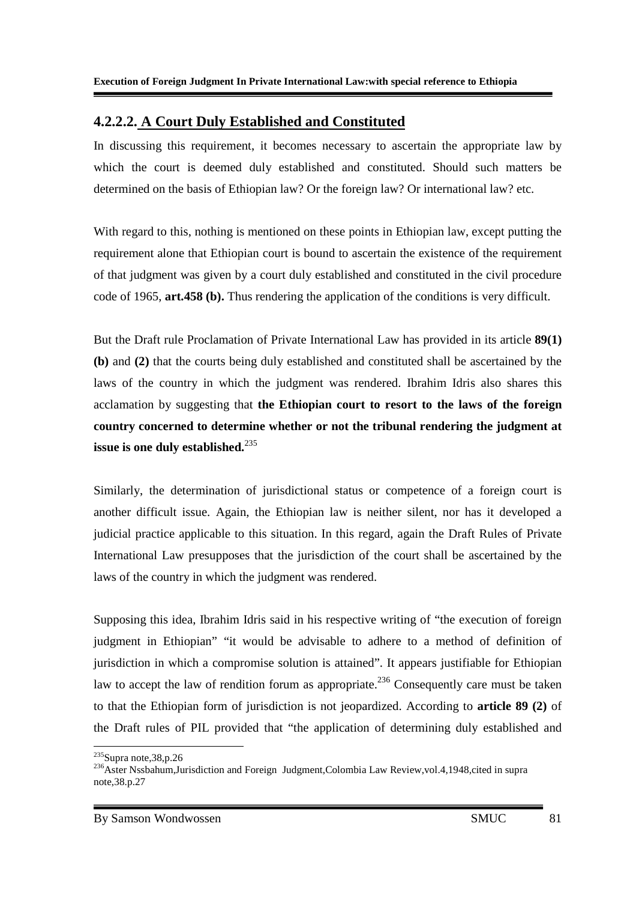#### 4.2.2.2. A Court Duly Established and Constituted

In discussing this requirement, it becomes necessary to ascertain the appropriate law by which the court is deemed duly established and constituted. Should such matters be determined on the basis of Ethiopian law? Or the foreign law? Or international law? etc.

With regard to this, nothing is mentioned on these points in Ethiopian law, except putting the requirement alone that Ethiopian court is bound to ascertain the existence of the requirement of that judgment was given by a court duly established and constituted in the civil procedure code of 1965, **art.458 (b).** Thus rendering the application of the conditions is very difficult.

But the Draft rule Proclamation of Private International Law has provided in its article **89(1) (b)** and **(2)** that the courts being duly established and constituted shall be ascertained by the laws of the country in which the judgment was rendered. Ibrahim Idris also shares this acclamation by suggesting that **the Ethiopian court to resort to the laws of the foreign country concerned to determine whether or not the tribunal rendering the judgment at issue is one duly established.**[235]

Similarly, the determination of jurisdictional status or competence of a foreign court is another difficult issue. Again, the Ethiopian law is neither silent, nor has it developed a judicial practice applicable to this situation. In this regard, again the Draft Rules of Private International Law presupposes that the jurisdiction of the court shall be ascertained by the laws of the country in which the judgment was rendered.

Supposing this idea, Ibrahim Idris said in his respective writing of "the execution of foreign judgment in Ethiopian" "it would be advisable to adhere to a method of definition of jurisdiction in which a compromise solution is attained". It appears justifiable for Ethiopian law to accept the law of rendition forum as appropriate.[236] Consequently care must be taken to that the Ethiopian form of jurisdiction is not jeopardized. According to **article 89 (2)** of the Draft rules of PIL provided that "the application of determining duly established and

---

[235] Supra note,38,p.26

[236] Aster Nssbahum,Jurisdiction and Foreign Judgment,Colombia Law Review,vol.4,1948,cited in supra note,38.p.27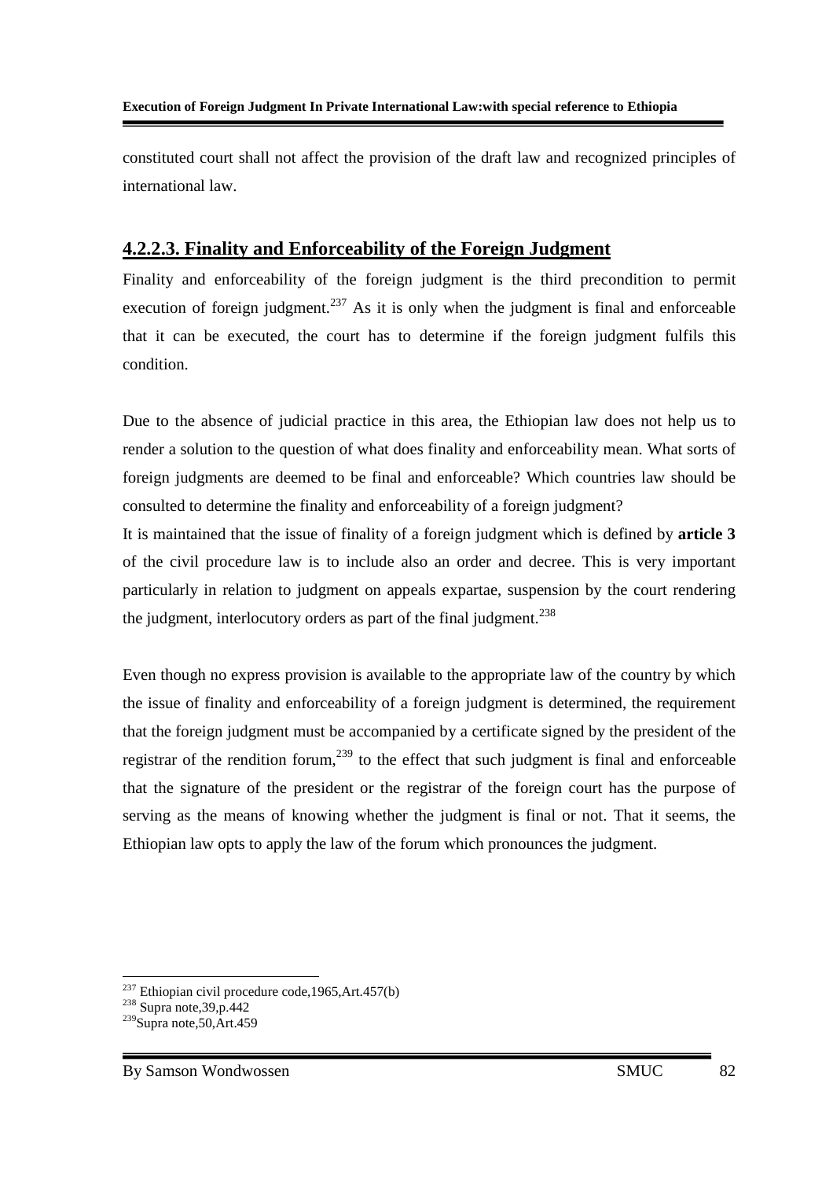constituted court shall not affect the provision of the draft law and recognized principles of international law.

### 4.2.2.3. Finality and Enforceability of the Foreign Judgment

Finality and enforceability of the foreign judgment is the third precondition to permit execution of foreign judgment.[237] As it is only when the judgment is final and enforceable that it can be executed, the court has to determine if the foreign judgment fulfils this condition.

Due to the absence of judicial practice in this area, the Ethiopian law does not help us to render a solution to the question of what does finality and enforceability mean. What sorts of foreign judgments are deemed to be final and enforceable? Which countries law should be consulted to determine the finality and enforceability of a foreign judgment?

It is maintained that the issue of finality of a foreign judgment which is defined by **article 3** of the civil procedure law is to include also an order and decree. This is very important particularly in relation to judgment on appeals expartae, suspension by the court rendering the judgment, interlocutory orders as part of the final judgment.[238]

Even though no express provision is available to the appropriate law of the country by which the issue of finality and enforceability of a foreign judgment is determined, the requirement that the foreign judgment must be accompanied by a certificate signed by the president of the registrar of the rendition forum,[239] to the effect that such judgment is final and enforceable that the signature of the president or the registrar of the foreign court has the purpose of serving as the means of knowing whether the judgment is final or not. That it seems, the Ethiopian law opts to apply the law of the forum which pronounces the judgment.

---

[237] Ethiopian civil procedure code,1965,Art.457(b)
[238] Supra note,39,p.442
[239] Supra note,50,Art.459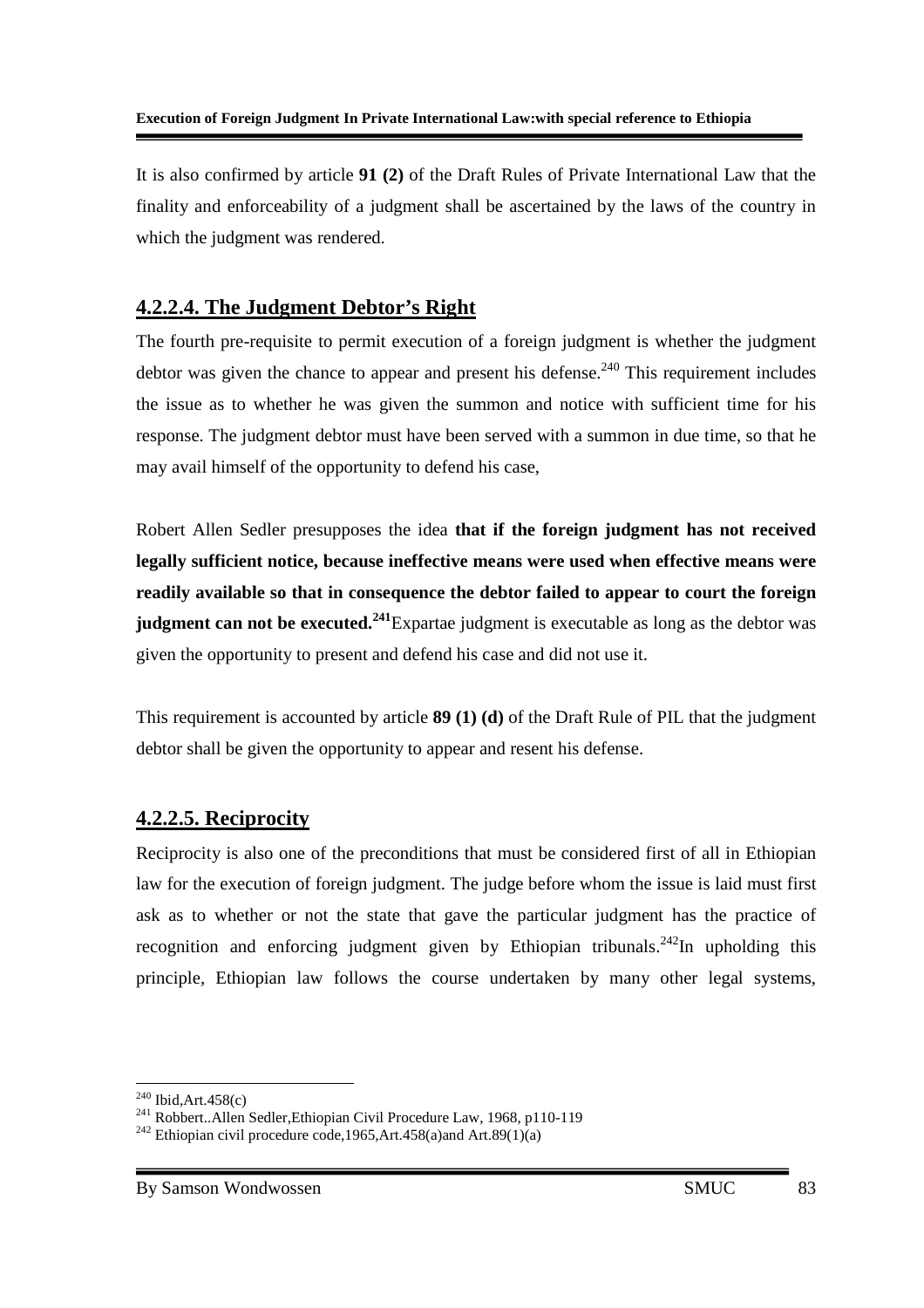It is also confirmed by article **91 (2)** of the Draft Rules of Private International Law that the finality and enforceability of a judgment shall be ascertained by the laws of the country in which the judgment was rendered.

#### 4.2.2.4. The Judgment Debtor's Right

The fourth pre-requisite to permit execution of a foreign judgment is whether the judgment debtor was given the chance to appear and present his defense.[240] This requirement includes the issue as to whether he was given the summon and notice with sufficient time for his response. The judgment debtor must have been served with a summon in due time, so that he may avail himself of the opportunity to defend his case,

Robert Allen Sedler presupposes the idea **that if the foreign judgment has not received legally sufficient notice, because ineffective means were used when effective means were readily available so that in consequence the debtor failed to appear to court the foreign judgment can not be executed.[241]**Expartae judgment is executable as long as the debtor was given the opportunity to present and defend his case and did not use it.

This requirement is accounted by article **89 (1) (d)** of the Draft Rule of PIL that the judgment debtor shall be given the opportunity to appear and resent his defense.

#### 4.2.2.5. Reciprocity

Reciprocity is also one of the preconditions that must be considered first of all in Ethiopian law for the execution of foreign judgment. The judge before whom the issue is laid must first ask as to whether or not the state that gave the particular judgment has the practice of recognition and enforcing judgment given by Ethiopian tribunals.[242]In upholding this principle, Ethiopian law follows the course undertaken by many other legal systems,

---

[240] Ibid,Art.458(c)

[241] Robbert..Allen Sedler,Ethiopian Civil Procedure Law, 1968, p110-119

[242] Ethiopian civil procedure code,1965,Art.458(a)and Art.89(1)(a)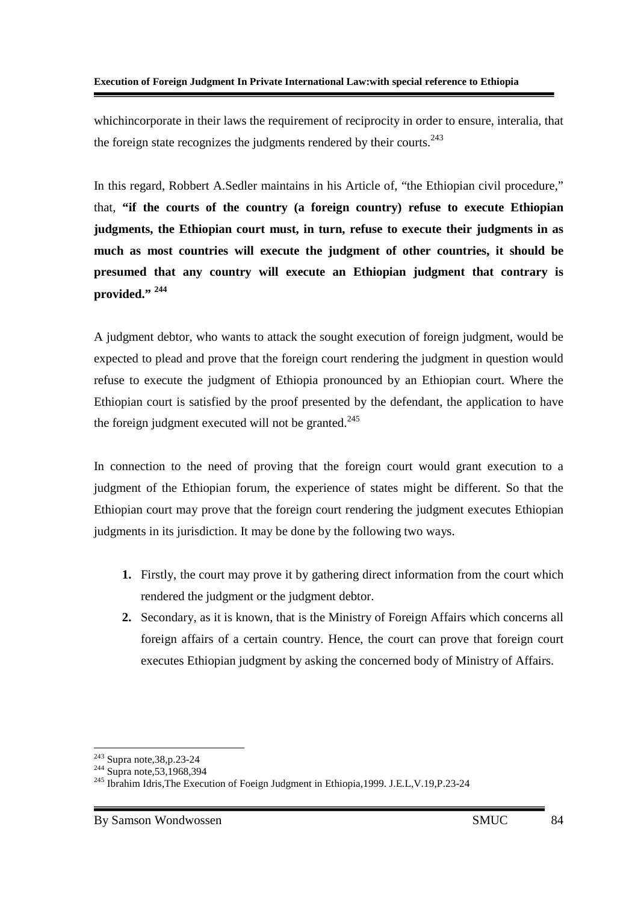whichincorporate in their laws the requirement of reciprocity in order to ensure, interalia, that the foreign state recognizes the judgments rendered by their courts.[243]

In this regard, Robbert A.Sedler maintains in his Article of, "the Ethiopian civil procedure," that, **"if the courts of the country (a foreign country) refuse to execute Ethiopian judgments, the Ethiopian court must, in turn, refuse to execute their judgments in as much as most countries will execute the judgment of other countries, it should be presumed that any country will execute an Ethiopian judgment that contrary is provided."** [244]

A judgment debtor, who wants to attack the sought execution of foreign judgment, would be expected to plead and prove that the foreign court rendering the judgment in question would refuse to execute the judgment of Ethiopia pronounced by an Ethiopian court. Where the Ethiopian court is satisfied by the proof presented by the defendant, the application to have the foreign judgment executed will not be granted.[245]

In connection to the need of proving that the foreign court would grant execution to a judgment of the Ethiopian forum, the experience of states might be different. So that the Ethiopian court may prove that the foreign court rendering the judgment executes Ethiopian judgments in its jurisdiction. It may be done by the following two ways.

1. Firstly, the court may prove it by gathering direct information from the court which rendered the judgment or the judgment debtor.
2. Secondary, as it is known, that is the Ministry of Foreign Affairs which concerns all foreign affairs of a certain country. Hence, the court can prove that foreign court executes Ethiopian judgment by asking the concerned body of Ministry of Affairs.

---

[243] Supra note,38,p.23-24
[244] Supra note,53,1968,394
[245] Ibrahim Idris,The Execution of Foeign Judgment in Ethiopia,1999. J.E.L,V.19,P.23-24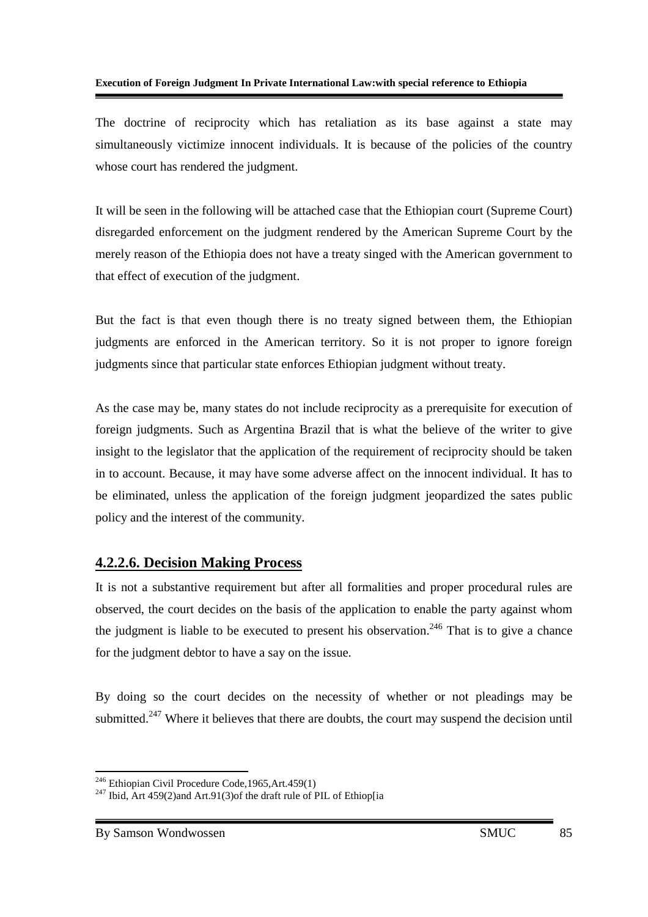The doctrine of reciprocity which has retaliation as its base against a state may simultaneously victimize innocent individuals. It is because of the policies of the country whose court has rendered the judgment.

It will be seen in the following will be attached case that the Ethiopian court (Supreme Court) disregarded enforcement on the judgment rendered by the American Supreme Court by the merely reason of the Ethiopia does not have a treaty singed with the American government to that effect of execution of the judgment.

But the fact is that even though there is no treaty signed between them, the Ethiopian judgments are enforced in the American territory. So it is not proper to ignore foreign judgments since that particular state enforces Ethiopian judgment without treaty.

As the case may be, many states do not include reciprocity as a prerequisite for execution of foreign judgments. Such as Argentina Brazil that is what the believe of the writer to give insight to the legislator that the application of the requirement of reciprocity should be taken in to account. Because, it may have some adverse affect on the innocent individual. It has to be eliminated, unless the application of the foreign judgment jeopardized the sates public policy and the interest of the community.

## 4.2.2.6. Decision Making Process

It is not a substantive requirement but after all formalities and proper procedural rules are observed, the court decides on the basis of the application to enable the party against whom the judgment is liable to be executed to present his observation.[246] That is to give a chance for the judgment debtor to have a say on the issue.

By doing so the court decides on the necessity of whether or not pleadings may be submitted.[247] Where it believes that there are doubts, the court may suspend the decision until

---

[246] Ethiopian Civil Procedure Code,1965,Art.459(1)

[247] Ibid, Art 459(2)and Art.91(3)of the draft rule of PIL of Ethiop[ia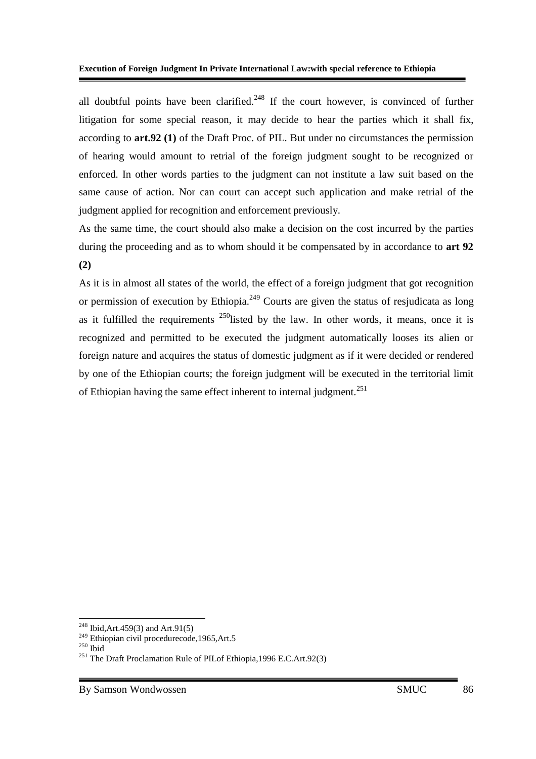all doubtful points have been clarified.[248] If the court however, is convinced of further litigation for some special reason, it may decide to hear the parties which it shall fix, according to **art.92 (1)** of the Draft Proc. of PIL. But under no circumstances the permission of hearing would amount to retrial of the foreign judgment sought to be recognized or enforced. In other words parties to the judgment can not institute a law suit based on the same cause of action. Nor can court can accept such application and make retrial of the judgment applied for recognition and enforcement previously.

As the same time, the court should also make a decision on the cost incurred by the parties during the proceeding and as to whom should it be compensated by in accordance to **art 92 (2)**

As it is in almost all states of the world, the effect of a foreign judgment that got recognition or permission of execution by Ethiopia.[249] Courts are given the status of resjudicata as long as it fulfilled the requirements [250]listed by the law. In other words, it means, once it is recognized and permitted to be executed the judgment automatically looses its alien or foreign nature and acquires the status of domestic judgment as if it were decided or rendered by one of the Ethiopian courts; the foreign judgment will be executed in the territorial limit of Ethiopian having the same effect inherent to internal judgment.[251]

---

[248] Ibid,Art.459(3) and Art.91(5)

[249] Ethiopian civil procedurecode,1965,Art.5

[250] Ibid

[251] The Draft Proclamation Rule of PILof Ethiopia,1996 E.C.Art.92(3)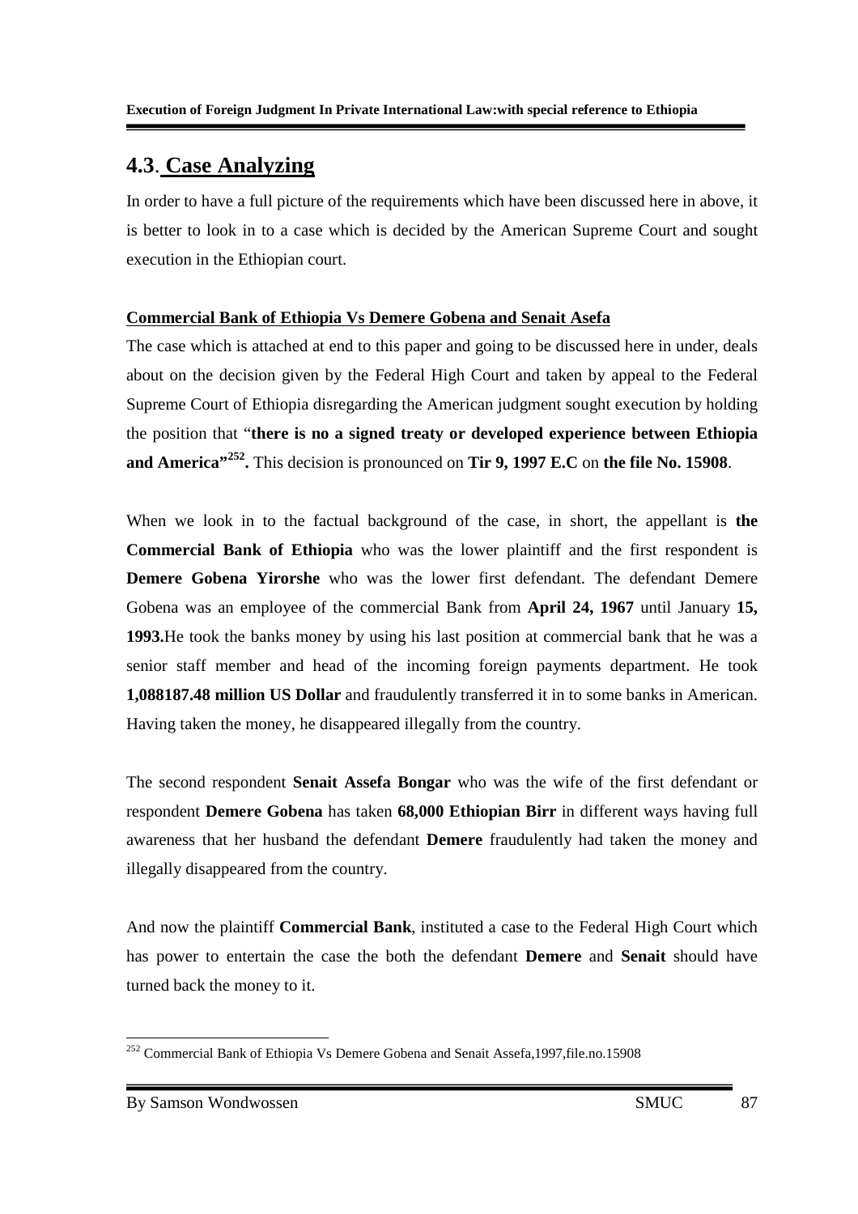## 4.3. Case Analyzing

In order to have a full picture of the requirements which have been discussed here in above, it is better to look in to a case which is decided by the American Supreme Court and sought execution in the Ethiopian court.

**Commercial Bank of Ethiopia Vs Demere Gobena and Senait Asefa**

The case which is attached at end to this paper and going to be discussed here in under, deals about on the decision given by the Federal High Court and taken by appeal to the Federal Supreme Court of Ethiopia disregarding the American judgment sought execution by holding the position that "**there is no a signed treaty or developed experience between Ethiopia and America"[252].** This decision is pronounced on **Tir 9, 1997 E.C** on **the file No. 15908**.

When we look in to the factual background of the case, in short, the appellant is **the Commercial Bank of Ethiopia** who was the lower plaintiff and the first respondent is **Demere Gobena Yirorshe** who was the lower first defendant. The defendant Demere Gobena was an employee of the commercial Bank from **April 24, 1967** until January **15, 1993.**He took the banks money by using his last position at commercial bank that he was a senior staff member and head of the incoming foreign payments department. He took **1,088187.48 million US Dollar** and fraudulently transferred it in to some banks in American. Having taken the money, he disappeared illegally from the country.

The second respondent **Senait Assefa Bongar** who was the wife of the first defendant or respondent **Demere Gobena** has taken **68,000 Ethiopian Birr** in different ways having full awareness that her husband the defendant **Demere** fraudulently had taken the money and illegally disappeared from the country.

And now the plaintiff **Commercial Bank**, instituted a case to the Federal High Court which has power to entertain the case the both the defendant **Demere** and **Senait** should have turned back the money to it.

---

[252] Commercial Bank of Ethiopia Vs Demere Gobena and Senait Assefa,1997,file.no.15908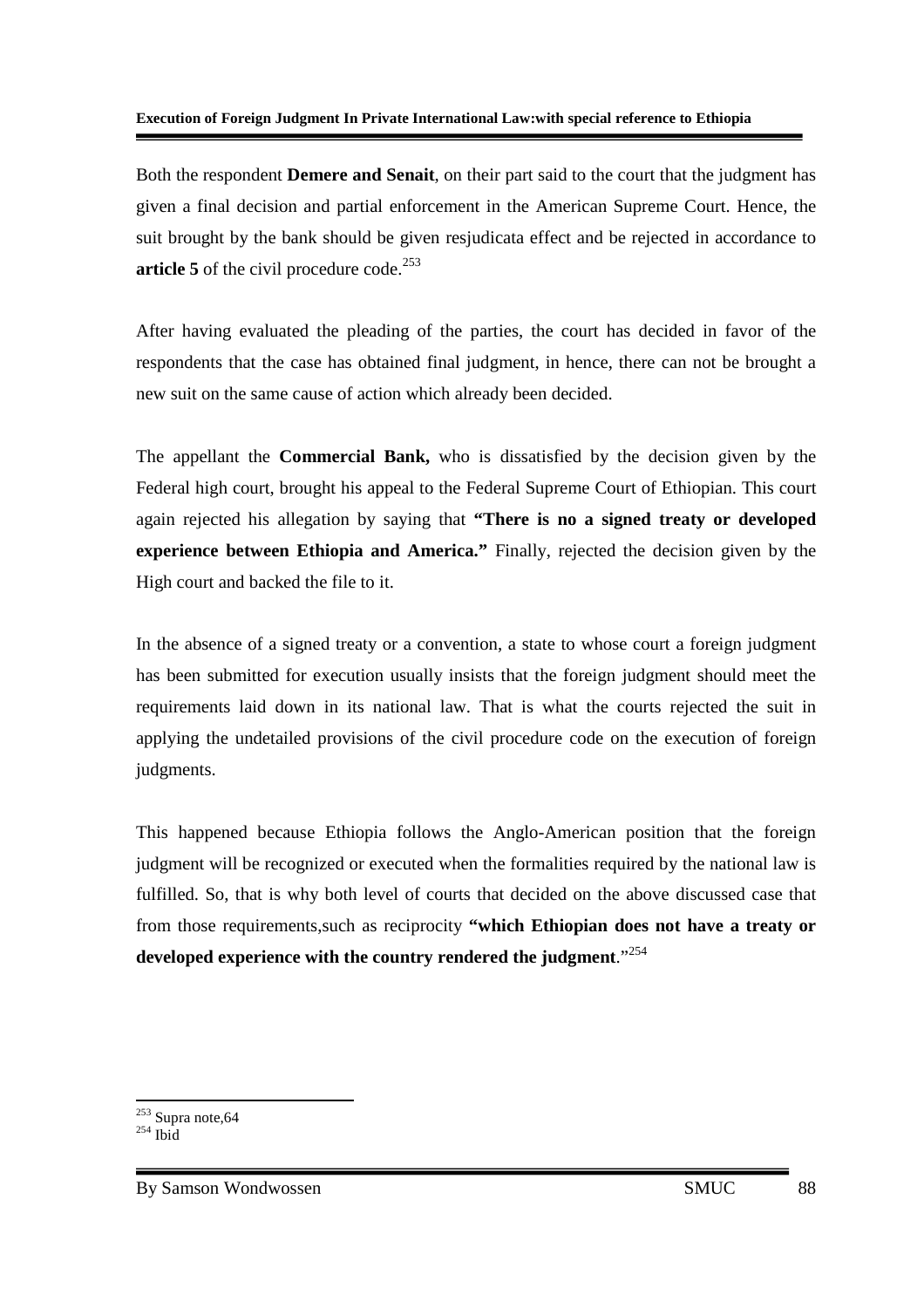Both the respondent **Demere and Senait**, on their part said to the court that the judgment has given a final decision and partial enforcement in the American Supreme Court. Hence, the suit brought by the bank should be given resjudicata effect and be rejected in accordance to **article 5** of the civil procedure code.[253]

After having evaluated the pleading of the parties, the court has decided in favor of the respondents that the case has obtained final judgment, in hence, there can not be brought a new suit on the same cause of action which already been decided.

The appellant the **Commercial Bank,** who is dissatisfied by the decision given by the Federal high court, brought his appeal to the Federal Supreme Court of Ethiopian. This court again rejected his allegation by saying that **"There is no a signed treaty or developed experience between Ethiopia and America."** Finally, rejected the decision given by the High court and backed the file to it.

In the absence of a signed treaty or a convention, a state to whose court a foreign judgment has been submitted for execution usually insists that the foreign judgment should meet the requirements laid down in its national law. That is what the courts rejected the suit in applying the undetailed provisions of the civil procedure code on the execution of foreign judgments.

This happened because Ethiopia follows the Anglo-American position that the foreign judgment will be recognized or executed when the formalities required by the national law is fulfilled. So, that is why both level of courts that decided on the above discussed case that from those requirements,such as reciprocity **"which Ethiopian does not have a treaty or developed experience with the country rendered the judgment**."[254]

---

[253] Supra note,64

[254] Ibid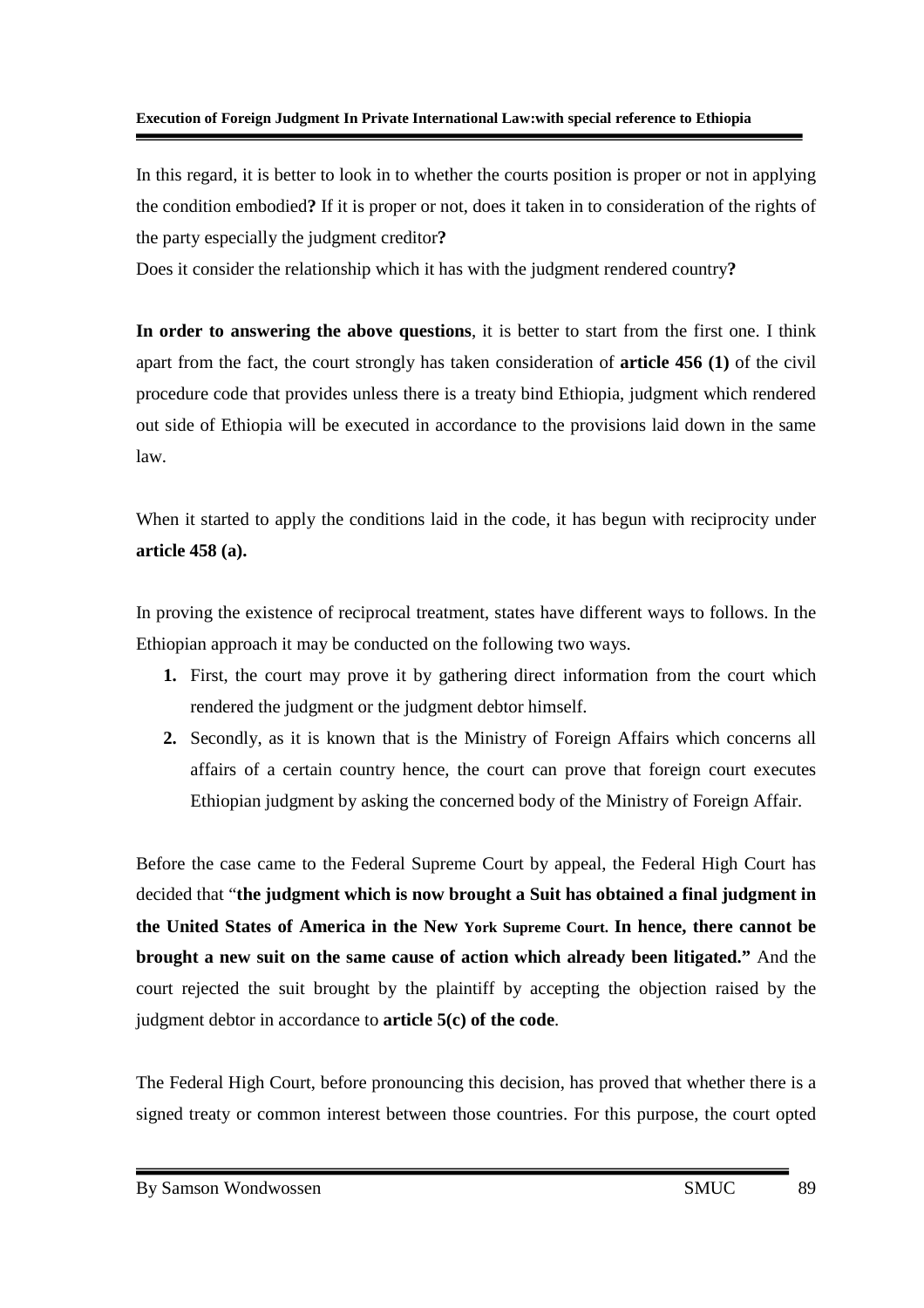In this regard, it is better to look in to whether the courts position is proper or not in applying the condition embodied**?** If it is proper or not, does it taken in to consideration of the rights of the party especially the judgment creditor**?**

Does it consider the relationship which it has with the judgment rendered country**?**

**In order to answering the above questions**, it is better to start from the first one. I think apart from the fact, the court strongly has taken consideration of **article 456 (1)** of the civil procedure code that provides unless there is a treaty bind Ethiopia, judgment which rendered out side of Ethiopia will be executed in accordance to the provisions laid down in the same law.

When it started to apply the conditions laid in the code, it has begun with reciprocity under **article 458 (a).**

In proving the existence of reciprocal treatment, states have different ways to follows. In the Ethiopian approach it may be conducted on the following two ways.

1. First, the court may prove it by gathering direct information from the court which rendered the judgment or the judgment debtor himself.
2. Secondly, as it is known that is the Ministry of Foreign Affairs which concerns all affairs of a certain country hence, the court can prove that foreign court executes Ethiopian judgment by asking the concerned body of the Ministry of Foreign Affair.

Before the case came to the Federal Supreme Court by appeal, the Federal High Court has decided that "**the judgment which is now brought a Suit has obtained a final judgment in the United States of America in the New York Supreme Court. In hence, there cannot be brought a new suit on the same cause of action which already been litigated."** And the court rejected the suit brought by the plaintiff by accepting the objection raised by the judgment debtor in accordance to **article 5(c) of the code**.

The Federal High Court, before pronouncing this decision, has proved that whether there is a signed treaty or common interest between those countries. For this purpose, the court opted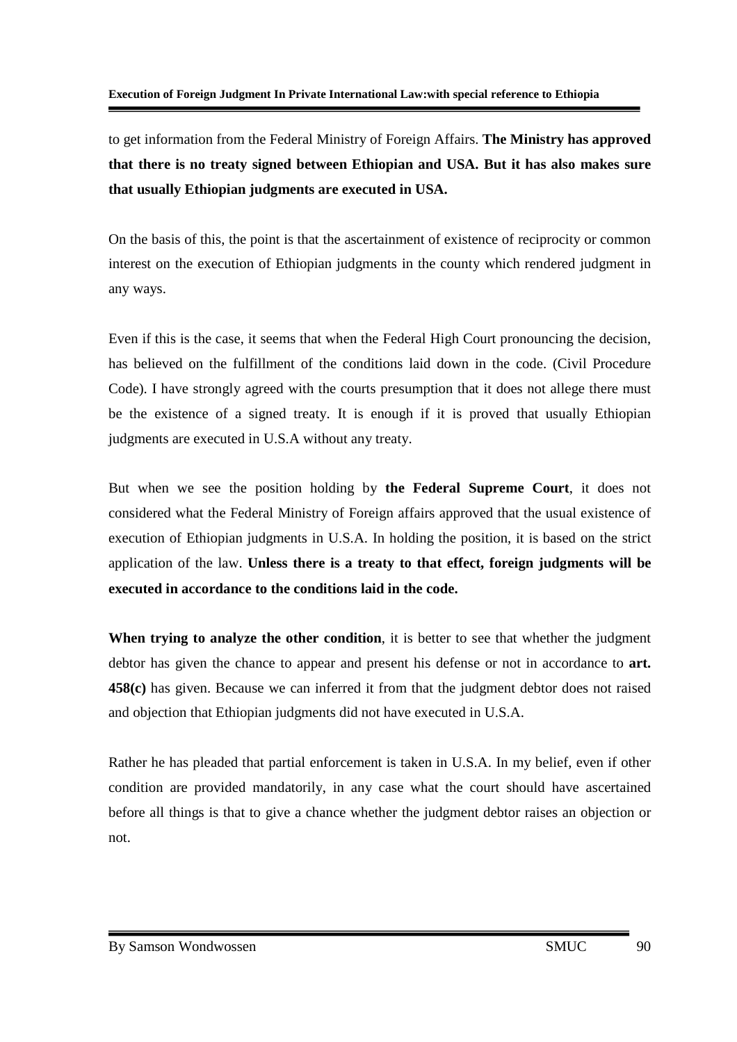to get information from the Federal Ministry of Foreign Affairs. **The Ministry has approved that there is no treaty signed between Ethiopian and USA. But it has also makes sure that usually Ethiopian judgments are executed in USA.**

On the basis of this, the point is that the ascertainment of existence of reciprocity or common interest on the execution of Ethiopian judgments in the county which rendered judgment in any ways.

Even if this is the case, it seems that when the Federal High Court pronouncing the decision, has believed on the fulfillment of the conditions laid down in the code. (Civil Procedure Code). I have strongly agreed with the courts presumption that it does not allege there must be the existence of a signed treaty. It is enough if it is proved that usually Ethiopian judgments are executed in U.S.A without any treaty.

But when we see the position holding by **the Federal Supreme Court**, it does not considered what the Federal Ministry of Foreign affairs approved that the usual existence of execution of Ethiopian judgments in U.S.A. In holding the position, it is based on the strict application of the law. **Unless there is a treaty to that effect, foreign judgments will be executed in accordance to the conditions laid in the code.**

**When trying to analyze the other condition**, it is better to see that whether the judgment debtor has given the chance to appear and present his defense or not in accordance to **art. 458(c)** has given. Because we can inferred it from that the judgment debtor does not raised and objection that Ethiopian judgments did not have executed in U.S.A.

Rather he has pleaded that partial enforcement is taken in U.S.A. In my belief, even if other condition are provided mandatorily, in any case what the court should have ascertained before all things is that to give a chance whether the judgment debtor raises an objection or not.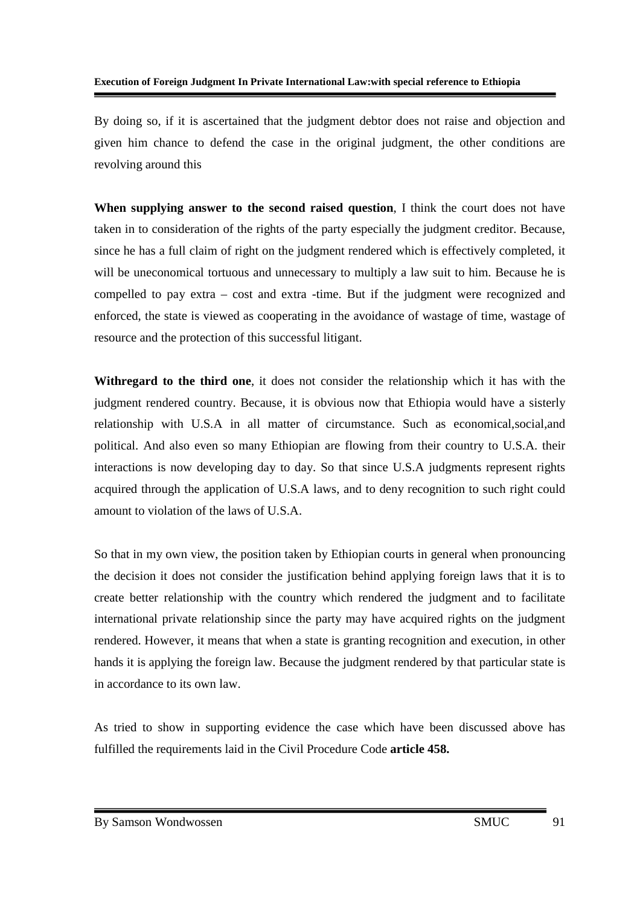By doing so, if it is ascertained that the judgment debtor does not raise and objection and given him chance to defend the case in the original judgment, the other conditions are revolving around this

**When supplying answer to the second raised question**, I think the court does not have taken in to consideration of the rights of the party especially the judgment creditor. Because, since he has a full claim of right on the judgment rendered which is effectively completed, it will be uneconomical tortuous and unnecessary to multiply a law suit to him. Because he is compelled to pay extra – cost and extra -time. But if the judgment were recognized and enforced, the state is viewed as cooperating in the avoidance of wastage of time, wastage of resource and the protection of this successful litigant.

**Withregard to the third one**, it does not consider the relationship which it has with the judgment rendered country. Because, it is obvious now that Ethiopia would have a sisterly relationship with U.S.A in all matter of circumstance. Such as economical,social,and political. And also even so many Ethiopian are flowing from their country to U.S.A. their interactions is now developing day to day. So that since U.S.A judgments represent rights acquired through the application of U.S.A laws, and to deny recognition to such right could amount to violation of the laws of U.S.A.

So that in my own view, the position taken by Ethiopian courts in general when pronouncing the decision it does not consider the justification behind applying foreign laws that it is to create better relationship with the country which rendered the judgment and to facilitate international private relationship since the party may have acquired rights on the judgment rendered. However, it means that when a state is granting recognition and execution, in other hands it is applying the foreign law. Because the judgment rendered by that particular state is in accordance to its own law.

As tried to show in supporting evidence the case which have been discussed above has fulfilled the requirements laid in the Civil Procedure Code **article 458.**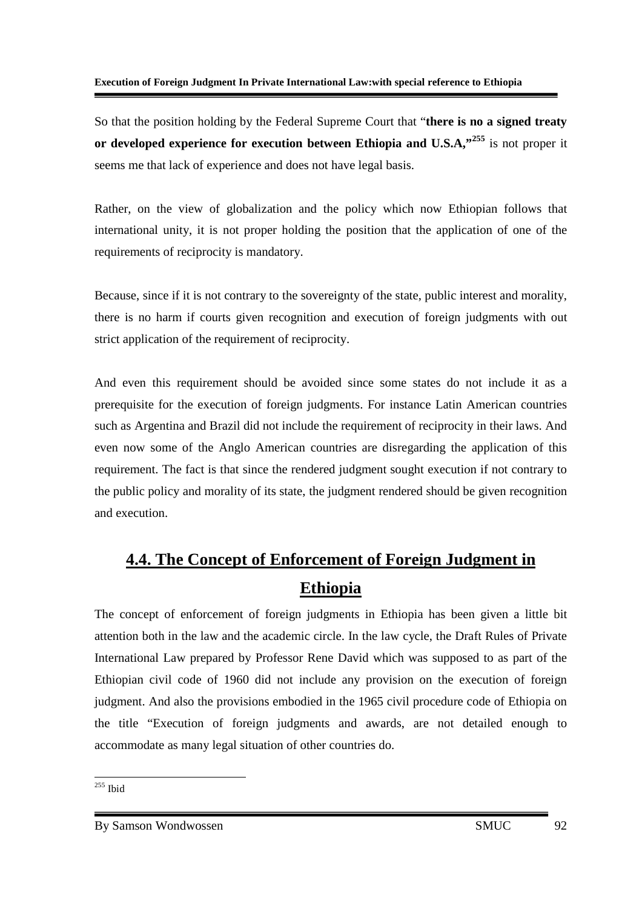So that the position holding by the Federal Supreme Court that "**there is no a signed treaty or developed experience for execution between Ethiopia and U.S.A,"**[255] is not proper it seems me that lack of experience and does not have legal basis.

Rather, on the view of globalization and the policy which now Ethiopian follows that international unity, it is not proper holding the position that the application of one of the requirements of reciprocity is mandatory.

Because, since if it is not contrary to the sovereignty of the state, public interest and morality, there is no harm if courts given recognition and execution of foreign judgments with out strict application of the requirement of reciprocity.

And even this requirement should be avoided since some states do not include it as a prerequisite for the execution of foreign judgments. For instance Latin American countries such as Argentina and Brazil did not include the requirement of reciprocity in their laws. And even now some of the Anglo American countries are disregarding the application of this requirement. The fact is that since the rendered judgment sought execution if not contrary to the public policy and morality of its state, the judgment rendered should be given recognition and execution.

## 4.4. The Concept of Enforcement of Foreign Judgment in Ethiopia

The concept of enforcement of foreign judgments in Ethiopia has been given a little bit attention both in the law and the academic circle. In the law cycle, the Draft Rules of Private International Law prepared by Professor Rene David which was supposed to as part of the Ethiopian civil code of 1960 did not include any provision on the execution of foreign judgment. And also the provisions embodied in the 1965 civil procedure code of Ethiopia on the title "Execution of foreign judgments and awards, are not detailed enough to accommodate as many legal situation of other countries do.

---

[255] Ibid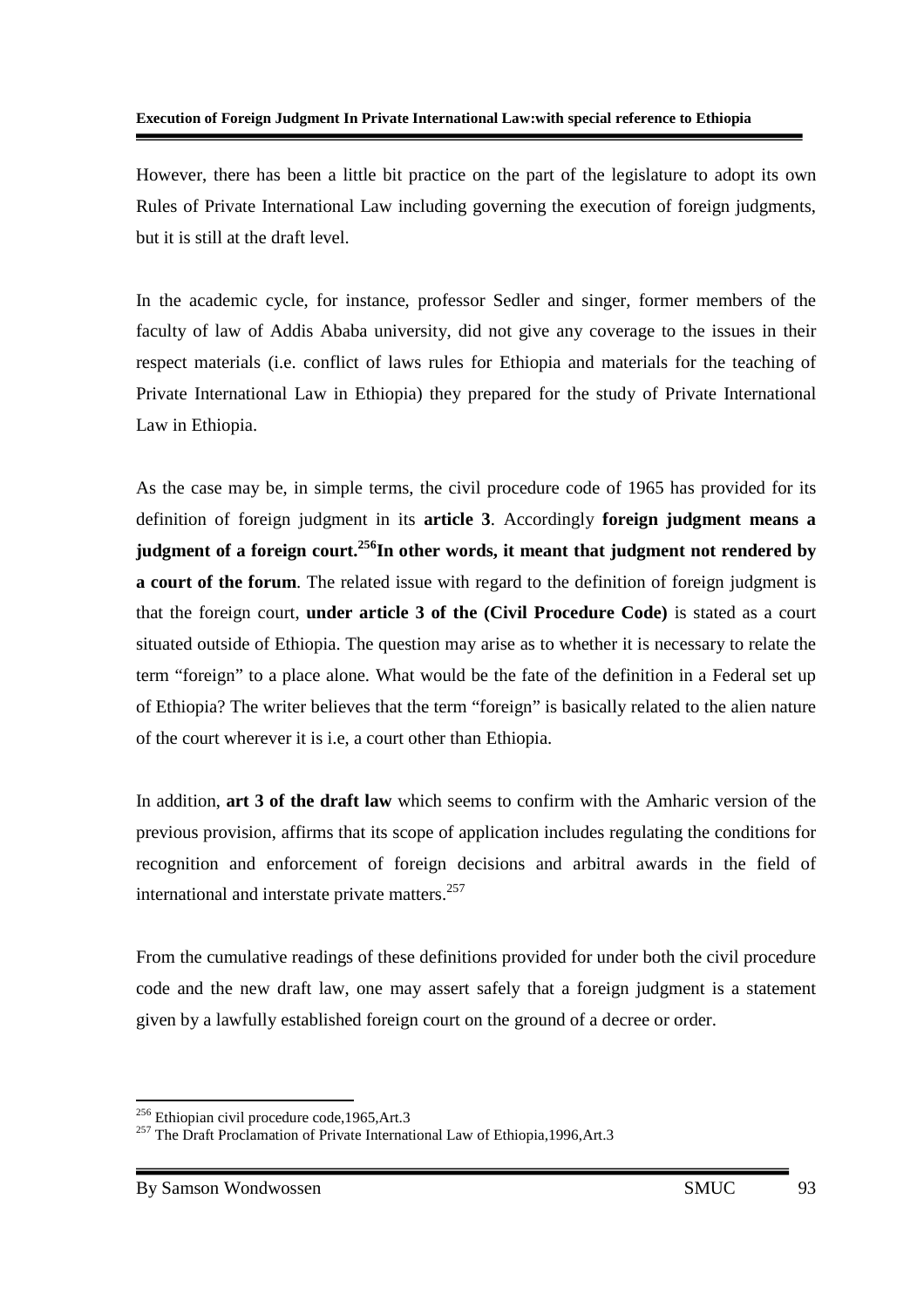However, there has been a little bit practice on the part of the legislature to adopt its own Rules of Private International Law including governing the execution of foreign judgments, but it is still at the draft level.

In the academic cycle, for instance, professor Sedler and singer, former members of the faculty of law of Addis Ababa university, did not give any coverage to the issues in their respect materials (i.e. conflict of laws rules for Ethiopia and materials for the teaching of Private International Law in Ethiopia) they prepared for the study of Private International Law in Ethiopia.

As the case may be, in simple terms, the civil procedure code of 1965 has provided for its definition of foreign judgment in its **article 3**. Accordingly **foreign judgment means a judgment of a foreign court.**[256]**In other words, it meant that judgment not rendered by a court of the forum**. The related issue with regard to the definition of foreign judgment is that the foreign court, **under article 3 of the (Civil Procedure Code)** is stated as a court situated outside of Ethiopia. The question may arise as to whether it is necessary to relate the term "foreign" to a place alone. What would be the fate of the definition in a Federal set up of Ethiopia? The writer believes that the term "foreign" is basically related to the alien nature of the court wherever it is i.e, a court other than Ethiopia.

In addition, **art 3 of the draft law** which seems to confirm with the Amharic version of the previous provision, affirms that its scope of application includes regulating the conditions for recognition and enforcement of foreign decisions and arbitral awards in the field of international and interstate private matters.[257]

From the cumulative readings of these definitions provided for under both the civil procedure code and the new draft law, one may assert safely that a foreign judgment is a statement given by a lawfully established foreign court on the ground of a decree or order.

---

[256] Ethiopian civil procedure code,1965,Art.3

[257] The Draft Proclamation of Private International Law of Ethiopia,1996,Art.3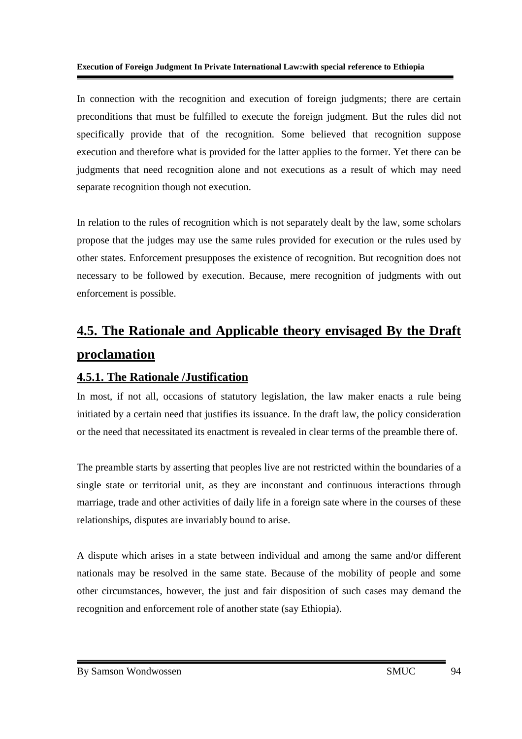In connection with the recognition and execution of foreign judgments; there are certain preconditions that must be fulfilled to execute the foreign judgment. But the rules did not specifically provide that of the recognition. Some believed that recognition suppose execution and therefore what is provided for the latter applies to the former. Yet there can be judgments that need recognition alone and not executions as a result of which may need separate recognition though not execution.

In relation to the rules of recognition which is not separately dealt by the law, some scholars propose that the judges may use the same rules provided for execution or the rules used by other states. Enforcement presupposes the existence of recognition. But recognition does not necessary to be followed by execution. Because, mere recognition of judgments with out enforcement is possible.

## 4.5. The Rationale and Applicable theory envisaged By the Draft proclamation

### 4.5.1. The Rationale /Justification

In most, if not all, occasions of statutory legislation, the law maker enacts a rule being initiated by a certain need that justifies its issuance. In the draft law, the policy consideration or the need that necessitated its enactment is revealed in clear terms of the preamble there of.

The preamble starts by asserting that peoples live are not restricted within the boundaries of a single state or territorial unit, as they are inconstant and continuous interactions through marriage, trade and other activities of daily life in a foreign sate where in the courses of these relationships, disputes are invariably bound to arise.

A dispute which arises in a state between individual and among the same and/or different nationals may be resolved in the same state. Because of the mobility of people and some other circumstances, however, the just and fair disposition of such cases may demand the recognition and enforcement role of another state (say Ethiopia).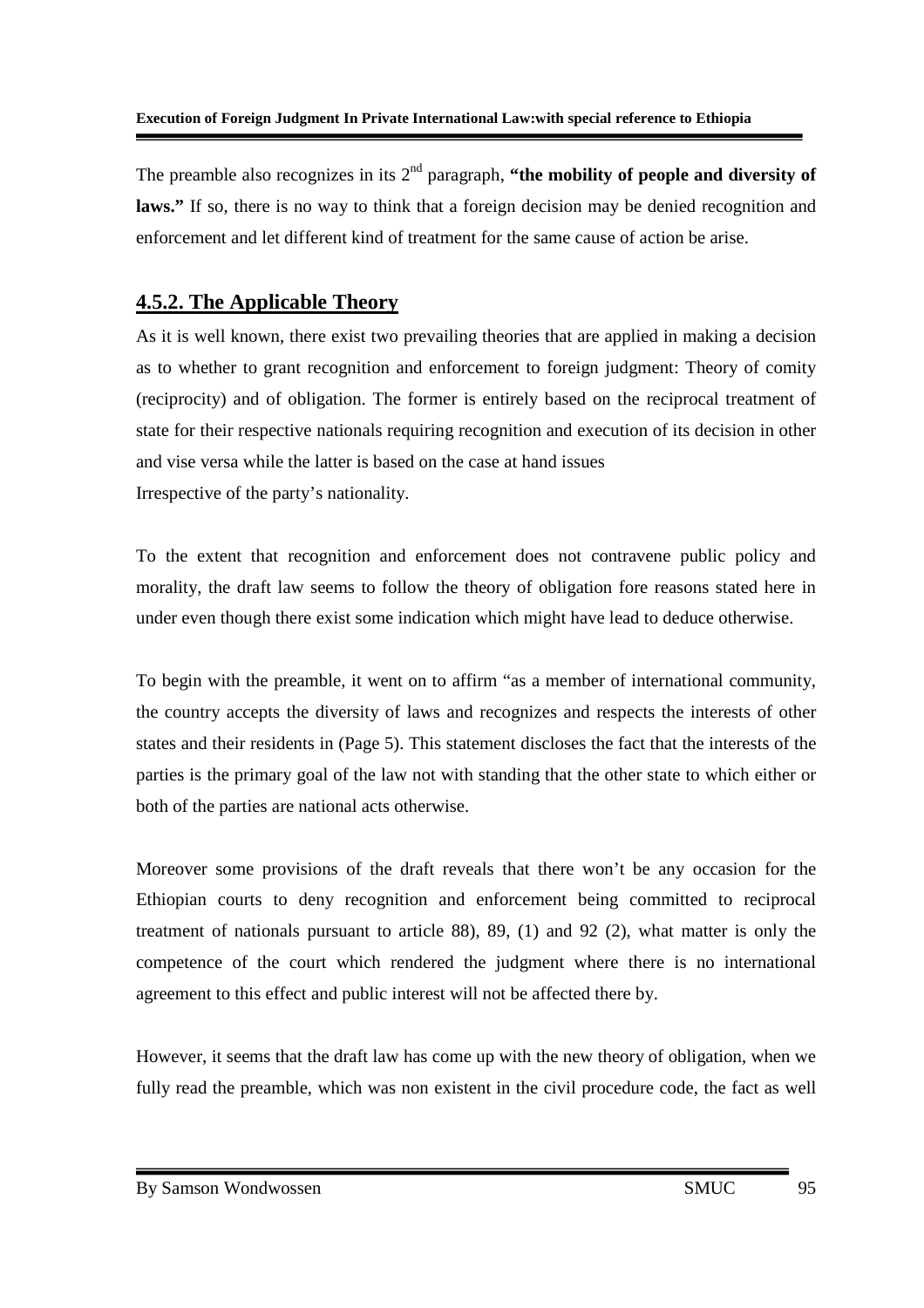The preamble also recognizes in its 2nd paragraph, **"the mobility of people and diversity of laws."** If so, there is no way to think that a foreign decision may be denied recognition and enforcement and let different kind of treatment for the same cause of action be arise.

## 4.5.2. The Applicable Theory

As it is well known, there exist two prevailing theories that are applied in making a decision as to whether to grant recognition and enforcement to foreign judgment: Theory of comity (reciprocity) and of obligation. The former is entirely based on the reciprocal treatment of state for their respective nationals requiring recognition and execution of its decision in other and vise versa while the latter is based on the case at hand issues
Irrespective of the party's nationality.

To the extent that recognition and enforcement does not contravene public policy and morality, the draft law seems to follow the theory of obligation fore reasons stated here in under even though there exist some indication which might have lead to deduce otherwise.

To begin with the preamble, it went on to affirm "as a member of international community, the country accepts the diversity of laws and recognizes and respects the interests of other states and their residents in (Page 5). This statement discloses the fact that the interests of the parties is the primary goal of the law not with standing that the other state to which either or both of the parties are national acts otherwise.

Moreover some provisions of the draft reveals that there won't be any occasion for the Ethiopian courts to deny recognition and enforcement being committed to reciprocal treatment of nationals pursuant to article 88), 89, (1) and 92 (2), what matter is only the competence of the court which rendered the judgment where there is no international agreement to this effect and public interest will not be affected there by.

However, it seems that the draft law has come up with the new theory of obligation, when we fully read the preamble, which was non existent in the civil procedure code, the fact as well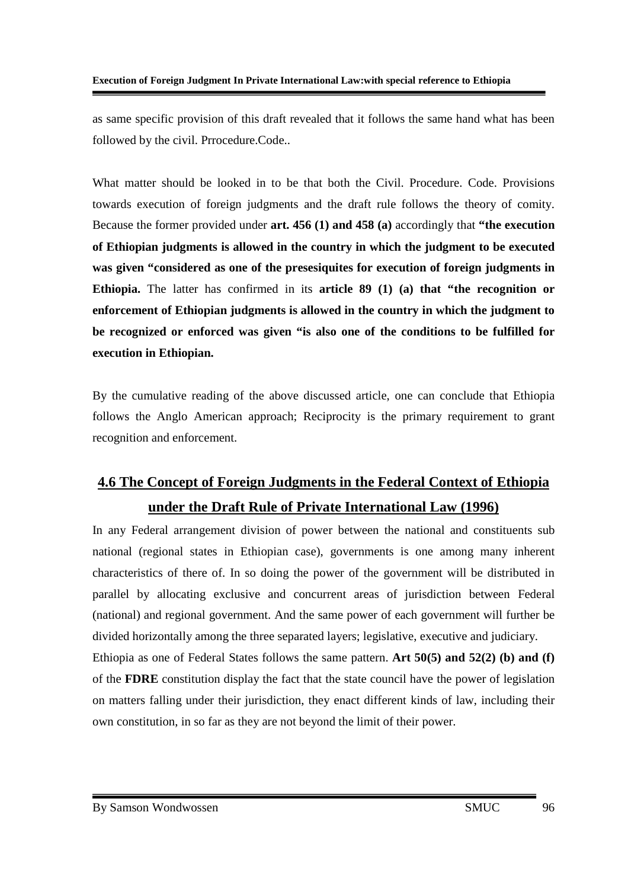as same specific provision of this draft revealed that it follows the same hand what has been followed by the civil. Prrocedure.Code..

What matter should be looked in to be that both the Civil. Procedure. Code. Provisions towards execution of foreign judgments and the draft rule follows the theory of comity. Because the former provided under **art. 456 (1) and 458 (a)** accordingly that **"the execution of Ethiopian judgments is allowed in the country in which the judgment to be executed was given "considered as one of the presesiquites for execution of foreign judgments in Ethiopia.** The latter has confirmed in its **article 89 (1) (a) that "the recognition or enforcement of Ethiopian judgments is allowed in the country in which the judgment to be recognized or enforced was given "is also one of the conditions to be fulfilled for execution in Ethiopian.**

By the cumulative reading of the above discussed article, one can conclude that Ethiopia follows the Anglo American approach; Reciprocity is the primary requirement to grant recognition and enforcement.

## 4.6 The Concept of Foreign Judgments in the Federal Context of Ethiopia under the Draft Rule of Private International Law (1996)

In any Federal arrangement division of power between the national and constituents sub national (regional states in Ethiopian case), governments is one among many inherent characteristics of there of. In so doing the power of the government will be distributed in parallel by allocating exclusive and concurrent areas of jurisdiction between Federal (national) and regional government. And the same power of each government will further be divided horizontally among the three separated layers; legislative, executive and judiciary.

Ethiopia as one of Federal States follows the same pattern. **Art 50(5) and 52(2) (b) and (f)** of the **FDRE** constitution display the fact that the state council have the power of legislation on matters falling under their jurisdiction, they enact different kinds of law, including their own constitution, in so far as they are not beyond the limit of their power.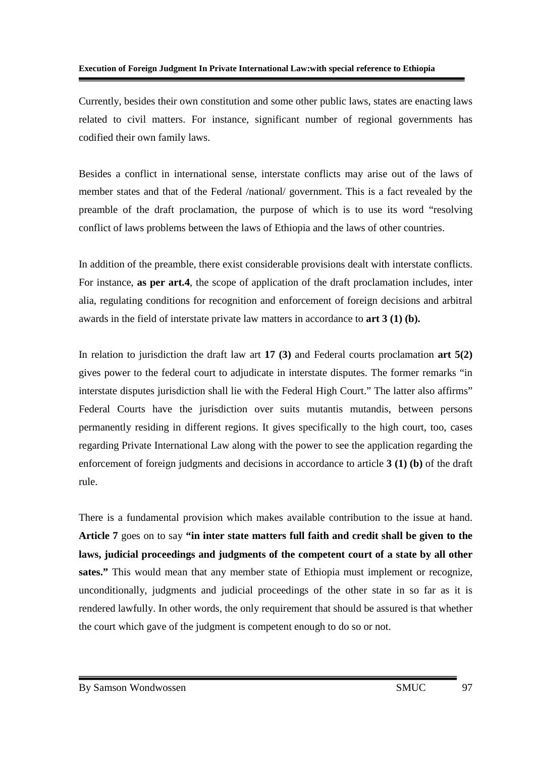Currently, besides their own constitution and some other public laws, states are enacting laws related to civil matters. For instance, significant number of regional governments has codified their own family laws.

Besides a conflict in international sense, interstate conflicts may arise out of the laws of member states and that of the Federal /national/ government. This is a fact revealed by the preamble of the draft proclamation, the purpose of which is to use its word "resolving conflict of laws problems between the laws of Ethiopia and the laws of other countries.

In addition of the preamble, there exist considerable provisions dealt with interstate conflicts. For instance, **as per art.4**, the scope of application of the draft proclamation includes, inter alia, regulating conditions for recognition and enforcement of foreign decisions and arbitral awards in the field of interstate private law matters in accordance to **art 3 (1) (b).**

In relation to jurisdiction the draft law art **17 (3)** and Federal courts proclamation **art 5(2)** gives power to the federal court to adjudicate in interstate disputes. The former remarks "in interstate disputes jurisdiction shall lie with the Federal High Court." The latter also affirms" Federal Courts have the jurisdiction over suits mutantis mutandis, between persons permanently residing in different regions. It gives specifically to the high court, too, cases regarding Private International Law along with the power to see the application regarding the enforcement of foreign judgments and decisions in accordance to article **3 (1) (b)** of the draft rule.

There is a fundamental provision which makes available contribution to the issue at hand. **Article 7** goes on to say **"in inter state matters full faith and credit shall be given to the laws, judicial proceedings and judgments of the competent court of a state by all other sates."** This would mean that any member state of Ethiopia must implement or recognize, unconditionally, judgments and judicial proceedings of the other state in so far as it is rendered lawfully. In other words, the only requirement that should be assured is that whether the court which gave of the judgment is competent enough to do so or not.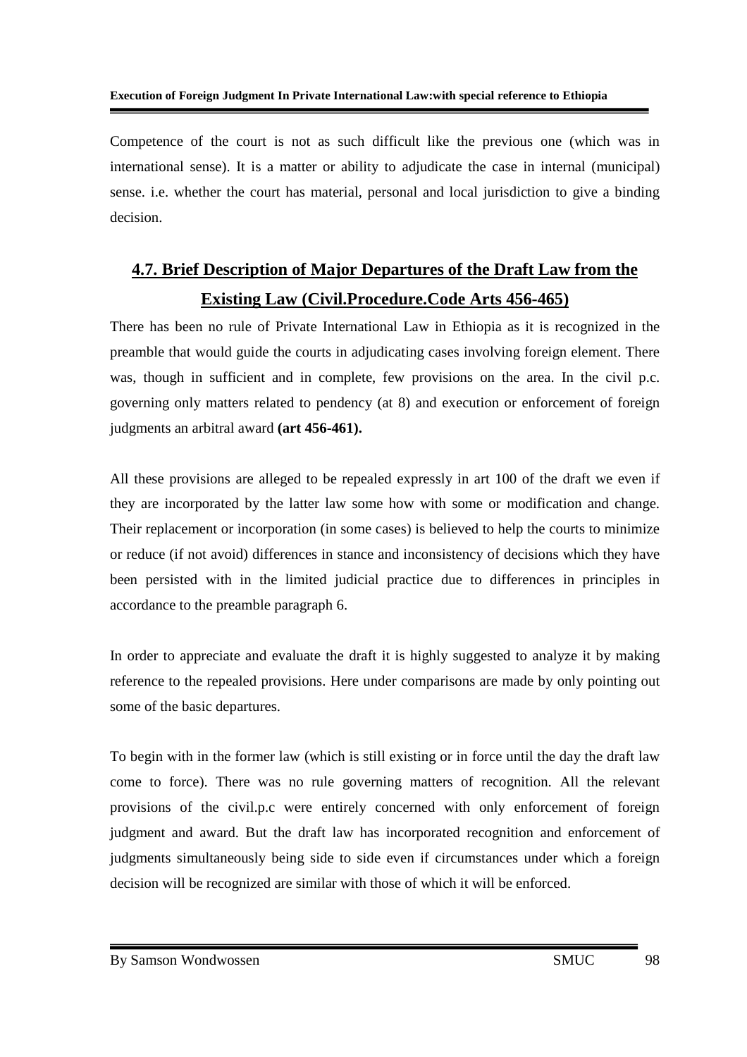Competence of the court is not as such difficult like the previous one (which was in international sense). It is a matter or ability to adjudicate the case in internal (municipal) sense. i.e. whether the court has material, personal and local jurisdiction to give a binding decision.

## 4.7. Brief Description of Major Departures of the Draft Law from the Existing Law (Civil.Procedure.Code Arts 456-465)

There has been no rule of Private International Law in Ethiopia as it is recognized in the preamble that would guide the courts in adjudicating cases involving foreign element. There was, though in sufficient and in complete, few provisions on the area. In the civil p.c. governing only matters related to pendency (at 8) and execution or enforcement of foreign judgments an arbitral award **(art 456-461).**

All these provisions are alleged to be repealed expressly in art 100 of the draft we even if they are incorporated by the latter law some how with some or modification and change. Their replacement or incorporation (in some cases) is believed to help the courts to minimize or reduce (if not avoid) differences in stance and inconsistency of decisions which they have been persisted with in the limited judicial practice due to differences in principles in accordance to the preamble paragraph 6.

In order to appreciate and evaluate the draft it is highly suggested to analyze it by making reference to the repealed provisions. Here under comparisons are made by only pointing out some of the basic departures.

To begin with in the former law (which is still existing or in force until the day the draft law come to force). There was no rule governing matters of recognition. All the relevant provisions of the civil.p.c were entirely concerned with only enforcement of foreign judgment and award. But the draft law has incorporated recognition and enforcement of judgments simultaneously being side to side even if circumstances under which a foreign decision will be recognized are similar with those of which it will be enforced.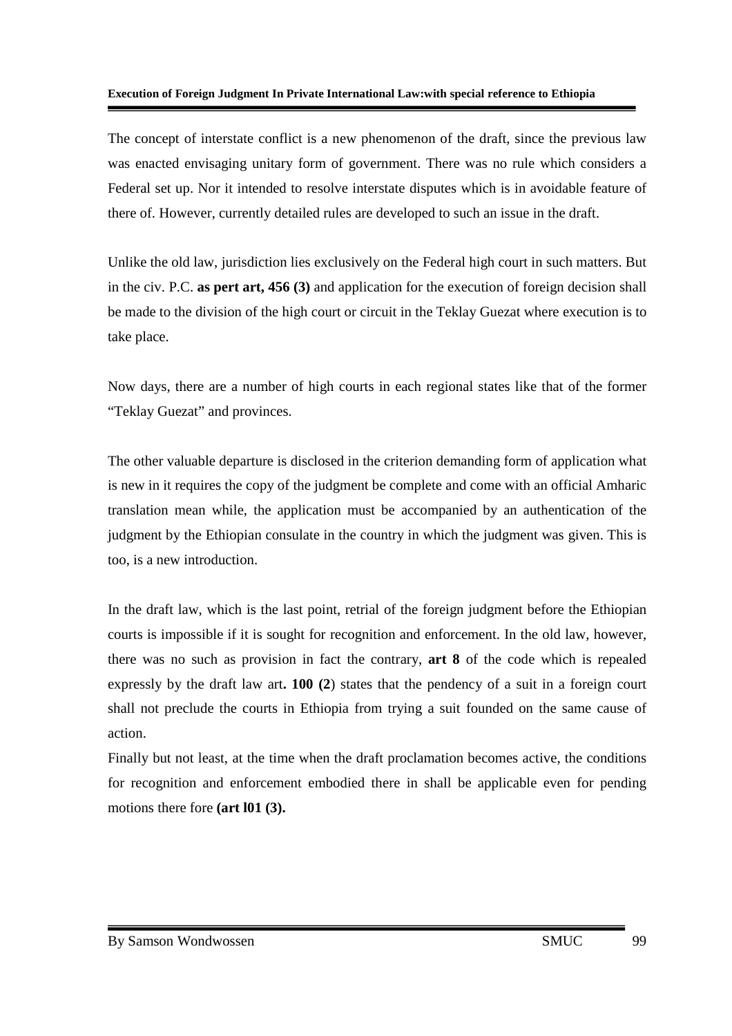The concept of interstate conflict is a new phenomenon of the draft, since the previous law was enacted envisaging unitary form of government. There was no rule which considers a Federal set up. Nor it intended to resolve interstate disputes which is in avoidable feature of there of. However, currently detailed rules are developed to such an issue in the draft.

Unlike the old law, jurisdiction lies exclusively on the Federal high court in such matters. But in the civ. P.C. **as pert art, 456 (3)** and application for the execution of foreign decision shall be made to the division of the high court or circuit in the Teklay Guezat where execution is to take place.

Now days, there are a number of high courts in each regional states like that of the former "Teklay Guezat" and provinces.

The other valuable departure is disclosed in the criterion demanding form of application what is new in it requires the copy of the judgment be complete and come with an official Amharic translation mean while, the application must be accompanied by an authentication of the judgment by the Ethiopian consulate in the country in which the judgment was given. This is too, is a new introduction.

In the draft law, which is the last point, retrial of the foreign judgment before the Ethiopian courts is impossible if it is sought for recognition and enforcement. In the old law, however, there was no such as provision in fact the contrary, **art 8** of the code which is repealed expressly by the draft law art**. 100 (2**) states that the pendency of a suit in a foreign court shall not preclude the courts in Ethiopia from trying a suit founded on the same cause of action.

Finally but not least, at the time when the draft proclamation becomes active, the conditions for recognition and enforcement embodied there in shall be applicable even for pending motions there fore **(art l01 (3).**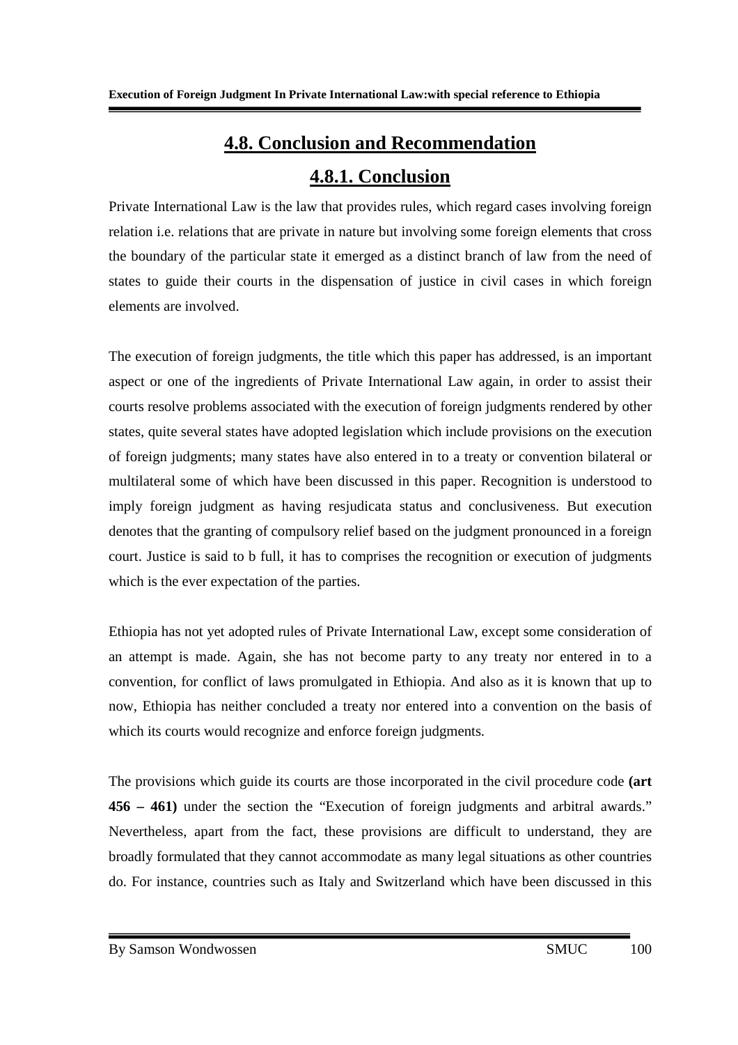## 4.8. Conclusion and Recommendation

### 4.8.1. Conclusion

Private International Law is the law that provides rules, which regard cases involving foreign relation i.e. relations that are private in nature but involving some foreign elements that cross the boundary of the particular state it emerged as a distinct branch of law from the need of states to guide their courts in the dispensation of justice in civil cases in which foreign elements are involved.

The execution of foreign judgments, the title which this paper has addressed, is an important aspect or one of the ingredients of Private International Law again, in order to assist their courts resolve problems associated with the execution of foreign judgments rendered by other states, quite several states have adopted legislation which include provisions on the execution of foreign judgments; many states have also entered in to a treaty or convention bilateral or multilateral some of which have been discussed in this paper. Recognition is understood to imply foreign judgment as having resjudicata status and conclusiveness. But execution denotes that the granting of compulsory relief based on the judgment pronounced in a foreign court. Justice is said to b full, it has to comprises the recognition or execution of judgments which is the ever expectation of the parties.

Ethiopia has not yet adopted rules of Private International Law, except some consideration of an attempt is made. Again, she has not become party to any treaty nor entered in to a convention, for conflict of laws promulgated in Ethiopia. And also as it is known that up to now, Ethiopia has neither concluded a treaty nor entered into a convention on the basis of which its courts would recognize and enforce foreign judgments.

The provisions which guide its courts are those incorporated in the civil procedure code **(art 456 – 461)** under the section the "Execution of foreign judgments and arbitral awards." Nevertheless, apart from the fact, these provisions are difficult to understand, they are broadly formulated that they cannot accommodate as many legal situations as other countries do. For instance, countries such as Italy and Switzerland which have been discussed in this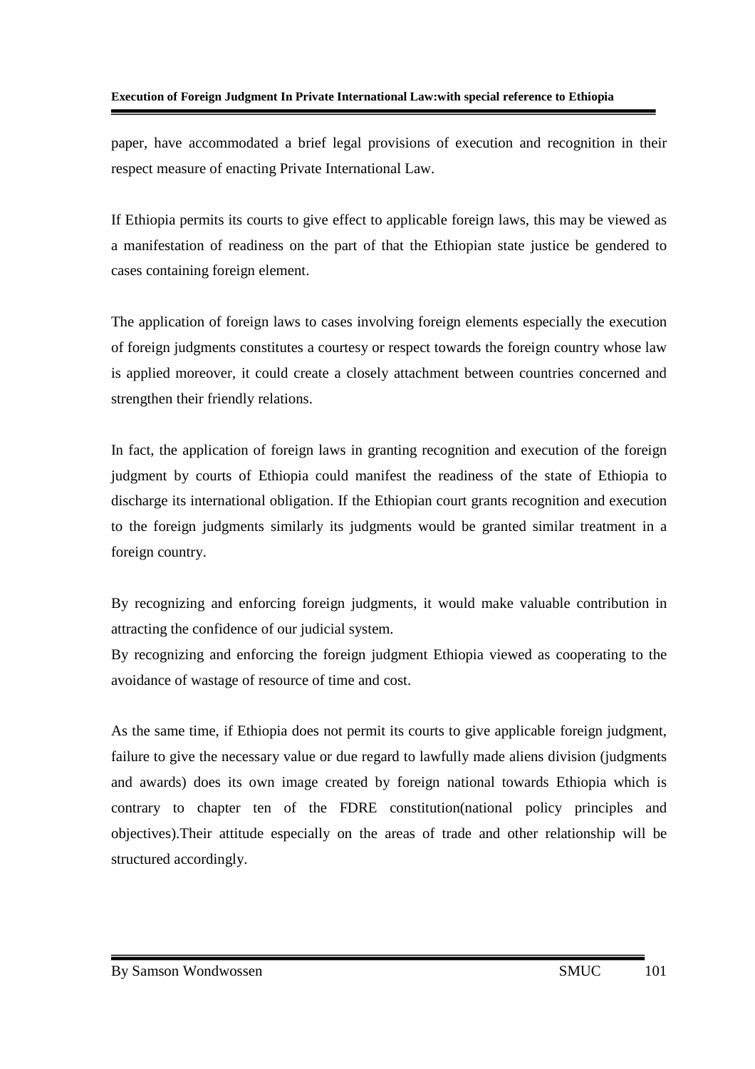paper, have accommodated a brief legal provisions of execution and recognition in their respect measure of enacting Private International Law.

If Ethiopia permits its courts to give effect to applicable foreign laws, this may be viewed as a manifestation of readiness on the part of that the Ethiopian state justice be gendered to cases containing foreign element.

The application of foreign laws to cases involving foreign elements especially the execution of foreign judgments constitutes a courtesy or respect towards the foreign country whose law is applied moreover, it could create a closely attachment between countries concerned and strengthen their friendly relations.

In fact, the application of foreign laws in granting recognition and execution of the foreign judgment by courts of Ethiopia could manifest the readiness of the state of Ethiopia to discharge its international obligation. If the Ethiopian court grants recognition and execution to the foreign judgments similarly its judgments would be granted similar treatment in a foreign country.

By recognizing and enforcing foreign judgments, it would make valuable contribution in attracting the confidence of our judicial system.
By recognizing and enforcing the foreign judgment Ethiopia viewed as cooperating to the avoidance of wastage of resource of time and cost.

As the same time, if Ethiopia does not permit its courts to give applicable foreign judgment, failure to give the necessary value or due regard to lawfully made aliens division (judgments and awards) does its own image created by foreign national towards Ethiopia which is contrary to chapter ten of the FDRE constitution(national policy principles and objectives).Their attitude especially on the areas of trade and other relationship will be structured accordingly.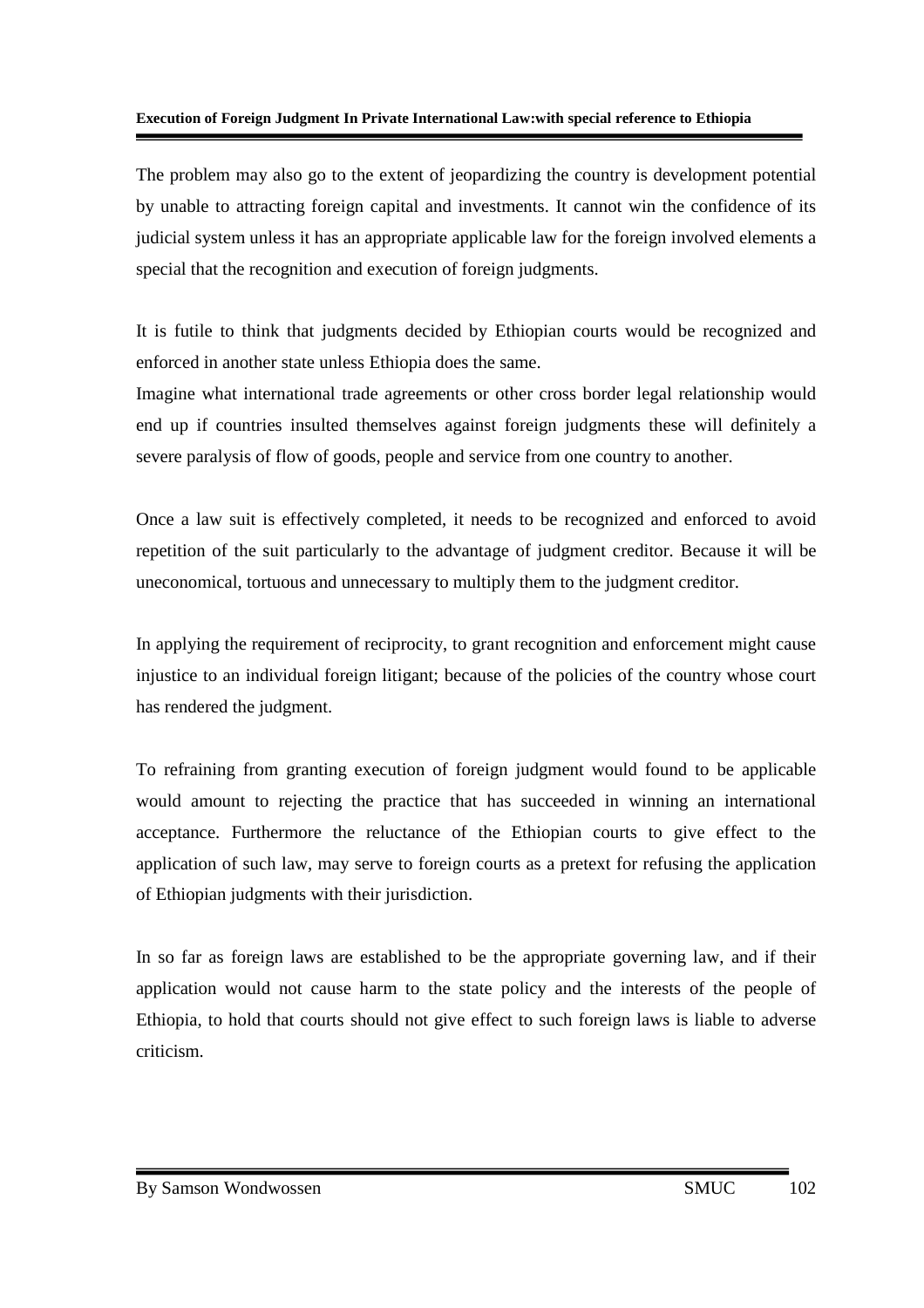The problem may also go to the extent of jeopardizing the country is development potential by unable to attracting foreign capital and investments. It cannot win the confidence of its judicial system unless it has an appropriate applicable law for the foreign involved elements a special that the recognition and execution of foreign judgments.

It is futile to think that judgments decided by Ethiopian courts would be recognized and enforced in another state unless Ethiopia does the same.
Imagine what international trade agreements or other cross border legal relationship would end up if countries insulted themselves against foreign judgments these will definitely a severe paralysis of flow of goods, people and service from one country to another.

Once a law suit is effectively completed, it needs to be recognized and enforced to avoid repetition of the suit particularly to the advantage of judgment creditor. Because it will be uneconomical, tortuous and unnecessary to multiply them to the judgment creditor.

In applying the requirement of reciprocity, to grant recognition and enforcement might cause injustice to an individual foreign litigant; because of the policies of the country whose court has rendered the judgment.

To refraining from granting execution of foreign judgment would found to be applicable would amount to rejecting the practice that has succeeded in winning an international acceptance. Furthermore the reluctance of the Ethiopian courts to give effect to the application of such law, may serve to foreign courts as a pretext for refusing the application of Ethiopian judgments with their jurisdiction.

In so far as foreign laws are established to be the appropriate governing law, and if their application would not cause harm to the state policy and the interests of the people of Ethiopia, to hold that courts should not give effect to such foreign laws is liable to adverse criticism.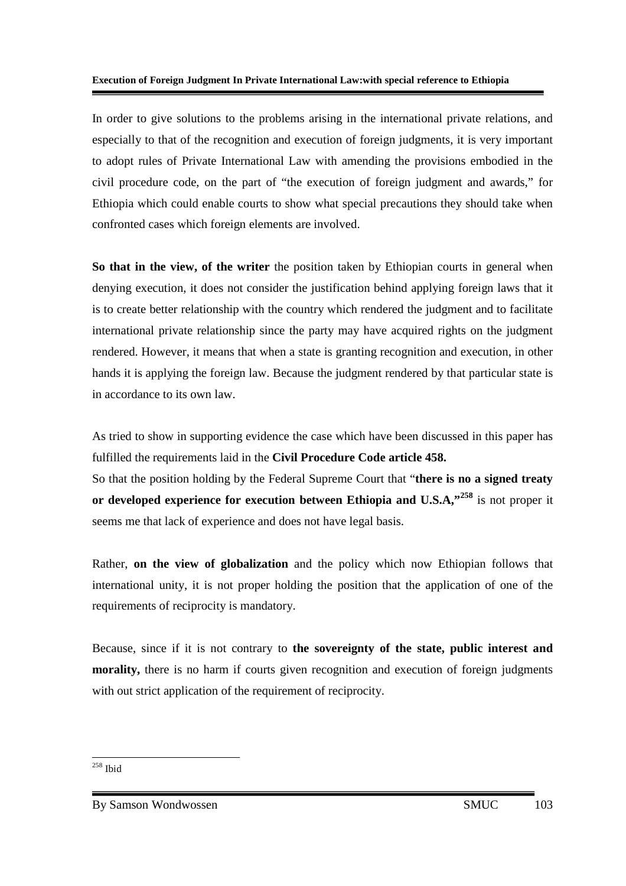In order to give solutions to the problems arising in the international private relations, and especially to that of the recognition and execution of foreign judgments, it is very important to adopt rules of Private International Law with amending the provisions embodied in the civil procedure code, on the part of "the execution of foreign judgment and awards," for Ethiopia which could enable courts to show what special precautions they should take when confronted cases which foreign elements are involved.

**So that in the view, of the writer** the position taken by Ethiopian courts in general when denying execution, it does not consider the justification behind applying foreign laws that it is to create better relationship with the country which rendered the judgment and to facilitate international private relationship since the party may have acquired rights on the judgment rendered. However, it means that when a state is granting recognition and execution, in other hands it is applying the foreign law. Because the judgment rendered by that particular state is in accordance to its own law.

As tried to show in supporting evidence the case which have been discussed in this paper has fulfilled the requirements laid in the **Civil Procedure Code article 458.**

So that the position holding by the Federal Supreme Court that "**there is no a signed treaty or developed experience for execution between Ethiopia and U.S.A,"**[258] is not proper it seems me that lack of experience and does not have legal basis.

Rather, **on the view of globalization** and the policy which now Ethiopian follows that international unity, it is not proper holding the position that the application of one of the requirements of reciprocity is mandatory.

Because, since if it is not contrary to **the sovereignty of the state, public interest and morality,** there is no harm if courts given recognition and execution of foreign judgments with out strict application of the requirement of reciprocity.

---

[258] Ibid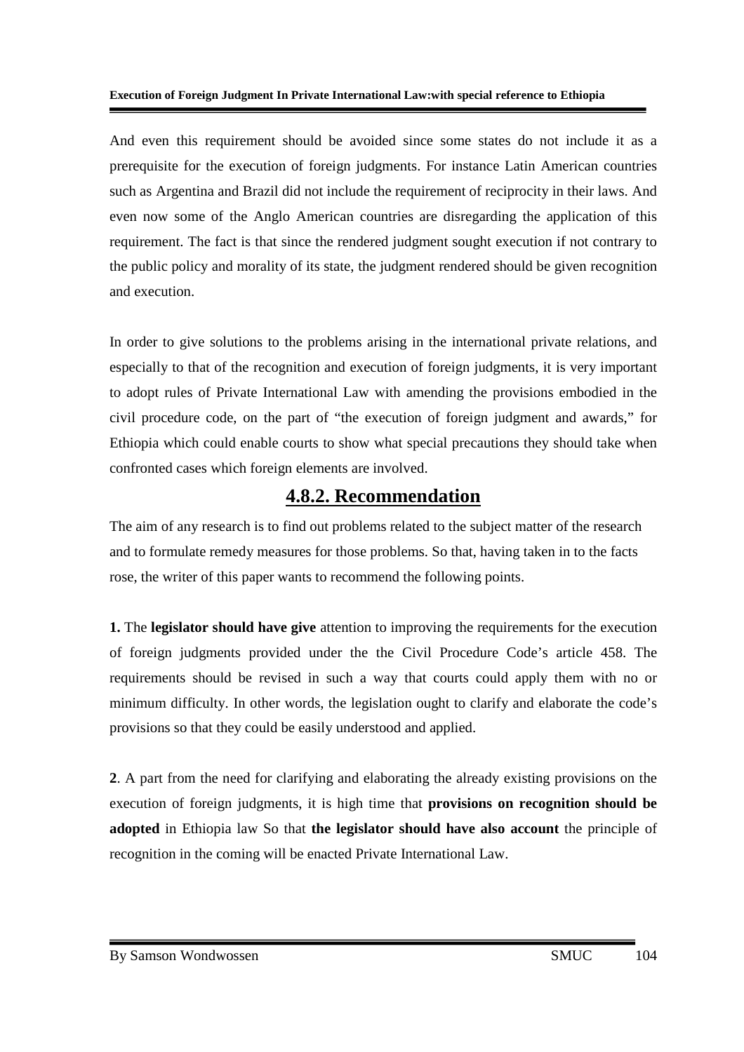And even this requirement should be avoided since some states do not include it as a prerequisite for the execution of foreign judgments. For instance Latin American countries such as Argentina and Brazil did not include the requirement of reciprocity in their laws. And even now some of the Anglo American countries are disregarding the application of this requirement. The fact is that since the rendered judgment sought execution if not contrary to the public policy and morality of its state, the judgment rendered should be given recognition and execution.

In order to give solutions to the problems arising in the international private relations, and especially to that of the recognition and execution of foreign judgments, it is very important to adopt rules of Private International Law with amending the provisions embodied in the civil procedure code, on the part of "the execution of foreign judgment and awards," for Ethiopia which could enable courts to show what special precautions they should take when confronted cases which foreign elements are involved.

## 4.8.2. Recommendation

The aim of any research is to find out problems related to the subject matter of the research and to formulate remedy measures for those problems. So that, having taken in to the facts rose, the writer of this paper wants to recommend the following points.

**1.** The **legislator should have give** attention to improving the requirements for the execution of foreign judgments provided under the the Civil Procedure Code's article 458. The requirements should be revised in such a way that courts could apply them with no or minimum difficulty. In other words, the legislation ought to clarify and elaborate the code's provisions so that they could be easily understood and applied.

**2**. A part from the need for clarifying and elaborating the already existing provisions on the execution of foreign judgments, it is high time that **provisions on recognition should be adopted** in Ethiopia law So that **the legislator should have also account** the principle of recognition in the coming will be enacted Private International Law.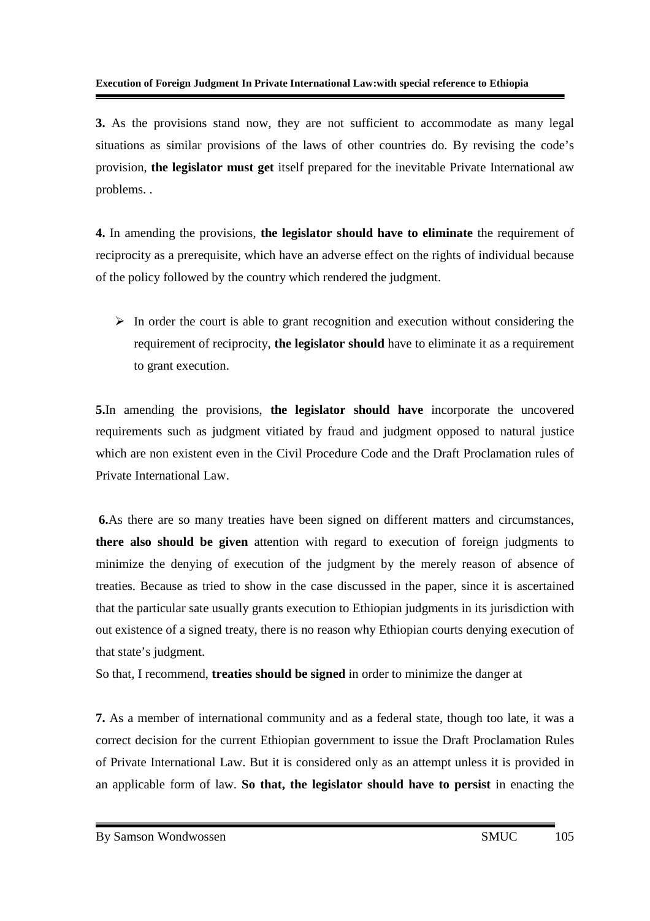**3.** As the provisions stand now, they are not sufficient to accommodate as many legal situations as similar provisions of the laws of other countries do. By revising the code's provision, **the legislator must get** itself prepared for the inevitable Private International aw problems. .

**4.** In amending the provisions, **the legislator should have to eliminate** the requirement of reciprocity as a prerequisite, which have an adverse effect on the rights of individual because of the policy followed by the country which rendered the judgment.

- In order the court is able to grant recognition and execution without considering the requirement of reciprocity, **the legislator should** have to eliminate it as a requirement to grant execution.

**5.** In amending the provisions, **the legislator should have** incorporate the uncovered requirements such as judgment vitiated by fraud and judgment opposed to natural justice which are non existent even in the Civil Procedure Code and the Draft Proclamation rules of Private International Law.

**6.** As there are so many treaties have been signed on different matters and circumstances, **there also should be given** attention with regard to execution of foreign judgments to minimize the denying of execution of the judgment by the merely reason of absence of treaties. Because as tried to show in the case discussed in the paper, since it is ascertained that the particular sate usually grants execution to Ethiopian judgments in its jurisdiction with out existence of a signed treaty, there is no reason why Ethiopian courts denying execution of that state's judgment.

So that, I recommend, **treaties should be signed** in order to minimize the danger at

**7.** As a member of international community and as a federal state, though too late, it was a correct decision for the current Ethiopian government to issue the Draft Proclamation Rules of Private International Law. But it is considered only as an attempt unless it is provided in an applicable form of law. **So that, the legislator should have to persist** in enacting the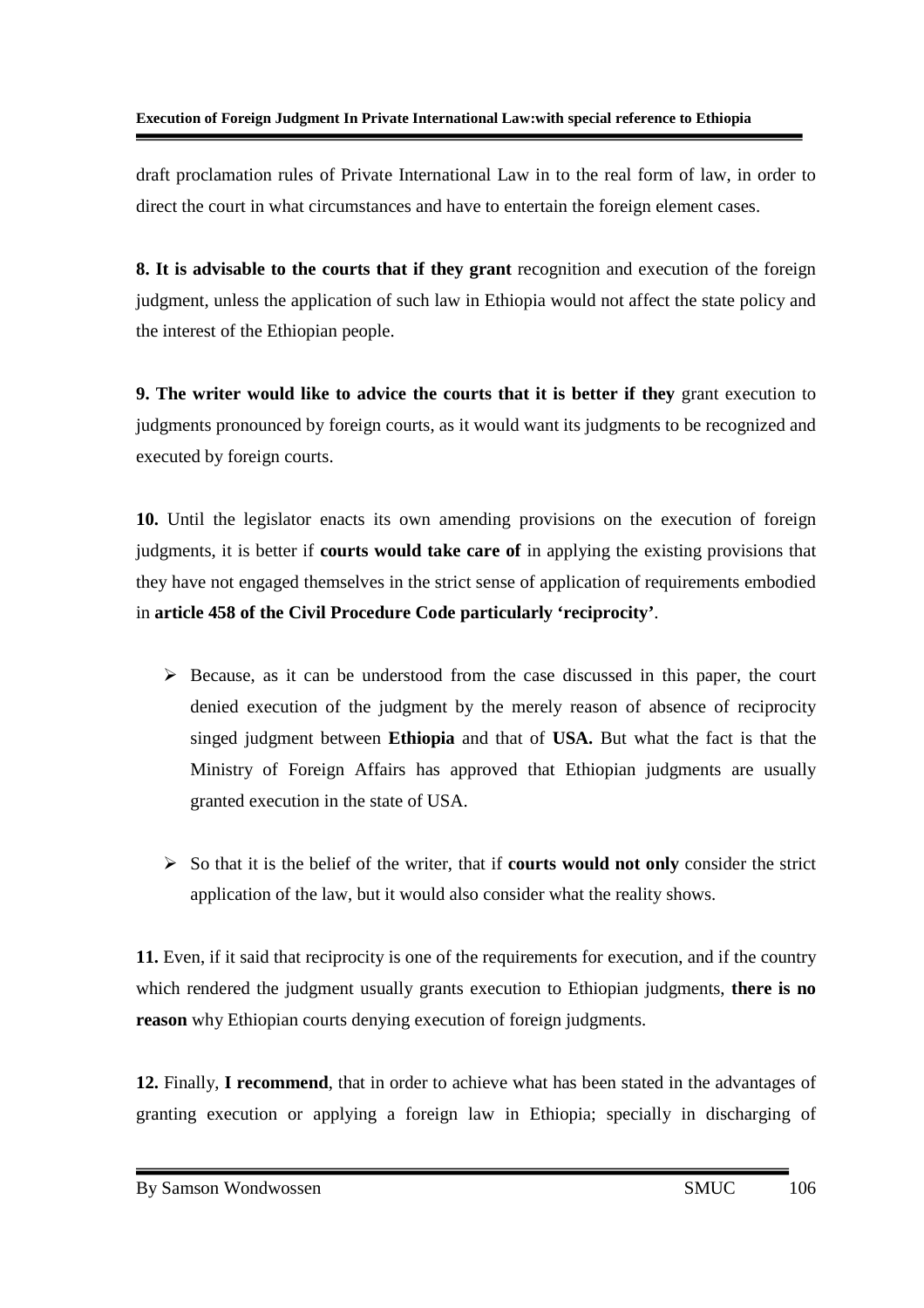draft proclamation rules of Private International Law in to the real form of law, in order to direct the court in what circumstances and have to entertain the foreign element cases.

**8. It is advisable to the courts that if they grant** recognition and execution of the foreign judgment, unless the application of such law in Ethiopia would not affect the state policy and the interest of the Ethiopian people.

**9. The writer would like to advice the courts that it is better if they** grant execution to judgments pronounced by foreign courts, as it would want its judgments to be recognized and executed by foreign courts.

**10.** Until the legislator enacts its own amending provisions on the execution of foreign judgments, it is better if **courts would take care of** in applying the existing provisions that they have not engaged themselves in the strict sense of application of requirements embodied in **article 458 of the Civil Procedure Code particularly 'reciprocity'**.

- Because, as it can be understood from the case discussed in this paper, the court denied execution of the judgment by the merely reason of absence of reciprocity singed judgment between **Ethiopia** and that of **USA.** But what the fact is that the Ministry of Foreign Affairs has approved that Ethiopian judgments are usually granted execution in the state of USA.

- So that it is the belief of the writer, that if **courts would not only** consider the strict application of the law, but it would also consider what the reality shows.

**11.** Even, if it said that reciprocity is one of the requirements for execution, and if the country which rendered the judgment usually grants execution to Ethiopian judgments, **there is no reason** why Ethiopian courts denying execution of foreign judgments.

**12.** Finally, **I recommend**, that in order to achieve what has been stated in the advantages of granting execution or applying a foreign law in Ethiopia; specially in discharging of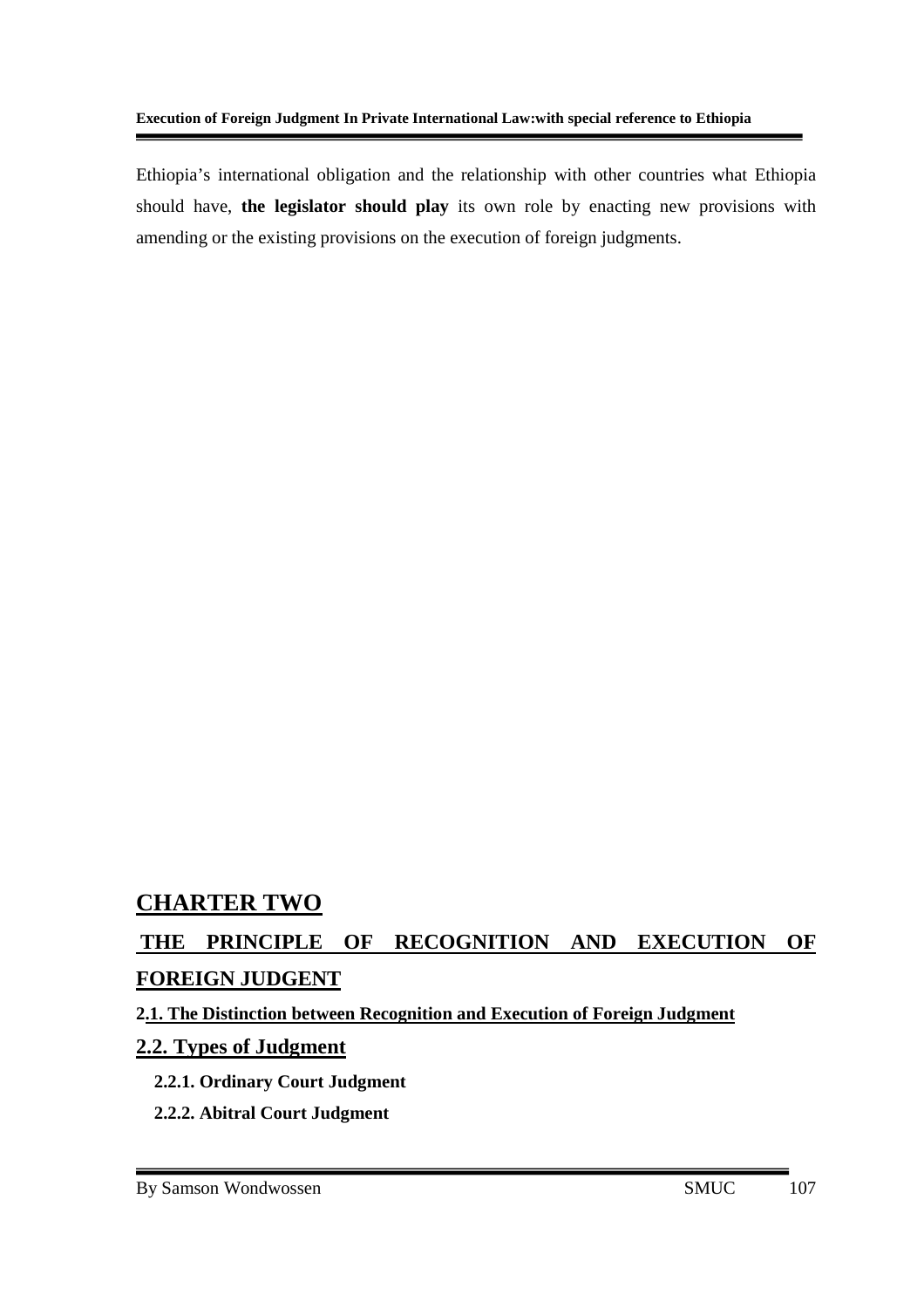Ethiopia's international obligation and the relationship with other countries what Ethiopia should have, **the legislator should play** its own role by enacting new provisions with amending or the existing provisions on the execution of foreign judgments.

## CHARTER TWO

## THE PRINCIPLE OF RECOGNITION AND EXECUTION OF FOREIGN JUDGENT

**2.1. The Distinction between Recognition and Execution of Foreign Judgment**

### 2.2. Types of Judgment

**2.2.1. Ordinary Court Judgment**

**2.2.2. Abitral Court Judgment**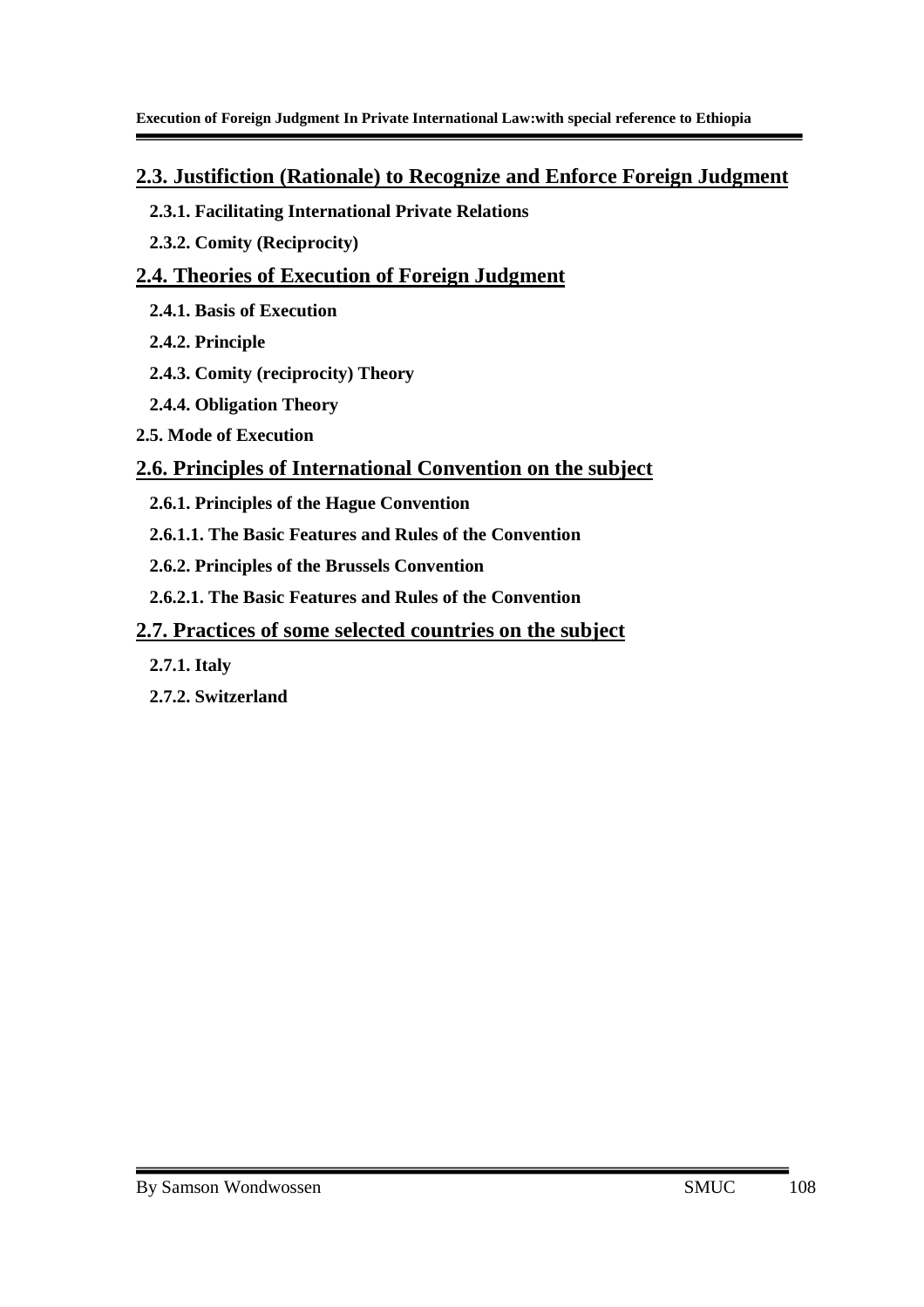## 2.3. Justifiction (Rationale) to Recognize and Enforce Foreign Judgment

**2.3.1. Facilitating International Private Relations**

**2.3.2. Comity (Reciprocity)**

## 2.4. Theories of Execution of Foreign Judgment

**2.4.1. Basis of Execution**

**2.4.2. Principle**

**2.4.3. Comity (reciprocity) Theory**

**2.4.4. Obligation Theory**

**2.5. Mode of Execution**

## 2.6. Principles of International Convention on the subject

**2.6.1. Principles of the Hague Convention**

**2.6.1.1. The Basic Features and Rules of the Convention**

**2.6.2. Principles of the Brussels Convention**

**2.6.2.1. The Basic Features and Rules of the Convention**

## 2.7. Practices of some selected countries on the subject

**2.7.1. Italy**

**2.7.2. Switzerland**